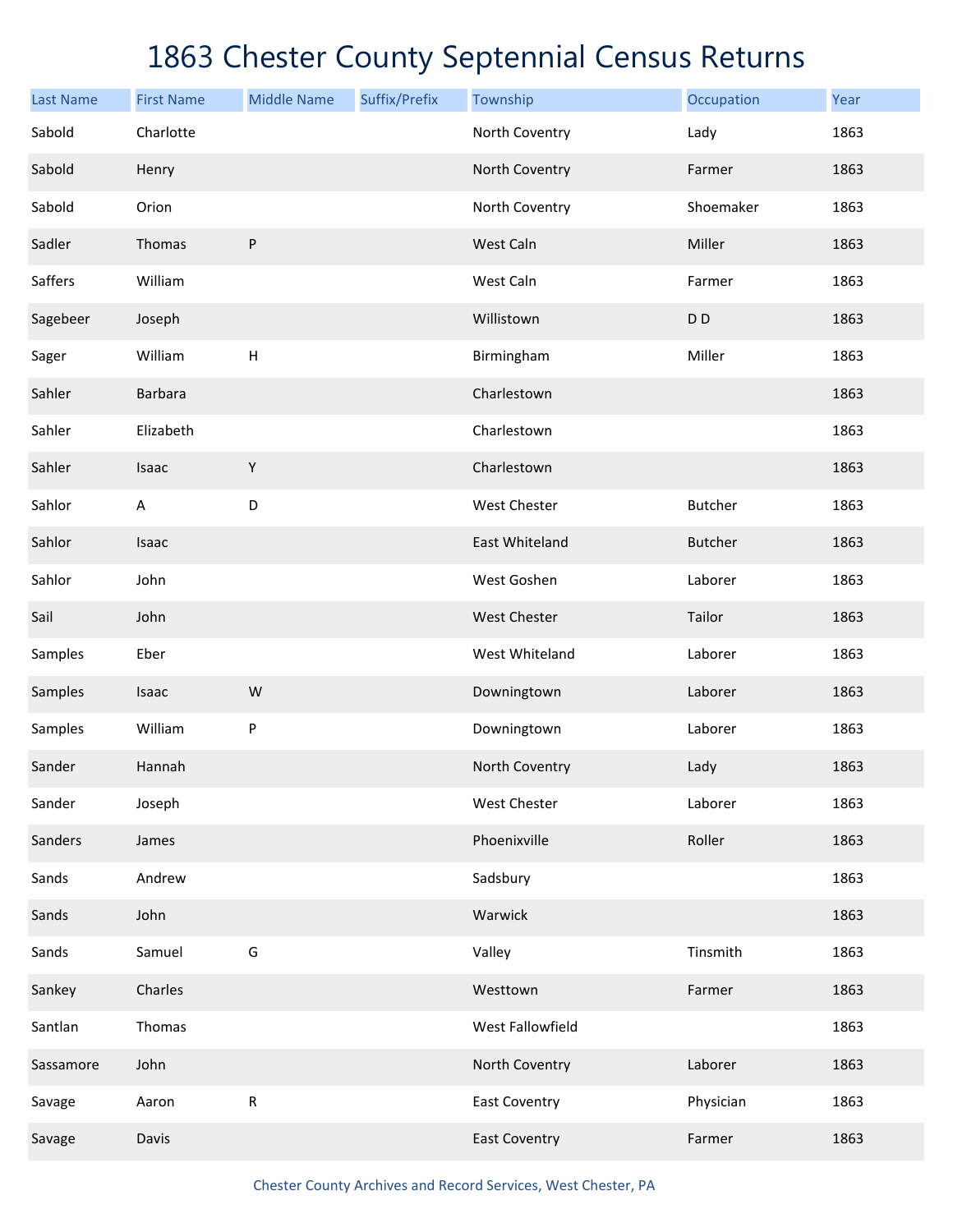# 1863 Chester County Septennial Census Returns

| Last Name | First Name | Middle Name | Suffix/Prefix | Township | Occupation | Year |
|---|---|---|---|---|---|---|
| Sabold | Charlotte | | | North Coventry | Lady | 1863 |
| Sabold | Henry | | | North Coventry | Farmer | 1863 |
| Sabold | Orion | | | North Coventry | Shoemaker | 1863 |
| Sadler | Thomas | P | | West Caln | Miller | 1863 |
| Saffers | William | | | West Caln | Farmer | 1863 |
| Sagebeer | Joseph | | | Willistown | D D | 1863 |
| Sager | William | H | | Birmingham | Miller | 1863 |
| Sahler | Barbara | | | Charlestown | | 1863 |
| Sahler | Elizabeth | | | Charlestown | | 1863 |
| Sahler | Isaac | Y | | Charlestown | | 1863 |
| Sahlor | A | D | | West Chester | Butcher | 1863 |
| Sahlor | Isaac | | | East Whiteland | Butcher | 1863 |
| Sahlor | John | | | West Goshen | Laborer | 1863 |
| Sail | John | | | West Chester | Tailor | 1863 |
| Samples | Eber | | | West Whiteland | Laborer | 1863 |
| Samples | Isaac | W | | Downingtown | Laborer | 1863 |
| Samples | William | P | | Downingtown | Laborer | 1863 |
| Sander | Hannah | | | North Coventry | Lady | 1863 |
| Sander | Joseph | | | West Chester | Laborer | 1863 |
| Sanders | James | | | Phoenixville | Roller | 1863 |
| Sands | Andrew | | | Sadsbury | | 1863 |
| Sands | John | | | Warwick | | 1863 |
| Sands | Samuel | G | | Valley | Tinsmith | 1863 |
| Sankey | Charles | | | Westtown | Farmer | 1863 |
| Santlan | Thomas | | | West Fallowfield | | 1863 |
| Sassamore | John | | | North Coventry | Laborer | 1863 |
| Savage | Aaron | R | | East Coventry | Physician | 1863 |
| Savage | Davis | | | East Coventry | Farmer | 1863 |

Chester County Archives and Record Services, West Chester, PA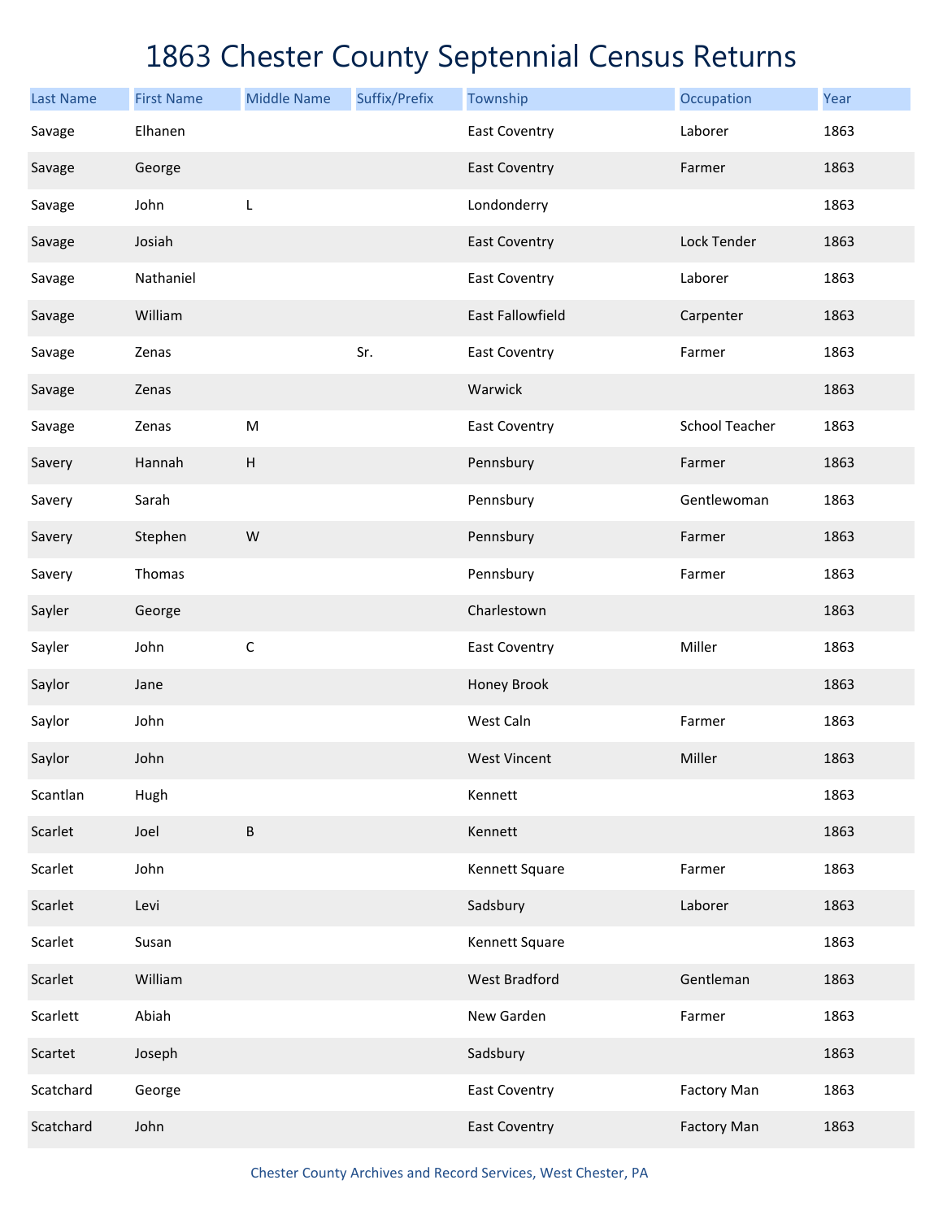# 1863 Chester County Septennial Census Returns

| Last Name | First Name | Middle Name | Suffix/Prefix | Township | Occupation | Year |
|---|---|---|---|---|---|---|
| Savage | Elhanen | | | East Coventry | Laborer | 1863 |
| Savage | George | | | East Coventry | Farmer | 1863 |
| Savage | John | L | | Londonderry | | 1863 |
| Savage | Josiah | | | East Coventry | Lock Tender | 1863 |
| Savage | Nathaniel | | | East Coventry | Laborer | 1863 |
| Savage | William | | | East Fallowfield | Carpenter | 1863 |
| Savage | Zenas | | Sr. | East Coventry | Farmer | 1863 |
| Savage | Zenas | | | Warwick | | 1863 |
| Savage | Zenas | M | | East Coventry | School Teacher | 1863 |
| Savery | Hannah | H | | Pennsbury | Farmer | 1863 |
| Savery | Sarah | | | Pennsbury | Gentlewoman | 1863 |
| Savery | Stephen | W | | Pennsbury | Farmer | 1863 |
| Savery | Thomas | | | Pennsbury | Farmer | 1863 |
| Sayler | George | | | Charlestown | | 1863 |
| Sayler | John | C | | East Coventry | Miller | 1863 |
| Saylor | Jane | | | Honey Brook | | 1863 |
| Saylor | John | | | West Caln | Farmer | 1863 |
| Saylor | John | | | West Vincent | Miller | 1863 |
| Scantlan | Hugh | | | Kennett | | 1863 |
| Scarlet | Joel | B | | Kennett | | 1863 |
| Scarlet | John | | | Kennett Square | Farmer | 1863 |
| Scarlet | Levi | | | Sadsbury | Laborer | 1863 |
| Scarlet | Susan | | | Kennett Square | | 1863 |
| Scarlet | William | | | West Bradford | Gentleman | 1863 |
| Scarlett | Abiah | | | New Garden | Farmer | 1863 |
| Scartet | Joseph | | | Sadsbury | | 1863 |
| Scatchard | George | | | East Coventry | Factory Man | 1863 |
| Scatchard | John | | | East Coventry | Factory Man | 1863 |

Chester County Archives and Record Services, West Chester, PA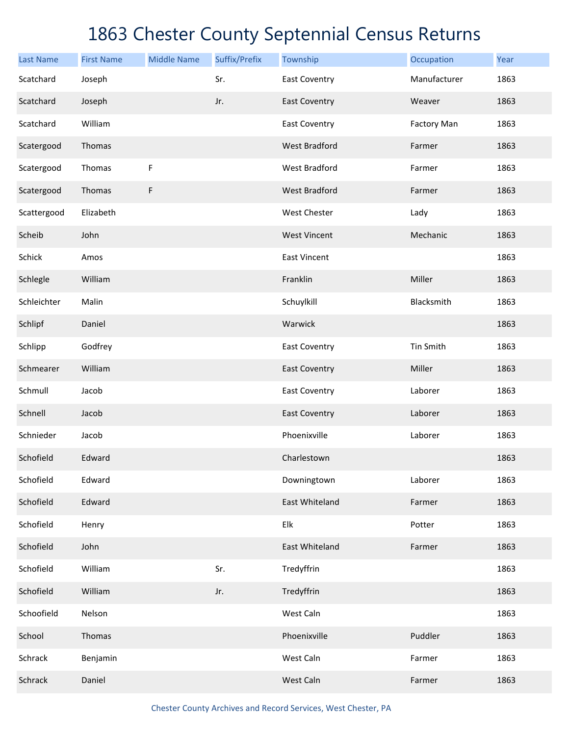# 1863 Chester County Septennial Census Returns

| Last Name | First Name | Middle Name | Suffix/Prefix | Township | Occupation | Year |
| --- | --- | --- | --- | --- | --- | --- |
| Scatchard | Joseph | | Sr. | East Coventry | Manufacturer | 1863 |
| Scatchard | Joseph | | Jr. | East Coventry | Weaver | 1863 |
| Scatchard | William | | | East Coventry | Factory Man | 1863 |
| Scatergood | Thomas | | | West Bradford | Farmer | 1863 |
| Scatergood | Thomas | F | | West Bradford | Farmer | 1863 |
| Scatergood | Thomas | F | | West Bradford | Farmer | 1863 |
| Scattergood | Elizabeth | | | West Chester | Lady | 1863 |
| Scheib | John | | | West Vincent | Mechanic | 1863 |
| Schick | Amos | | | East Vincent | | 1863 |
| Schlegle | William | | | Franklin | Miller | 1863 |
| Schleichter | Malin | | | Schuylkill | Blacksmith | 1863 |
| Schlipf | Daniel | | | Warwick | | 1863 |
| Schlipp | Godfrey | | | East Coventry | Tin Smith | 1863 |
| Schmearer | William | | | East Coventry | Miller | 1863 |
| Schmull | Jacob | | | East Coventry | Laborer | 1863 |
| Schnell | Jacob | | | East Coventry | Laborer | 1863 |
| Schnieder | Jacob | | | Phoenixville | Laborer | 1863 |
| Schofield | Edward | | | Charlestown | | 1863 |
| Schofield | Edward | | | Downingtown | Laborer | 1863 |
| Schofield | Edward | | | East Whiteland | Farmer | 1863 |
| Schofield | Henry | | | Elk | Potter | 1863 |
| Schofield | John | | | East Whiteland | Farmer | 1863 |
| Schofield | William | | Sr. | Tredyffrin | | 1863 |
| Schofield | William | | Jr. | Tredyffrin | | 1863 |
| Schoofield | Nelson | | | West Caln | | 1863 |
| School | Thomas | | | Phoenixville | Puddler | 1863 |
| Schrack | Benjamin | | | West Caln | Farmer | 1863 |
| Schrack | Daniel | | | West Caln | Farmer | 1863 |

Chester County Archives and Record Services, West Chester, PA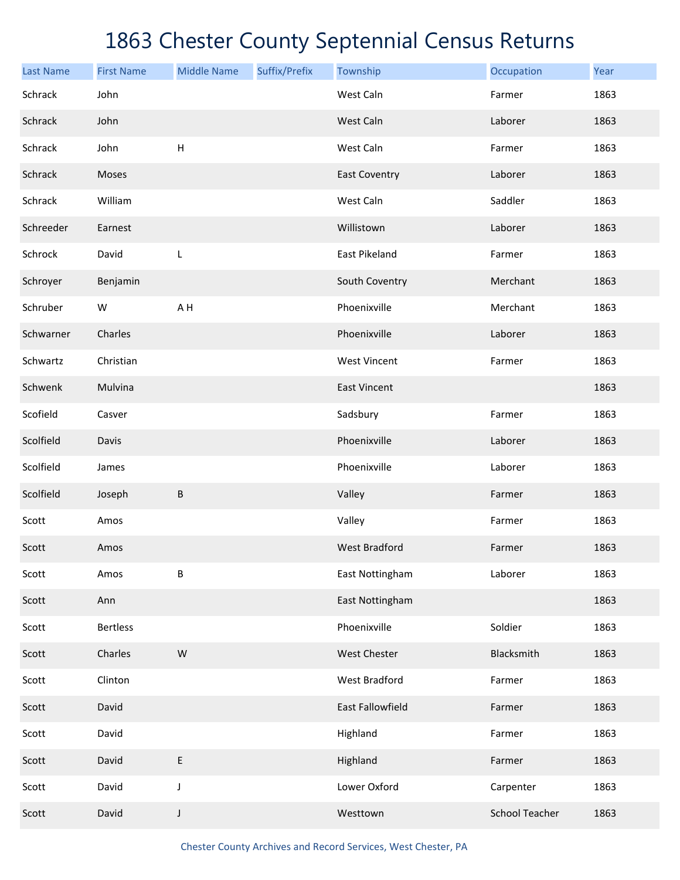# 1863 Chester County Septennial Census Returns

| Last Name | First Name | Middle Name | Suffix/Prefix | Township | Occupation | Year |
|---|---|---|---|---|---|---|
| Schrack | John | | | West Caln | Farmer | 1863 |
| Schrack | John | | | West Caln | Laborer | 1863 |
| Schrack | John | H | | West Caln | Farmer | 1863 |
| Schrack | Moses | | | East Coventry | Laborer | 1863 |
| Schrack | William | | | West Caln | Saddler | 1863 |
| Schreeder | Earnest | | | Willistown | Laborer | 1863 |
| Schrock | David | L | | East Pikeland | Farmer | 1863 |
| Schroyer | Benjamin | | | South Coventry | Merchant | 1863 |
| Schruber | W | A H | | Phoenixville | Merchant | 1863 |
| Schwarner | Charles | | | Phoenixville | Laborer | 1863 |
| Schwartz | Christian | | | West Vincent | Farmer | 1863 |
| Schwenk | Mulvina | | | East Vincent | | 1863 |
| Scofield | Casver | | | Sadsbury | Farmer | 1863 |
| Scolfield | Davis | | | Phoenixville | Laborer | 1863 |
| Scolfield | James | | | Phoenixville | Laborer | 1863 |
| Scolfield | Joseph | B | | Valley | Farmer | 1863 |
| Scott | Amos | | | Valley | Farmer | 1863 |
| Scott | Amos | | | West Bradford | Farmer | 1863 |
| Scott | Amos | B | | East Nottingham | Laborer | 1863 |
| Scott | Ann | | | East Nottingham | | 1863 |
| Scott | Bertless | | | Phoenixville | Soldier | 1863 |
| Scott | Charles | W | | West Chester | Blacksmith | 1863 |
| Scott | Clinton | | | West Bradford | Farmer | 1863 |
| Scott | David | | | East Fallowfield | Farmer | 1863 |
| Scott | David | | | Highland | Farmer | 1863 |
| Scott | David | E | | Highland | Farmer | 1863 |
| Scott | David | J | | Lower Oxford | Carpenter | 1863 |
| Scott | David | J | | Westtown | School Teacher | 1863 |

Chester County Archives and Record Services, West Chester, PA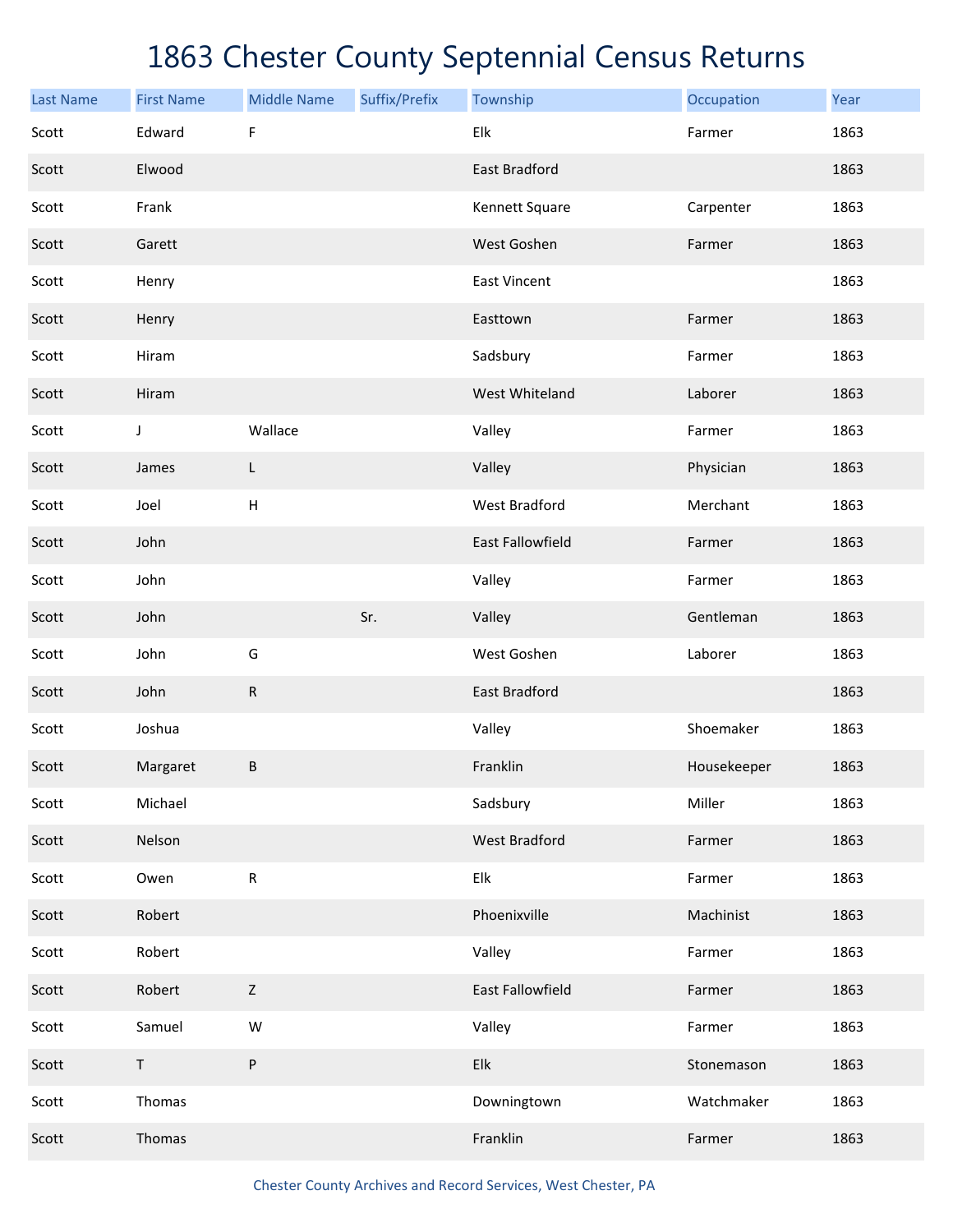# 1863 Chester County Septennial Census Returns

| Last Name | First Name | Middle Name | Suffix/Prefix | Township | Occupation | Year |
|---|---|---|---|---|---|---|
| Scott | Edward | F | | Elk | Farmer | 1863 |
| Scott | Elwood | | | East Bradford | | 1863 |
| Scott | Frank | | | Kennett Square | Carpenter | 1863 |
| Scott | Garett | | | West Goshen | Farmer | 1863 |
| Scott | Henry | | | East Vincent | | 1863 |
| Scott | Henry | | | Easttown | Farmer | 1863 |
| Scott | Hiram | | | Sadsbury | Farmer | 1863 |
| Scott | Hiram | | | West Whiteland | Laborer | 1863 |
| Scott | J | Wallace | | Valley | Farmer | 1863 |
| Scott | James | L | | Valley | Physician | 1863 |
| Scott | Joel | H | | West Bradford | Merchant | 1863 |
| Scott | John | | | East Fallowfield | Farmer | 1863 |
| Scott | John | | | Valley | Farmer | 1863 |
| Scott | John | | Sr. | Valley | Gentleman | 1863 |
| Scott | John | G | | West Goshen | Laborer | 1863 |
| Scott | John | R | | East Bradford | | 1863 |
| Scott | Joshua | | | Valley | Shoemaker | 1863 |
| Scott | Margaret | B | | Franklin | Housekeeper | 1863 |
| Scott | Michael | | | Sadsbury | Miller | 1863 |
| Scott | Nelson | | | West Bradford | Farmer | 1863 |
| Scott | Owen | R | | Elk | Farmer | 1863 |
| Scott | Robert | | | Phoenixville | Machinist | 1863 |
| Scott | Robert | | | Valley | Farmer | 1863 |
| Scott | Robert | Z | | East Fallowfield | Farmer | 1863 |
| Scott | Samuel | W | | Valley | Farmer | 1863 |
| Scott | T | P | | Elk | Stonemason | 1863 |
| Scott | Thomas | | | Downingtown | Watchmaker | 1863 |
| Scott | Thomas | | | Franklin | Farmer | 1863 |

Chester County Archives and Record Services, West Chester, PA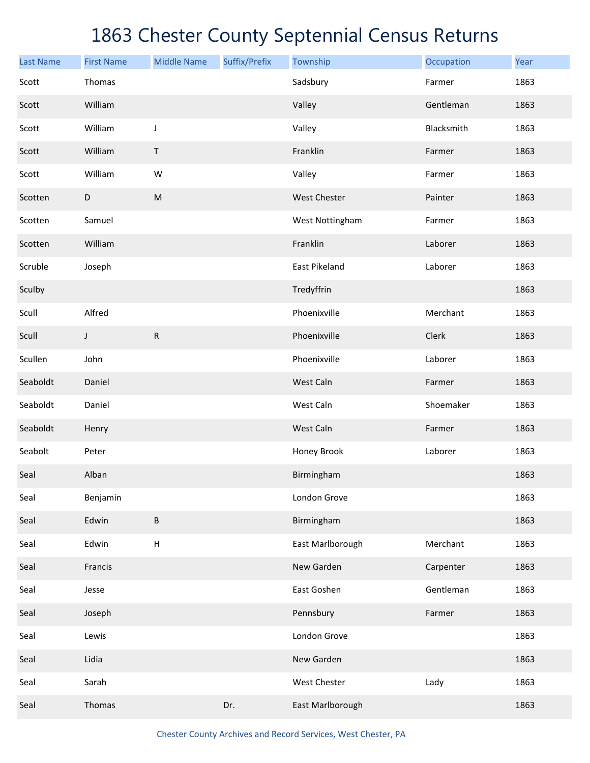# 1863 Chester County Septennial Census Returns

| Last Name | First Name | Middle Name | Suffix/Prefix | Township | Occupation | Year |
|---|---|---|---|---|---|---|
| Scott | Thomas | | | Sadsbury | Farmer | 1863 |
| Scott | William | | | Valley | Gentleman | 1863 |
| Scott | William | J | | Valley | Blacksmith | 1863 |
| Scott | William | T | | Franklin | Farmer | 1863 |
| Scott | William | W | | Valley | Farmer | 1863 |
| Scotten | D | M | | West Chester | Painter | 1863 |
| Scotten | Samuel | | | West Nottingham | Farmer | 1863 |
| Scotten | William | | | Franklin | Laborer | 1863 |
| Scruble | Joseph | | | East Pikeland | Laborer | 1863 |
| Sculby | | | | Tredyffrin | | 1863 |
| Scull | Alfred | | | Phoenixville | Merchant | 1863 |
| Scull | J | R | | Phoenixville | Clerk | 1863 |
| Scullen | John | | | Phoenixville | Laborer | 1863 |
| Seaboldt | Daniel | | | West Caln | Farmer | 1863 |
| Seaboldt | Daniel | | | West Caln | Shoemaker | 1863 |
| Seaboldt | Henry | | | West Caln | Farmer | 1863 |
| Seabolt | Peter | | | Honey Brook | Laborer | 1863 |
| Seal | Alban | | | Birmingham | | 1863 |
| Seal | Benjamin | | | London Grove | | 1863 |
| Seal | Edwin | B | | Birmingham | | 1863 |
| Seal | Edwin | H | | East Marlborough | Merchant | 1863 |
| Seal | Francis | | | New Garden | Carpenter | 1863 |
| Seal | Jesse | | | East Goshen | Gentleman | 1863 |
| Seal | Joseph | | | Pennsbury | Farmer | 1863 |
| Seal | Lewis | | | London Grove | | 1863 |
| Seal | Lidia | | | New Garden | | 1863 |
| Seal | Sarah | | | West Chester | Lady | 1863 |
| Seal | Thomas | | Dr. | East Marlborough | | 1863 |

Chester County Archives and Record Services, West Chester, PA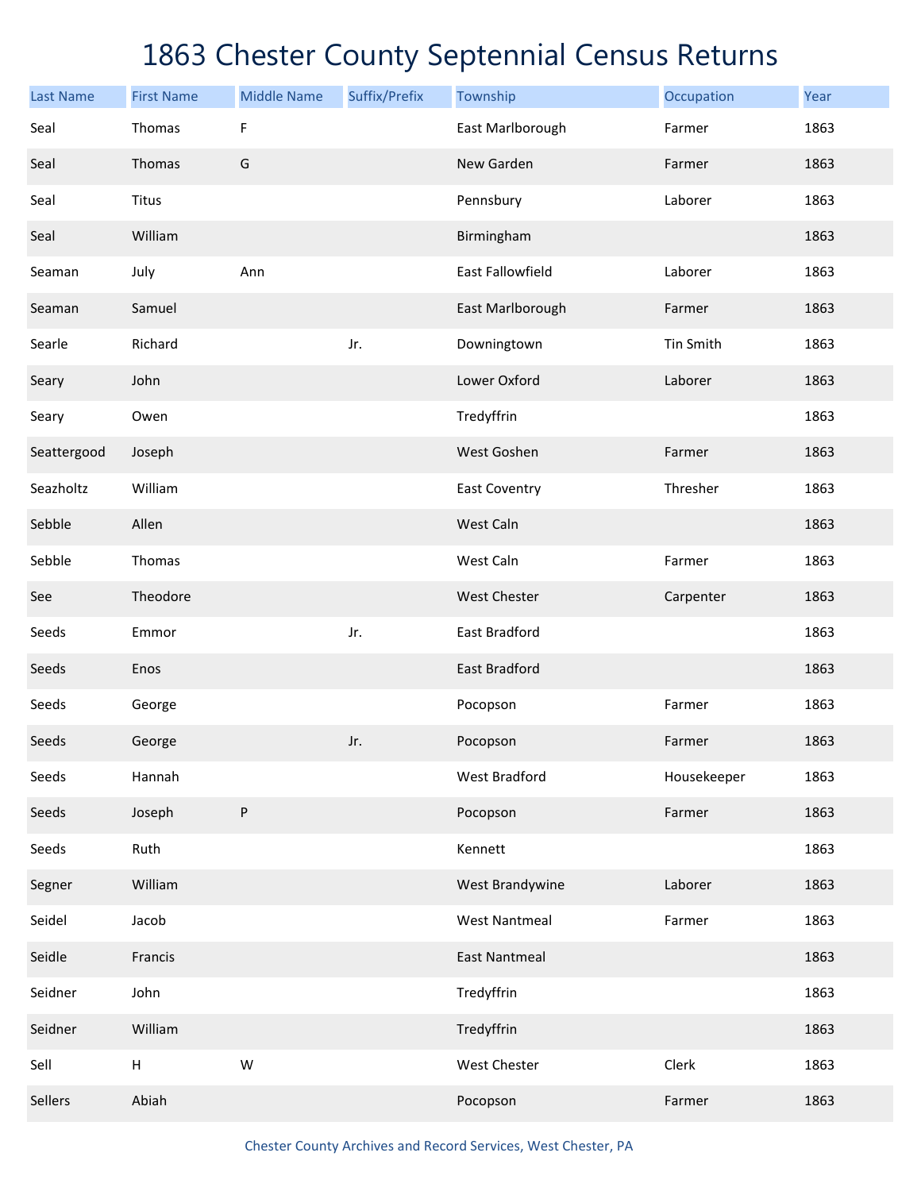# 1863 Chester County Septennial Census Returns

| Last Name | First Name | Middle Name | Suffix/Prefix | Township | Occupation | Year |
|---|---|---|---|---|---|---|
| Seal | Thomas | F | | East Marlborough | Farmer | 1863 |
| Seal | Thomas | G | | New Garden | Farmer | 1863 |
| Seal | Titus | | | Pennsbury | Laborer | 1863 |
| Seal | William | | | Birmingham | | 1863 |
| Seaman | July | Ann | | East Fallowfield | Laborer | 1863 |
| Seaman | Samuel | | | East Marlborough | Farmer | 1863 |
| Searle | Richard | | Jr. | Downingtown | Tin Smith | 1863 |
| Seary | John | | | Lower Oxford | Laborer | 1863 |
| Seary | Owen | | | Tredyffrin | | 1863 |
| Seattergood | Joseph | | | West Goshen | Farmer | 1863 |
| Seazholtz | William | | | East Coventry | Thresher | 1863 |
| Sebble | Allen | | | West Caln | | 1863 |
| Sebble | Thomas | | | West Caln | Farmer | 1863 |
| See | Theodore | | | West Chester | Carpenter | 1863 |
| Seeds | Emmor | | Jr. | East Bradford | | 1863 |
| Seeds | Enos | | | East Bradford | | 1863 |
| Seeds | George | | | Pocopson | Farmer | 1863 |
| Seeds | George | | Jr. | Pocopson | Farmer | 1863 |
| Seeds | Hannah | | | West Bradford | Housekeeper | 1863 |
| Seeds | Joseph | P | | Pocopson | Farmer | 1863 |
| Seeds | Ruth | | | Kennett | | 1863 |
| Segner | William | | | West Brandywine | Laborer | 1863 |
| Seidel | Jacob | | | West Nantmeal | Farmer | 1863 |
| Seidle | Francis | | | East Nantmeal | | 1863 |
| Seidner | John | | | Tredyffrin | | 1863 |
| Seidner | William | | | Tredyffrin | | 1863 |
| Sell | H | W | | West Chester | Clerk | 1863 |
| Sellers | Abiah | | | Pocopson | Farmer | 1863 |

Chester County Archives and Record Services, West Chester, PA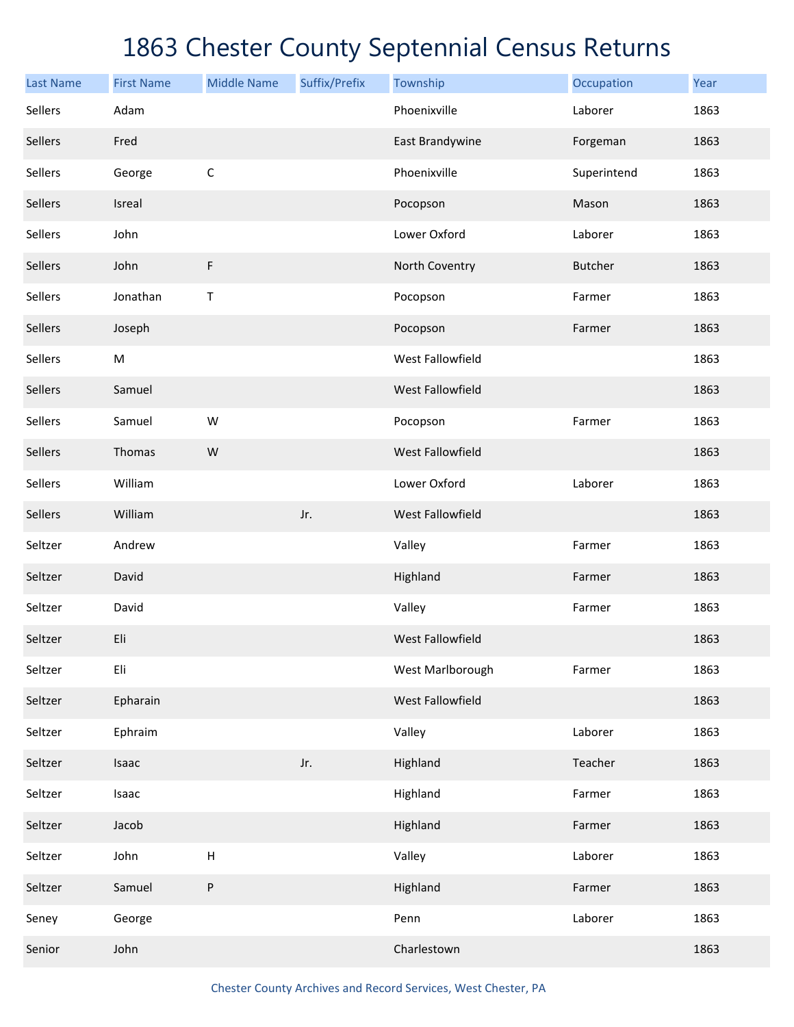# 1863 Chester County Septennial Census Returns

| Last Name | First Name | Middle Name | Suffix/Prefix | Township | Occupation | Year |
|---|---|---|---|---|---|---|
| Sellers | Adam | | | Phoenixville | Laborer | 1863 |
| Sellers | Fred | | | East Brandywine | Forgeman | 1863 |
| Sellers | George | C | | Phoenixville | Superintend | 1863 |
| Sellers | Isreal | | | Pocopson | Mason | 1863 |
| Sellers | John | | | Lower Oxford | Laborer | 1863 |
| Sellers | John | F | | North Coventry | Butcher | 1863 |
| Sellers | Jonathan | T | | Pocopson | Farmer | 1863 |
| Sellers | Joseph | | | Pocopson | Farmer | 1863 |
| Sellers | M | | | West Fallowfield | | 1863 |
| Sellers | Samuel | | | West Fallowfield | | 1863 |
| Sellers | Samuel | W | | Pocopson | Farmer | 1863 |
| Sellers | Thomas | W | | West Fallowfield | | 1863 |
| Sellers | William | | | Lower Oxford | Laborer | 1863 |
| Sellers | William | | Jr. | West Fallowfield | | 1863 |
| Seltzer | Andrew | | | Valley | Farmer | 1863 |
| Seltzer | David | | | Highland | Farmer | 1863 |
| Seltzer | David | | | Valley | Farmer | 1863 |
| Seltzer | Eli | | | West Fallowfield | | 1863 |
| Seltzer | Eli | | | West Marlborough | Farmer | 1863 |
| Seltzer | Epharain | | | West Fallowfield | | 1863 |
| Seltzer | Ephraim | | | Valley | Laborer | 1863 |
| Seltzer | Isaac | | Jr. | Highland | Teacher | 1863 |
| Seltzer | Isaac | | | Highland | Farmer | 1863 |
| Seltzer | Jacob | | | Highland | Farmer | 1863 |
| Seltzer | John | H | | Valley | Laborer | 1863 |
| Seltzer | Samuel | P | | Highland | Farmer | 1863 |
| Seney | George | | | Penn | Laborer | 1863 |
| Senior | John | | | Charlestown | | 1863 |

Chester County Archives and Record Services, West Chester, PA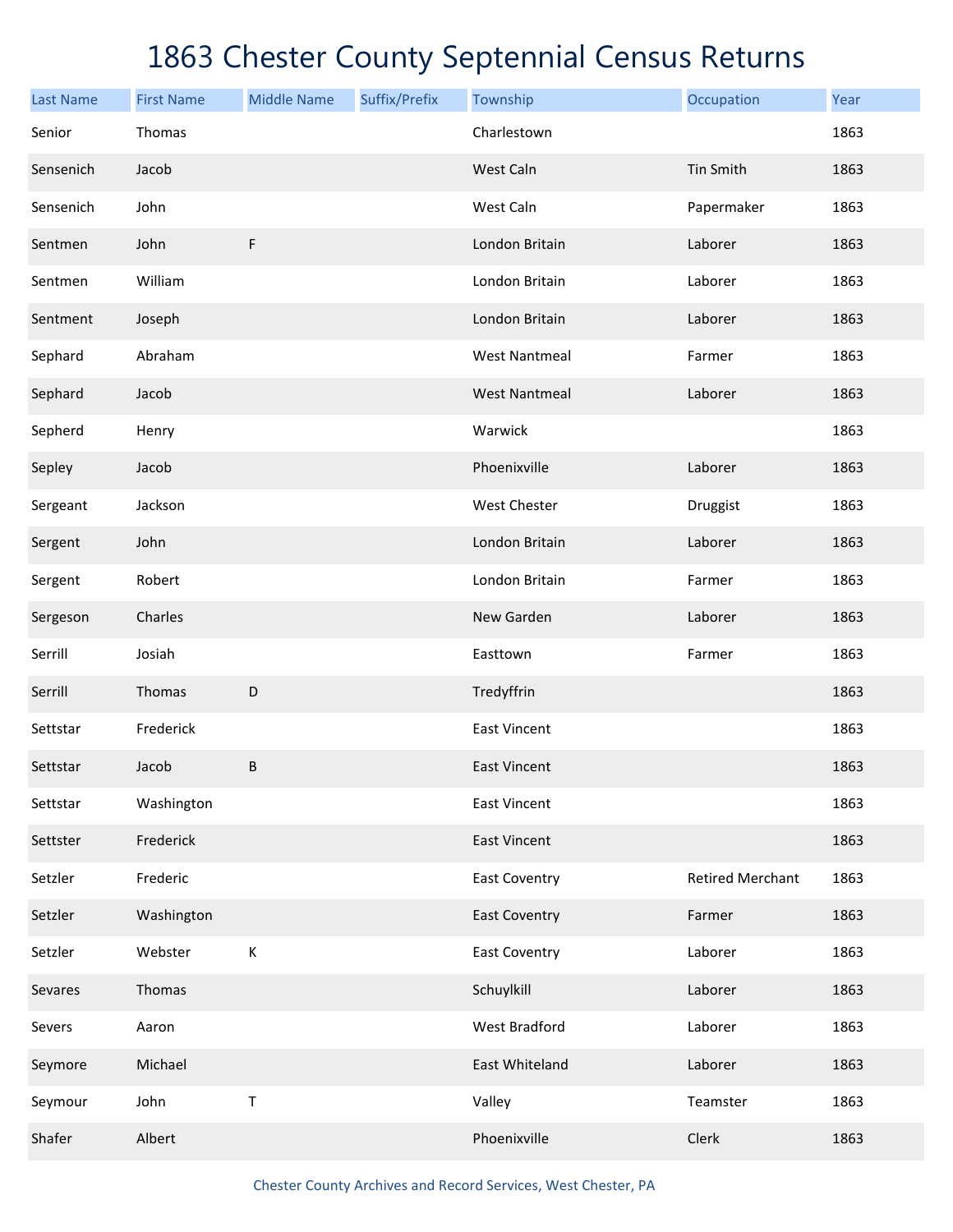# 1863 Chester County Septennial Census Returns

| Last Name | First Name | Middle Name | Suffix/Prefix | Township | Occupation | Year |
|---|---|---|---|---|---|---|
| Senior | Thomas | | | Charlestown | | 1863 |
| Sensenich | Jacob | | | West Caln | Tin Smith | 1863 |
| Sensenich | John | | | West Caln | Papermaker | 1863 |
| Sentmen | John | F | | London Britain | Laborer | 1863 |
| Sentmen | William | | | London Britain | Laborer | 1863 |
| Sentment | Joseph | | | London Britain | Laborer | 1863 |
| Sephard | Abraham | | | West Nantmeal | Farmer | 1863 |
| Sephard | Jacob | | | West Nantmeal | Laborer | 1863 |
| Sepherd | Henry | | | Warwick | | 1863 |
| Sepley | Jacob | | | Phoenixville | Laborer | 1863 |
| Sergeant | Jackson | | | West Chester | Druggist | 1863 |
| Sergent | John | | | London Britain | Laborer | 1863 |
| Sergent | Robert | | | London Britain | Farmer | 1863 |
| Sergeson | Charles | | | New Garden | Laborer | 1863 |
| Serrill | Josiah | | | Easttown | Farmer | 1863 |
| Serrill | Thomas | D | | Tredyffrin | | 1863 |
| Settstar | Frederick | | | East Vincent | | 1863 |
| Settstar | Jacob | B | | East Vincent | | 1863 |
| Settstar | Washington | | | East Vincent | | 1863 |
| Settster | Frederick | | | East Vincent | | 1863 |
| Setzler | Frederic | | | East Coventry | Retired Merchant | 1863 |
| Setzler | Washington | | | East Coventry | Farmer | 1863 |
| Setzler | Webster | K | | East Coventry | Laborer | 1863 |
| Sevares | Thomas | | | Schuylkill | Laborer | 1863 |
| Severs | Aaron | | | West Bradford | Laborer | 1863 |
| Seymore | Michael | | | East Whiteland | Laborer | 1863 |
| Seymour | John | T | | Valley | Teamster | 1863 |
| Shafer | Albert | | | Phoenixville | Clerk | 1863 |

Chester County Archives and Record Services, West Chester, PA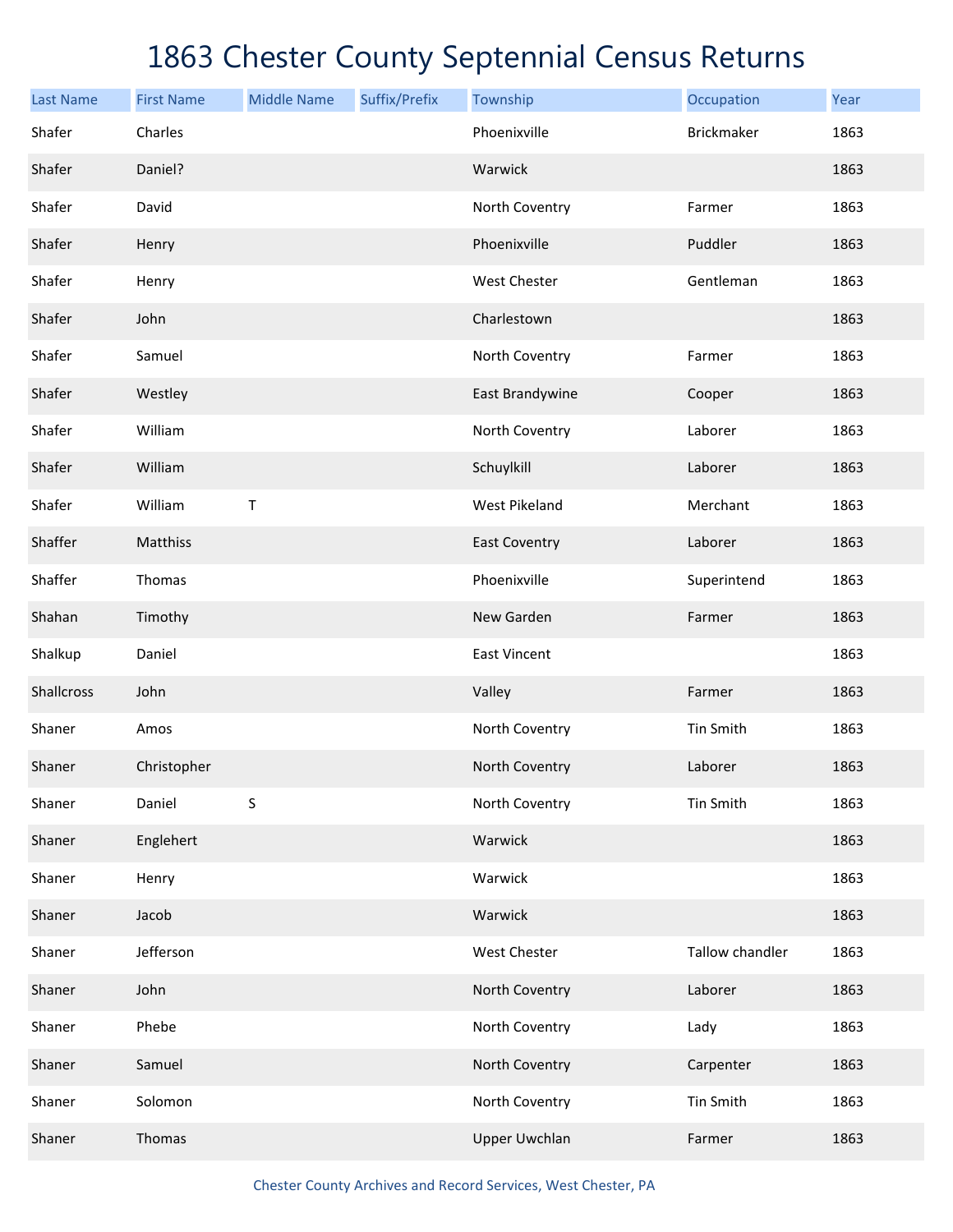# 1863 Chester County Septennial Census Returns

| Last Name | First Name | Middle Name | Suffix/Prefix | Township | Occupation | Year |
|---|---|---|---|---|---|---|
| Shafer | Charles | | | Phoenixville | Brickmaker | 1863 |
| Shafer | Daniel? | | | Warwick | | 1863 |
| Shafer | David | | | North Coventry | Farmer | 1863 |
| Shafer | Henry | | | Phoenixville | Puddler | 1863 |
| Shafer | Henry | | | West Chester | Gentleman | 1863 |
| Shafer | John | | | Charlestown | | 1863 |
| Shafer | Samuel | | | North Coventry | Farmer | 1863 |
| Shafer | Westley | | | East Brandywine | Cooper | 1863 |
| Shafer | William | | | North Coventry | Laborer | 1863 |
| Shafer | William | | | Schuylkill | Laborer | 1863 |
| Shafer | William | T | | West Pikeland | Merchant | 1863 |
| Shaffer | Matthiss | | | East Coventry | Laborer | 1863 |
| Shaffer | Thomas | | | Phoenixville | Superintend | 1863 |
| Shahan | Timothy | | | New Garden | Farmer | 1863 |
| Shalkup | Daniel | | | East Vincent | | 1863 |
| Shallcross | John | | | Valley | Farmer | 1863 |
| Shaner | Amos | | | North Coventry | Tin Smith | 1863 |
| Shaner | Christopher | | | North Coventry | Laborer | 1863 |
| Shaner | Daniel | S | | North Coventry | Tin Smith | 1863 |
| Shaner | Englehert | | | Warwick | | 1863 |
| Shaner | Henry | | | Warwick | | 1863 |
| Shaner | Jacob | | | Warwick | | 1863 |
| Shaner | Jefferson | | | West Chester | Tallow chandler | 1863 |
| Shaner | John | | | North Coventry | Laborer | 1863 |
| Shaner | Phebe | | | North Coventry | Lady | 1863 |
| Shaner | Samuel | | | North Coventry | Carpenter | 1863 |
| Shaner | Solomon | | | North Coventry | Tin Smith | 1863 |
| Shaner | Thomas | | | Upper Uwchlan | Farmer | 1863 |

Chester County Archives and Record Services, West Chester, PA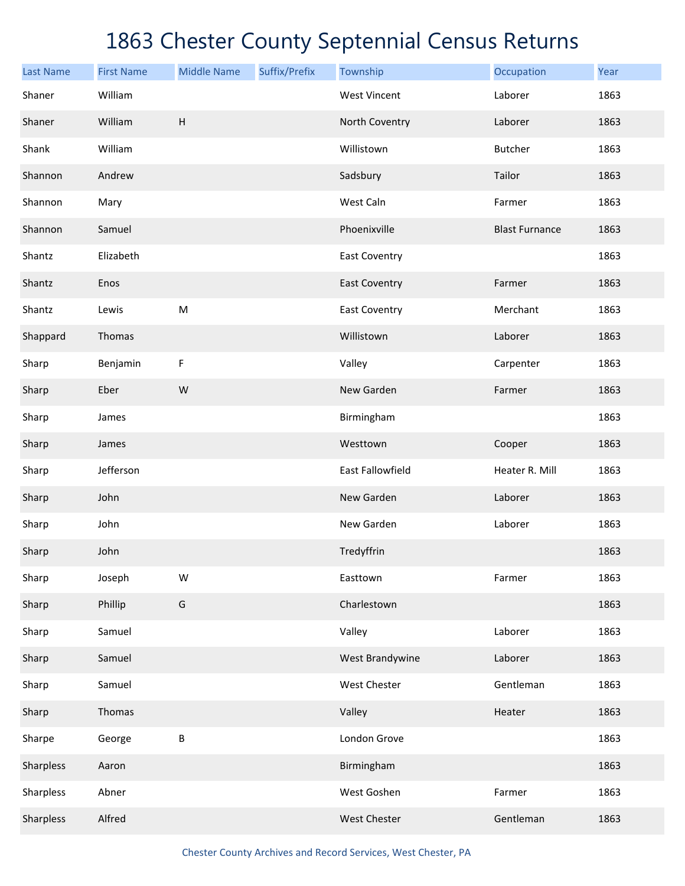# 1863 Chester County Septennial Census Returns

| Last Name | First Name | Middle Name | Suffix/Prefix | Township | Occupation | Year |
|---|---|---|---|---|---|---|
| Shaner | William | | | West Vincent | Laborer | 1863 |
| Shaner | William | H | | North Coventry | Laborer | 1863 |
| Shank | William | | | Willistown | Butcher | 1863 |
| Shannon | Andrew | | | Sadsbury | Tailor | 1863 |
| Shannon | Mary | | | West Caln | Farmer | 1863 |
| Shannon | Samuel | | | Phoenixville | Blast Furnance | 1863 |
| Shantz | Elizabeth | | | East Coventry | | 1863 |
| Shantz | Enos | | | East Coventry | Farmer | 1863 |
| Shantz | Lewis | M | | East Coventry | Merchant | 1863 |
| Shappard | Thomas | | | Willistown | Laborer | 1863 |
| Sharp | Benjamin | F | | Valley | Carpenter | 1863 |
| Sharp | Eber | W | | New Garden | Farmer | 1863 |
| Sharp | James | | | Birmingham | | 1863 |
| Sharp | James | | | Westtown | Cooper | 1863 |
| Sharp | Jefferson | | | East Fallowfield | Heater R. Mill | 1863 |
| Sharp | John | | | New Garden | Laborer | 1863 |
| Sharp | John | | | New Garden | Laborer | 1863 |
| Sharp | John | | | Tredyffrin | | 1863 |
| Sharp | Joseph | W | | Easttown | Farmer | 1863 |
| Sharp | Phillip | G | | Charlestown | | 1863 |
| Sharp | Samuel | | | Valley | Laborer | 1863 |
| Sharp | Samuel | | | West Brandywine | Laborer | 1863 |
| Sharp | Samuel | | | West Chester | Gentleman | 1863 |
| Sharp | Thomas | | | Valley | Heater | 1863 |
| Sharpe | George | B | | London Grove | | 1863 |
| Sharpless | Aaron | | | Birmingham | | 1863 |
| Sharpless | Abner | | | West Goshen | Farmer | 1863 |
| Sharpless | Alfred | | | West Chester | Gentleman | 1863 |

Chester County Archives and Record Services, West Chester, PA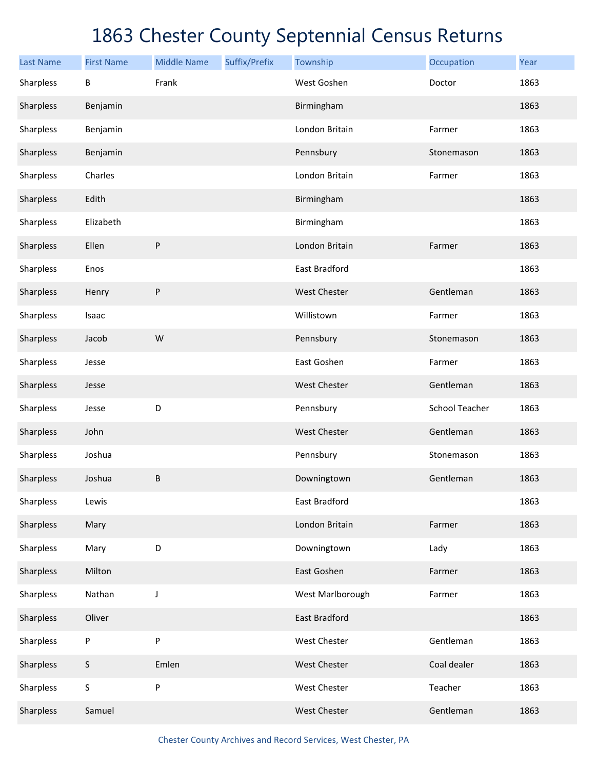# 1863 Chester County Septennial Census Returns

| Last Name | First Name | Middle Name | Suffix/Prefix | Township | Occupation | Year |
| --- | --- | --- | --- | --- | --- | --- |
| Sharpless | B | Frank | | West Goshen | Doctor | 1863 |
| Sharpless | Benjamin | | | Birmingham | | 1863 |
| Sharpless | Benjamin | | | London Britain | Farmer | 1863 |
| Sharpless | Benjamin | | | Pennsbury | Stonemason | 1863 |
| Sharpless | Charles | | | London Britain | Farmer | 1863 |
| Sharpless | Edith | | | Birmingham | | 1863 |
| Sharpless | Elizabeth | | | Birmingham | | 1863 |
| Sharpless | Ellen | P | | London Britain | Farmer | 1863 |
| Sharpless | Enos | | | East Bradford | | 1863 |
| Sharpless | Henry | P | | West Chester | Gentleman | 1863 |
| Sharpless | Isaac | | | Willistown | Farmer | 1863 |
| Sharpless | Jacob | W | | Pennsbury | Stonemason | 1863 |
| Sharpless | Jesse | | | East Goshen | Farmer | 1863 |
| Sharpless | Jesse | | | West Chester | Gentleman | 1863 |
| Sharpless | Jesse | D | | Pennsbury | School Teacher | 1863 |
| Sharpless | John | | | West Chester | Gentleman | 1863 |
| Sharpless | Joshua | | | Pennsbury | Stonemason | 1863 |
| Sharpless | Joshua | B | | Downingtown | Gentleman | 1863 |
| Sharpless | Lewis | | | East Bradford | | 1863 |
| Sharpless | Mary | | | London Britain | Farmer | 1863 |
| Sharpless | Mary | D | | Downingtown | Lady | 1863 |
| Sharpless | Milton | | | East Goshen | Farmer | 1863 |
| Sharpless | Nathan | J | | West Marlborough | Farmer | 1863 |
| Sharpless | Oliver | | | East Bradford | | 1863 |
| Sharpless | P | P | | West Chester | Gentleman | 1863 |
| Sharpless | S | Emlen | | West Chester | Coal dealer | 1863 |
| Sharpless | S | P | | West Chester | Teacher | 1863 |
| Sharpless | Samuel | | | West Chester | Gentleman | 1863 |

Chester County Archives and Record Services, West Chester, PA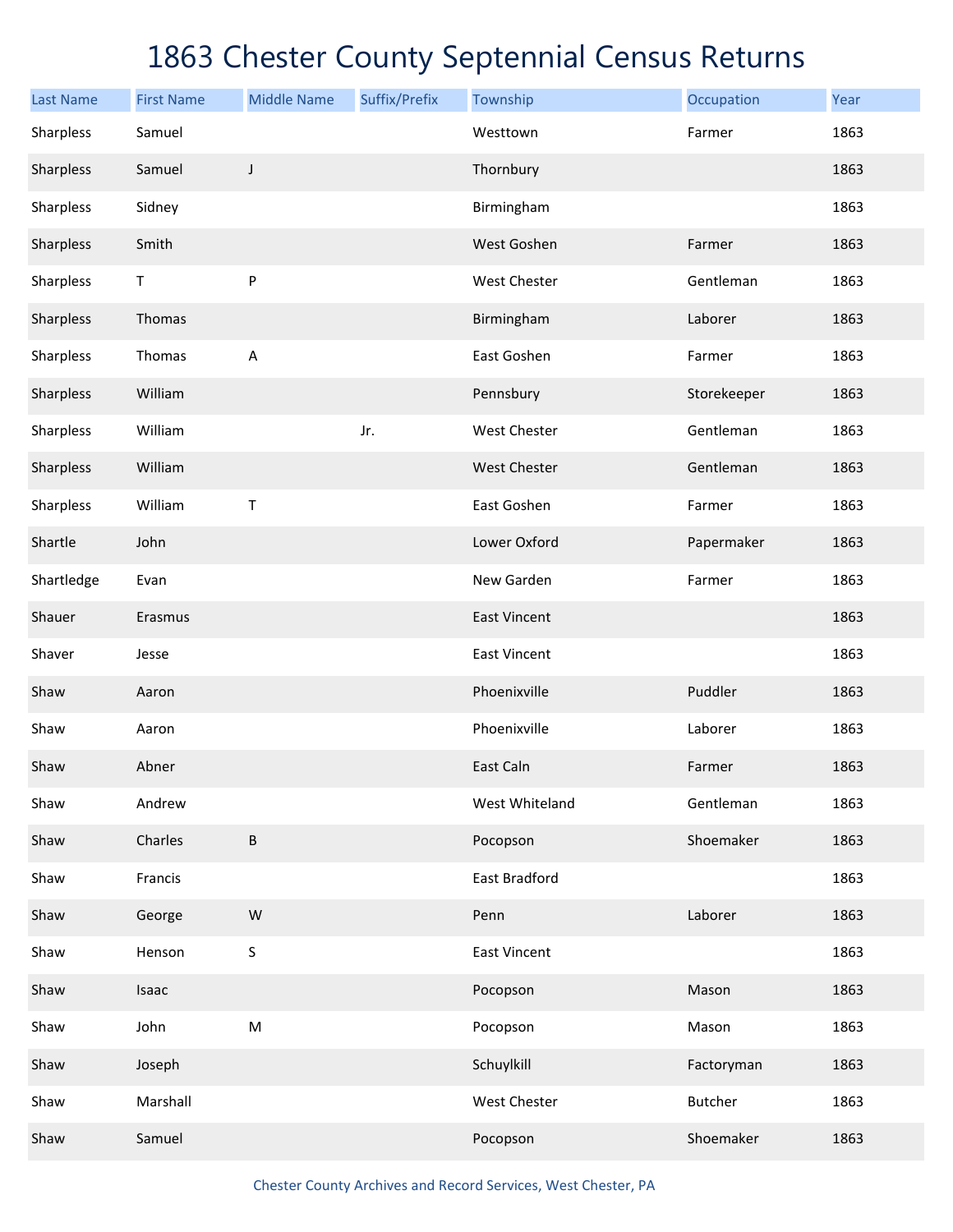# 1863 Chester County Septennial Census Returns

| Last Name | First Name | Middle Name | Suffix/Prefix | Township | Occupation | Year |
|---|---|---|---|---|---|---|
| Sharpless | Samuel | | | Westtown | Farmer | 1863 |
| Sharpless | Samuel | J | | Thornbury | | 1863 |
| Sharpless | Sidney | | | Birmingham | | 1863 |
| Sharpless | Smith | | | West Goshen | Farmer | 1863 |
| Sharpless | T | P | | West Chester | Gentleman | 1863 |
| Sharpless | Thomas | | | Birmingham | Laborer | 1863 |
| Sharpless | Thomas | A | | East Goshen | Farmer | 1863 |
| Sharpless | William | | | Pennsbury | Storekeeper | 1863 |
| Sharpless | William | | Jr. | West Chester | Gentleman | 1863 |
| Sharpless | William | | | West Chester | Gentleman | 1863 |
| Sharpless | William | T | | East Goshen | Farmer | 1863 |
| Shartle | John | | | Lower Oxford | Papermaker | 1863 |
| Shartledge | Evan | | | New Garden | Farmer | 1863 |
| Shauer | Erasmus | | | East Vincent | | 1863 |
| Shaver | Jesse | | | East Vincent | | 1863 |
| Shaw | Aaron | | | Phoenixville | Puddler | 1863 |
| Shaw | Aaron | | | Phoenixville | Laborer | 1863 |
| Shaw | Abner | | | East Caln | Farmer | 1863 |
| Shaw | Andrew | | | West Whiteland | Gentleman | 1863 |
| Shaw | Charles | B | | Pocopson | Shoemaker | 1863 |
| Shaw | Francis | | | East Bradford | | 1863 |
| Shaw | George | W | | Penn | Laborer | 1863 |
| Shaw | Henson | S | | East Vincent | | 1863 |
| Shaw | Isaac | | | Pocopson | Mason | 1863 |
| Shaw | John | M | | Pocopson | Mason | 1863 |
| Shaw | Joseph | | | Schuylkill | Factoryman | 1863 |
| Shaw | Marshall | | | West Chester | Butcher | 1863 |
| Shaw | Samuel | | | Pocopson | Shoemaker | 1863 |

Chester County Archives and Record Services, West Chester, PA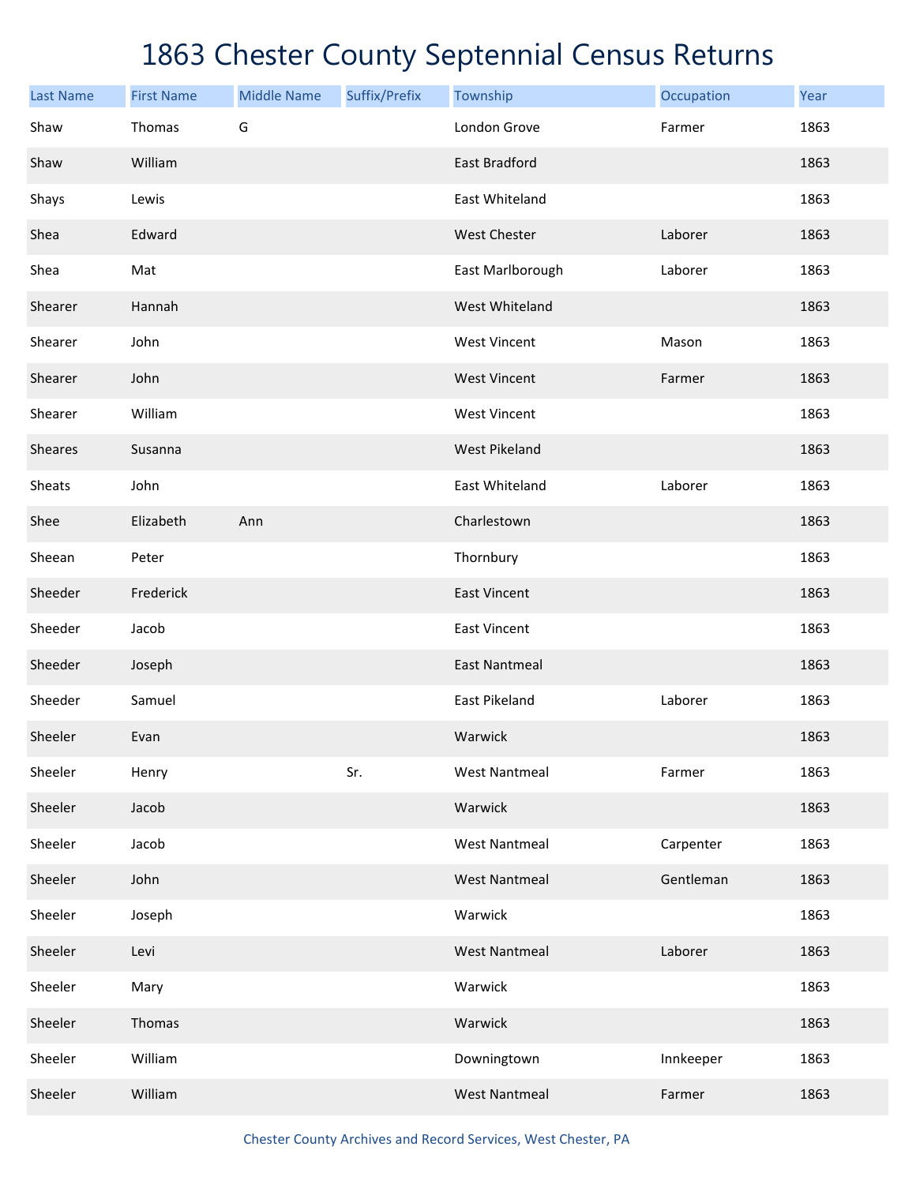# 1863 Chester County Septennial Census Returns

| Last Name | First Name | Middle Name | Suffix/Prefix | Township | Occupation | Year |
|---|---|---|---|---|---|---|
| Shaw | Thomas | G | | London Grove | Farmer | 1863 |
| Shaw | William | | | East Bradford | | 1863 |
| Shays | Lewis | | | East Whiteland | | 1863 |
| Shea | Edward | | | West Chester | Laborer | 1863 |
| Shea | Mat | | | East Marlborough | Laborer | 1863 |
| Shearer | Hannah | | | West Whiteland | | 1863 |
| Shearer | John | | | West Vincent | Mason | 1863 |
| Shearer | John | | | West Vincent | Farmer | 1863 |
| Shearer | William | | | West Vincent | | 1863 |
| Sheares | Susanna | | | West Pikeland | | 1863 |
| Sheats | John | | | East Whiteland | Laborer | 1863 |
| Shee | Elizabeth | Ann | | Charlestown | | 1863 |
| Sheean | Peter | | | Thornbury | | 1863 |
| Sheeder | Frederick | | | East Vincent | | 1863 |
| Sheeder | Jacob | | | East Vincent | | 1863 |
| Sheeder | Joseph | | | East Nantmeal | | 1863 |
| Sheeder | Samuel | | | East Pikeland | Laborer | 1863 |
| Sheeler | Evan | | | Warwick | | 1863 |
| Sheeler | Henry | | Sr. | West Nantmeal | Farmer | 1863 |
| Sheeler | Jacob | | | Warwick | | 1863 |
| Sheeler | Jacob | | | West Nantmeal | Carpenter | 1863 |
| Sheeler | John | | | West Nantmeal | Gentleman | 1863 |
| Sheeler | Joseph | | | Warwick | | 1863 |
| Sheeler | Levi | | | West Nantmeal | Laborer | 1863 |
| Sheeler | Mary | | | Warwick | | 1863 |
| Sheeler | Thomas | | | Warwick | | 1863 |
| Sheeler | William | | | Downingtown | Innkeeper | 1863 |
| Sheeler | William | | | West Nantmeal | Farmer | 1863 |

Chester County Archives and Record Services, West Chester, PA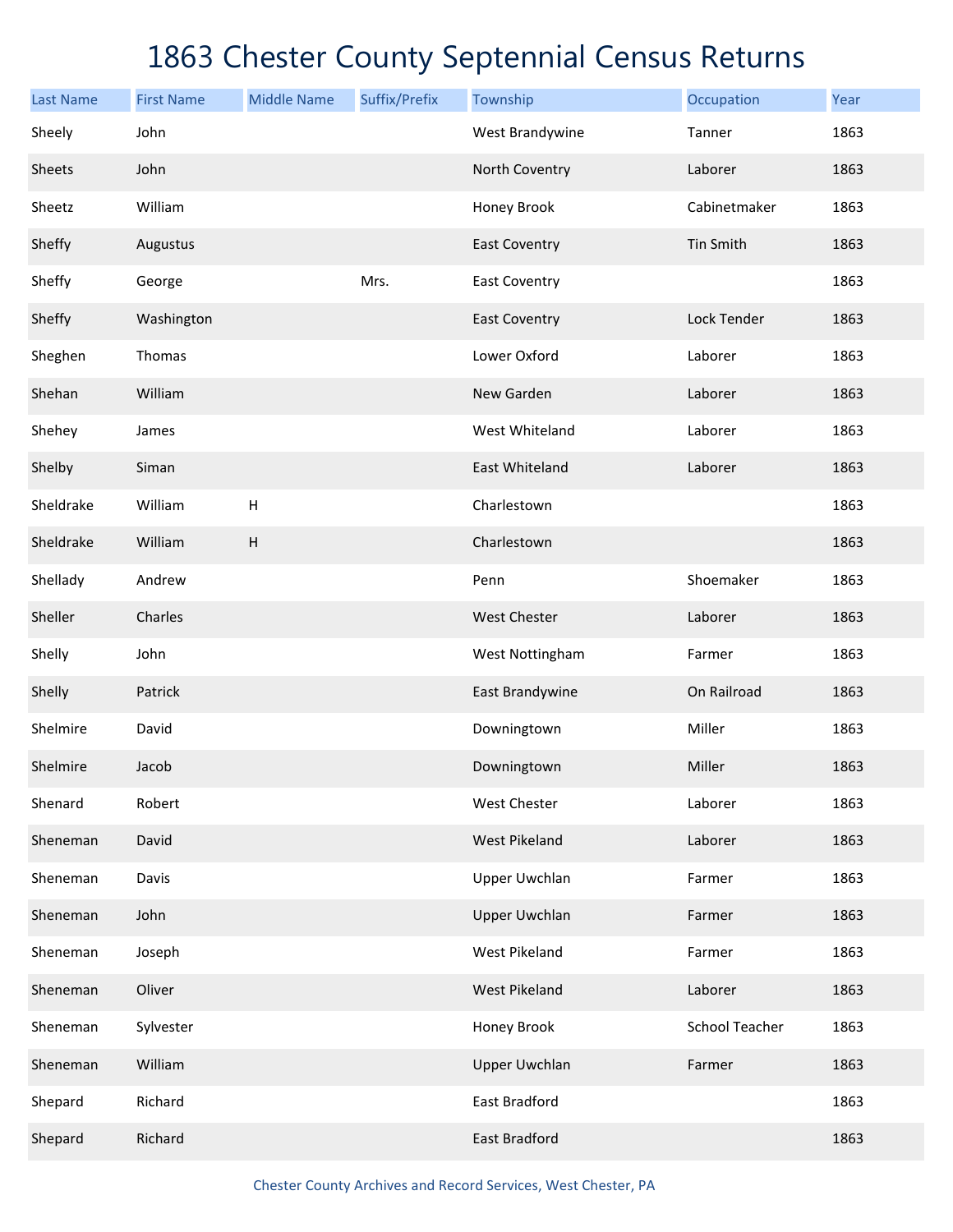# 1863 Chester County Septennial Census Returns

| Last Name | First Name | Middle Name | Suffix/Prefix | Township | Occupation | Year |
| --- | --- | --- | --- | --- | --- | --- |
| Sheely | John | | | West Brandywine | Tanner | 1863 |
| Sheets | John | | | North Coventry | Laborer | 1863 |
| Sheetz | William | | | Honey Brook | Cabinetmaker | 1863 |
| Sheffy | Augustus | | | East Coventry | Tin Smith | 1863 |
| Sheffy | George | | Mrs. | East Coventry | | 1863 |
| Sheffy | Washington | | | East Coventry | Lock Tender | 1863 |
| Sheghen | Thomas | | | Lower Oxford | Laborer | 1863 |
| Shehan | William | | | New Garden | Laborer | 1863 |
| Shehey | James | | | West Whiteland | Laborer | 1863 |
| Shelby | Siman | | | East Whiteland | Laborer | 1863 |
| Sheldrake | William | H | | Charlestown | | 1863 |
| Sheldrake | William | H | | Charlestown | | 1863 |
| Shellady | Andrew | | | Penn | Shoemaker | 1863 |
| Sheller | Charles | | | West Chester | Laborer | 1863 |
| Shelly | John | | | West Nottingham | Farmer | 1863 |
| Shelly | Patrick | | | East Brandywine | On Railroad | 1863 |
| Shelmire | David | | | Downingtown | Miller | 1863 |
| Shelmire | Jacob | | | Downingtown | Miller | 1863 |
| Shenard | Robert | | | West Chester | Laborer | 1863 |
| Sheneman | David | | | West Pikeland | Laborer | 1863 |
| Sheneman | Davis | | | Upper Uwchlan | Farmer | 1863 |
| Sheneman | John | | | Upper Uwchlan | Farmer | 1863 |
| Sheneman | Joseph | | | West Pikeland | Farmer | 1863 |
| Sheneman | Oliver | | | West Pikeland | Laborer | 1863 |
| Sheneman | Sylvester | | | Honey Brook | School Teacher | 1863 |
| Sheneman | William | | | Upper Uwchlan | Farmer | 1863 |
| Shepard | Richard | | | East Bradford | | 1863 |
| Shepard | Richard | | | East Bradford | | 1863 |

Chester County Archives and Record Services, West Chester, PA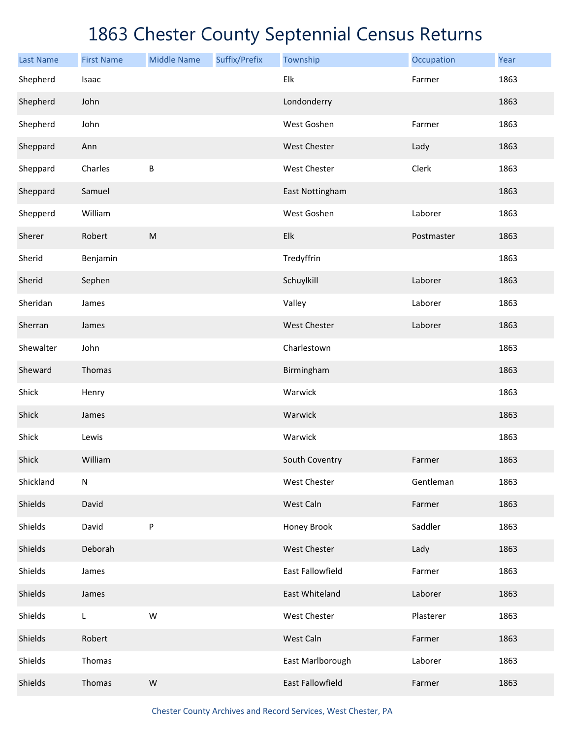# 1863 Chester County Septennial Census Returns

| Last Name | First Name | Middle Name | Suffix/Prefix | Township | Occupation | Year |
|---|---|---|---|---|---|---|
| Shepherd | Isaac | | | Elk | Farmer | 1863 |
| Shepherd | John | | | Londonderry | | 1863 |
| Shepherd | John | | | West Goshen | Farmer | 1863 |
| Sheppard | Ann | | | West Chester | Lady | 1863 |
| Sheppard | Charles | B | | West Chester | Clerk | 1863 |
| Sheppard | Samuel | | | East Nottingham | | 1863 |
| Shepperd | William | | | West Goshen | Laborer | 1863 |
| Sherer | Robert | M | | Elk | Postmaster | 1863 |
| Sherid | Benjamin | | | Tredyffrin | | 1863 |
| Sherid | Sephen | | | Schuylkill | Laborer | 1863 |
| Sheridan | James | | | Valley | Laborer | 1863 |
| Sherran | James | | | West Chester | Laborer | 1863 |
| Shewalter | John | | | Charlestown | | 1863 |
| Sheward | Thomas | | | Birmingham | | 1863 |
| Shick | Henry | | | Warwick | | 1863 |
| Shick | James | | | Warwick | | 1863 |
| Shick | Lewis | | | Warwick | | 1863 |
| Shick | William | | | South Coventry | Farmer | 1863 |
| Shickland | N | | | West Chester | Gentleman | 1863 |
| Shields | David | | | West Caln | Farmer | 1863 |
| Shields | David | P | | Honey Brook | Saddler | 1863 |
| Shields | Deborah | | | West Chester | Lady | 1863 |
| Shields | James | | | East Fallowfield | Farmer | 1863 |
| Shields | James | | | East Whiteland | Laborer | 1863 |
| Shields | L | W | | West Chester | Plasterer | 1863 |
| Shields | Robert | | | West Caln | Farmer | 1863 |
| Shields | Thomas | | | East Marlborough | Laborer | 1863 |
| Shields | Thomas | W | | East Fallowfield | Farmer | 1863 |

Chester County Archives and Record Services, West Chester, PA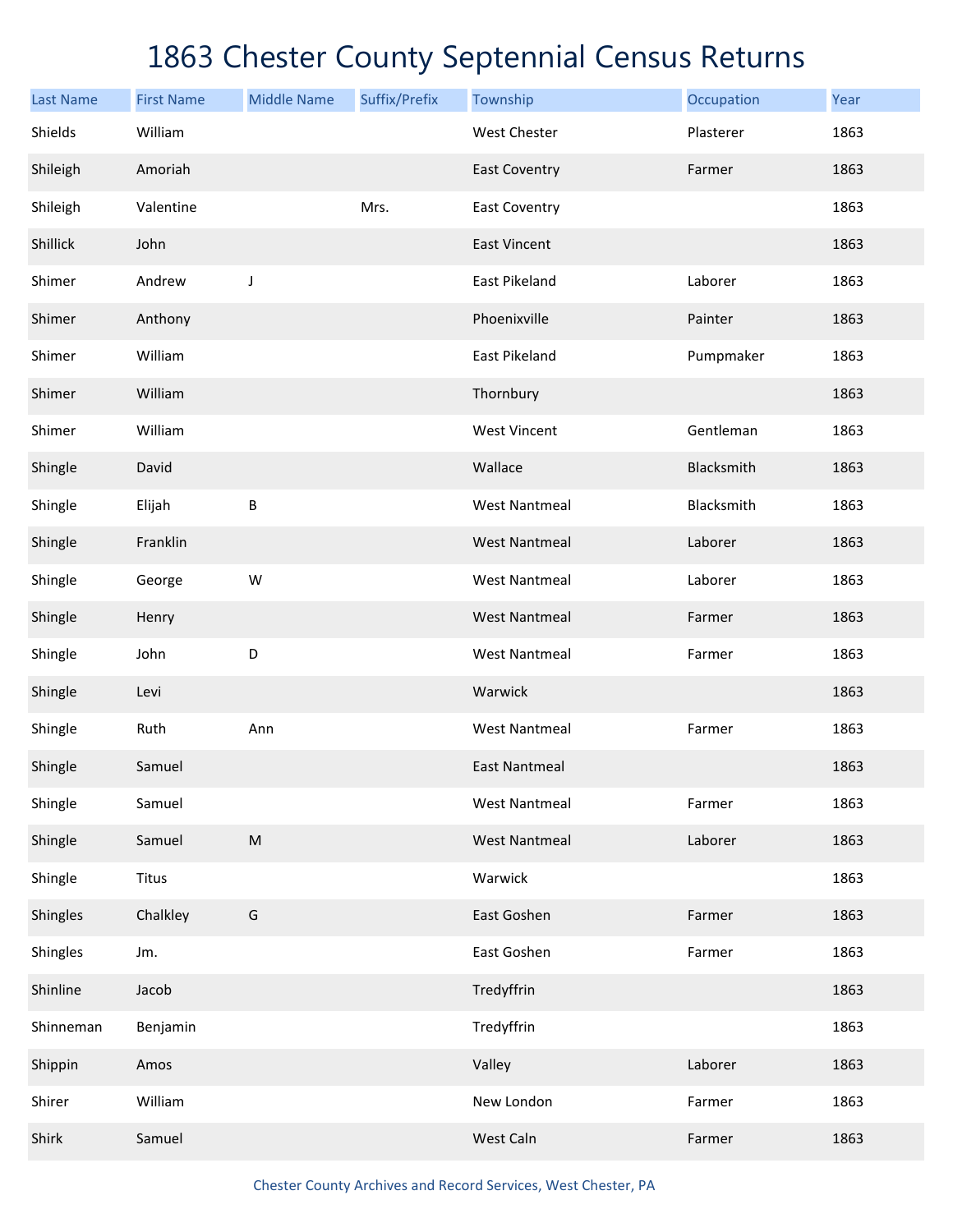# 1863 Chester County Septennial Census Returns

| Last Name | First Name | Middle Name | Suffix/Prefix | Township | Occupation | Year |
|---|---|---|---|---|---|---|
| Shields | William | | | West Chester | Plasterer | 1863 |
| Shileigh | Amoriah | | | East Coventry | Farmer | 1863 |
| Shileigh | Valentine | | Mrs. | East Coventry | | 1863 |
| Shillick | John | | | East Vincent | | 1863 |
| Shimer | Andrew | J | | East Pikeland | Laborer | 1863 |
| Shimer | Anthony | | | Phoenixville | Painter | 1863 |
| Shimer | William | | | East Pikeland | Pumpmaker | 1863 |
| Shimer | William | | | Thornbury | | 1863 |
| Shimer | William | | | West Vincent | Gentleman | 1863 |
| Shingle | David | | | Wallace | Blacksmith | 1863 |
| Shingle | Elijah | B | | West Nantmeal | Blacksmith | 1863 |
| Shingle | Franklin | | | West Nantmeal | Laborer | 1863 |
| Shingle | George | W | | West Nantmeal | Laborer | 1863 |
| Shingle | Henry | | | West Nantmeal | Farmer | 1863 |
| Shingle | John | D | | West Nantmeal | Farmer | 1863 |
| Shingle | Levi | | | Warwick | | 1863 |
| Shingle | Ruth | Ann | | West Nantmeal | Farmer | 1863 |
| Shingle | Samuel | | | East Nantmeal | | 1863 |
| Shingle | Samuel | | | West Nantmeal | Farmer | 1863 |
| Shingle | Samuel | M | | West Nantmeal | Laborer | 1863 |
| Shingle | Titus | | | Warwick | | 1863 |
| Shingles | Chalkley | G | | East Goshen | Farmer | 1863 |
| Shingles | Jm. | | | East Goshen | Farmer | 1863 |
| Shinline | Jacob | | | Tredyffrin | | 1863 |
| Shinneman | Benjamin | | | Tredyffrin | | 1863 |
| Shippin | Amos | | | Valley | Laborer | 1863 |
| Shirer | William | | | New London | Farmer | 1863 |
| Shirk | Samuel | | | West Caln | Farmer | 1863 |

Chester County Archives and Record Services, West Chester, PA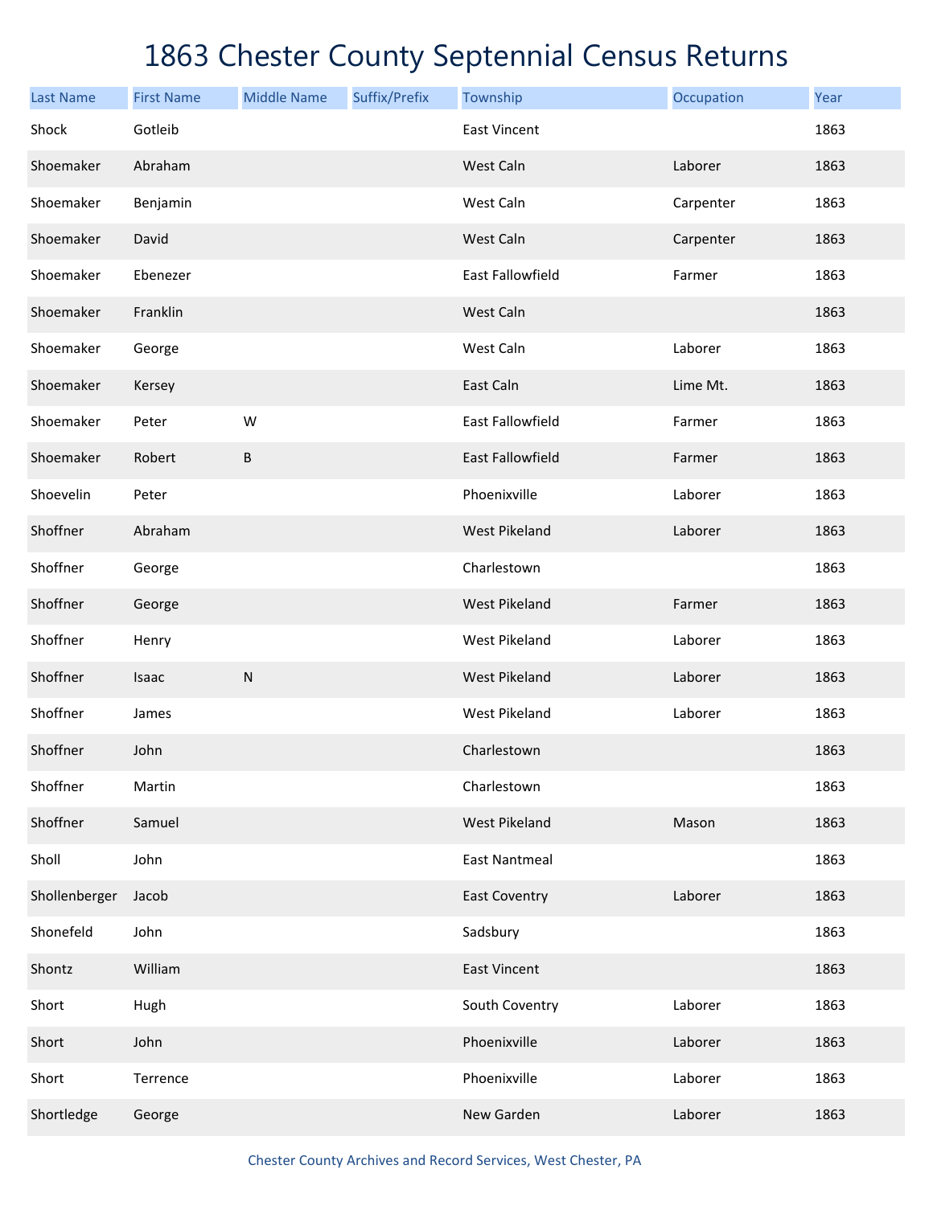# 1863 Chester County Septennial Census Returns

| Last Name | First Name | Middle Name | Suffix/Prefix | Township | Occupation | Year |
| --- | --- | --- | --- | --- | --- | --- |
| Shock | Gotleib | | | East Vincent | | 1863 |
| Shoemaker | Abraham | | | West Caln | Laborer | 1863 |
| Shoemaker | Benjamin | | | West Caln | Carpenter | 1863 |
| Shoemaker | David | | | West Caln | Carpenter | 1863 |
| Shoemaker | Ebenezer | | | East Fallowfield | Farmer | 1863 |
| Shoemaker | Franklin | | | West Caln | | 1863 |
| Shoemaker | George | | | West Caln | Laborer | 1863 |
| Shoemaker | Kersey | | | East Caln | Lime Mt. | 1863 |
| Shoemaker | Peter | W | | East Fallowfield | Farmer | 1863 |
| Shoemaker | Robert | B | | East Fallowfield | Farmer | 1863 |
| Shoevelin | Peter | | | Phoenixville | Laborer | 1863 |
| Shoffner | Abraham | | | West Pikeland | Laborer | 1863 |
| Shoffner | George | | | Charlestown | | 1863 |
| Shoffner | George | | | West Pikeland | Farmer | 1863 |
| Shoffner | Henry | | | West Pikeland | Laborer | 1863 |
| Shoffner | Isaac | N | | West Pikeland | Laborer | 1863 |
| Shoffner | James | | | West Pikeland | Laborer | 1863 |
| Shoffner | John | | | Charlestown | | 1863 |
| Shoffner | Martin | | | Charlestown | | 1863 |
| Shoffner | Samuel | | | West Pikeland | Mason | 1863 |
| Sholl | John | | | East Nantmeal | | 1863 |
| Shollenberger | Jacob | | | East Coventry | Laborer | 1863 |
| Shonefeld | John | | | Sadsbury | | 1863 |
| Shontz | William | | | East Vincent | | 1863 |
| Short | Hugh | | | South Coventry | Laborer | 1863 |
| Short | John | | | Phoenixville | Laborer | 1863 |
| Short | Terrence | | | Phoenixville | Laborer | 1863 |
| Shortledge | George | | | New Garden | Laborer | 1863 |

Chester County Archives and Record Services, West Chester, PA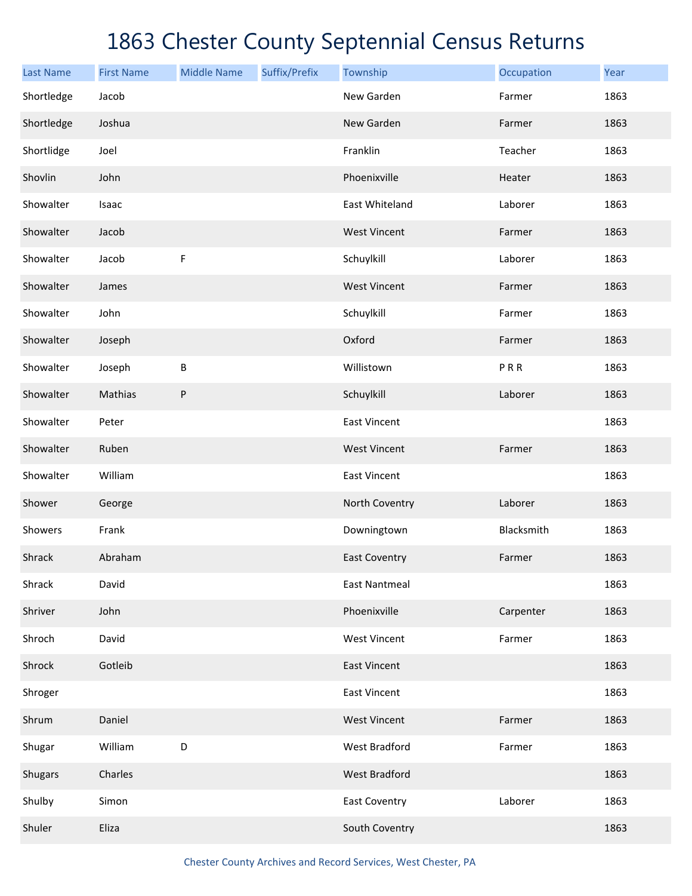# 1863 Chester County Septennial Census Returns

| Last Name | First Name | Middle Name | Suffix/Prefix | Township | Occupation | Year |
|---|---|---|---|---|---|---|
| Shortledge | Jacob | | | New Garden | Farmer | 1863 |
| Shortledge | Joshua | | | New Garden | Farmer | 1863 |
| Shortlidge | Joel | | | Franklin | Teacher | 1863 |
| Shovlin | John | | | Phoenixville | Heater | 1863 |
| Showalter | Isaac | | | East Whiteland | Laborer | 1863 |
| Showalter | Jacob | | | West Vincent | Farmer | 1863 |
| Showalter | Jacob | F | | Schuylkill | Laborer | 1863 |
| Showalter | James | | | West Vincent | Farmer | 1863 |
| Showalter | John | | | Schuylkill | Farmer | 1863 |
| Showalter | Joseph | | | Oxford | Farmer | 1863 |
| Showalter | Joseph | B | | Willistown | P R R | 1863 |
| Showalter | Mathias | P | | Schuylkill | Laborer | 1863 |
| Showalter | Peter | | | East Vincent | | 1863 |
| Showalter | Ruben | | | West Vincent | Farmer | 1863 |
| Showalter | William | | | East Vincent | | 1863 |
| Shower | George | | | North Coventry | Laborer | 1863 |
| Showers | Frank | | | Downingtown | Blacksmith | 1863 |
| Shrack | Abraham | | | East Coventry | Farmer | 1863 |
| Shrack | David | | | East Nantmeal | | 1863 |
| Shriver | John | | | Phoenixville | Carpenter | 1863 |
| Shroch | David | | | West Vincent | Farmer | 1863 |
| Shrock | Gotleib | | | East Vincent | | 1863 |
| Shroger | | | | East Vincent | | 1863 |
| Shrum | Daniel | | | West Vincent | Farmer | 1863 |
| Shugar | William | D | | West Bradford | Farmer | 1863 |
| Shugars | Charles | | | West Bradford | | 1863 |
| Shulby | Simon | | | East Coventry | Laborer | 1863 |
| Shuler | Eliza | | | South Coventry | | 1863 |

Chester County Archives and Record Services, West Chester, PA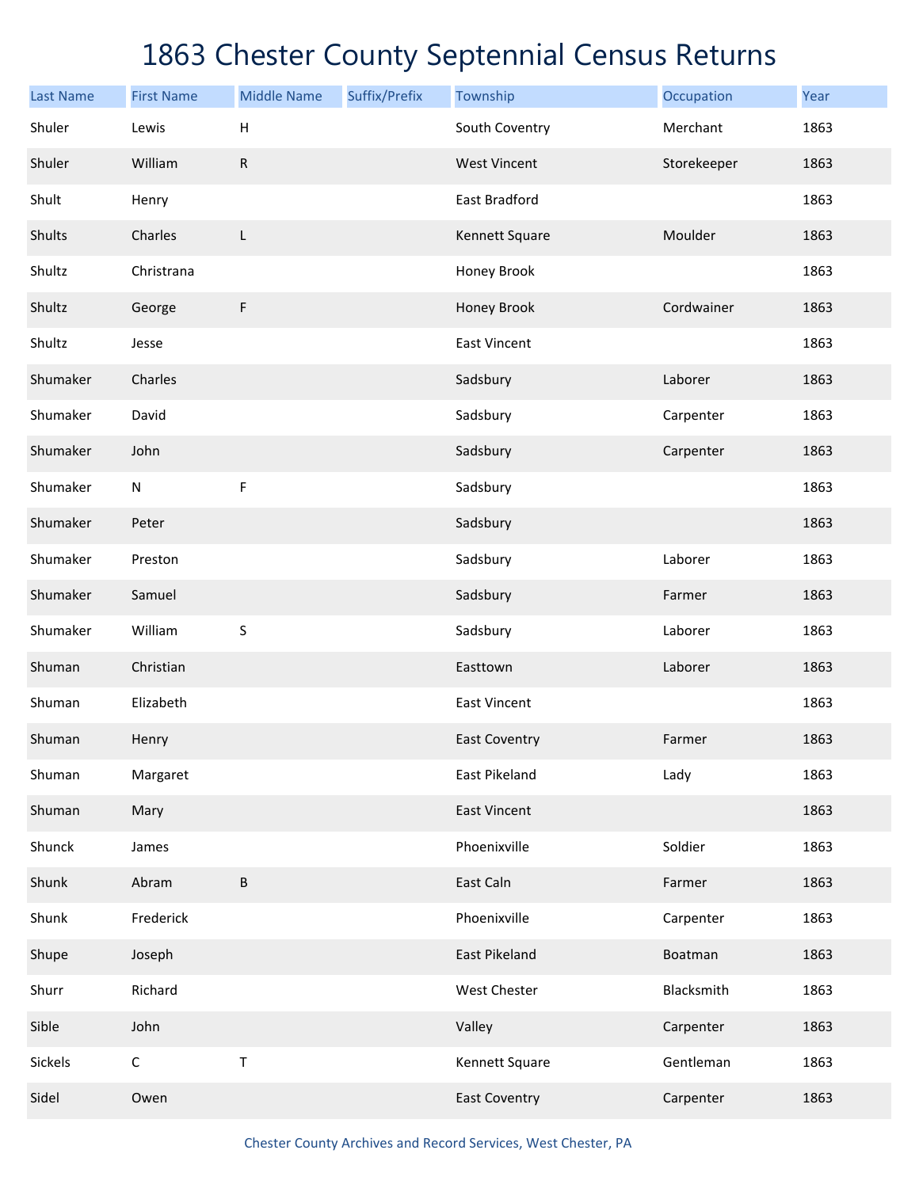# 1863 Chester County Septennial Census Returns

| Last Name | First Name | Middle Name | Suffix/Prefix | Township | Occupation | Year |
|---|---|---|---|---|---|---|
| Shuler | Lewis | H | | South Coventry | Merchant | 1863 |
| Shuler | William | R | | West Vincent | Storekeeper | 1863 |
| Shult | Henry | | | East Bradford | | 1863 |
| Shults | Charles | L | | Kennett Square | Moulder | 1863 |
| Shultz | Christrana | | | Honey Brook | | 1863 |
| Shultz | George | F | | Honey Brook | Cordwainer | 1863 |
| Shultz | Jesse | | | East Vincent | | 1863 |
| Shumaker | Charles | | | Sadsbury | Laborer | 1863 |
| Shumaker | David | | | Sadsbury | Carpenter | 1863 |
| Shumaker | John | | | Sadsbury | Carpenter | 1863 |
| Shumaker | N | F | | Sadsbury | | 1863 |
| Shumaker | Peter | | | Sadsbury | | 1863 |
| Shumaker | Preston | | | Sadsbury | Laborer | 1863 |
| Shumaker | Samuel | | | Sadsbury | Farmer | 1863 |
| Shumaker | William | S | | Sadsbury | Laborer | 1863 |
| Shuman | Christian | | | Easttown | Laborer | 1863 |
| Shuman | Elizabeth | | | East Vincent | | 1863 |
| Shuman | Henry | | | East Coventry | Farmer | 1863 |
| Shuman | Margaret | | | East Pikeland | Lady | 1863 |
| Shuman | Mary | | | East Vincent | | 1863 |
| Shunck | James | | | Phoenixville | Soldier | 1863 |
| Shunk | Abram | B | | East Caln | Farmer | 1863 |
| Shunk | Frederick | | | Phoenixville | Carpenter | 1863 |
| Shupe | Joseph | | | East Pikeland | Boatman | 1863 |
| Shurr | Richard | | | West Chester | Blacksmith | 1863 |
| Sible | John | | | Valley | Carpenter | 1863 |
| Sickels | C | T | | Kennett Square | Gentleman | 1863 |
| Sidel | Owen | | | East Coventry | Carpenter | 1863 |

Chester County Archives and Record Services, West Chester, PA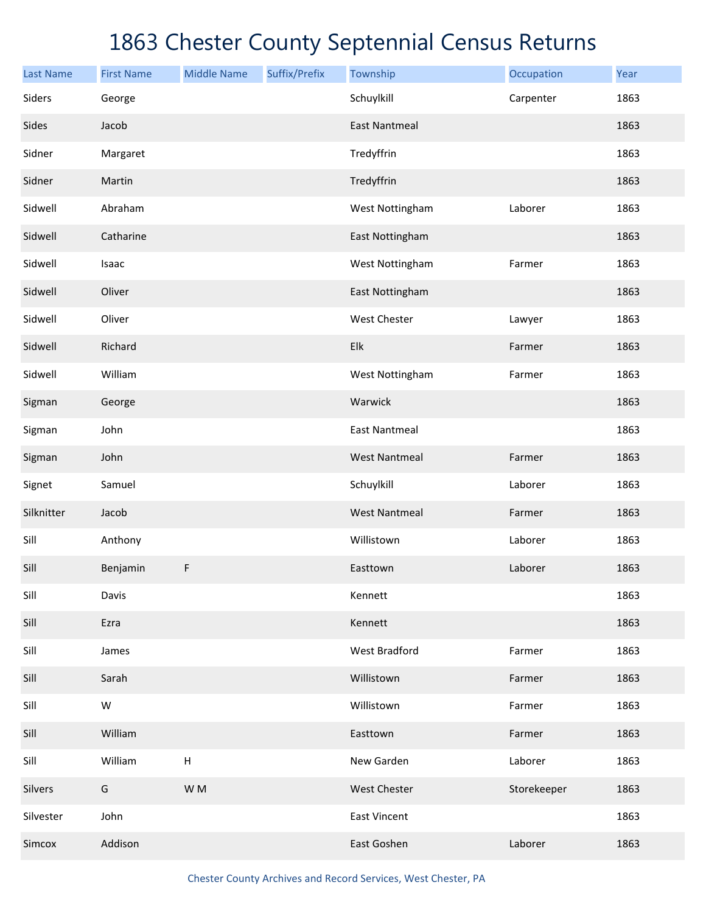# 1863 Chester County Septennial Census Returns

| Last Name | First Name | Middle Name | Suffix/Prefix | Township | Occupation | Year |
|---|---|---|---|---|---|---|
| Siders | George | | | Schuylkill | Carpenter | 1863 |
| Sides | Jacob | | | East Nantmeal | | 1863 |
| Sidner | Margaret | | | Tredyffrin | | 1863 |
| Sidner | Martin | | | Tredyffrin | | 1863 |
| Sidwell | Abraham | | | West Nottingham | Laborer | 1863 |
| Sidwell | Catharine | | | East Nottingham | | 1863 |
| Sidwell | Isaac | | | West Nottingham | Farmer | 1863 |
| Sidwell | Oliver | | | East Nottingham | | 1863 |
| Sidwell | Oliver | | | West Chester | Lawyer | 1863 |
| Sidwell | Richard | | | Elk | Farmer | 1863 |
| Sidwell | William | | | West Nottingham | Farmer | 1863 |
| Sigman | George | | | Warwick | | 1863 |
| Sigman | John | | | East Nantmeal | | 1863 |
| Sigman | John | | | West Nantmeal | Farmer | 1863 |
| Signet | Samuel | | | Schuylkill | Laborer | 1863 |
| Silknitter | Jacob | | | West Nantmeal | Farmer | 1863 |
| Sill | Anthony | | | Willistown | Laborer | 1863 |
| Sill | Benjamin | F | | Easttown | Laborer | 1863 |
| Sill | Davis | | | Kennett | | 1863 |
| Sill | Ezra | | | Kennett | | 1863 |
| Sill | James | | | West Bradford | Farmer | 1863 |
| Sill | Sarah | | | Willistown | Farmer | 1863 |
| Sill | W | | | Willistown | Farmer | 1863 |
| Sill | William | | | Easttown | Farmer | 1863 |
| Sill | William | H | | New Garden | Laborer | 1863 |
| Silvers | G | W M | | West Chester | Storekeeper | 1863 |
| Silvester | John | | | East Vincent | | 1863 |
| Simcox | Addison | | | East Goshen | Laborer | 1863 |

Chester County Archives and Record Services, West Chester, PA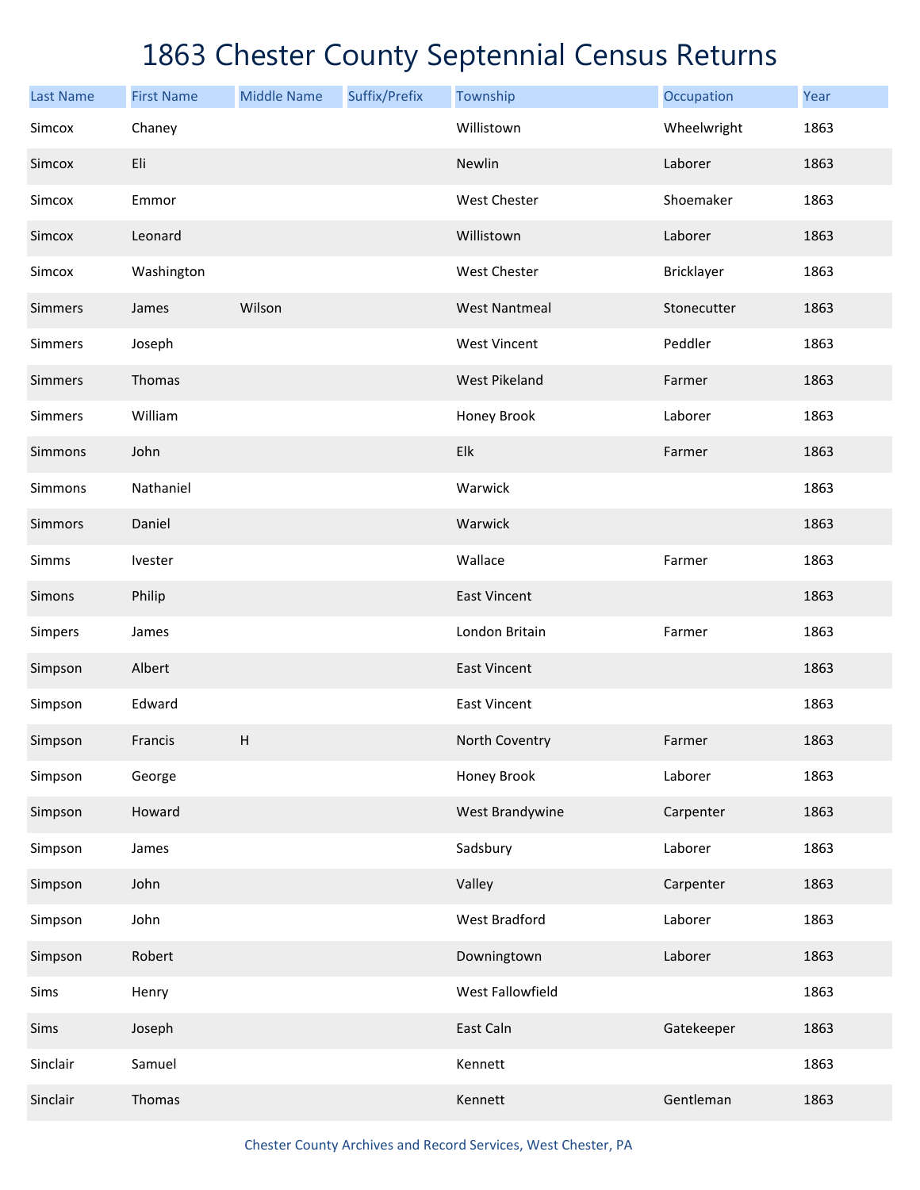# 1863 Chester County Septennial Census Returns

| Last Name | First Name | Middle Name | Suffix/Prefix | Township | Occupation | Year |
|---|---|---|---|---|---|---|
| Simcox | Chaney | | | Willistown | Wheelwright | 1863 |
| Simcox | Eli | | | Newlin | Laborer | 1863 |
| Simcox | Emmor | | | West Chester | Shoemaker | 1863 |
| Simcox | Leonard | | | Willistown | Laborer | 1863 |
| Simcox | Washington | | | West Chester | Bricklayer | 1863 |
| Simmers | James | Wilson | | West Nantmeal | Stonecutter | 1863 |
| Simmers | Joseph | | | West Vincent | Peddler | 1863 |
| Simmers | Thomas | | | West Pikeland | Farmer | 1863 |
| Simmers | William | | | Honey Brook | Laborer | 1863 |
| Simmons | John | | | Elk | Farmer | 1863 |
| Simmons | Nathaniel | | | Warwick | | 1863 |
| Simmors | Daniel | | | Warwick | | 1863 |
| Simms | Ivester | | | Wallace | Farmer | 1863 |
| Simons | Philip | | | East Vincent | | 1863 |
| Simpers | James | | | London Britain | Farmer | 1863 |
| Simpson | Albert | | | East Vincent | | 1863 |
| Simpson | Edward | | | East Vincent | | 1863 |
| Simpson | Francis | H | | North Coventry | Farmer | 1863 |
| Simpson | George | | | Honey Brook | Laborer | 1863 |
| Simpson | Howard | | | West Brandywine | Carpenter | 1863 |
| Simpson | James | | | Sadsbury | Laborer | 1863 |
| Simpson | John | | | Valley | Carpenter | 1863 |
| Simpson | John | | | West Bradford | Laborer | 1863 |
| Simpson | Robert | | | Downingtown | Laborer | 1863 |
| Sims | Henry | | | West Fallowfield | | 1863 |
| Sims | Joseph | | | East Caln | Gatekeeper | 1863 |
| Sinclair | Samuel | | | Kennett | | 1863 |
| Sinclair | Thomas | | | Kennett | Gentleman | 1863 |

Chester County Archives and Record Services, West Chester, PA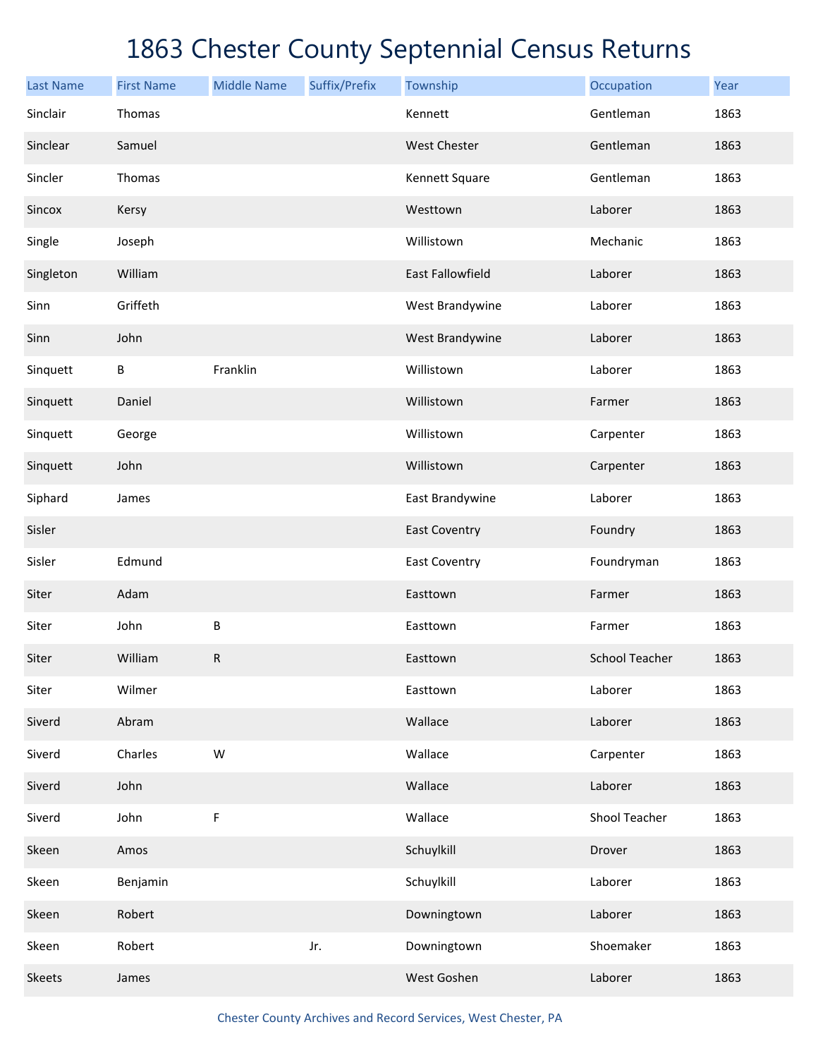# 1863 Chester County Septennial Census Returns

| Last Name | First Name | Middle Name | Suffix/Prefix | Township | Occupation | Year |
|---|---|---|---|---|---|---|
| Sinclair | Thomas | | | Kennett | Gentleman | 1863 |
| Sinclear | Samuel | | | West Chester | Gentleman | 1863 |
| Sincler | Thomas | | | Kennett Square | Gentleman | 1863 |
| Sincox | Kersy | | | Westtown | Laborer | 1863 |
| Single | Joseph | | | Willistown | Mechanic | 1863 |
| Singleton | William | | | East Fallowfield | Laborer | 1863 |
| Sinn | Griffeth | | | West Brandywine | Laborer | 1863 |
| Sinn | John | | | West Brandywine | Laborer | 1863 |
| Sinquett | B | Franklin | | Willistown | Laborer | 1863 |
| Sinquett | Daniel | | | Willistown | Farmer | 1863 |
| Sinquett | George | | | Willistown | Carpenter | 1863 |
| Sinquett | John | | | Willistown | Carpenter | 1863 |
| Siphard | James | | | East Brandywine | Laborer | 1863 |
| Sisler | | | | East Coventry | Foundry | 1863 |
| Sisler | Edmund | | | East Coventry | Foundryman | 1863 |
| Siter | Adam | | | Easttown | Farmer | 1863 |
| Siter | John | B | | Easttown | Farmer | 1863 |
| Siter | William | R | | Easttown | School Teacher | 1863 |
| Siter | Wilmer | | | Easttown | Laborer | 1863 |
| Siverd | Abram | | | Wallace | Laborer | 1863 |
| Siverd | Charles | W | | Wallace | Carpenter | 1863 |
| Siverd | John | | | Wallace | Laborer | 1863 |
| Siverd | John | F | | Wallace | Shool Teacher | 1863 |
| Skeen | Amos | | | Schuylkill | Drover | 1863 |
| Skeen | Benjamin | | | Schuylkill | Laborer | 1863 |
| Skeen | Robert | | | Downingtown | Laborer | 1863 |
| Skeen | Robert | | Jr. | Downingtown | Shoemaker | 1863 |
| Skeets | James | | | West Goshen | Laborer | 1863 |

Chester County Archives and Record Services, West Chester, PA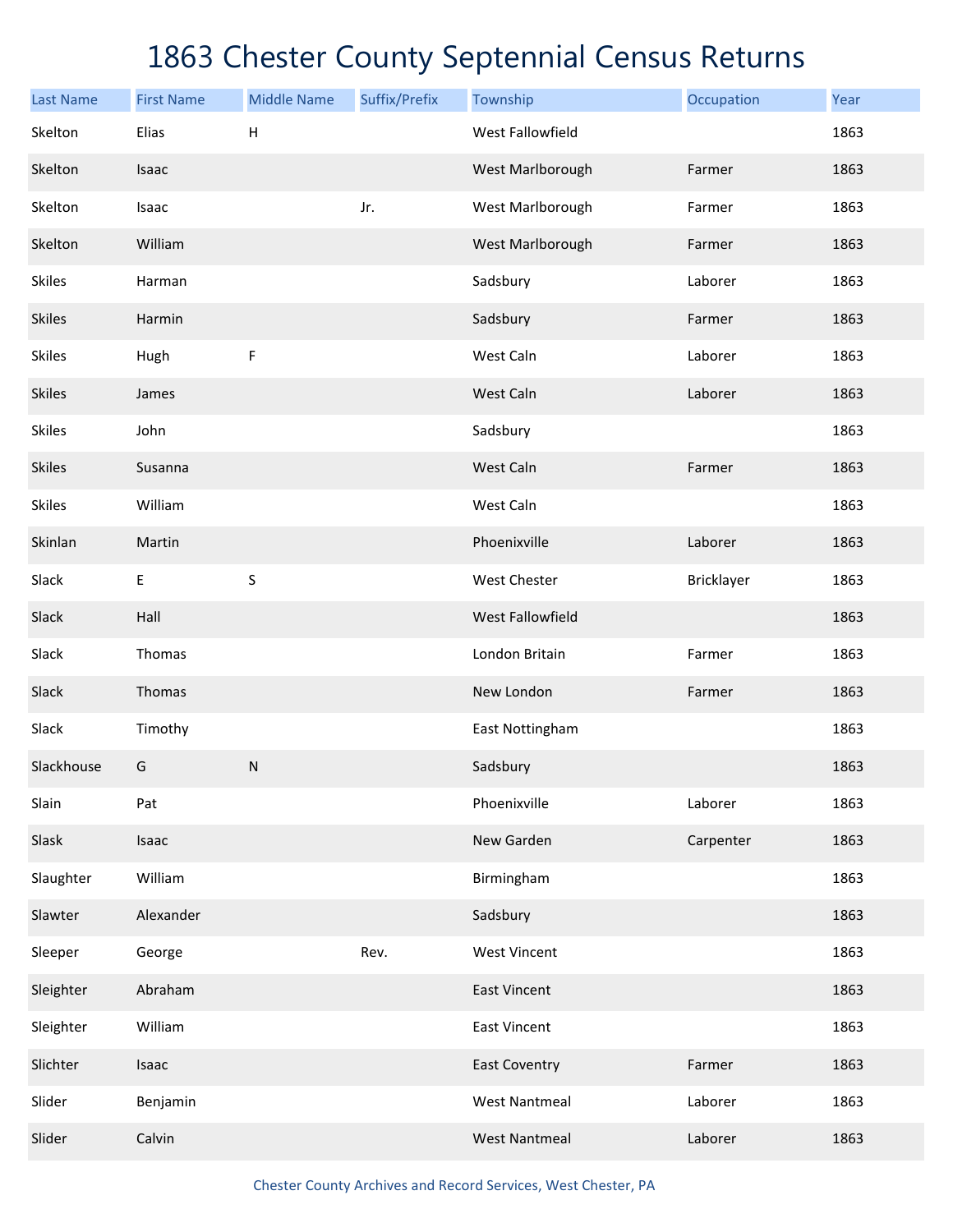# 1863 Chester County Septennial Census Returns

| Last Name | First Name | Middle Name | Suffix/Prefix | Township | Occupation | Year |
|---|---|---|---|---|---|---|
| Skelton | Elias | H | | West Fallowfield | | 1863 |
| Skelton | Isaac | | | West Marlborough | Farmer | 1863 |
| Skelton | Isaac | | Jr. | West Marlborough | Farmer | 1863 |
| Skelton | William | | | West Marlborough | Farmer | 1863 |
| Skiles | Harman | | | Sadsbury | Laborer | 1863 |
| Skiles | Harmin | | | Sadsbury | Farmer | 1863 |
| Skiles | Hugh | F | | West Caln | Laborer | 1863 |
| Skiles | James | | | West Caln | Laborer | 1863 |
| Skiles | John | | | Sadsbury | | 1863 |
| Skiles | Susanna | | | West Caln | Farmer | 1863 |
| Skiles | William | | | West Caln | | 1863 |
| Skinlan | Martin | | | Phoenixville | Laborer | 1863 |
| Slack | E | S | | West Chester | Bricklayer | 1863 |
| Slack | Hall | | | West Fallowfield | | 1863 |
| Slack | Thomas | | | London Britain | Farmer | 1863 |
| Slack | Thomas | | | New London | Farmer | 1863 |
| Slack | Timothy | | | East Nottingham | | 1863 |
| Slackhouse | G | N | | Sadsbury | | 1863 |
| Slain | Pat | | | Phoenixville | Laborer | 1863 |
| Slask | Isaac | | | New Garden | Carpenter | 1863 |
| Slaughter | William | | | Birmingham | | 1863 |
| Slawter | Alexander | | | Sadsbury | | 1863 |
| Sleeper | George | | Rev. | West Vincent | | 1863 |
| Sleighter | Abraham | | | East Vincent | | 1863 |
| Sleighter | William | | | East Vincent | | 1863 |
| Slichter | Isaac | | | East Coventry | Farmer | 1863 |
| Slider | Benjamin | | | West Nantmeal | Laborer | 1863 |
| Slider | Calvin | | | West Nantmeal | Laborer | 1863 |

Chester County Archives and Record Services, West Chester, PA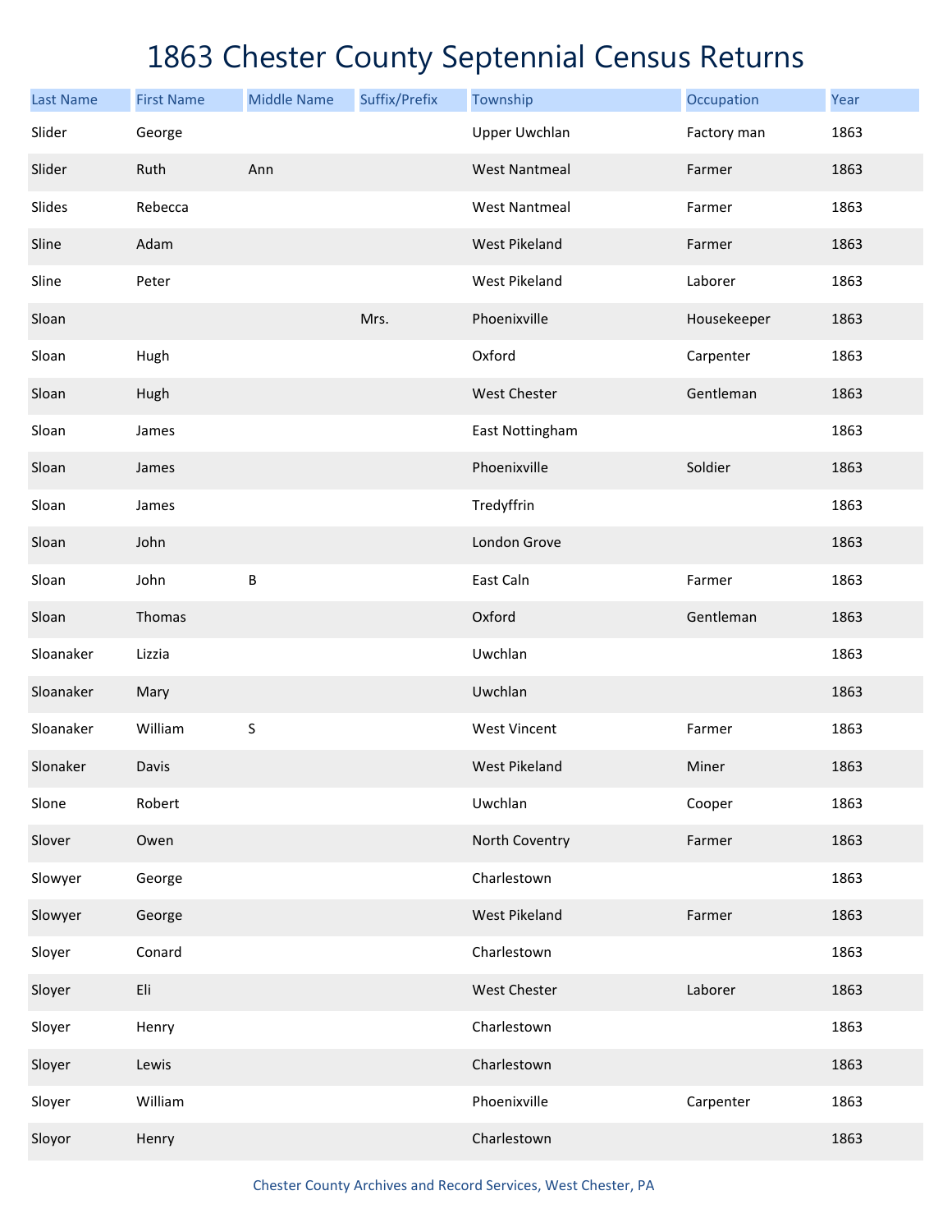# 1863 Chester County Septennial Census Returns

| Last Name | First Name | Middle Name | Suffix/Prefix | Township | Occupation | Year |
|---|---|---|---|---|---|---|
| Slider | George | | | Upper Uwchlan | Factory man | 1863 |
| Slider | Ruth | Ann | | West Nantmeal | Farmer | 1863 |
| Slides | Rebecca | | | West Nantmeal | Farmer | 1863 |
| Sline | Adam | | | West Pikeland | Farmer | 1863 |
| Sline | Peter | | | West Pikeland | Laborer | 1863 |
| Sloan | | | Mrs. | Phoenixville | Housekeeper | 1863 |
| Sloan | Hugh | | | Oxford | Carpenter | 1863 |
| Sloan | Hugh | | | West Chester | Gentleman | 1863 |
| Sloan | James | | | East Nottingham | | 1863 |
| Sloan | James | | | Phoenixville | Soldier | 1863 |
| Sloan | James | | | Tredyffrin | | 1863 |
| Sloan | John | | | London Grove | | 1863 |
| Sloan | John | B | | East Caln | Farmer | 1863 |
| Sloan | Thomas | | | Oxford | Gentleman | 1863 |
| Sloanaker | Lizzia | | | Uwchlan | | 1863 |
| Sloanaker | Mary | | | Uwchlan | | 1863 |
| Sloanaker | William | S | | West Vincent | Farmer | 1863 |
| Slonaker | Davis | | | West Pikeland | Miner | 1863 |
| Slone | Robert | | | Uwchlan | Cooper | 1863 |
| Slover | Owen | | | North Coventry | Farmer | 1863 |
| Slowyer | George | | | Charlestown | | 1863 |
| Slowyer | George | | | West Pikeland | Farmer | 1863 |
| Sloyer | Conard | | | Charlestown | | 1863 |
| Sloyer | Eli | | | West Chester | Laborer | 1863 |
| Sloyer | Henry | | | Charlestown | | 1863 |
| Sloyer | Lewis | | | Charlestown | | 1863 |
| Sloyer | William | | | Phoenixville | Carpenter | 1863 |
| Sloyor | Henry | | | Charlestown | | 1863 |

Chester County Archives and Record Services, West Chester, PA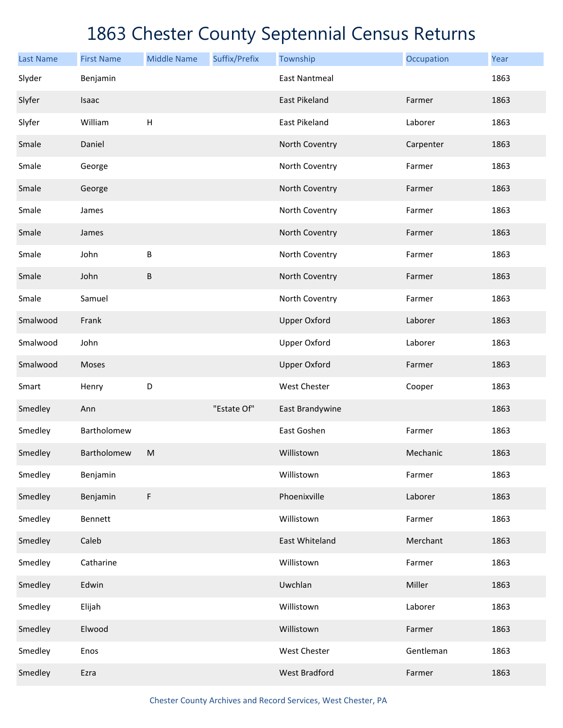# 1863 Chester County Septennial Census Returns

| Last Name | First Name | Middle Name | Suffix/Prefix | Township | Occupation | Year |
|---|---|---|---|---|---|---|
| Slyder | Benjamin | | | East Nantmeal | | 1863 |
| Slyfer | Isaac | | | East Pikeland | Farmer | 1863 |
| Slyfer | William | H | | East Pikeland | Laborer | 1863 |
| Smale | Daniel | | | North Coventry | Carpenter | 1863 |
| Smale | George | | | North Coventry | Farmer | 1863 |
| Smale | George | | | North Coventry | Farmer | 1863 |
| Smale | James | | | North Coventry | Farmer | 1863 |
| Smale | James | | | North Coventry | Farmer | 1863 |
| Smale | John | B | | North Coventry | Farmer | 1863 |
| Smale | John | B | | North Coventry | Farmer | 1863 |
| Smale | Samuel | | | North Coventry | Farmer | 1863 |
| Smalwood | Frank | | | Upper Oxford | Laborer | 1863 |
| Smalwood | John | | | Upper Oxford | Laborer | 1863 |
| Smalwood | Moses | | | Upper Oxford | Farmer | 1863 |
| Smart | Henry | D | | West Chester | Cooper | 1863 |
| Smedley | Ann | | "Estate Of" | East Brandywine | | 1863 |
| Smedley | Bartholomew | | | East Goshen | Farmer | 1863 |
| Smedley | Bartholomew | M | | Willistown | Mechanic | 1863 |
| Smedley | Benjamin | | | Willistown | Farmer | 1863 |
| Smedley | Benjamin | F | | Phoenixville | Laborer | 1863 |
| Smedley | Bennett | | | Willistown | Farmer | 1863 |
| Smedley | Caleb | | | East Whiteland | Merchant | 1863 |
| Smedley | Catharine | | | Willistown | Farmer | 1863 |
| Smedley | Edwin | | | Uwchlan | Miller | 1863 |
| Smedley | Elijah | | | Willistown | Laborer | 1863 |
| Smedley | Elwood | | | Willistown | Farmer | 1863 |
| Smedley | Enos | | | West Chester | Gentleman | 1863 |
| Smedley | Ezra | | | West Bradford | Farmer | 1863 |

Chester County Archives and Record Services, West Chester, PA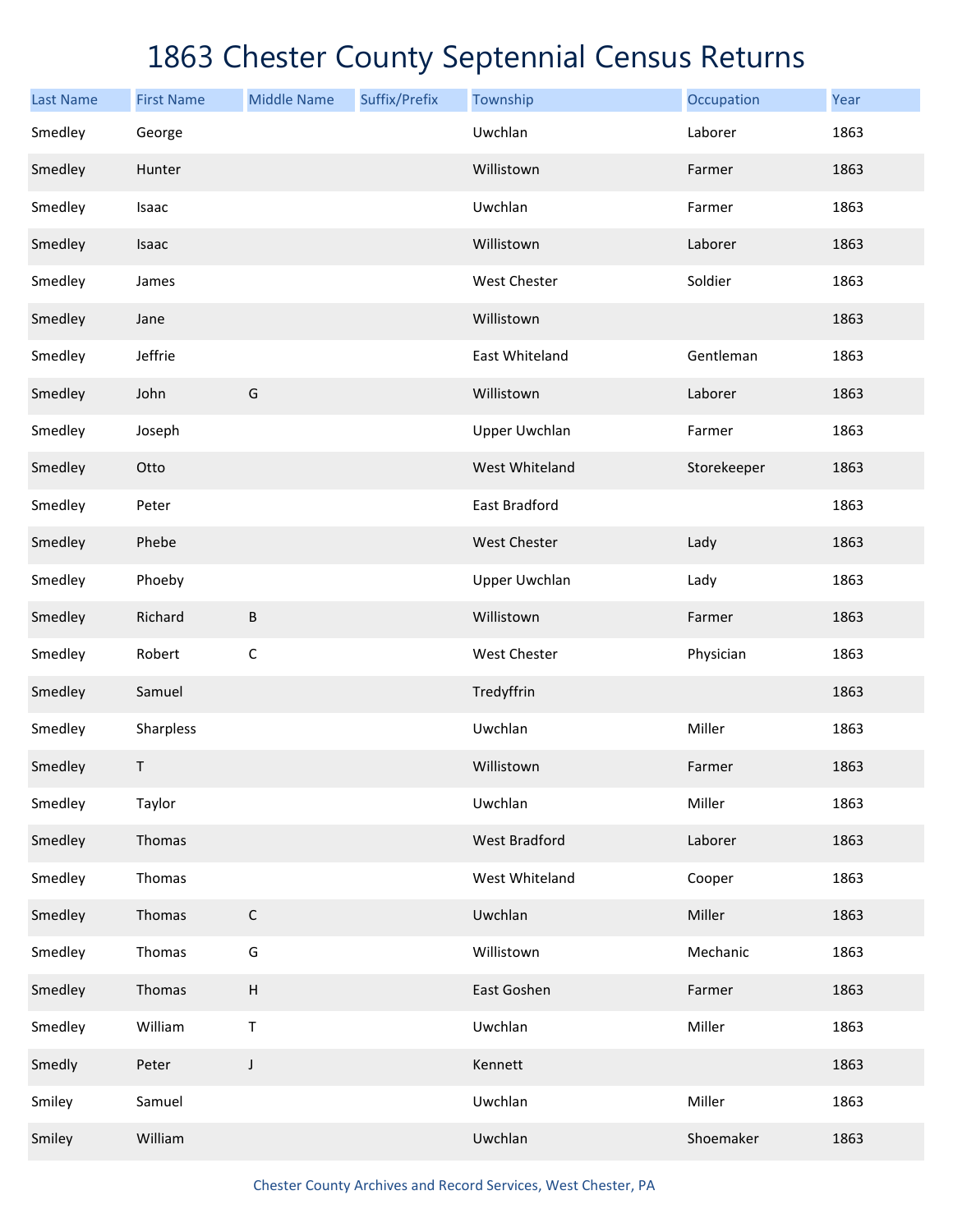# 1863 Chester County Septennial Census Returns

| Last Name | First Name | Middle Name | Suffix/Prefix | Township | Occupation | Year |
|---|---|---|---|---|---|---|
| Smedley | George | | | Uwchlan | Laborer | 1863 |
| Smedley | Hunter | | | Willistown | Farmer | 1863 |
| Smedley | Isaac | | | Uwchlan | Farmer | 1863 |
| Smedley | Isaac | | | Willistown | Laborer | 1863 |
| Smedley | James | | | West Chester | Soldier | 1863 |
| Smedley | Jane | | | Willistown | | 1863 |
| Smedley | Jeffrie | | | East Whiteland | Gentleman | 1863 |
| Smedley | John | G | | Willistown | Laborer | 1863 |
| Smedley | Joseph | | | Upper Uwchlan | Farmer | 1863 |
| Smedley | Otto | | | West Whiteland | Storekeeper | 1863 |
| Smedley | Peter | | | East Bradford | | 1863 |
| Smedley | Phebe | | | West Chester | Lady | 1863 |
| Smedley | Phoeby | | | Upper Uwchlan | Lady | 1863 |
| Smedley | Richard | B | | Willistown | Farmer | 1863 |
| Smedley | Robert | C | | West Chester | Physician | 1863 |
| Smedley | Samuel | | | Tredyffrin | | 1863 |
| Smedley | Sharpless | | | Uwchlan | Miller | 1863 |
| Smedley | T | | | Willistown | Farmer | 1863 |
| Smedley | Taylor | | | Uwchlan | Miller | 1863 |
| Smedley | Thomas | | | West Bradford | Laborer | 1863 |
| Smedley | Thomas | | | West Whiteland | Cooper | 1863 |
| Smedley | Thomas | C | | Uwchlan | Miller | 1863 |
| Smedley | Thomas | G | | Willistown | Mechanic | 1863 |
| Smedley | Thomas | H | | East Goshen | Farmer | 1863 |
| Smedley | William | T | | Uwchlan | Miller | 1863 |
| Smedly | Peter | J | | Kennett | | 1863 |
| Smiley | Samuel | | | Uwchlan | Miller | 1863 |
| Smiley | William | | | Uwchlan | Shoemaker | 1863 |

Chester County Archives and Record Services, West Chester, PA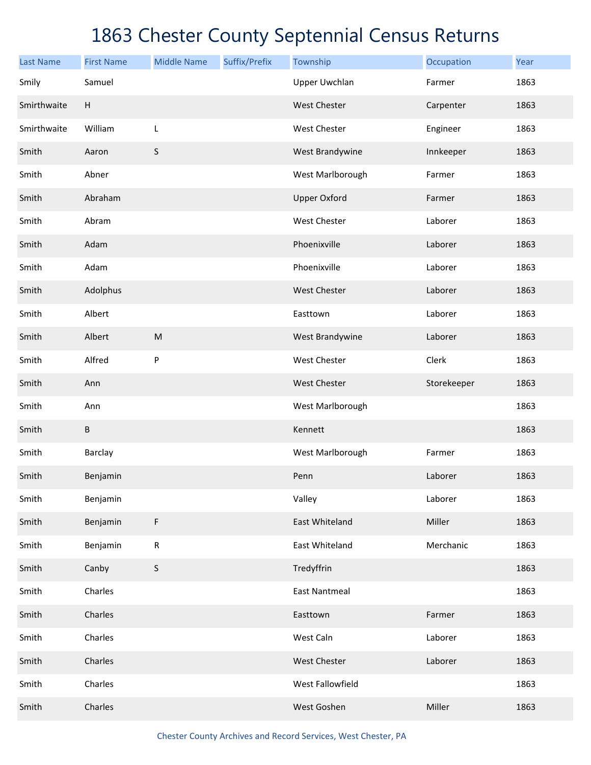# 1863 Chester County Septennial Census Returns

| Last Name | First Name | Middle Name | Suffix/Prefix | Township | Occupation | Year |
|---|---|---|---|---|---|---|
| Smily | Samuel | | | Upper Uwchlan | Farmer | 1863 |
| Smirthwaite | H | | | West Chester | Carpenter | 1863 |
| Smirthwaite | William | L | | West Chester | Engineer | 1863 |
| Smith | Aaron | S | | West Brandywine | Innkeeper | 1863 |
| Smith | Abner | | | West Marlborough | Farmer | 1863 |
| Smith | Abraham | | | Upper Oxford | Farmer | 1863 |
| Smith | Abram | | | West Chester | Laborer | 1863 |
| Smith | Adam | | | Phoenixville | Laborer | 1863 |
| Smith | Adam | | | Phoenixville | Laborer | 1863 |
| Smith | Adolphus | | | West Chester | Laborer | 1863 |
| Smith | Albert | | | Easttown | Laborer | 1863 |
| Smith | Albert | M | | West Brandywine | Laborer | 1863 |
| Smith | Alfred | P | | West Chester | Clerk | 1863 |
| Smith | Ann | | | West Chester | Storekeeper | 1863 |
| Smith | Ann | | | West Marlborough | | 1863 |
| Smith | B | | | Kennett | | 1863 |
| Smith | Barclay | | | West Marlborough | Farmer | 1863 |
| Smith | Benjamin | | | Penn | Laborer | 1863 |
| Smith | Benjamin | | | Valley | Laborer | 1863 |
| Smith | Benjamin | F | | East Whiteland | Miller | 1863 |
| Smith | Benjamin | R | | East Whiteland | Merchanic | 1863 |
| Smith | Canby | S | | Tredyffrin | | 1863 |
| Smith | Charles | | | East Nantmeal | | 1863 |
| Smith | Charles | | | Easttown | Farmer | 1863 |
| Smith | Charles | | | West Caln | Laborer | 1863 |
| Smith | Charles | | | West Chester | Laborer | 1863 |
| Smith | Charles | | | West Fallowfield | | 1863 |
| Smith | Charles | | | West Goshen | Miller | 1863 |

Chester County Archives and Record Services, West Chester, PA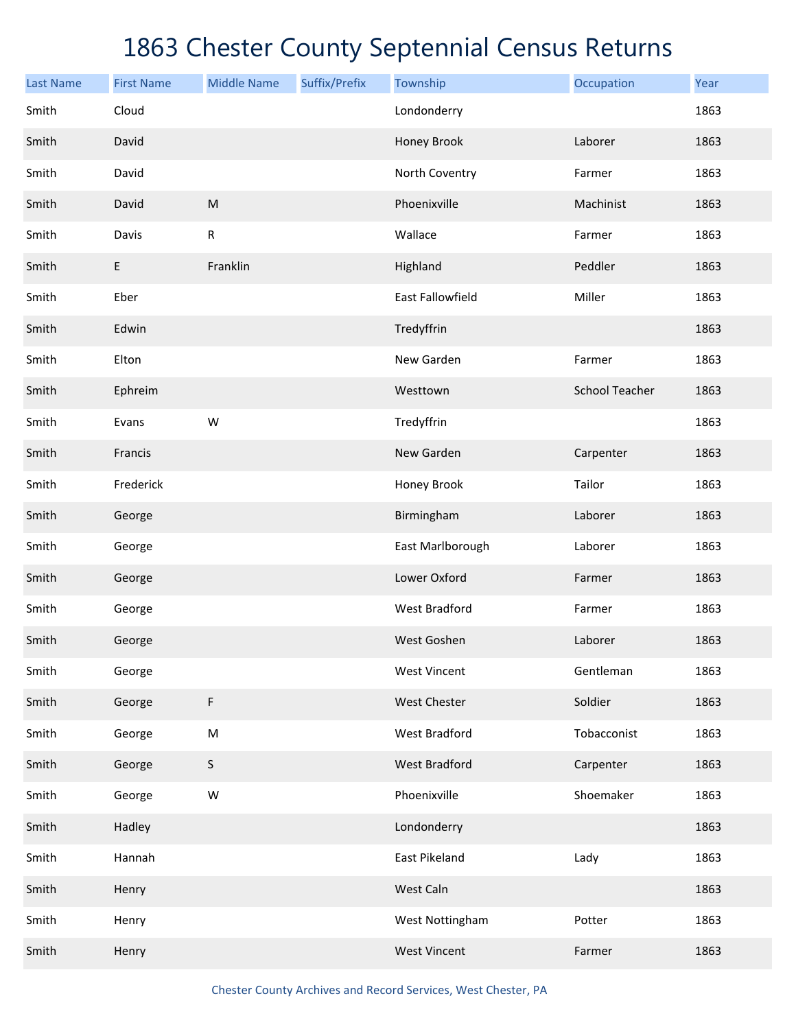# 1863 Chester County Septennial Census Returns

| Last Name | First Name | Middle Name | Suffix/Prefix | Township | Occupation | Year |
|---|---|---|---|---|---|---|
| Smith | Cloud | | | Londonderry | | 1863 |
| Smith | David | | | Honey Brook | Laborer | 1863 |
| Smith | David | | | North Coventry | Farmer | 1863 |
| Smith | David | M | | Phoenixville | Machinist | 1863 |
| Smith | Davis | R | | Wallace | Farmer | 1863 |
| Smith | E | Franklin | | Highland | Peddler | 1863 |
| Smith | Eber | | | East Fallowfield | Miller | 1863 |
| Smith | Edwin | | | Tredyffrin | | 1863 |
| Smith | Elton | | | New Garden | Farmer | 1863 |
| Smith | Ephreim | | | Westtown | School Teacher | 1863 |
| Smith | Evans | W | | Tredyffrin | | 1863 |
| Smith | Francis | | | New Garden | Carpenter | 1863 |
| Smith | Frederick | | | Honey Brook | Tailor | 1863 |
| Smith | George | | | Birmingham | Laborer | 1863 |
| Smith | George | | | East Marlborough | Laborer | 1863 |
| Smith | George | | | Lower Oxford | Farmer | 1863 |
| Smith | George | | | West Bradford | Farmer | 1863 |
| Smith | George | | | West Goshen | Laborer | 1863 |
| Smith | George | | | West Vincent | Gentleman | 1863 |
| Smith | George | F | | West Chester | Soldier | 1863 |
| Smith | George | M | | West Bradford | Tobacconist | 1863 |
| Smith | George | S | | West Bradford | Carpenter | 1863 |
| Smith | George | W | | Phoenixville | Shoemaker | 1863 |
| Smith | Hadley | | | Londonderry | | 1863 |
| Smith | Hannah | | | East Pikeland | Lady | 1863 |
| Smith | Henry | | | West Caln | | 1863 |
| Smith | Henry | | | West Nottingham | Potter | 1863 |
| Smith | Henry | | | West Vincent | Farmer | 1863 |

Chester County Archives and Record Services, West Chester, PA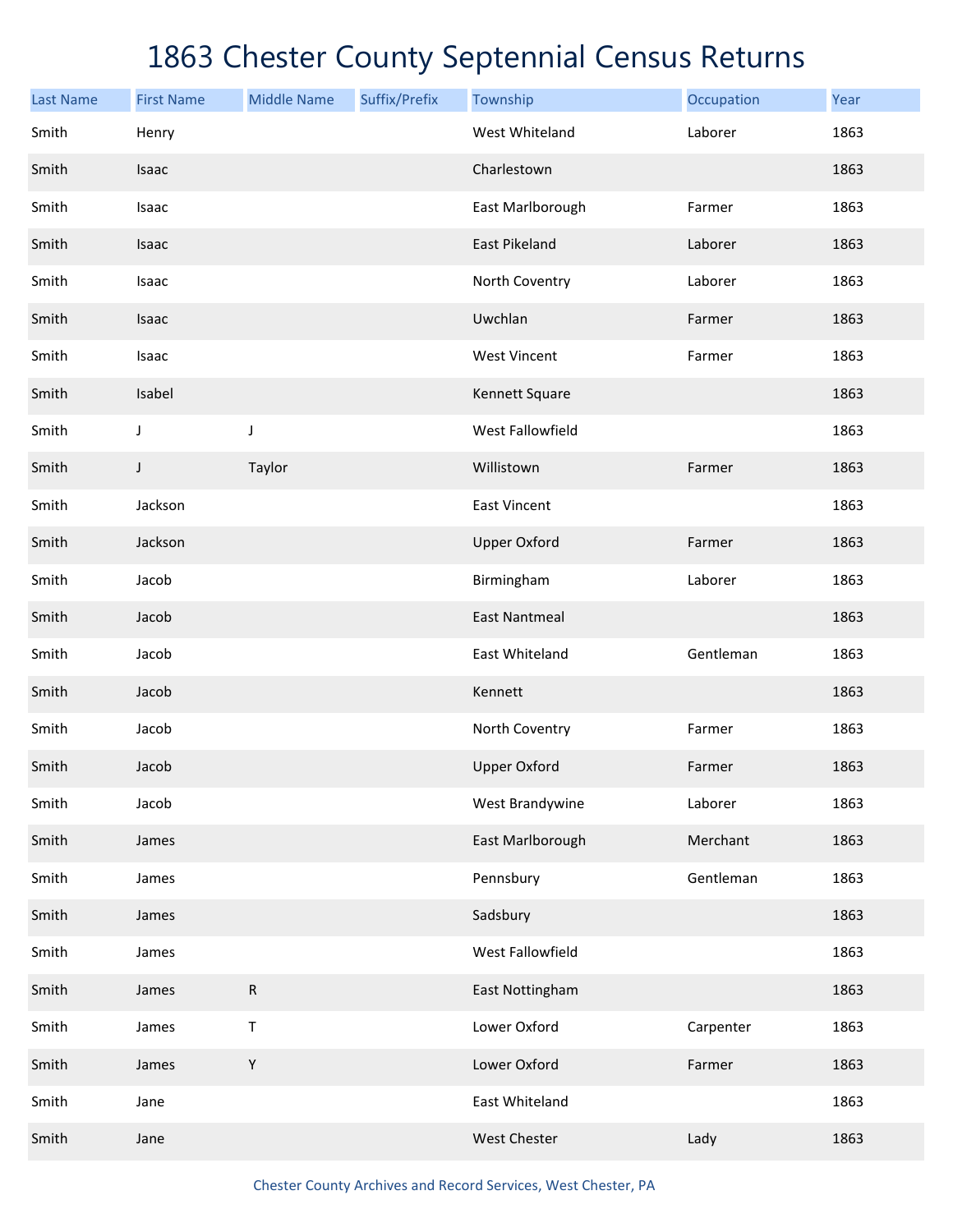# 1863 Chester County Septennial Census Returns

| Last Name | First Name | Middle Name | Suffix/Prefix | Township | Occupation | Year |
|---|---|---|---|---|---|---|
| Smith | Henry | | | West Whiteland | Laborer | 1863 |
| Smith | Isaac | | | Charlestown | | 1863 |
| Smith | Isaac | | | East Marlborough | Farmer | 1863 |
| Smith | Isaac | | | East Pikeland | Laborer | 1863 |
| Smith | Isaac | | | North Coventry | Laborer | 1863 |
| Smith | Isaac | | | Uwchlan | Farmer | 1863 |
| Smith | Isaac | | | West Vincent | Farmer | 1863 |
| Smith | Isabel | | | Kennett Square | | 1863 |
| Smith | J | J | | West Fallowfield | | 1863 |
| Smith | J | Taylor | | Willistown | Farmer | 1863 |
| Smith | Jackson | | | East Vincent | | 1863 |
| Smith | Jackson | | | Upper Oxford | Farmer | 1863 |
| Smith | Jacob | | | Birmingham | Laborer | 1863 |
| Smith | Jacob | | | East Nantmeal | | 1863 |
| Smith | Jacob | | | East Whiteland | Gentleman | 1863 |
| Smith | Jacob | | | Kennett | | 1863 |
| Smith | Jacob | | | North Coventry | Farmer | 1863 |
| Smith | Jacob | | | Upper Oxford | Farmer | 1863 |
| Smith | Jacob | | | West Brandywine | Laborer | 1863 |
| Smith | James | | | East Marlborough | Merchant | 1863 |
| Smith | James | | | Pennsbury | Gentleman | 1863 |
| Smith | James | | | Sadsbury | | 1863 |
| Smith | James | | | West Fallowfield | | 1863 |
| Smith | James | R | | East Nottingham | | 1863 |
| Smith | James | T | | Lower Oxford | Carpenter | 1863 |
| Smith | James | Y | | Lower Oxford | Farmer | 1863 |
| Smith | Jane | | | East Whiteland | | 1863 |
| Smith | Jane | | | West Chester | Lady | 1863 |

Chester County Archives and Record Services, West Chester, PA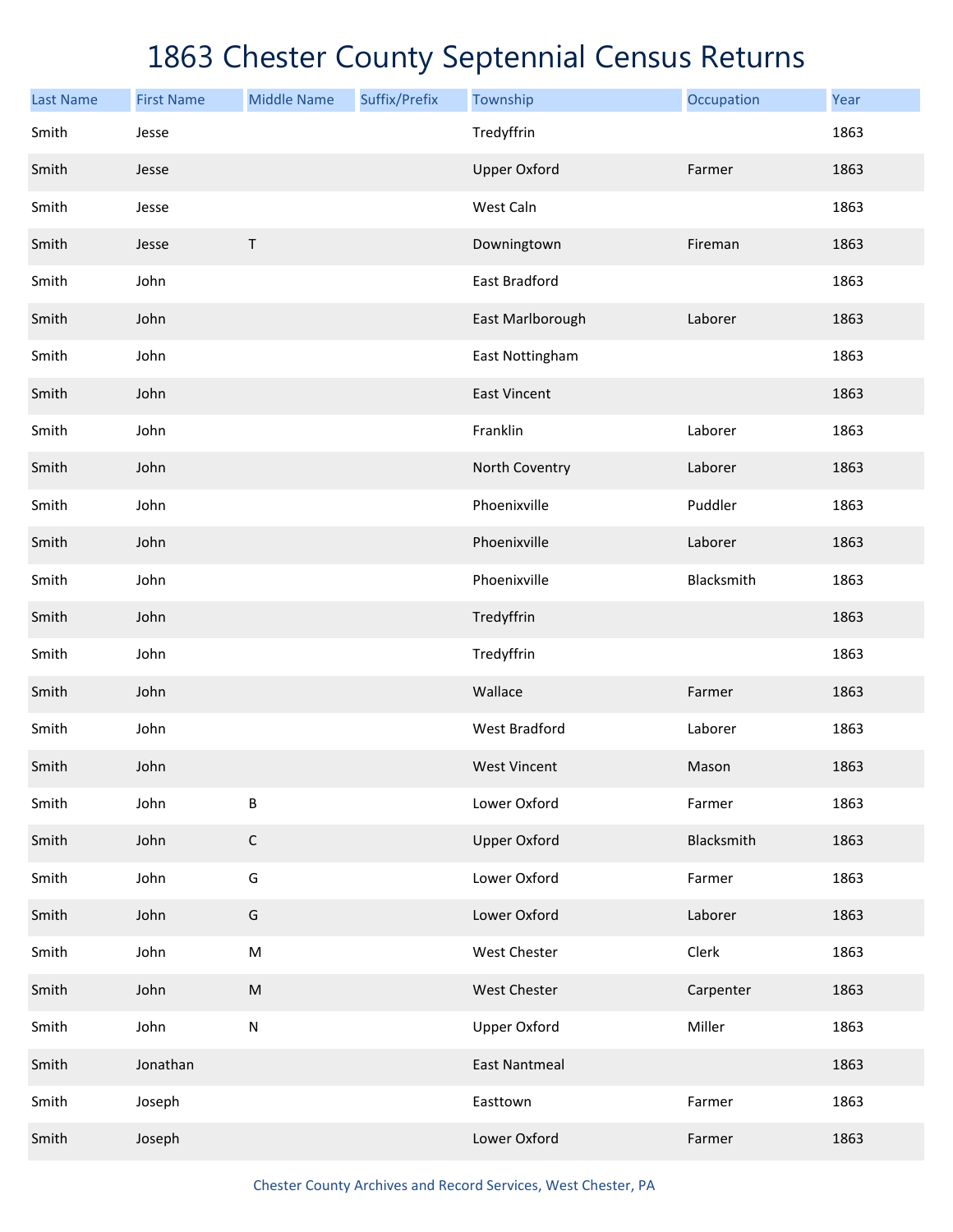# 1863 Chester County Septennial Census Returns

| Last Name | First Name | Middle Name | Suffix/Prefix | Township | Occupation | Year |
|---|---|---|---|---|---|---|
| Smith | Jesse | | | Tredyffrin | | 1863 |
| Smith | Jesse | | | Upper Oxford | Farmer | 1863 |
| Smith | Jesse | | | West Caln | | 1863 |
| Smith | Jesse | T | | Downingtown | Fireman | 1863 |
| Smith | John | | | East Bradford | | 1863 |
| Smith | John | | | East Marlborough | Laborer | 1863 |
| Smith | John | | | East Nottingham | | 1863 |
| Smith | John | | | East Vincent | | 1863 |
| Smith | John | | | Franklin | Laborer | 1863 |
| Smith | John | | | North Coventry | Laborer | 1863 |
| Smith | John | | | Phoenixville | Puddler | 1863 |
| Smith | John | | | Phoenixville | Laborer | 1863 |
| Smith | John | | | Phoenixville | Blacksmith | 1863 |
| Smith | John | | | Tredyffrin | | 1863 |
| Smith | John | | | Tredyffrin | | 1863 |
| Smith | John | | | Wallace | Farmer | 1863 |
| Smith | John | | | West Bradford | Laborer | 1863 |
| Smith | John | | | West Vincent | Mason | 1863 |
| Smith | John | B | | Lower Oxford | Farmer | 1863 |
| Smith | John | C | | Upper Oxford | Blacksmith | 1863 |
| Smith | John | G | | Lower Oxford | Farmer | 1863 |
| Smith | John | G | | Lower Oxford | Laborer | 1863 |
| Smith | John | M | | West Chester | Clerk | 1863 |
| Smith | John | M | | West Chester | Carpenter | 1863 |
| Smith | John | N | | Upper Oxford | Miller | 1863 |
| Smith | Jonathan | | | East Nantmeal | | 1863 |
| Smith | Joseph | | | Easttown | Farmer | 1863 |
| Smith | Joseph | | | Lower Oxford | Farmer | 1863 |

Chester County Archives and Record Services, West Chester, PA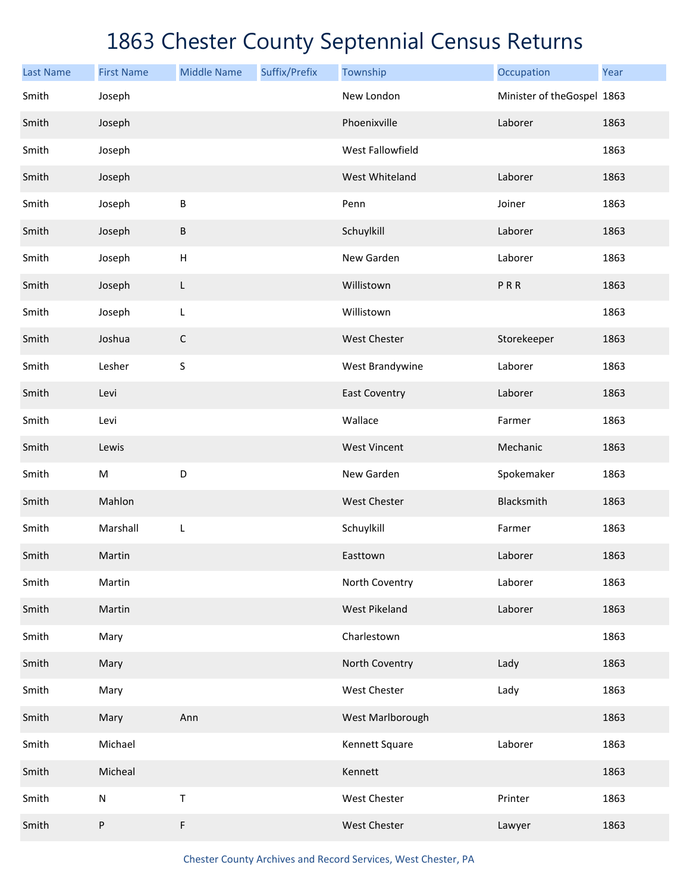# 1863 Chester County Septennial Census Returns

| Last Name | First Name | Middle Name | Suffix/Prefix | Township | Occupation | Year |
|---|---|---|---|---|---|---|
| Smith | Joseph | | | New London | Minister of theGospel | 1863 |
| Smith | Joseph | | | Phoenixville | Laborer | 1863 |
| Smith | Joseph | | | West Fallowfield | | 1863 |
| Smith | Joseph | | | West Whiteland | Laborer | 1863 |
| Smith | Joseph | B | | Penn | Joiner | 1863 |
| Smith | Joseph | B | | Schuylkill | Laborer | 1863 |
| Smith | Joseph | H | | New Garden | Laborer | 1863 |
| Smith | Joseph | L | | Willistown | P R R | 1863 |
| Smith | Joseph | L | | Willistown | | 1863 |
| Smith | Joshua | C | | West Chester | Storekeeper | 1863 |
| Smith | Lesher | S | | West Brandywine | Laborer | 1863 |
| Smith | Levi | | | East Coventry | Laborer | 1863 |
| Smith | Levi | | | Wallace | Farmer | 1863 |
| Smith | Lewis | | | West Vincent | Mechanic | 1863 |
| Smith | M | D | | New Garden | Spokemaker | 1863 |
| Smith | Mahlon | | | West Chester | Blacksmith | 1863 |
| Smith | Marshall | L | | Schuylkill | Farmer | 1863 |
| Smith | Martin | | | Easttown | Laborer | 1863 |
| Smith | Martin | | | North Coventry | Laborer | 1863 |
| Smith | Martin | | | West Pikeland | Laborer | 1863 |
| Smith | Mary | | | Charlestown | | 1863 |
| Smith | Mary | | | North Coventry | Lady | 1863 |
| Smith | Mary | | | West Chester | Lady | 1863 |
| Smith | Mary | Ann | | West Marlborough | | 1863 |
| Smith | Michael | | | Kennett Square | Laborer | 1863 |
| Smith | Micheal | | | Kennett | | 1863 |
| Smith | N | T | | West Chester | Printer | 1863 |
| Smith | P | F | | West Chester | Lawyer | 1863 |

Chester County Archives and Record Services, West Chester, PA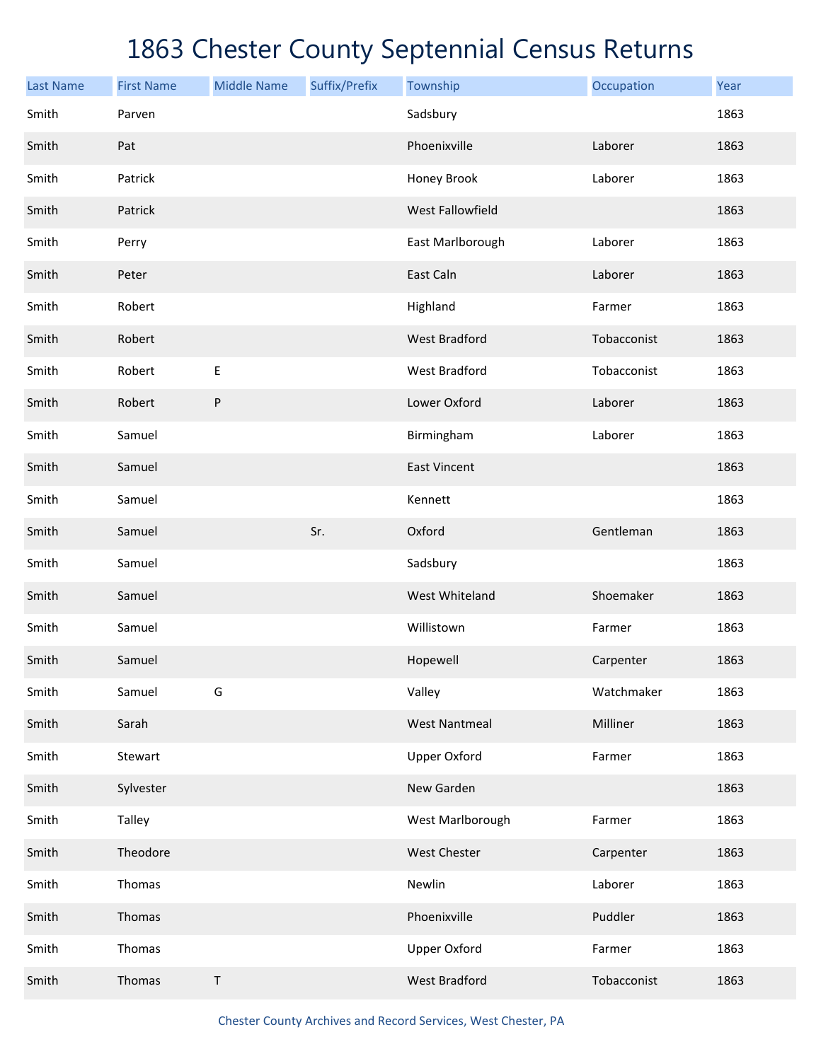# 1863 Chester County Septennial Census Returns

| Last Name | First Name | Middle Name | Suffix/Prefix | Township | Occupation | Year |
|---|---|---|---|---|---|---|
| Smith | Parven | | | Sadsbury | | 1863 |
| Smith | Pat | | | Phoenixville | Laborer | 1863 |
| Smith | Patrick | | | Honey Brook | Laborer | 1863 |
| Smith | Patrick | | | West Fallowfield | | 1863 |
| Smith | Perry | | | East Marlborough | Laborer | 1863 |
| Smith | Peter | | | East Caln | Laborer | 1863 |
| Smith | Robert | | | Highland | Farmer | 1863 |
| Smith | Robert | | | West Bradford | Tobacconist | 1863 |
| Smith | Robert | E | | West Bradford | Tobacconist | 1863 |
| Smith | Robert | P | | Lower Oxford | Laborer | 1863 |
| Smith | Samuel | | | Birmingham | Laborer | 1863 |
| Smith | Samuel | | | East Vincent | | 1863 |
| Smith | Samuel | | | Kennett | | 1863 |
| Smith | Samuel | | Sr. | Oxford | Gentleman | 1863 |
| Smith | Samuel | | | Sadsbury | | 1863 |
| Smith | Samuel | | | West Whiteland | Shoemaker | 1863 |
| Smith | Samuel | | | Willistown | Farmer | 1863 |
| Smith | Samuel | | | Hopewell | Carpenter | 1863 |
| Smith | Samuel | G | | Valley | Watchmaker | 1863 |
| Smith | Sarah | | | West Nantmeal | Milliner | 1863 |
| Smith | Stewart | | | Upper Oxford | Farmer | 1863 |
| Smith | Sylvester | | | New Garden | | 1863 |
| Smith | Talley | | | West Marlborough | Farmer | 1863 |
| Smith | Theodore | | | West Chester | Carpenter | 1863 |
| Smith | Thomas | | | Newlin | Laborer | 1863 |
| Smith | Thomas | | | Phoenixville | Puddler | 1863 |
| Smith | Thomas | | | Upper Oxford | Farmer | 1863 |
| Smith | Thomas | T | | West Bradford | Tobacconist | 1863 |

Chester County Archives and Record Services, West Chester, PA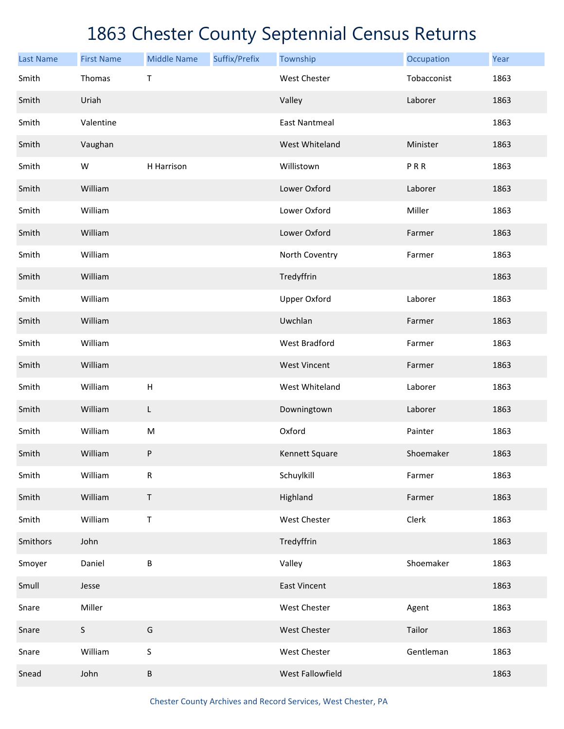# 1863 Chester County Septennial Census Returns

| Last Name | First Name | Middle Name | Suffix/Prefix | Township | Occupation | Year |
|---|---|---|---|---|---|---|
| Smith | Thomas | T | | West Chester | Tobacconist | 1863 |
| Smith | Uriah | | | Valley | Laborer | 1863 |
| Smith | Valentine | | | East Nantmeal | | 1863 |
| Smith | Vaughan | | | West Whiteland | Minister | 1863 |
| Smith | W | H Harrison | | Willistown | P R R | 1863 |
| Smith | William | | | Lower Oxford | Laborer | 1863 |
| Smith | William | | | Lower Oxford | Miller | 1863 |
| Smith | William | | | Lower Oxford | Farmer | 1863 |
| Smith | William | | | North Coventry | Farmer | 1863 |
| Smith | William | | | Tredyffrin | | 1863 |
| Smith | William | | | Upper Oxford | Laborer | 1863 |
| Smith | William | | | Uwchlan | Farmer | 1863 |
| Smith | William | | | West Bradford | Farmer | 1863 |
| Smith | William | | | West Vincent | Farmer | 1863 |
| Smith | William | H | | West Whiteland | Laborer | 1863 |
| Smith | William | L | | Downingtown | Laborer | 1863 |
| Smith | William | M | | Oxford | Painter | 1863 |
| Smith | William | P | | Kennett Square | Shoemaker | 1863 |
| Smith | William | R | | Schuylkill | Farmer | 1863 |
| Smith | William | T | | Highland | Farmer | 1863 |
| Smith | William | T | | West Chester | Clerk | 1863 |
| Smithors | John | | | Tredyffrin | | 1863 |
| Smoyer | Daniel | B | | Valley | Shoemaker | 1863 |
| Smull | Jesse | | | East Vincent | | 1863 |
| Snare | Miller | | | West Chester | Agent | 1863 |
| Snare | S | G | | West Chester | Tailor | 1863 |
| Snare | William | S | | West Chester | Gentleman | 1863 |
| Snead | John | B | | West Fallowfield | | 1863 |

Chester County Archives and Record Services, West Chester, PA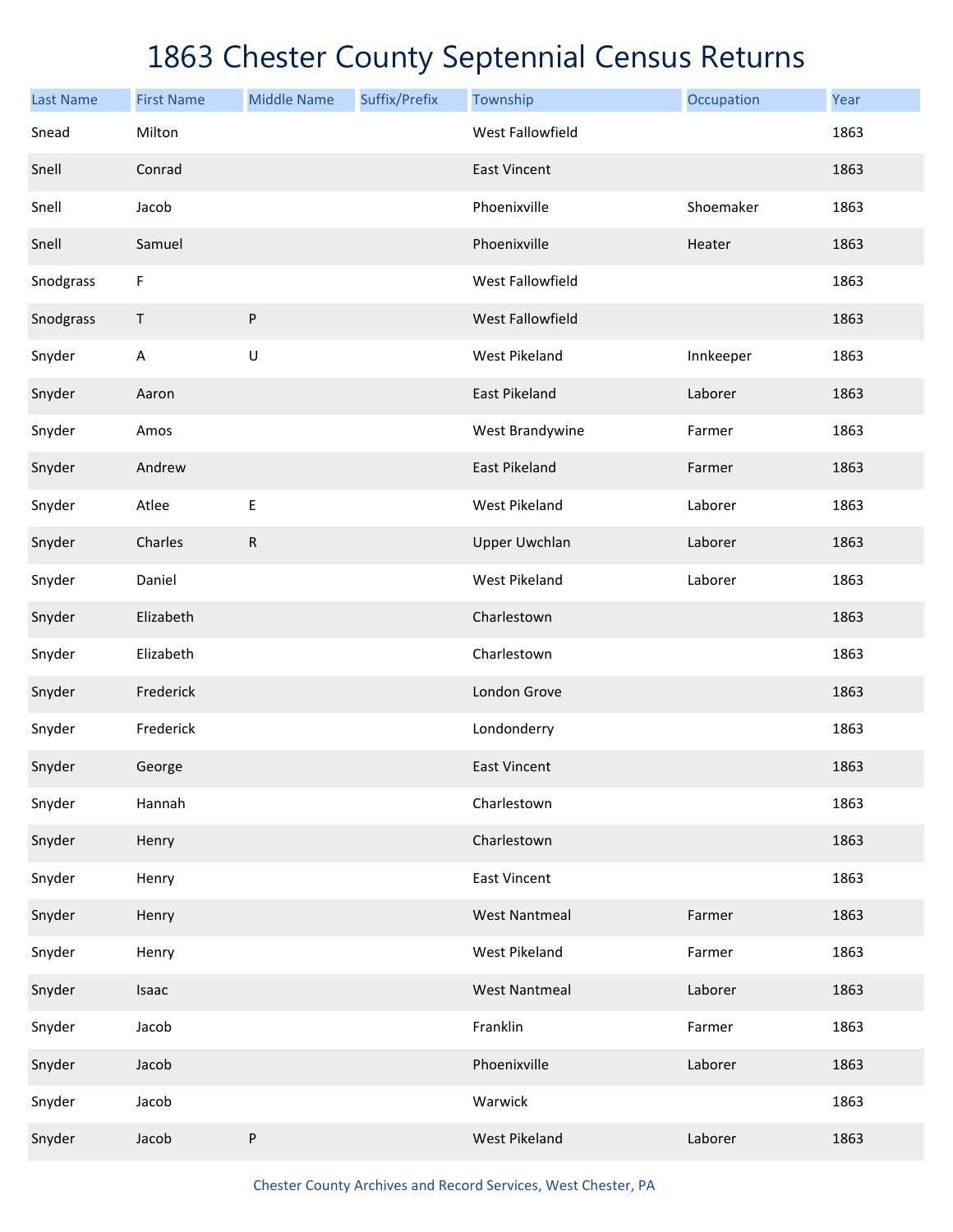# 1863 Chester County Septennial Census Returns

| Last Name | First Name | Middle Name | Suffix/Prefix | Township | Occupation | Year |
|---|---|---|---|---|---|---|
| Snead | Milton | | | West Fallowfield | | 1863 |
| Snell | Conrad | | | East Vincent | | 1863 |
| Snell | Jacob | | | Phoenixville | Shoemaker | 1863 |
| Snell | Samuel | | | Phoenixville | Heater | 1863 |
| Snodgrass | F | | | West Fallowfield | | 1863 |
| Snodgrass | T | P | | West Fallowfield | | 1863 |
| Snyder | A | U | | West Pikeland | Innkeeper | 1863 |
| Snyder | Aaron | | | East Pikeland | Laborer | 1863 |
| Snyder | Amos | | | West Brandywine | Farmer | 1863 |
| Snyder | Andrew | | | East Pikeland | Farmer | 1863 |
| Snyder | Atlee | E | | West Pikeland | Laborer | 1863 |
| Snyder | Charles | R | | Upper Uwchlan | Laborer | 1863 |
| Snyder | Daniel | | | West Pikeland | Laborer | 1863 |
| Snyder | Elizabeth | | | Charlestown | | 1863 |
| Snyder | Elizabeth | | | Charlestown | | 1863 |
| Snyder | Frederick | | | London Grove | | 1863 |
| Snyder | Frederick | | | Londonderry | | 1863 |
| Snyder | George | | | East Vincent | | 1863 |
| Snyder | Hannah | | | Charlestown | | 1863 |
| Snyder | Henry | | | Charlestown | | 1863 |
| Snyder | Henry | | | East Vincent | | 1863 |
| Snyder | Henry | | | West Nantmeal | Farmer | 1863 |
| Snyder | Henry | | | West Pikeland | Farmer | 1863 |
| Snyder | Isaac | | | West Nantmeal | Laborer | 1863 |
| Snyder | Jacob | | | Franklin | Farmer | 1863 |
| Snyder | Jacob | | | Phoenixville | Laborer | 1863 |
| Snyder | Jacob | | | Warwick | | 1863 |
| Snyder | Jacob | P | | West Pikeland | Laborer | 1863 |

Chester County Archives and Record Services, West Chester, PA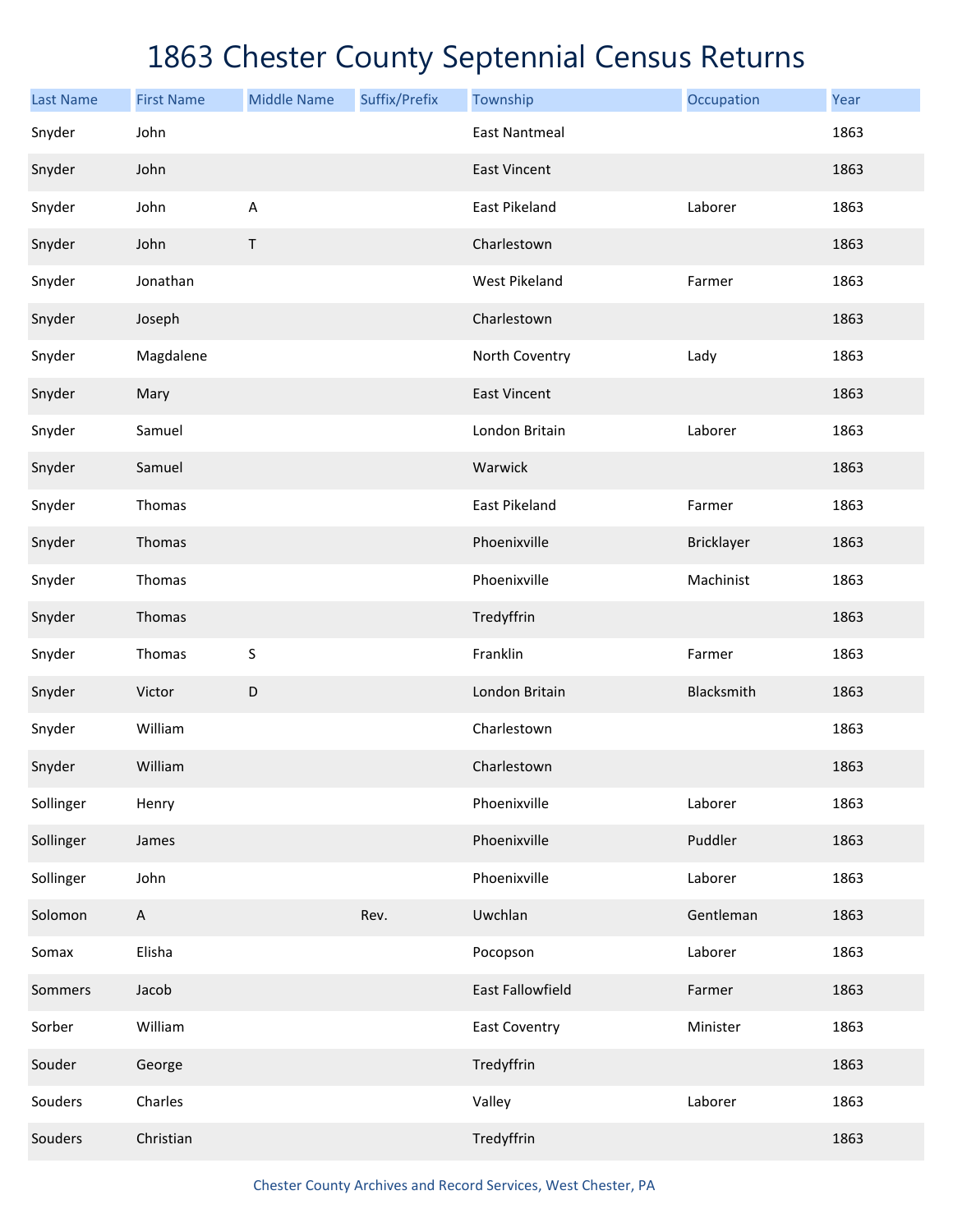# 1863 Chester County Septennial Census Returns

| Last Name | First Name | Middle Name | Suffix/Prefix | Township | Occupation | Year |
|---|---|---|---|---|---|---|
| Snyder | John | | | East Nantmeal | | 1863 |
| Snyder | John | | | East Vincent | | 1863 |
| Snyder | John | A | | East Pikeland | Laborer | 1863 |
| Snyder | John | T | | Charlestown | | 1863 |
| Snyder | Jonathan | | | West Pikeland | Farmer | 1863 |
| Snyder | Joseph | | | Charlestown | | 1863 |
| Snyder | Magdalene | | | North Coventry | Lady | 1863 |
| Snyder | Mary | | | East Vincent | | 1863 |
| Snyder | Samuel | | | London Britain | Laborer | 1863 |
| Snyder | Samuel | | | Warwick | | 1863 |
| Snyder | Thomas | | | East Pikeland | Farmer | 1863 |
| Snyder | Thomas | | | Phoenixville | Bricklayer | 1863 |
| Snyder | Thomas | | | Phoenixville | Machinist | 1863 |
| Snyder | Thomas | | | Tredyffrin | | 1863 |
| Snyder | Thomas | S | | Franklin | Farmer | 1863 |
| Snyder | Victor | D | | London Britain | Blacksmith | 1863 |
| Snyder | William | | | Charlestown | | 1863 |
| Snyder | William | | | Charlestown | | 1863 |
| Sollinger | Henry | | | Phoenixville | Laborer | 1863 |
| Sollinger | James | | | Phoenixville | Puddler | 1863 |
| Sollinger | John | | | Phoenixville | Laborer | 1863 |
| Solomon | A | | Rev. | Uwchlan | Gentleman | 1863 |
| Somax | Elisha | | | Pocopson | Laborer | 1863 |
| Sommers | Jacob | | | East Fallowfield | Farmer | 1863 |
| Sorber | William | | | East Coventry | Minister | 1863 |
| Souder | George | | | Tredyffrin | | 1863 |
| Souders | Charles | | | Valley | Laborer | 1863 |
| Souders | Christian | | | Tredyffrin | | 1863 |

Chester County Archives and Record Services, West Chester, PA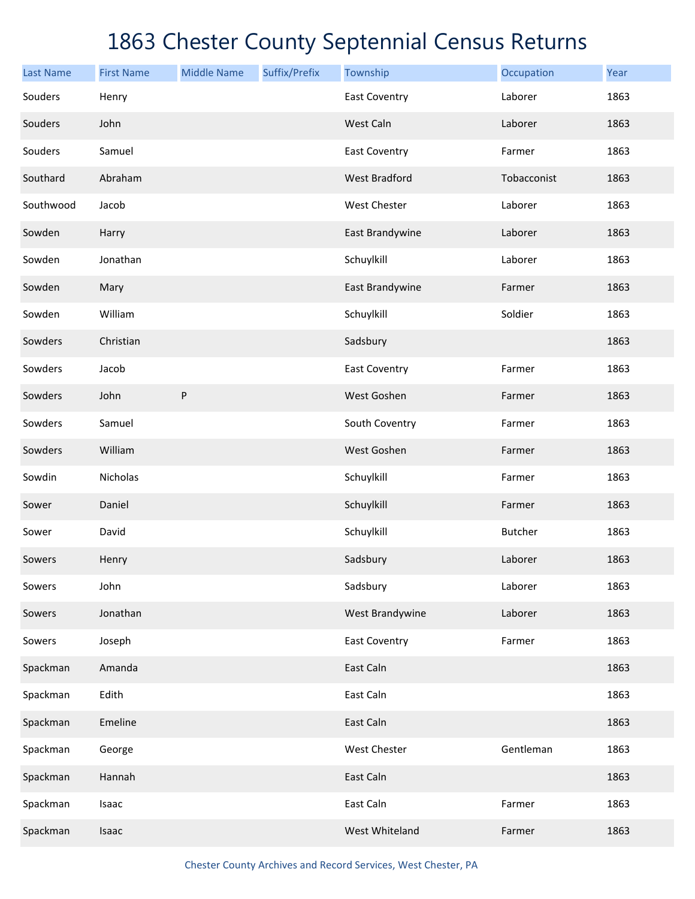# 1863 Chester County Septennial Census Returns

| Last Name | First Name | Middle Name | Suffix/Prefix | Township | Occupation | Year |
|---|---|---|---|---|---|---|
| Souders | Henry | | | East Coventry | Laborer | 1863 |
| Souders | John | | | West Caln | Laborer | 1863 |
| Souders | Samuel | | | East Coventry | Farmer | 1863 |
| Southard | Abraham | | | West Bradford | Tobacconist | 1863 |
| Southwood | Jacob | | | West Chester | Laborer | 1863 |
| Sowden | Harry | | | East Brandywine | Laborer | 1863 |
| Sowden | Jonathan | | | Schuylkill | Laborer | 1863 |
| Sowden | Mary | | | East Brandywine | Farmer | 1863 |
| Sowden | William | | | Schuylkill | Soldier | 1863 |
| Sowders | Christian | | | Sadsbury | | 1863 |
| Sowders | Jacob | | | East Coventry | Farmer | 1863 |
| Sowders | John | P | | West Goshen | Farmer | 1863 |
| Sowders | Samuel | | | South Coventry | Farmer | 1863 |
| Sowders | William | | | West Goshen | Farmer | 1863 |
| Sowdin | Nicholas | | | Schuylkill | Farmer | 1863 |
| Sower | Daniel | | | Schuylkill | Farmer | 1863 |
| Sower | David | | | Schuylkill | Butcher | 1863 |
| Sowers | Henry | | | Sadsbury | Laborer | 1863 |
| Sowers | John | | | Sadsbury | Laborer | 1863 |
| Sowers | Jonathan | | | West Brandywine | Laborer | 1863 |
| Sowers | Joseph | | | East Coventry | Farmer | 1863 |
| Spackman | Amanda | | | East Caln | | 1863 |
| Spackman | Edith | | | East Caln | | 1863 |
| Spackman | Emeline | | | East Caln | | 1863 |
| Spackman | George | | | West Chester | Gentleman | 1863 |
| Spackman | Hannah | | | East Caln | | 1863 |
| Spackman | Isaac | | | East Caln | Farmer | 1863 |
| Spackman | Isaac | | | West Whiteland | Farmer | 1863 |

Chester County Archives and Record Services, West Chester, PA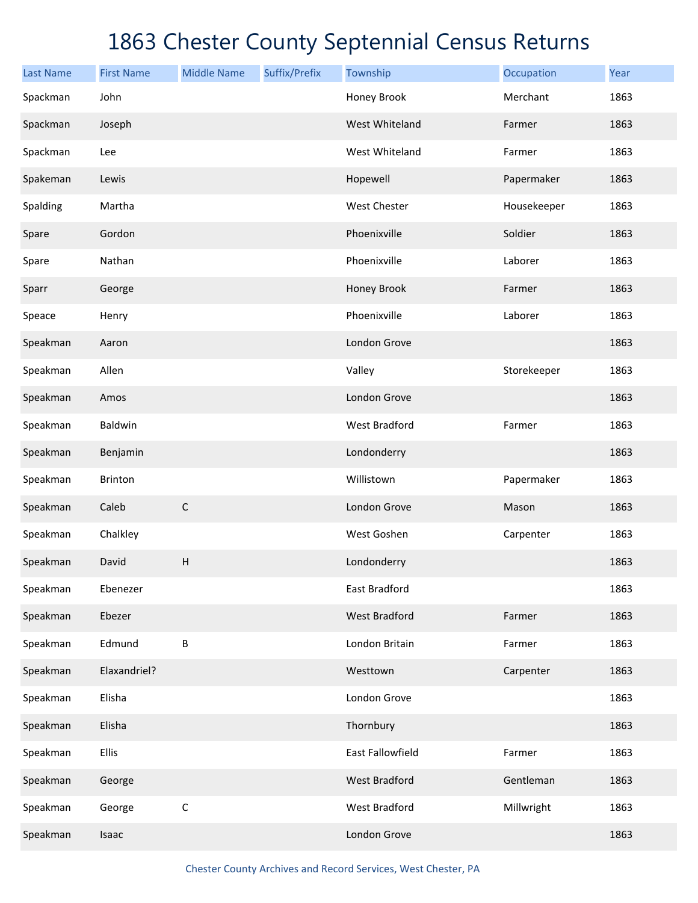# 1863 Chester County Septennial Census Returns

| Last Name | First Name | Middle Name | Suffix/Prefix | Township | Occupation | Year |
|---|---|---|---|---|---|---|
| Spackman | John | | | Honey Brook | Merchant | 1863 |
| Spackman | Joseph | | | West Whiteland | Farmer | 1863 |
| Spackman | Lee | | | West Whiteland | Farmer | 1863 |
| Spakeman | Lewis | | | Hopewell | Papermaker | 1863 |
| Spalding | Martha | | | West Chester | Housekeeper | 1863 |
| Spare | Gordon | | | Phoenixville | Soldier | 1863 |
| Spare | Nathan | | | Phoenixville | Laborer | 1863 |
| Sparr | George | | | Honey Brook | Farmer | 1863 |
| Speace | Henry | | | Phoenixville | Laborer | 1863 |
| Speakman | Aaron | | | London Grove | | 1863 |
| Speakman | Allen | | | Valley | Storekeeper | 1863 |
| Speakman | Amos | | | London Grove | | 1863 |
| Speakman | Baldwin | | | West Bradford | Farmer | 1863 |
| Speakman | Benjamin | | | Londonderry | | 1863 |
| Speakman | Brinton | | | Willistown | Papermaker | 1863 |
| Speakman | Caleb | C | | London Grove | Mason | 1863 |
| Speakman | Chalkley | | | West Goshen | Carpenter | 1863 |
| Speakman | David | H | | Londonderry | | 1863 |
| Speakman | Ebenezer | | | East Bradford | | 1863 |
| Speakman | Ebezer | | | West Bradford | Farmer | 1863 |
| Speakman | Edmund | B | | London Britain | Farmer | 1863 |
| Speakman | Elaxandriel? | | | Westtown | Carpenter | 1863 |
| Speakman | Elisha | | | London Grove | | 1863 |
| Speakman | Elisha | | | Thornbury | | 1863 |
| Speakman | Ellis | | | East Fallowfield | Farmer | 1863 |
| Speakman | George | | | West Bradford | Gentleman | 1863 |
| Speakman | George | C | | West Bradford | Millwright | 1863 |
| Speakman | Isaac | | | London Grove | | 1863 |

Chester County Archives and Record Services, West Chester, PA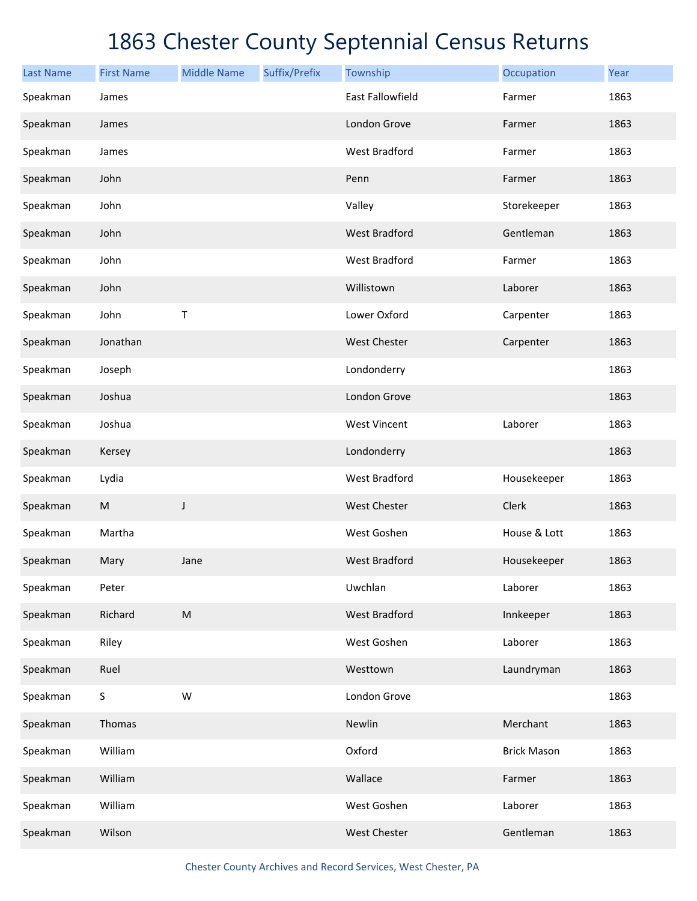# 1863 Chester County Septennial Census Returns

| Last Name | First Name | Middle Name | Suffix/Prefix | Township | Occupation | Year |
|---|---|---|---|---|---|---|
| Speakman | James | | | East Fallowfield | Farmer | 1863 |
| Speakman | James | | | London Grove | Farmer | 1863 |
| Speakman | James | | | West Bradford | Farmer | 1863 |
| Speakman | John | | | Penn | Farmer | 1863 |
| Speakman | John | | | Valley | Storekeeper | 1863 |
| Speakman | John | | | West Bradford | Gentleman | 1863 |
| Speakman | John | | | West Bradford | Farmer | 1863 |
| Speakman | John | | | Willistown | Laborer | 1863 |
| Speakman | John | T | | Lower Oxford | Carpenter | 1863 |
| Speakman | Jonathan | | | West Chester | Carpenter | 1863 |
| Speakman | Joseph | | | Londonderry | | 1863 |
| Speakman | Joshua | | | London Grove | | 1863 |
| Speakman | Joshua | | | West Vincent | Laborer | 1863 |
| Speakman | Kersey | | | Londonderry | | 1863 |
| Speakman | Lydia | | | West Bradford | Housekeeper | 1863 |
| Speakman | M | J | | West Chester | Clerk | 1863 |
| Speakman | Martha | | | West Goshen | House & Lott | 1863 |
| Speakman | Mary | Jane | | West Bradford | Housekeeper | 1863 |
| Speakman | Peter | | | Uwchlan | Laborer | 1863 |
| Speakman | Richard | M | | West Bradford | Innkeeper | 1863 |
| Speakman | Riley | | | West Goshen | Laborer | 1863 |
| Speakman | Ruel | | | Westtown | Laundryman | 1863 |
| Speakman | S | W | | London Grove | | 1863 |
| Speakman | Thomas | | | Newlin | Merchant | 1863 |
| Speakman | William | | | Oxford | Brick Mason | 1863 |
| Speakman | William | | | Wallace | Farmer | 1863 |
| Speakman | William | | | West Goshen | Laborer | 1863 |
| Speakman | Wilson | | | West Chester | Gentleman | 1863 |

Chester County Archives and Record Services, West Chester, PA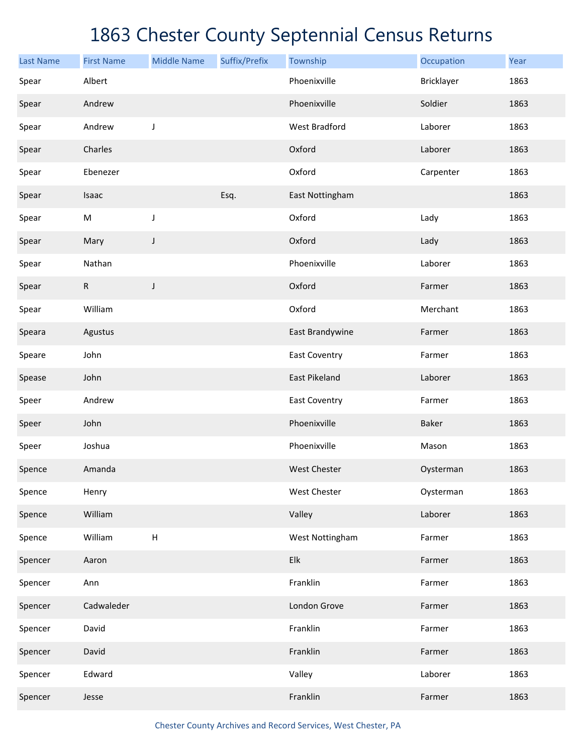# 1863 Chester County Septennial Census Returns

| Last Name | First Name | Middle Name | Suffix/Prefix | Township | Occupation | Year |
|---|---|---|---|---|---|---|
| Spear | Albert | | | Phoenixville | Bricklayer | 1863 |
| Spear | Andrew | | | Phoenixville | Soldier | 1863 |
| Spear | Andrew | J | | West Bradford | Laborer | 1863 |
| Spear | Charles | | | Oxford | Laborer | 1863 |
| Spear | Ebenezer | | | Oxford | Carpenter | 1863 |
| Spear | Isaac | | Esq. | East Nottingham | | 1863 |
| Spear | M | J | | Oxford | Lady | 1863 |
| Spear | Mary | J | | Oxford | Lady | 1863 |
| Spear | Nathan | | | Phoenixville | Laborer | 1863 |
| Spear | R | J | | Oxford | Farmer | 1863 |
| Spear | William | | | Oxford | Merchant | 1863 |
| Speara | Agustus | | | East Brandywine | Farmer | 1863 |
| Speare | John | | | East Coventry | Farmer | 1863 |
| Spease | John | | | East Pikeland | Laborer | 1863 |
| Speer | Andrew | | | East Coventry | Farmer | 1863 |
| Speer | John | | | Phoenixville | Baker | 1863 |
| Speer | Joshua | | | Phoenixville | Mason | 1863 |
| Spence | Amanda | | | West Chester | Oysterman | 1863 |
| Spence | Henry | | | West Chester | Oysterman | 1863 |
| Spence | William | | | Valley | Laborer | 1863 |
| Spence | William | H | | West Nottingham | Farmer | 1863 |
| Spencer | Aaron | | | Elk | Farmer | 1863 |
| Spencer | Ann | | | Franklin | Farmer | 1863 |
| Spencer | Cadwaleder | | | London Grove | Farmer | 1863 |
| Spencer | David | | | Franklin | Farmer | 1863 |
| Spencer | David | | | Franklin | Farmer | 1863 |
| Spencer | Edward | | | Valley | Laborer | 1863 |
| Spencer | Jesse | | | Franklin | Farmer | 1863 |

Chester County Archives and Record Services, West Chester, PA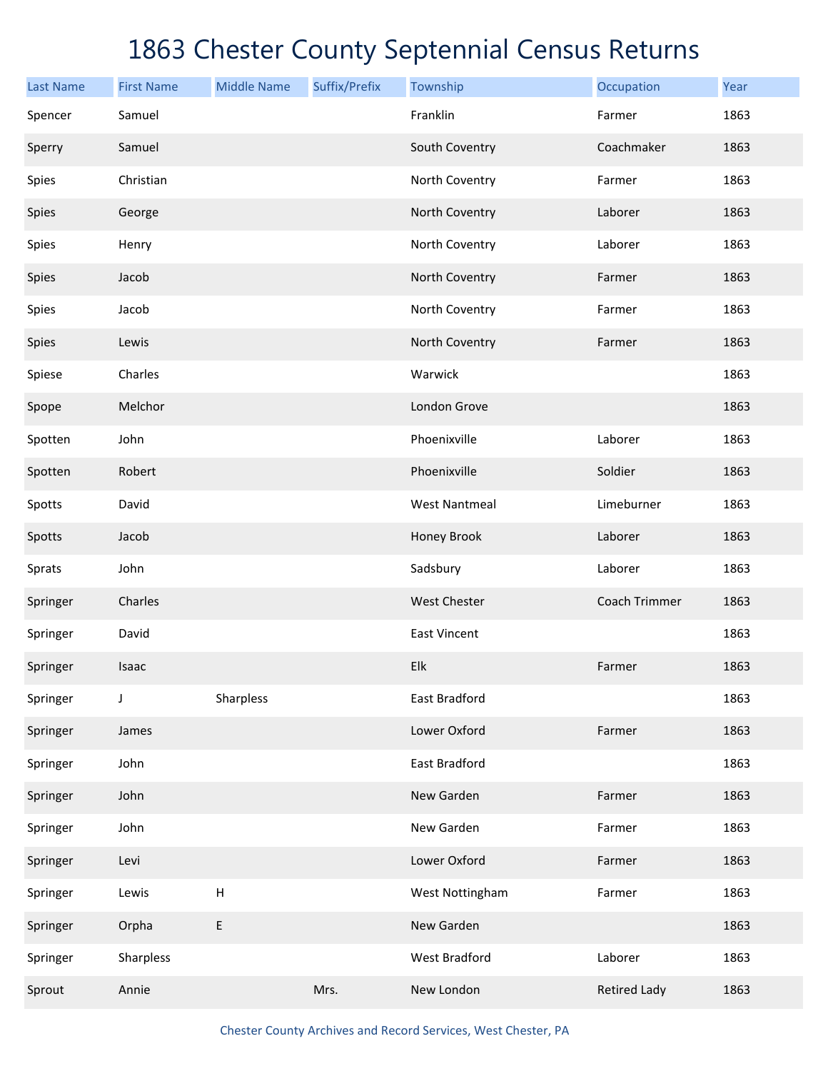# 1863 Chester County Septennial Census Returns

| Last Name | First Name | Middle Name | Suffix/Prefix | Township | Occupation | Year |
|---|---|---|---|---|---|---|
| Spencer | Samuel | | | Franklin | Farmer | 1863 |
| Sperry | Samuel | | | South Coventry | Coachmaker | 1863 |
| Spies | Christian | | | North Coventry | Farmer | 1863 |
| Spies | George | | | North Coventry | Laborer | 1863 |
| Spies | Henry | | | North Coventry | Laborer | 1863 |
| Spies | Jacob | | | North Coventry | Farmer | 1863 |
| Spies | Jacob | | | North Coventry | Farmer | 1863 |
| Spies | Lewis | | | North Coventry | Farmer | 1863 |
| Spiese | Charles | | | Warwick | | 1863 |
| Spope | Melchor | | | London Grove | | 1863 |
| Spotten | John | | | Phoenixville | Laborer | 1863 |
| Spotten | Robert | | | Phoenixville | Soldier | 1863 |
| Spotts | David | | | West Nantmeal | Limeburner | 1863 |
| Spotts | Jacob | | | Honey Brook | Laborer | 1863 |
| Sprats | John | | | Sadsbury | Laborer | 1863 |
| Springer | Charles | | | West Chester | Coach Trimmer | 1863 |
| Springer | David | | | East Vincent | | 1863 |
| Springer | Isaac | | | Elk | Farmer | 1863 |
| Springer | J | Sharpless | | East Bradford | | 1863 |
| Springer | James | | | Lower Oxford | Farmer | 1863 |
| Springer | John | | | East Bradford | | 1863 |
| Springer | John | | | New Garden | Farmer | 1863 |
| Springer | John | | | New Garden | Farmer | 1863 |
| Springer | Levi | | | Lower Oxford | Farmer | 1863 |
| Springer | Lewis | H | | West Nottingham | Farmer | 1863 |
| Springer | Orpha | E | | New Garden | | 1863 |
| Springer | Sharpless | | | West Bradford | Laborer | 1863 |
| Sprout | Annie | | Mrs. | New London | Retired Lady | 1863 |

Chester County Archives and Record Services, West Chester, PA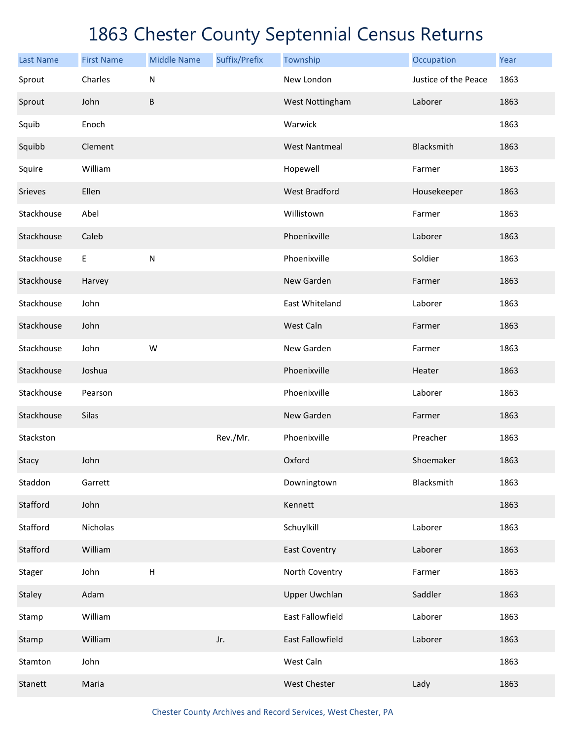# 1863 Chester County Septennial Census Returns

| Last Name | First Name | Middle Name | Suffix/Prefix | Township | Occupation | Year |
|---|---|---|---|---|---|---|
| Sprout | Charles | N | | New London | Justice of the Peace | 1863 |
| Sprout | John | B | | West Nottingham | Laborer | 1863 |
| Squib | Enoch | | | Warwick | | 1863 |
| Squibb | Clement | | | West Nantmeal | Blacksmith | 1863 |
| Squire | William | | | Hopewell | Farmer | 1863 |
| Srieves | Ellen | | | West Bradford | Housekeeper | 1863 |
| Stackhouse | Abel | | | Willistown | Farmer | 1863 |
| Stackhouse | Caleb | | | Phoenixville | Laborer | 1863 |
| Stackhouse | E | N | | Phoenixville | Soldier | 1863 |
| Stackhouse | Harvey | | | New Garden | Farmer | 1863 |
| Stackhouse | John | | | East Whiteland | Laborer | 1863 |
| Stackhouse | John | | | West Caln | Farmer | 1863 |
| Stackhouse | John | W | | New Garden | Farmer | 1863 |
| Stackhouse | Joshua | | | Phoenixville | Heater | 1863 |
| Stackhouse | Pearson | | | Phoenixville | Laborer | 1863 |
| Stackhouse | Silas | | | New Garden | Farmer | 1863 |
| Stackston | | | Rev./Mr. | Phoenixville | Preacher | 1863 |
| Stacy | John | | | Oxford | Shoemaker | 1863 |
| Staddon | Garrett | | | Downingtown | Blacksmith | 1863 |
| Stafford | John | | | Kennett | | 1863 |
| Stafford | Nicholas | | | Schuylkill | Laborer | 1863 |
| Stafford | William | | | East Coventry | Laborer | 1863 |
| Stager | John | H | | North Coventry | Farmer | 1863 |
| Staley | Adam | | | Upper Uwchlan | Saddler | 1863 |
| Stamp | William | | | East Fallowfield | Laborer | 1863 |
| Stamp | William | | Jr. | East Fallowfield | Laborer | 1863 |
| Stamton | John | | | West Caln | | 1863 |
| Stanett | Maria | | | West Chester | Lady | 1863 |

Chester County Archives and Record Services, West Chester, PA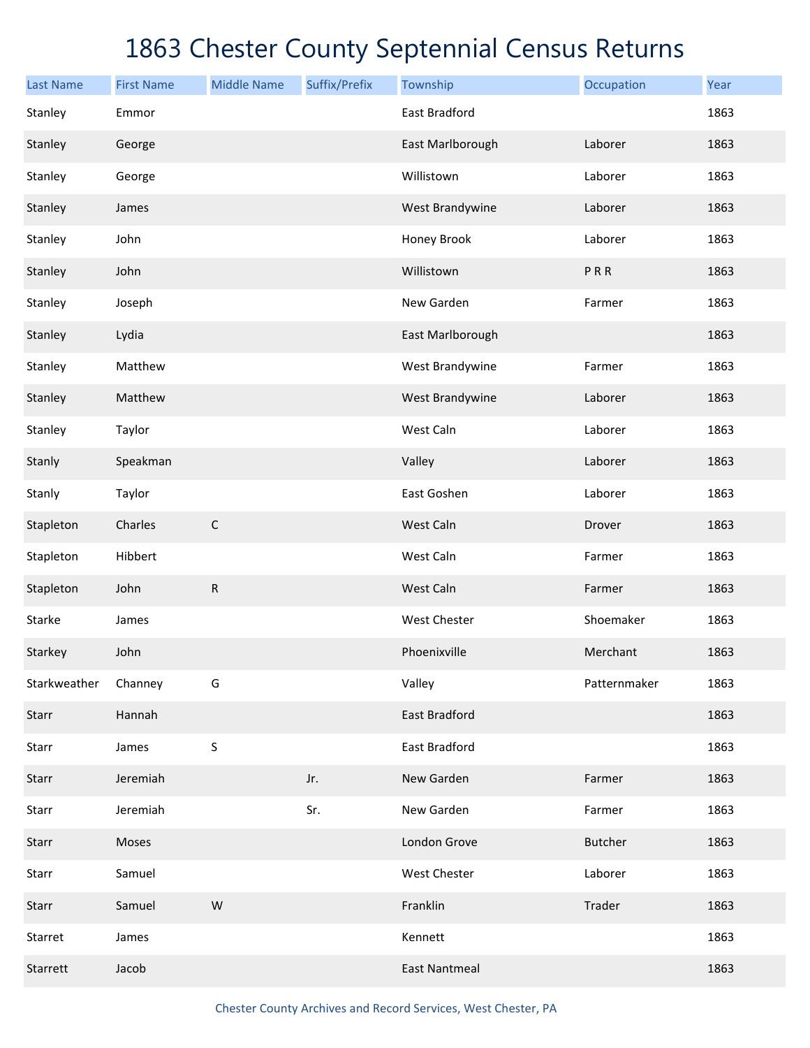# 1863 Chester County Septennial Census Returns

| Last Name | First Name | Middle Name | Suffix/Prefix | Township | Occupation | Year |
|---|---|---|---|---|---|---|
| Stanley | Emmor | | | East Bradford | | 1863 |
| Stanley | George | | | East Marlborough | Laborer | 1863 |
| Stanley | George | | | Willistown | Laborer | 1863 |
| Stanley | James | | | West Brandywine | Laborer | 1863 |
| Stanley | John | | | Honey Brook | Laborer | 1863 |
| Stanley | John | | | Willistown | P R R | 1863 |
| Stanley | Joseph | | | New Garden | Farmer | 1863 |
| Stanley | Lydia | | | East Marlborough | | 1863 |
| Stanley | Matthew | | | West Brandywine | Farmer | 1863 |
| Stanley | Matthew | | | West Brandywine | Laborer | 1863 |
| Stanley | Taylor | | | West Caln | Laborer | 1863 |
| Stanly | Speakman | | | Valley | Laborer | 1863 |
| Stanly | Taylor | | | East Goshen | Laborer | 1863 |
| Stapleton | Charles | C | | West Caln | Drover | 1863 |
| Stapleton | Hibbert | | | West Caln | Farmer | 1863 |
| Stapleton | John | R | | West Caln | Farmer | 1863 |
| Starke | James | | | West Chester | Shoemaker | 1863 |
| Starkey | John | | | Phoenixville | Merchant | 1863 |
| Starkweather | Channey | G | | Valley | Patternmaker | 1863 |
| Starr | Hannah | | | East Bradford | | 1863 |
| Starr | James | S | | East Bradford | | 1863 |
| Starr | Jeremiah | | Jr. | New Garden | Farmer | 1863 |
| Starr | Jeremiah | | Sr. | New Garden | Farmer | 1863 |
| Starr | Moses | | | London Grove | Butcher | 1863 |
| Starr | Samuel | | | West Chester | Laborer | 1863 |
| Starr | Samuel | W | | Franklin | Trader | 1863 |
| Starret | James | | | Kennett | | 1863 |
| Starrett | Jacob | | | East Nantmeal | | 1863 |

Chester County Archives and Record Services, West Chester, PA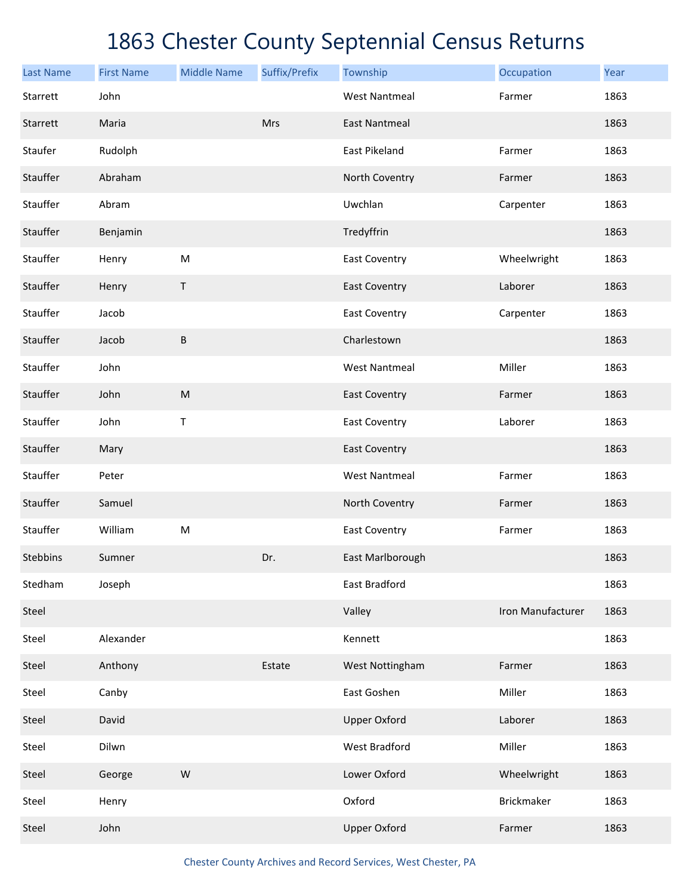# 1863 Chester County Septennial Census Returns

| Last Name | First Name | Middle Name | Suffix/Prefix | Township | Occupation | Year |
|---|---|---|---|---|---|---|
| Starrett | John | | | West Nantmeal | Farmer | 1863 |
| Starrett | Maria | | Mrs | East Nantmeal | | 1863 |
| Staufer | Rudolph | | | East Pikeland | Farmer | 1863 |
| Stauffer | Abraham | | | North Coventry | Farmer | 1863 |
| Stauffer | Abram | | | Uwchlan | Carpenter | 1863 |
| Stauffer | Benjamin | | | Tredyffrin | | 1863 |
| Stauffer | Henry | M | | East Coventry | Wheelwright | 1863 |
| Stauffer | Henry | T | | East Coventry | Laborer | 1863 |
| Stauffer | Jacob | | | East Coventry | Carpenter | 1863 |
| Stauffer | Jacob | B | | Charlestown | | 1863 |
| Stauffer | John | | | West Nantmeal | Miller | 1863 |
| Stauffer | John | M | | East Coventry | Farmer | 1863 |
| Stauffer | John | T | | East Coventry | Laborer | 1863 |
| Stauffer | Mary | | | East Coventry | | 1863 |
| Stauffer | Peter | | | West Nantmeal | Farmer | 1863 |
| Stauffer | Samuel | | | North Coventry | Farmer | 1863 |
| Stauffer | William | M | | East Coventry | Farmer | 1863 |
| Stebbins | Sumner | | Dr. | East Marlborough | | 1863 |
| Stedham | Joseph | | | East Bradford | | 1863 |
| Steel | | | | Valley | Iron Manufacturer | 1863 |
| Steel | Alexander | | | Kennett | | 1863 |
| Steel | Anthony | | Estate | West Nottingham | Farmer | 1863 |
| Steel | Canby | | | East Goshen | Miller | 1863 |
| Steel | David | | | Upper Oxford | Laborer | 1863 |
| Steel | Dilwn | | | West Bradford | Miller | 1863 |
| Steel | George | W | | Lower Oxford | Wheelwright | 1863 |
| Steel | Henry | | | Oxford | Brickmaker | 1863 |
| Steel | John | | | Upper Oxford | Farmer | 1863 |

Chester County Archives and Record Services, West Chester, PA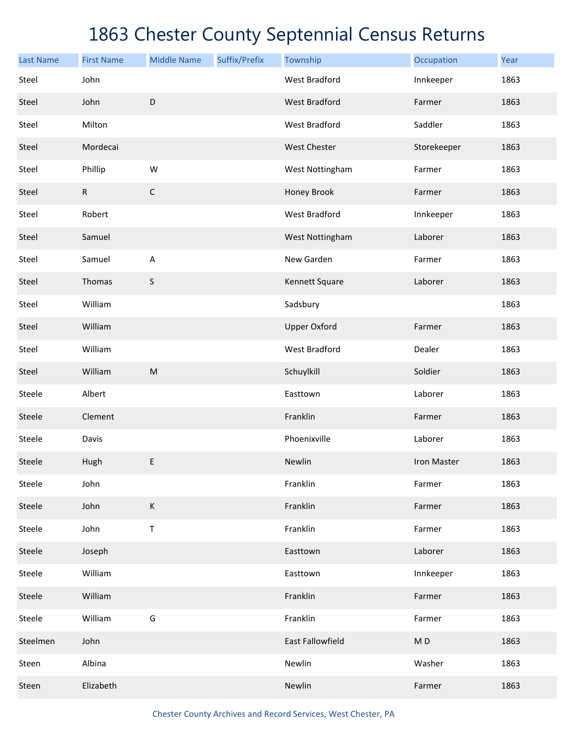# 1863 Chester County Septennial Census Returns

| Last Name | First Name | Middle Name | Suffix/Prefix | Township | Occupation | Year |
|---|---|---|---|---|---|---|
| Steel | John | | | West Bradford | Innkeeper | 1863 |
| Steel | John | D | | West Bradford | Farmer | 1863 |
| Steel | Milton | | | West Bradford | Saddler | 1863 |
| Steel | Mordecai | | | West Chester | Storekeeper | 1863 |
| Steel | Phillip | W | | West Nottingham | Farmer | 1863 |
| Steel | R | C | | Honey Brook | Farmer | 1863 |
| Steel | Robert | | | West Bradford | Innkeeper | 1863 |
| Steel | Samuel | | | West Nottingham | Laborer | 1863 |
| Steel | Samuel | A | | New Garden | Farmer | 1863 |
| Steel | Thomas | S | | Kennett Square | Laborer | 1863 |
| Steel | William | | | Sadsbury | | 1863 |
| Steel | William | | | Upper Oxford | Farmer | 1863 |
| Steel | William | | | West Bradford | Dealer | 1863 |
| Steel | William | M | | Schuylkill | Soldier | 1863 |
| Steele | Albert | | | Easttown | Laborer | 1863 |
| Steele | Clement | | | Franklin | Farmer | 1863 |
| Steele | Davis | | | Phoenixville | Laborer | 1863 |
| Steele | Hugh | E | | Newlin | Iron Master | 1863 |
| Steele | John | | | Franklin | Farmer | 1863 |
| Steele | John | K | | Franklin | Farmer | 1863 |
| Steele | John | T | | Franklin | Farmer | 1863 |
| Steele | Joseph | | | Easttown | Laborer | 1863 |
| Steele | William | | | Easttown | Innkeeper | 1863 |
| Steele | William | | | Franklin | Farmer | 1863 |
| Steele | William | G | | Franklin | Farmer | 1863 |
| Steelmen | John | | | East Fallowfield | M D | 1863 |
| Steen | Albina | | | Newlin | Washer | 1863 |
| Steen | Elizabeth | | | Newlin | Farmer | 1863 |

Chester County Archives and Record Services, West Chester, PA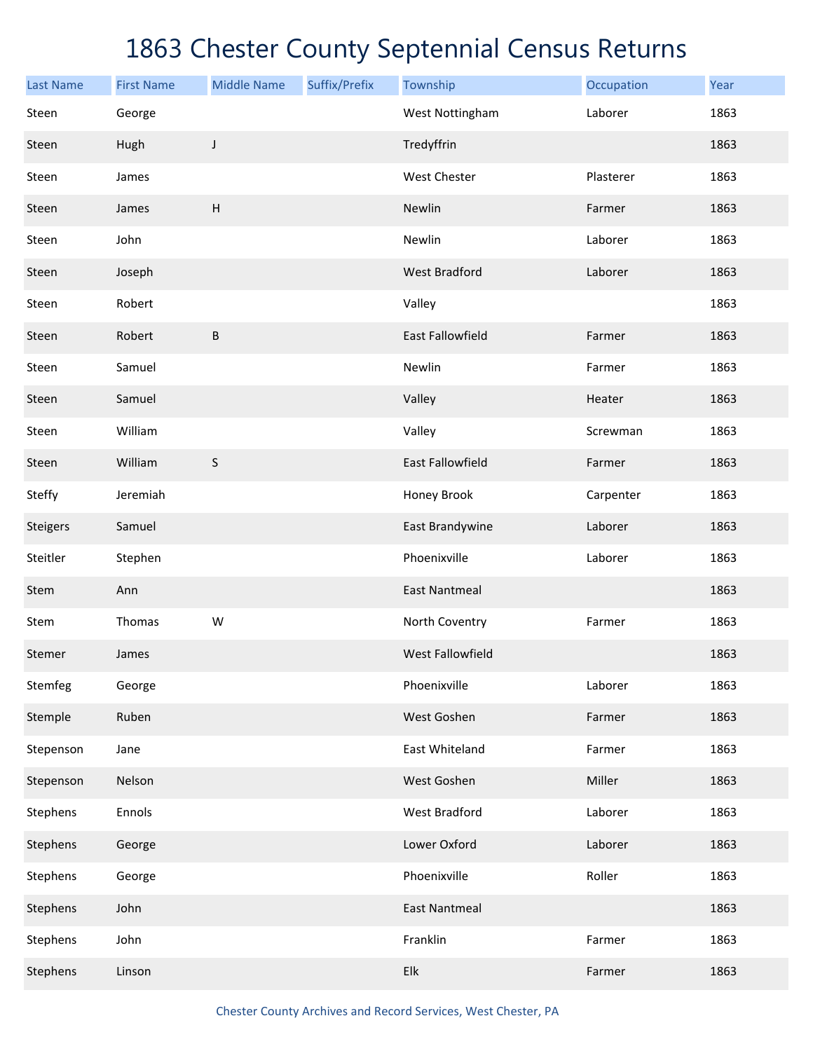# 1863 Chester County Septennial Census Returns

| Last Name | First Name | Middle Name | Suffix/Prefix | Township | Occupation | Year |
|---|---|---|---|---|---|---|
| Steen | George | | | West Nottingham | Laborer | 1863 |
| Steen | Hugh | J | | Tredyffrin | | 1863 |
| Steen | James | | | West Chester | Plasterer | 1863 |
| Steen | James | H | | Newlin | Farmer | 1863 |
| Steen | John | | | Newlin | Laborer | 1863 |
| Steen | Joseph | | | West Bradford | Laborer | 1863 |
| Steen | Robert | | | Valley | | 1863 |
| Steen | Robert | B | | East Fallowfield | Farmer | 1863 |
| Steen | Samuel | | | Newlin | Farmer | 1863 |
| Steen | Samuel | | | Valley | Heater | 1863 |
| Steen | William | | | Valley | Screwman | 1863 |
| Steen | William | S | | East Fallowfield | Farmer | 1863 |
| Steffy | Jeremiah | | | Honey Brook | Carpenter | 1863 |
| Steigers | Samuel | | | East Brandywine | Laborer | 1863 |
| Steitler | Stephen | | | Phoenixville | Laborer | 1863 |
| Stem | Ann | | | East Nantmeal | | 1863 |
| Stem | Thomas | W | | North Coventry | Farmer | 1863 |
| Stemer | James | | | West Fallowfield | | 1863 |
| Stemfeg | George | | | Phoenixville | Laborer | 1863 |
| Stemple | Ruben | | | West Goshen | Farmer | 1863 |
| Stepenson | Jane | | | East Whiteland | Farmer | 1863 |
| Stepenson | Nelson | | | West Goshen | Miller | 1863 |
| Stephens | Ennols | | | West Bradford | Laborer | 1863 |
| Stephens | George | | | Lower Oxford | Laborer | 1863 |
| Stephens | George | | | Phoenixville | Roller | 1863 |
| Stephens | John | | | East Nantmeal | | 1863 |
| Stephens | John | | | Franklin | Farmer | 1863 |
| Stephens | Linson | | | Elk | Farmer | 1863 |

Chester County Archives and Record Services, West Chester, PA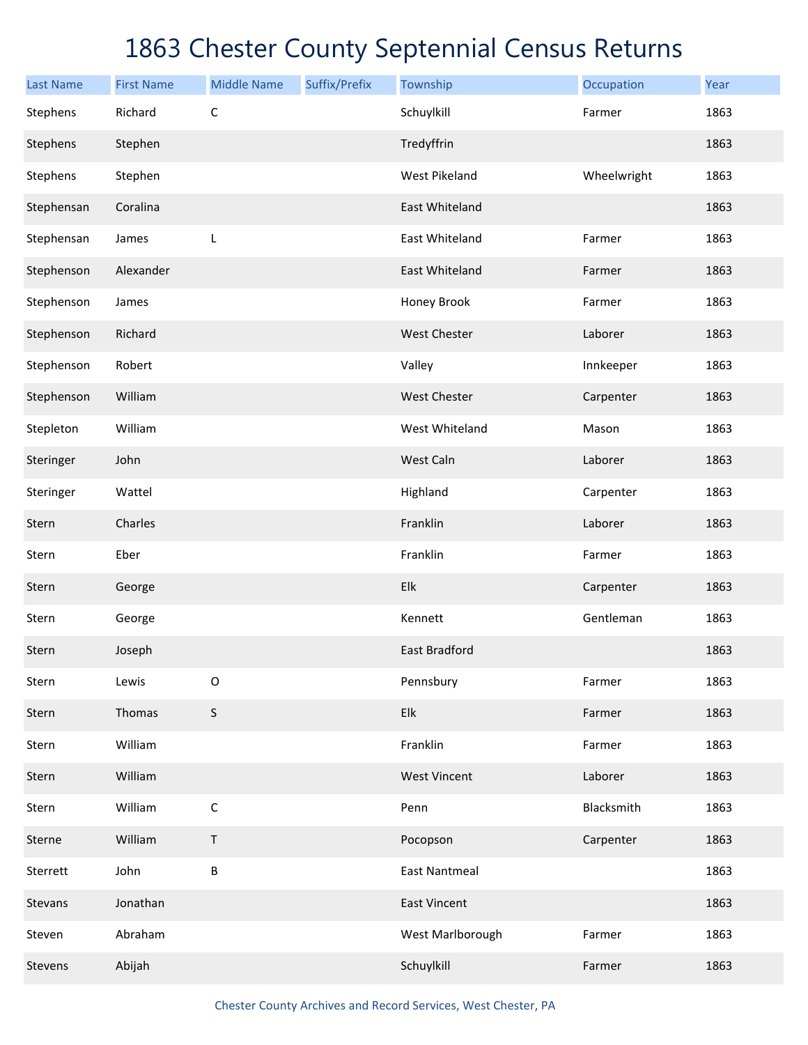# 1863 Chester County Septennial Census Returns

| Last Name | First Name | Middle Name | Suffix/Prefix | Township | Occupation | Year |
|---|---|---|---|---|---|---|
| Stephens | Richard | C | | Schuylkill | Farmer | 1863 |
| Stephens | Stephen | | | Tredyffrin | | 1863 |
| Stephens | Stephen | | | West Pikeland | Wheelwright | 1863 |
| Stephensan | Coralina | | | East Whiteland | | 1863 |
| Stephensan | James | L | | East Whiteland | Farmer | 1863 |
| Stephenson | Alexander | | | East Whiteland | Farmer | 1863 |
| Stephenson | James | | | Honey Brook | Farmer | 1863 |
| Stephenson | Richard | | | West Chester | Laborer | 1863 |
| Stephenson | Robert | | | Valley | Innkeeper | 1863 |
| Stephenson | William | | | West Chester | Carpenter | 1863 |
| Stepleton | William | | | West Whiteland | Mason | 1863 |
| Steringer | John | | | West Caln | Laborer | 1863 |
| Steringer | Wattel | | | Highland | Carpenter | 1863 |
| Stern | Charles | | | Franklin | Laborer | 1863 |
| Stern | Eber | | | Franklin | Farmer | 1863 |
| Stern | George | | | Elk | Carpenter | 1863 |
| Stern | George | | | Kennett | Gentleman | 1863 |
| Stern | Joseph | | | East Bradford | | 1863 |
| Stern | Lewis | O | | Pennsbury | Farmer | 1863 |
| Stern | Thomas | S | | Elk | Farmer | 1863 |
| Stern | William | | | Franklin | Farmer | 1863 |
| Stern | William | | | West Vincent | Laborer | 1863 |
| Stern | William | C | | Penn | Blacksmith | 1863 |
| Sterne | William | T | | Pocopson | Carpenter | 1863 |
| Sterrett | John | B | | East Nantmeal | | 1863 |
| Stevans | Jonathan | | | East Vincent | | 1863 |
| Steven | Abraham | | | West Marlborough | Farmer | 1863 |
| Stevens | Abijah | | | Schuylkill | Farmer | 1863 |

Chester County Archives and Record Services, West Chester, PA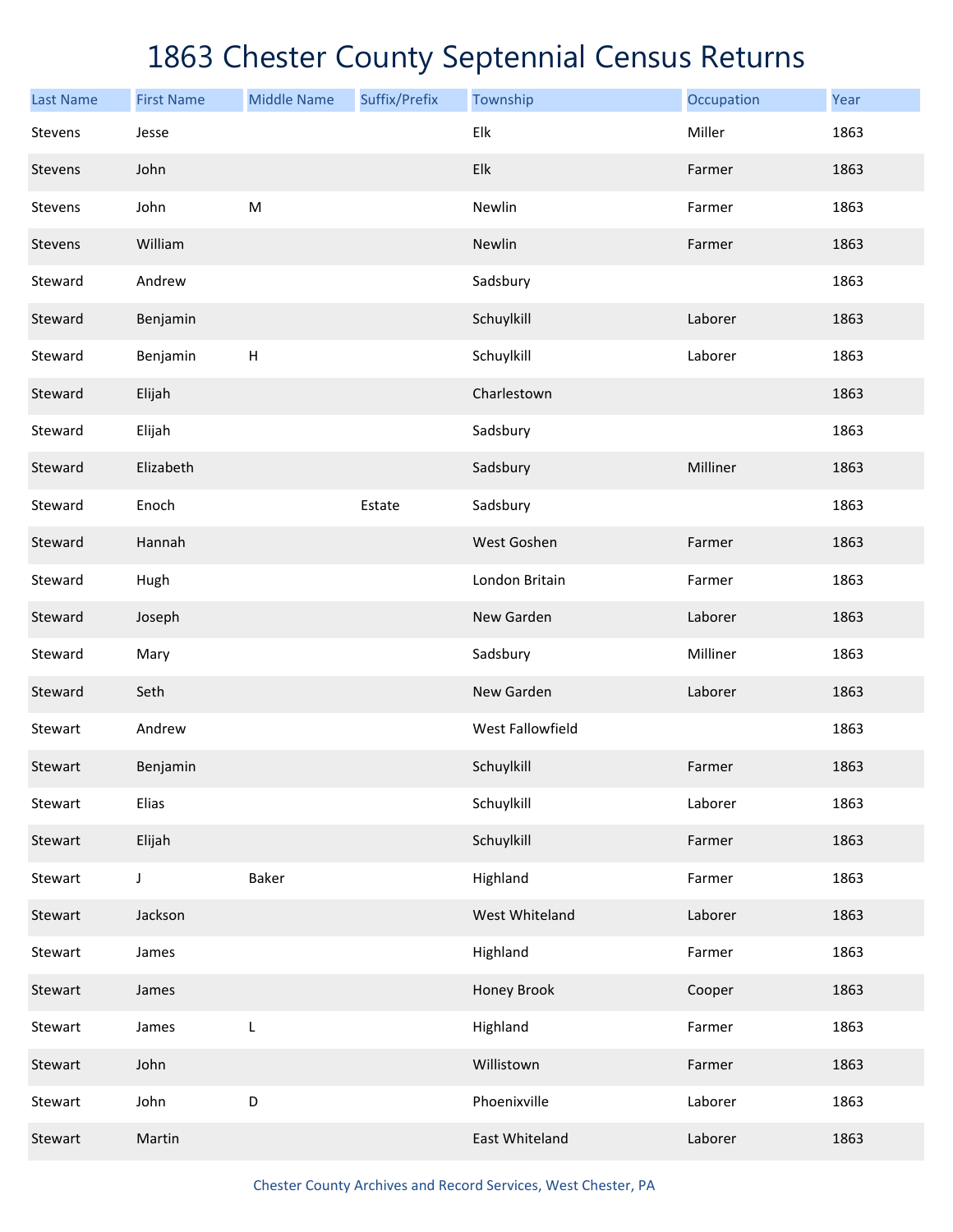# 1863 Chester County Septennial Census Returns

| Last Name | First Name | Middle Name | Suffix/Prefix | Township | Occupation | Year |
|---|---|---|---|---|---|---|
| Stevens | Jesse | | | Elk | Miller | 1863 |
| Stevens | John | | | Elk | Farmer | 1863 |
| Stevens | John | M | | Newlin | Farmer | 1863 |
| Stevens | William | | | Newlin | Farmer | 1863 |
| Steward | Andrew | | | Sadsbury | | 1863 |
| Steward | Benjamin | | | Schuylkill | Laborer | 1863 |
| Steward | Benjamin | H | | Schuylkill | Laborer | 1863 |
| Steward | Elijah | | | Charlestown | | 1863 |
| Steward | Elijah | | | Sadsbury | | 1863 |
| Steward | Elizabeth | | | Sadsbury | Milliner | 1863 |
| Steward | Enoch | | Estate | Sadsbury | | 1863 |
| Steward | Hannah | | | West Goshen | Farmer | 1863 |
| Steward | Hugh | | | London Britain | Farmer | 1863 |
| Steward | Joseph | | | New Garden | Laborer | 1863 |
| Steward | Mary | | | Sadsbury | Milliner | 1863 |
| Steward | Seth | | | New Garden | Laborer | 1863 |
| Stewart | Andrew | | | West Fallowfield | | 1863 |
| Stewart | Benjamin | | | Schuylkill | Farmer | 1863 |
| Stewart | Elias | | | Schuylkill | Laborer | 1863 |
| Stewart | Elijah | | | Schuylkill | Farmer | 1863 |
| Stewart | J | Baker | | Highland | Farmer | 1863 |
| Stewart | Jackson | | | West Whiteland | Laborer | 1863 |
| Stewart | James | | | Highland | Farmer | 1863 |
| Stewart | James | | | Honey Brook | Cooper | 1863 |
| Stewart | James | L | | Highland | Farmer | 1863 |
| Stewart | John | | | Willistown | Farmer | 1863 |
| Stewart | John | D | | Phoenixville | Laborer | 1863 |
| Stewart | Martin | | | East Whiteland | Laborer | 1863 |

Chester County Archives and Record Services, West Chester, PA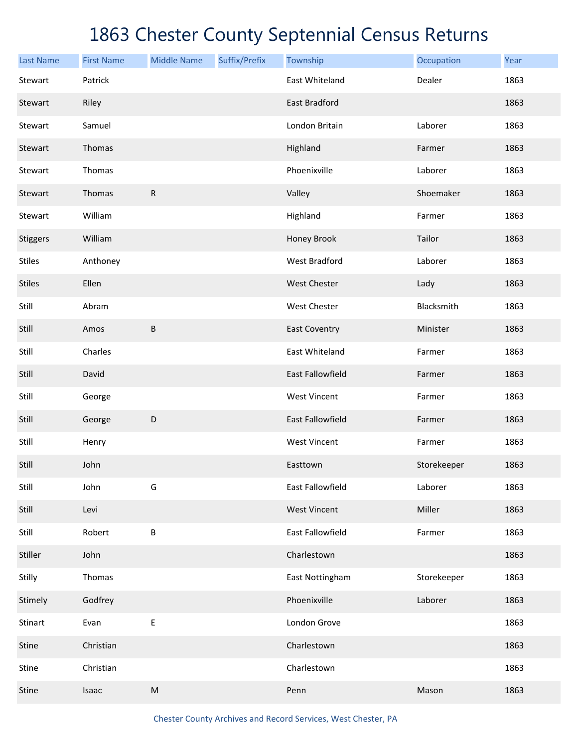# 1863 Chester County Septennial Census Returns

| Last Name | First Name | Middle Name | Suffix/Prefix | Township | Occupation | Year |
|---|---|---|---|---|---|---|
| Stewart | Patrick | | | East Whiteland | Dealer | 1863 |
| Stewart | Riley | | | East Bradford | | 1863 |
| Stewart | Samuel | | | London Britain | Laborer | 1863 |
| Stewart | Thomas | | | Highland | Farmer | 1863 |
| Stewart | Thomas | | | Phoenixville | Laborer | 1863 |
| Stewart | Thomas | R | | Valley | Shoemaker | 1863 |
| Stewart | William | | | Highland | Farmer | 1863 |
| Stiggers | William | | | Honey Brook | Tailor | 1863 |
| Stiles | Anthoney | | | West Bradford | Laborer | 1863 |
| Stiles | Ellen | | | West Chester | Lady | 1863 |
| Still | Abram | | | West Chester | Blacksmith | 1863 |
| Still | Amos | B | | East Coventry | Minister | 1863 |
| Still | Charles | | | East Whiteland | Farmer | 1863 |
| Still | David | | | East Fallowfield | Farmer | 1863 |
| Still | George | | | West Vincent | Farmer | 1863 |
| Still | George | D | | East Fallowfield | Farmer | 1863 |
| Still | Henry | | | West Vincent | Farmer | 1863 |
| Still | John | | | Easttown | Storekeeper | 1863 |
| Still | John | G | | East Fallowfield | Laborer | 1863 |
| Still | Levi | | | West Vincent | Miller | 1863 |
| Still | Robert | B | | East Fallowfield | Farmer | 1863 |
| Stiller | John | | | Charlestown | | 1863 |
| Stilly | Thomas | | | East Nottingham | Storekeeper | 1863 |
| Stimely | Godfrey | | | Phoenixville | Laborer | 1863 |
| Stinart | Evan | E | | London Grove | | 1863 |
| Stine | Christian | | | Charlestown | | 1863 |
| Stine | Christian | | | Charlestown | | 1863 |
| Stine | Isaac | M | | Penn | Mason | 1863 |

Chester County Archives and Record Services, West Chester, PA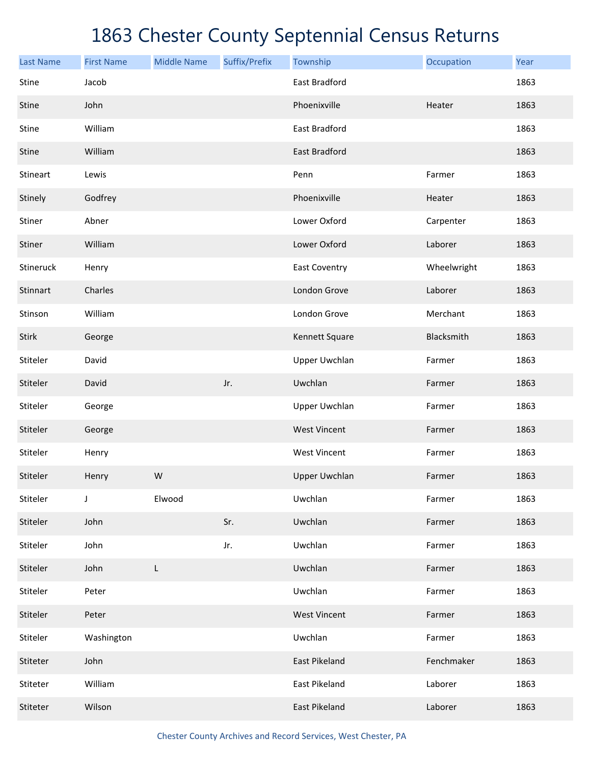# 1863 Chester County Septennial Census Returns

| Last Name | First Name | Middle Name | Suffix/Prefix | Township | Occupation | Year |
|---|---|---|---|---|---|---|
| Stine | Jacob | | | East Bradford | | 1863 |
| Stine | John | | | Phoenixville | Heater | 1863 |
| Stine | William | | | East Bradford | | 1863 |
| Stine | William | | | East Bradford | | 1863 |
| Stineart | Lewis | | | Penn | Farmer | 1863 |
| Stinely | Godfrey | | | Phoenixville | Heater | 1863 |
| Stiner | Abner | | | Lower Oxford | Carpenter | 1863 |
| Stiner | William | | | Lower Oxford | Laborer | 1863 |
| Stineruck | Henry | | | East Coventry | Wheelwright | 1863 |
| Stinnart | Charles | | | London Grove | Laborer | 1863 |
| Stinson | William | | | London Grove | Merchant | 1863 |
| Stirk | George | | | Kennett Square | Blacksmith | 1863 |
| Stiteler | David | | | Upper Uwchlan | Farmer | 1863 |
| Stiteler | David | | Jr. | Uwchlan | Farmer | 1863 |
| Stiteler | George | | | Upper Uwchlan | Farmer | 1863 |
| Stiteler | George | | | West Vincent | Farmer | 1863 |
| Stiteler | Henry | | | West Vincent | Farmer | 1863 |
| Stiteler | Henry | W | | Upper Uwchlan | Farmer | 1863 |
| Stiteler | J | Elwood | | Uwchlan | Farmer | 1863 |
| Stiteler | John | | Sr. | Uwchlan | Farmer | 1863 |
| Stiteler | John | | Jr. | Uwchlan | Farmer | 1863 |
| Stiteler | John | L | | Uwchlan | Farmer | 1863 |
| Stiteler | Peter | | | Uwchlan | Farmer | 1863 |
| Stiteler | Peter | | | West Vincent | Farmer | 1863 |
| Stiteler | Washington | | | Uwchlan | Farmer | 1863 |
| Stiteter | John | | | East Pikeland | Fenchmaker | 1863 |
| Stiteter | William | | | East Pikeland | Laborer | 1863 |
| Stiteter | Wilson | | | East Pikeland | Laborer | 1863 |

Chester County Archives and Record Services, West Chester, PA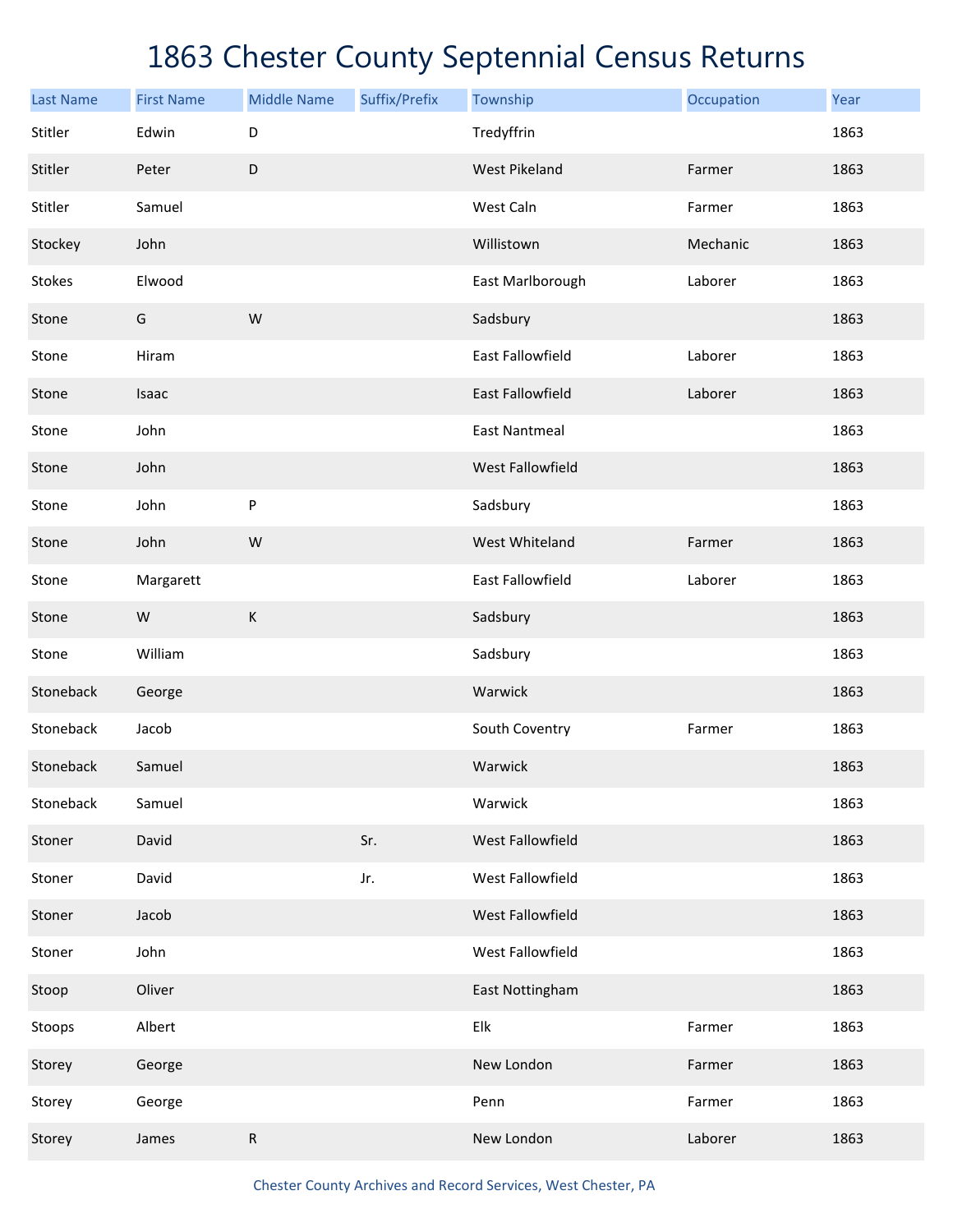# 1863 Chester County Septennial Census Returns

| Last Name | First Name | Middle Name | Suffix/Prefix | Township | Occupation | Year |
|---|---|---|---|---|---|---|
| Stitler | Edwin | D | | Tredyffrin | | 1863 |
| Stitler | Peter | D | | West Pikeland | Farmer | 1863 |
| Stitler | Samuel | | | West Caln | Farmer | 1863 |
| Stockey | John | | | Willistown | Mechanic | 1863 |
| Stokes | Elwood | | | East Marlborough | Laborer | 1863 |
| Stone | G | W | | Sadsbury | | 1863 |
| Stone | Hiram | | | East Fallowfield | Laborer | 1863 |
| Stone | Isaac | | | East Fallowfield | Laborer | 1863 |
| Stone | John | | | East Nantmeal | | 1863 |
| Stone | John | | | West Fallowfield | | 1863 |
| Stone | John | P | | Sadsbury | | 1863 |
| Stone | John | W | | West Whiteland | Farmer | 1863 |
| Stone | Margarett | | | East Fallowfield | Laborer | 1863 |
| Stone | W | K | | Sadsbury | | 1863 |
| Stone | William | | | Sadsbury | | 1863 |
| Stoneback | George | | | Warwick | | 1863 |
| Stoneback | Jacob | | | South Coventry | Farmer | 1863 |
| Stoneback | Samuel | | | Warwick | | 1863 |
| Stoneback | Samuel | | | Warwick | | 1863 |
| Stoner | David | | Sr. | West Fallowfield | | 1863 |
| Stoner | David | | Jr. | West Fallowfield | | 1863 |
| Stoner | Jacob | | | West Fallowfield | | 1863 |
| Stoner | John | | | West Fallowfield | | 1863 |
| Stoop | Oliver | | | East Nottingham | | 1863 |
| Stoops | Albert | | | Elk | Farmer | 1863 |
| Storey | George | | | New London | Farmer | 1863 |
| Storey | George | | | Penn | Farmer | 1863 |
| Storey | James | R | | New London | Laborer | 1863 |

Chester County Archives and Record Services, West Chester, PA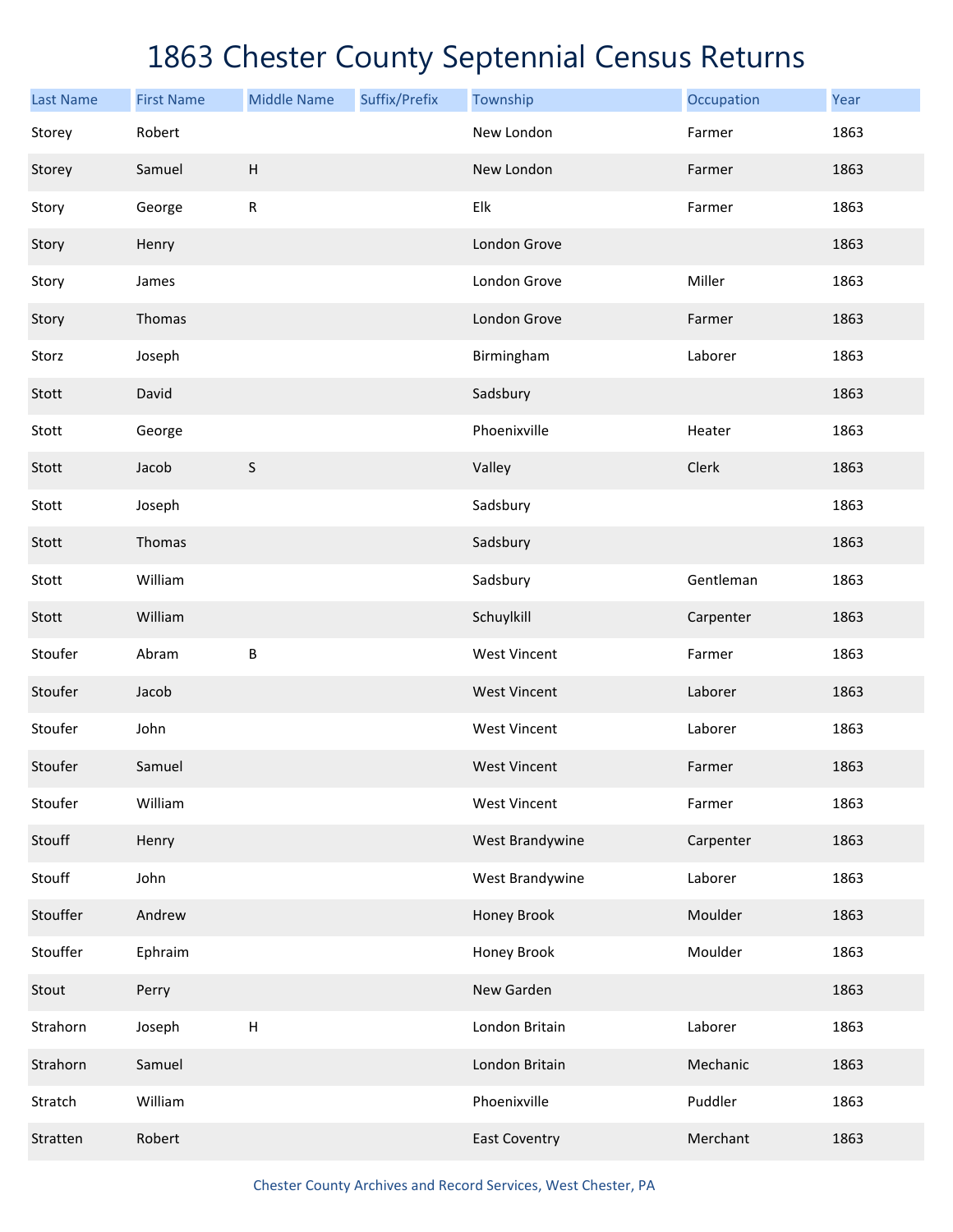# 1863 Chester County Septennial Census Returns

| Last Name | First Name | Middle Name | Suffix/Prefix | Township | Occupation | Year |
|---|---|---|---|---|---|---|
| Storey | Robert | | | New London | Farmer | 1863 |
| Storey | Samuel | H | | New London | Farmer | 1863 |
| Story | George | R | | Elk | Farmer | 1863 |
| Story | Henry | | | London Grove | | 1863 |
| Story | James | | | London Grove | Miller | 1863 |
| Story | Thomas | | | London Grove | Farmer | 1863 |
| Storz | Joseph | | | Birmingham | Laborer | 1863 |
| Stott | David | | | Sadsbury | | 1863 |
| Stott | George | | | Phoenixville | Heater | 1863 |
| Stott | Jacob | S | | Valley | Clerk | 1863 |
| Stott | Joseph | | | Sadsbury | | 1863 |
| Stott | Thomas | | | Sadsbury | | 1863 |
| Stott | William | | | Sadsbury | Gentleman | 1863 |
| Stott | William | | | Schuylkill | Carpenter | 1863 |
| Stoufer | Abram | B | | West Vincent | Farmer | 1863 |
| Stoufer | Jacob | | | West Vincent | Laborer | 1863 |
| Stoufer | John | | | West Vincent | Laborer | 1863 |
| Stoufer | Samuel | | | West Vincent | Farmer | 1863 |
| Stoufer | William | | | West Vincent | Farmer | 1863 |
| Stouff | Henry | | | West Brandywine | Carpenter | 1863 |
| Stouff | John | | | West Brandywine | Laborer | 1863 |
| Stouffer | Andrew | | | Honey Brook | Moulder | 1863 |
| Stouffer | Ephraim | | | Honey Brook | Moulder | 1863 |
| Stout | Perry | | | New Garden | | 1863 |
| Strahorn | Joseph | H | | London Britain | Laborer | 1863 |
| Strahorn | Samuel | | | London Britain | Mechanic | 1863 |
| Stratch | William | | | Phoenixville | Puddler | 1863 |
| Stratten | Robert | | | East Coventry | Merchant | 1863 |

Chester County Archives and Record Services, West Chester, PA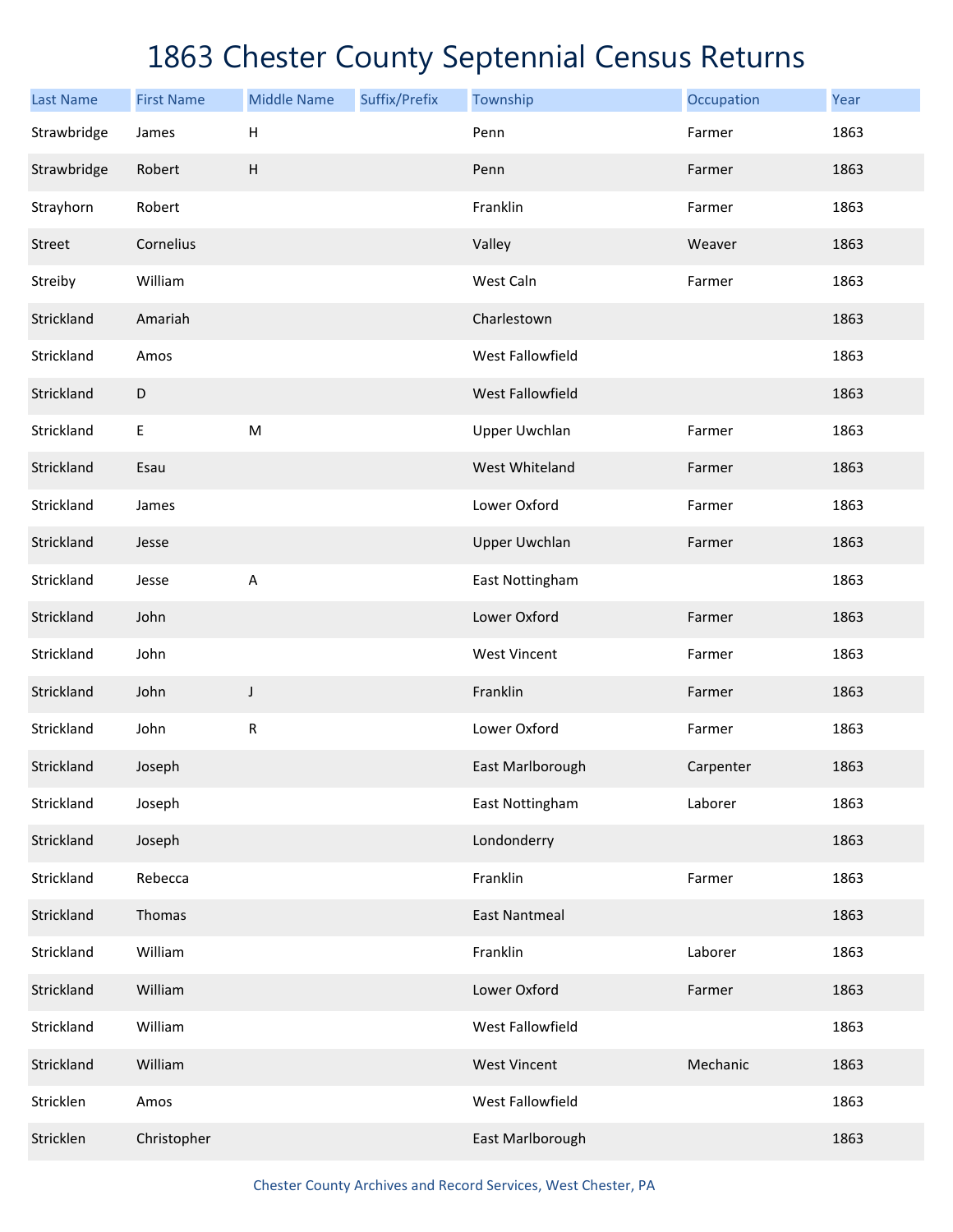# 1863 Chester County Septennial Census Returns

| Last Name | First Name | Middle Name | Suffix/Prefix | Township | Occupation | Year |
|---|---|---|---|---|---|---|
| Strawbridge | James | H | | Penn | Farmer | 1863 |
| Strawbridge | Robert | H | | Penn | Farmer | 1863 |
| Strayhorn | Robert | | | Franklin | Farmer | 1863 |
| Street | Cornelius | | | Valley | Weaver | 1863 |
| Streiby | William | | | West Caln | Farmer | 1863 |
| Strickland | Amariah | | | Charlestown | | 1863 |
| Strickland | Amos | | | West Fallowfield | | 1863 |
| Strickland | D | | | West Fallowfield | | 1863 |
| Strickland | E | M | | Upper Uwchlan | Farmer | 1863 |
| Strickland | Esau | | | West Whiteland | Farmer | 1863 |
| Strickland | James | | | Lower Oxford | Farmer | 1863 |
| Strickland | Jesse | | | Upper Uwchlan | Farmer | 1863 |
| Strickland | Jesse | A | | East Nottingham | | 1863 |
| Strickland | John | | | Lower Oxford | Farmer | 1863 |
| Strickland | John | | | West Vincent | Farmer | 1863 |
| Strickland | John | J | | Franklin | Farmer | 1863 |
| Strickland | John | R | | Lower Oxford | Farmer | 1863 |
| Strickland | Joseph | | | East Marlborough | Carpenter | 1863 |
| Strickland | Joseph | | | East Nottingham | Laborer | 1863 |
| Strickland | Joseph | | | Londonderry | | 1863 |
| Strickland | Rebecca | | | Franklin | Farmer | 1863 |
| Strickland | Thomas | | | East Nantmeal | | 1863 |
| Strickland | William | | | Franklin | Laborer | 1863 |
| Strickland | William | | | Lower Oxford | Farmer | 1863 |
| Strickland | William | | | West Fallowfield | | 1863 |
| Strickland | William | | | West Vincent | Mechanic | 1863 |
| Stricklen | Amos | | | West Fallowfield | | 1863 |
| Stricklen | Christopher | | | East Marlborough | | 1863 |

Chester County Archives and Record Services, West Chester, PA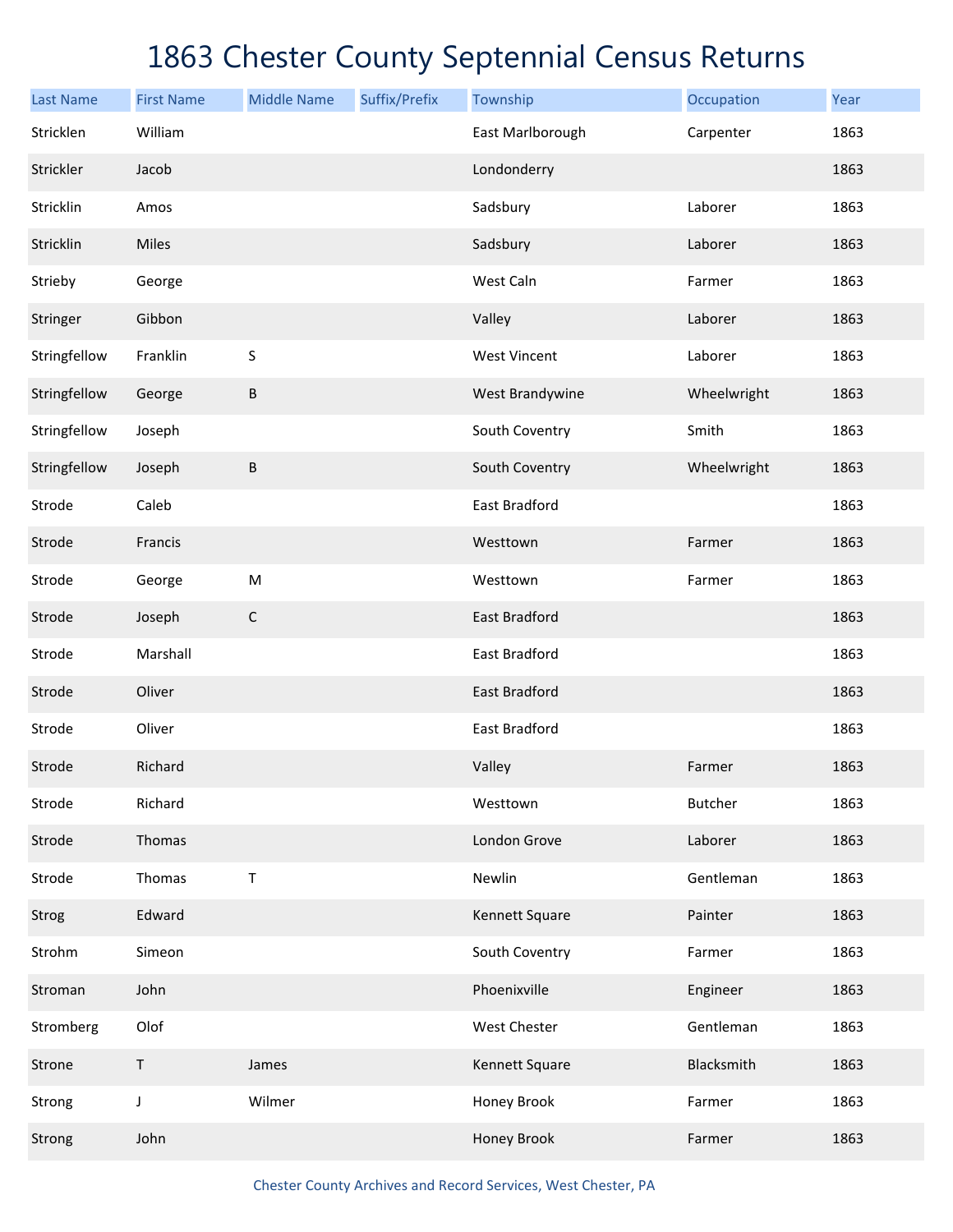# 1863 Chester County Septennial Census Returns

| Last Name | First Name | Middle Name | Suffix/Prefix | Township | Occupation | Year |
|---|---|---|---|---|---|---|
| Stricklen | William | | | East Marlborough | Carpenter | 1863 |
| Strickler | Jacob | | | Londonderry | | 1863 |
| Stricklin | Amos | | | Sadsbury | Laborer | 1863 |
| Stricklin | Miles | | | Sadsbury | Laborer | 1863 |
| Strieby | George | | | West Caln | Farmer | 1863 |
| Stringer | Gibbon | | | Valley | Laborer | 1863 |
| Stringfellow | Franklin | S | | West Vincent | Laborer | 1863 |
| Stringfellow | George | B | | West Brandywine | Wheelwright | 1863 |
| Stringfellow | Joseph | | | South Coventry | Smith | 1863 |
| Stringfellow | Joseph | B | | South Coventry | Wheelwright | 1863 |
| Strode | Caleb | | | East Bradford | | 1863 |
| Strode | Francis | | | Westtown | Farmer | 1863 |
| Strode | George | M | | Westtown | Farmer | 1863 |
| Strode | Joseph | C | | East Bradford | | 1863 |
| Strode | Marshall | | | East Bradford | | 1863 |
| Strode | Oliver | | | East Bradford | | 1863 |
| Strode | Oliver | | | East Bradford | | 1863 |
| Strode | Richard | | | Valley | Farmer | 1863 |
| Strode | Richard | | | Westtown | Butcher | 1863 |
| Strode | Thomas | | | London Grove | Laborer | 1863 |
| Strode | Thomas | T | | Newlin | Gentleman | 1863 |
| Strog | Edward | | | Kennett Square | Painter | 1863 |
| Strohm | Simeon | | | South Coventry | Farmer | 1863 |
| Stroman | John | | | Phoenixville | Engineer | 1863 |
| Stromberg | Olof | | | West Chester | Gentleman | 1863 |
| Strone | T | James | | Kennett Square | Blacksmith | 1863 |
| Strong | J | Wilmer | | Honey Brook | Farmer | 1863 |
| Strong | John | | | Honey Brook | Farmer | 1863 |

Chester County Archives and Record Services, West Chester, PA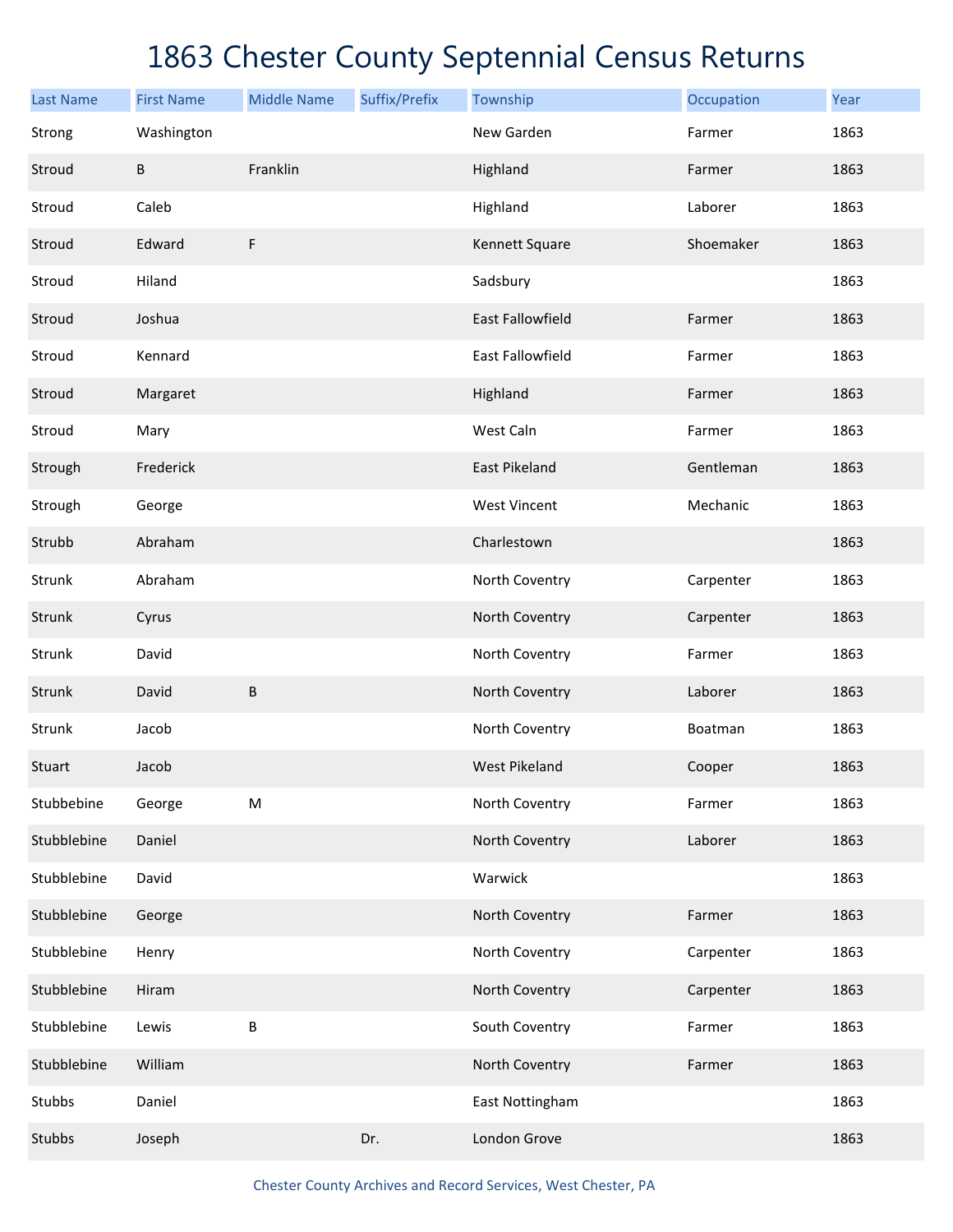# 1863 Chester County Septennial Census Returns

| Last Name | First Name | Middle Name | Suffix/Prefix | Township | Occupation | Year |
|---|---|---|---|---|---|---|
| Strong | Washington | | | New Garden | Farmer | 1863 |
| Stroud | B | Franklin | | Highland | Farmer | 1863 |
| Stroud | Caleb | | | Highland | Laborer | 1863 |
| Stroud | Edward | F | | Kennett Square | Shoemaker | 1863 |
| Stroud | Hiland | | | Sadsbury | | 1863 |
| Stroud | Joshua | | | East Fallowfield | Farmer | 1863 |
| Stroud | Kennard | | | East Fallowfield | Farmer | 1863 |
| Stroud | Margaret | | | Highland | Farmer | 1863 |
| Stroud | Mary | | | West Caln | Farmer | 1863 |
| Strough | Frederick | | | East Pikeland | Gentleman | 1863 |
| Strough | George | | | West Vincent | Mechanic | 1863 |
| Strubb | Abraham | | | Charlestown | | 1863 |
| Strunk | Abraham | | | North Coventry | Carpenter | 1863 |
| Strunk | Cyrus | | | North Coventry | Carpenter | 1863 |
| Strunk | David | | | North Coventry | Farmer | 1863 |
| Strunk | David | B | | North Coventry | Laborer | 1863 |
| Strunk | Jacob | | | North Coventry | Boatman | 1863 |
| Stuart | Jacob | | | West Pikeland | Cooper | 1863 |
| Stubbebine | George | M | | North Coventry | Farmer | 1863 |
| Stubblebine | Daniel | | | North Coventry | Laborer | 1863 |
| Stubblebine | David | | | Warwick | | 1863 |
| Stubblebine | George | | | North Coventry | Farmer | 1863 |
| Stubblebine | Henry | | | North Coventry | Carpenter | 1863 |
| Stubblebine | Hiram | | | North Coventry | Carpenter | 1863 |
| Stubblebine | Lewis | B | | South Coventry | Farmer | 1863 |
| Stubblebine | William | | | North Coventry | Farmer | 1863 |
| Stubbs | Daniel | | | East Nottingham | | 1863 |
| Stubbs | Joseph | | Dr. | London Grove | | 1863 |

Chester County Archives and Record Services, West Chester, PA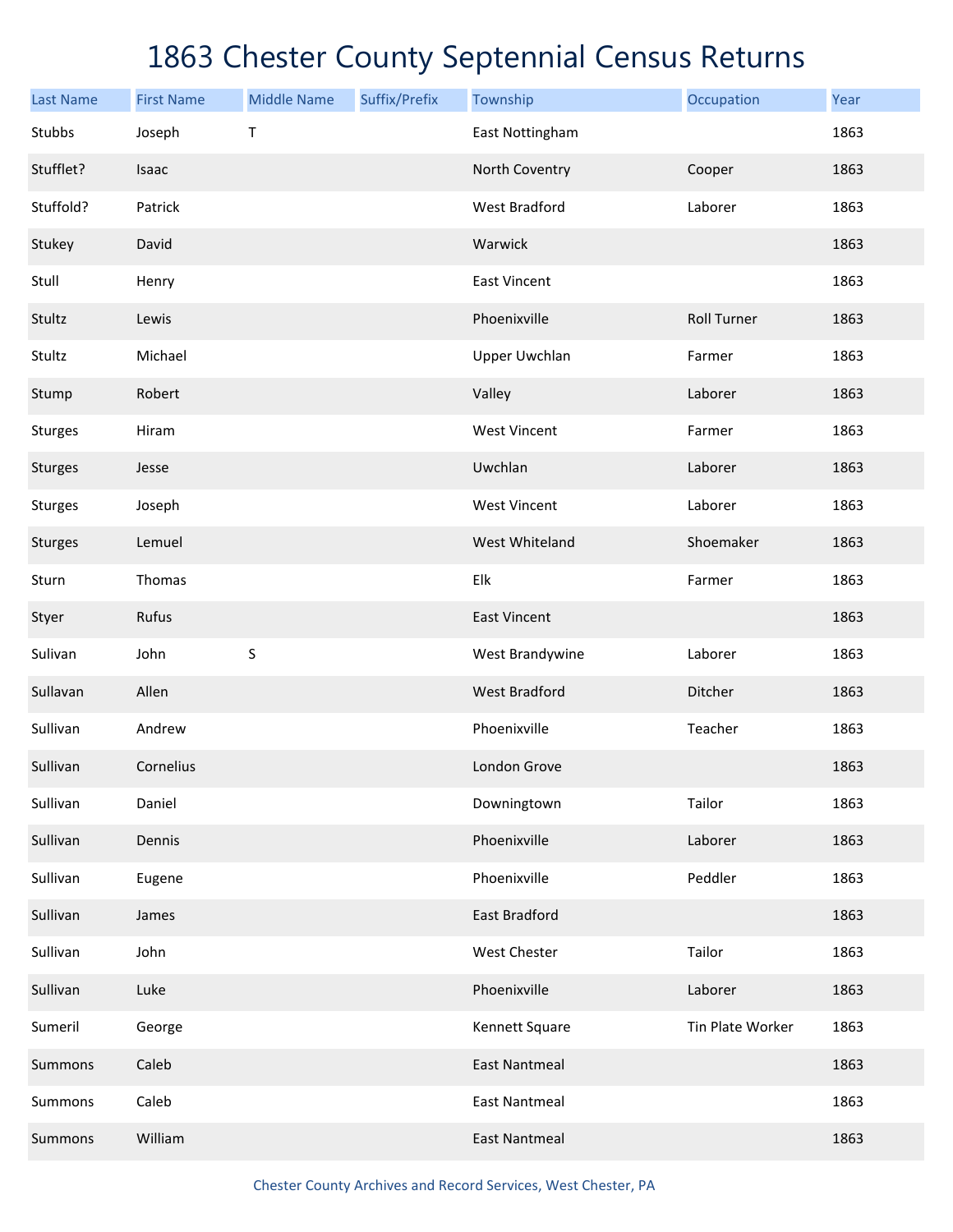# 1863 Chester County Septennial Census Returns

| Last Name | First Name | Middle Name | Suffix/Prefix | Township | Occupation | Year |
|---|---|---|---|---|---|---|
| Stubbs | Joseph | T | | East Nottingham | | 1863 |
| Stufflet? | Isaac | | | North Coventry | Cooper | 1863 |
| Stuffold? | Patrick | | | West Bradford | Laborer | 1863 |
| Stukey | David | | | Warwick | | 1863 |
| Stull | Henry | | | East Vincent | | 1863 |
| Stultz | Lewis | | | Phoenixville | Roll Turner | 1863 |
| Stultz | Michael | | | Upper Uwchlan | Farmer | 1863 |
| Stump | Robert | | | Valley | Laborer | 1863 |
| Sturges | Hiram | | | West Vincent | Farmer | 1863 |
| Sturges | Jesse | | | Uwchlan | Laborer | 1863 |
| Sturges | Joseph | | | West Vincent | Laborer | 1863 |
| Sturges | Lemuel | | | West Whiteland | Shoemaker | 1863 |
| Sturn | Thomas | | | Elk | Farmer | 1863 |
| Styer | Rufus | | | East Vincent | | 1863 |
| Sulivan | John | S | | West Brandywine | Laborer | 1863 |
| Sullavan | Allen | | | West Bradford | Ditcher | 1863 |
| Sullivan | Andrew | | | Phoenixville | Teacher | 1863 |
| Sullivan | Cornelius | | | London Grove | | 1863 |
| Sullivan | Daniel | | | Downingtown | Tailor | 1863 |
| Sullivan | Dennis | | | Phoenixville | Laborer | 1863 |
| Sullivan | Eugene | | | Phoenixville | Peddler | 1863 |
| Sullivan | James | | | East Bradford | | 1863 |
| Sullivan | John | | | West Chester | Tailor | 1863 |
| Sullivan | Luke | | | Phoenixville | Laborer | 1863 |
| Sumeril | George | | | Kennett Square | Tin Plate Worker | 1863 |
| Summons | Caleb | | | East Nantmeal | | 1863 |
| Summons | Caleb | | | East Nantmeal | | 1863 |
| Summons | William | | | East Nantmeal | | 1863 |

Chester County Archives and Record Services, West Chester, PA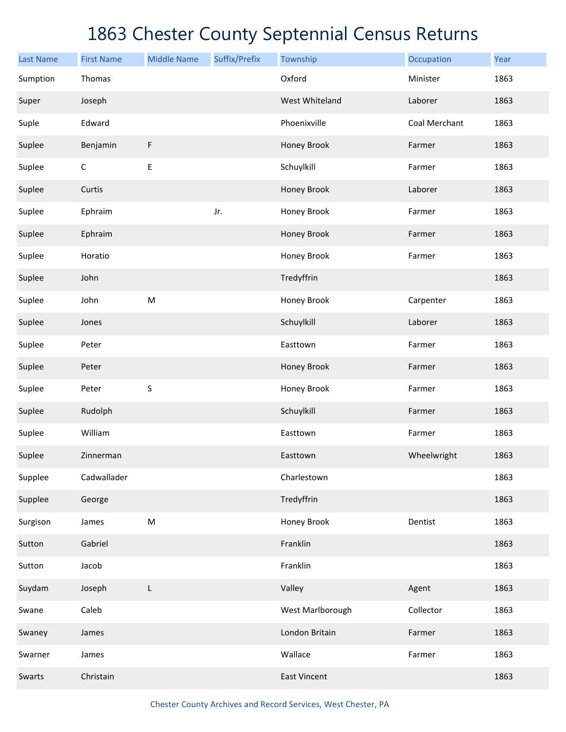# 1863 Chester County Septennial Census Returns

| Last Name | First Name | Middle Name | Suffix/Prefix | Township | Occupation | Year |
|---|---|---|---|---|---|---|
| Sumption | Thomas | | | Oxford | Minister | 1863 |
| Super | Joseph | | | West Whiteland | Laborer | 1863 |
| Suple | Edward | | | Phoenixville | Coal Merchant | 1863 |
| Suplee | Benjamin | F | | Honey Brook | Farmer | 1863 |
| Suplee | C | E | | Schuylkill | Farmer | 1863 |
| Suplee | Curtis | | | Honey Brook | Laborer | 1863 |
| Suplee | Ephraim | | Jr. | Honey Brook | Farmer | 1863 |
| Suplee | Ephraim | | | Honey Brook | Farmer | 1863 |
| Suplee | Horatio | | | Honey Brook | Farmer | 1863 |
| Suplee | John | | | Tredyffrin | | 1863 |
| Suplee | John | M | | Honey Brook | Carpenter | 1863 |
| Suplee | Jones | | | Schuylkill | Laborer | 1863 |
| Suplee | Peter | | | Easttown | Farmer | 1863 |
| Suplee | Peter | | | Honey Brook | Farmer | 1863 |
| Suplee | Peter | S | | Honey Brook | Farmer | 1863 |
| Suplee | Rudolph | | | Schuylkill | Farmer | 1863 |
| Suplee | William | | | Easttown | Farmer | 1863 |
| Suplee | Zinnerman | | | Easttown | Wheelwright | 1863 |
| Supplee | Cadwallader | | | Charlestown | | 1863 |
| Supplee | George | | | Tredyffrin | | 1863 |
| Surgison | James | M | | Honey Brook | Dentist | 1863 |
| Sutton | Gabriel | | | Franklin | | 1863 |
| Sutton | Jacob | | | Franklin | | 1863 |
| Suydam | Joseph | L | | Valley | Agent | 1863 |
| Swane | Caleb | | | West Marlborough | Collector | 1863 |
| Swaney | James | | | London Britain | Farmer | 1863 |
| Swarner | James | | | Wallace | Farmer | 1863 |
| Swarts | Christain | | | East Vincent | | 1863 |

Chester County Archives and Record Services, West Chester, PA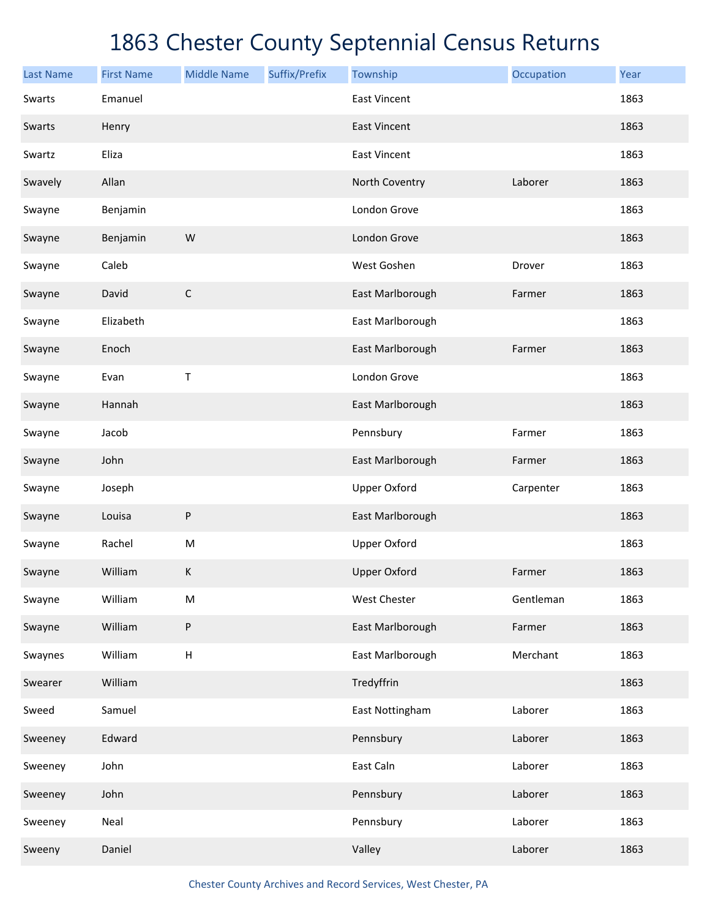# 1863 Chester County Septennial Census Returns

| Last Name | First Name | Middle Name | Suffix/Prefix | Township | Occupation | Year |
|---|---|---|---|---|---|---|
| Swarts | Emanuel | | | East Vincent | | 1863 |
| Swarts | Henry | | | East Vincent | | 1863 |
| Swartz | Eliza | | | East Vincent | | 1863 |
| Swavely | Allan | | | North Coventry | Laborer | 1863 |
| Swayne | Benjamin | | | London Grove | | 1863 |
| Swayne | Benjamin | W | | London Grove | | 1863 |
| Swayne | Caleb | | | West Goshen | Drover | 1863 |
| Swayne | David | C | | East Marlborough | Farmer | 1863 |
| Swayne | Elizabeth | | | East Marlborough | | 1863 |
| Swayne | Enoch | | | East Marlborough | Farmer | 1863 |
| Swayne | Evan | T | | London Grove | | 1863 |
| Swayne | Hannah | | | East Marlborough | | 1863 |
| Swayne | Jacob | | | Pennsbury | Farmer | 1863 |
| Swayne | John | | | East Marlborough | Farmer | 1863 |
| Swayne | Joseph | | | Upper Oxford | Carpenter | 1863 |
| Swayne | Louisa | P | | East Marlborough | | 1863 |
| Swayne | Rachel | M | | Upper Oxford | | 1863 |
| Swayne | William | K | | Upper Oxford | Farmer | 1863 |
| Swayne | William | M | | West Chester | Gentleman | 1863 |
| Swayne | William | P | | East Marlborough | Farmer | 1863 |
| Swaynes | William | H | | East Marlborough | Merchant | 1863 |
| Swearer | William | | | Tredyffrin | | 1863 |
| Sweed | Samuel | | | East Nottingham | Laborer | 1863 |
| Sweeney | Edward | | | Pennsbury | Laborer | 1863 |
| Sweeney | John | | | East Caln | Laborer | 1863 |
| Sweeney | John | | | Pennsbury | Laborer | 1863 |
| Sweeney | Neal | | | Pennsbury | Laborer | 1863 |
| Sweeny | Daniel | | | Valley | Laborer | 1863 |

Chester County Archives and Record Services, West Chester, PA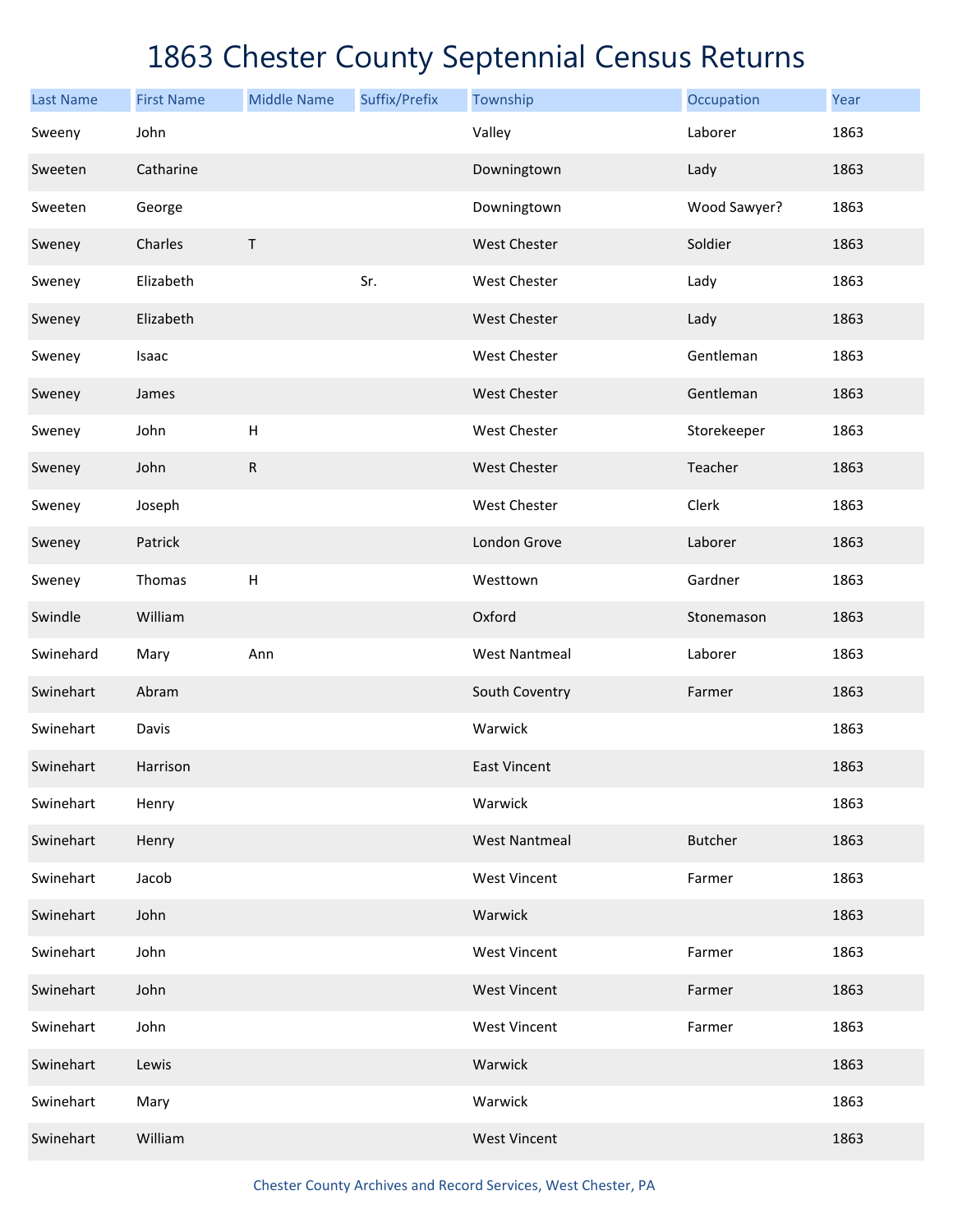# 1863 Chester County Septennial Census Returns

| Last Name | First Name | Middle Name | Suffix/Prefix | Township | Occupation | Year |
|---|---|---|---|---|---|---|
| Sweeny | John | | | Valley | Laborer | 1863 |
| Sweeten | Catharine | | | Downingtown | Lady | 1863 |
| Sweeten | George | | | Downingtown | Wood Sawyer? | 1863 |
| Sweney | Charles | T | | West Chester | Soldier | 1863 |
| Sweney | Elizabeth | | Sr. | West Chester | Lady | 1863 |
| Sweney | Elizabeth | | | West Chester | Lady | 1863 |
| Sweney | Isaac | | | West Chester | Gentleman | 1863 |
| Sweney | James | | | West Chester | Gentleman | 1863 |
| Sweney | John | H | | West Chester | Storekeeper | 1863 |
| Sweney | John | R | | West Chester | Teacher | 1863 |
| Sweney | Joseph | | | West Chester | Clerk | 1863 |
| Sweney | Patrick | | | London Grove | Laborer | 1863 |
| Sweney | Thomas | H | | Westtown | Gardner | 1863 |
| Swindle | William | | | Oxford | Stonemason | 1863 |
| Swinehard | Mary | Ann | | West Nantmeal | Laborer | 1863 |
| Swinehart | Abram | | | South Coventry | Farmer | 1863 |
| Swinehart | Davis | | | Warwick | | 1863 |
| Swinehart | Harrison | | | East Vincent | | 1863 |
| Swinehart | Henry | | | Warwick | | 1863 |
| Swinehart | Henry | | | West Nantmeal | Butcher | 1863 |
| Swinehart | Jacob | | | West Vincent | Farmer | 1863 |
| Swinehart | John | | | Warwick | | 1863 |
| Swinehart | John | | | West Vincent | Farmer | 1863 |
| Swinehart | John | | | West Vincent | Farmer | 1863 |
| Swinehart | John | | | West Vincent | Farmer | 1863 |
| Swinehart | Lewis | | | Warwick | | 1863 |
| Swinehart | Mary | | | Warwick | | 1863 |
| Swinehart | William | | | West Vincent | | 1863 |

Chester County Archives and Record Services, West Chester, PA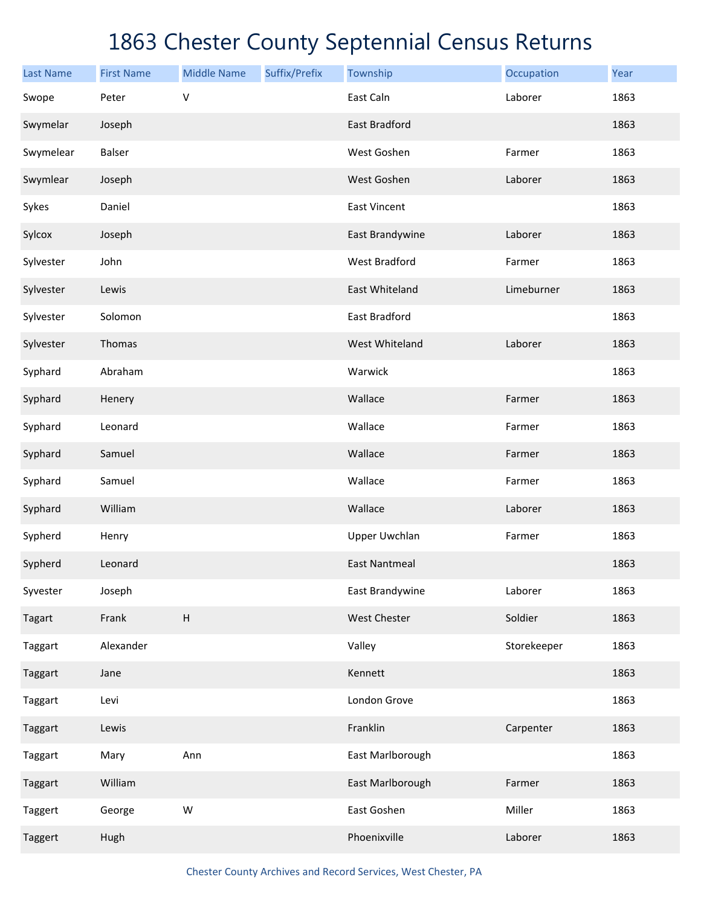# 1863 Chester County Septennial Census Returns

| Last Name | First Name | Middle Name | Suffix/Prefix | Township | Occupation | Year |
|---|---|---|---|---|---|---|
| Swope | Peter | V | | East Caln | Laborer | 1863 |
| Swymelar | Joseph | | | East Bradford | | 1863 |
| Swymelear | Balser | | | West Goshen | Farmer | 1863 |
| Swymlear | Joseph | | | West Goshen | Laborer | 1863 |
| Sykes | Daniel | | | East Vincent | | 1863 |
| Sylcox | Joseph | | | East Brandywine | Laborer | 1863 |
| Sylvester | John | | | West Bradford | Farmer | 1863 |
| Sylvester | Lewis | | | East Whiteland | Limeburner | 1863 |
| Sylvester | Solomon | | | East Bradford | | 1863 |
| Sylvester | Thomas | | | West Whiteland | Laborer | 1863 |
| Syphard | Abraham | | | Warwick | | 1863 |
| Syphard | Henery | | | Wallace | Farmer | 1863 |
| Syphard | Leonard | | | Wallace | Farmer | 1863 |
| Syphard | Samuel | | | Wallace | Farmer | 1863 |
| Syphard | Samuel | | | Wallace | Farmer | 1863 |
| Syphard | William | | | Wallace | Laborer | 1863 |
| Sypherd | Henry | | | Upper Uwchlan | Farmer | 1863 |
| Sypherd | Leonard | | | East Nantmeal | | 1863 |
| Syvester | Joseph | | | East Brandywine | Laborer | 1863 |
| Tagart | Frank | H | | West Chester | Soldier | 1863 |
| Taggart | Alexander | | | Valley | Storekeeper | 1863 |
| Taggart | Jane | | | Kennett | | 1863 |
| Taggart | Levi | | | London Grove | | 1863 |
| Taggart | Lewis | | | Franklin | Carpenter | 1863 |
| Taggart | Mary | Ann | | East Marlborough | | 1863 |
| Taggart | William | | | East Marlborough | Farmer | 1863 |
| Taggert | George | W | | East Goshen | Miller | 1863 |
| Taggert | Hugh | | | Phoenixville | Laborer | 1863 |

Chester County Archives and Record Services, West Chester, PA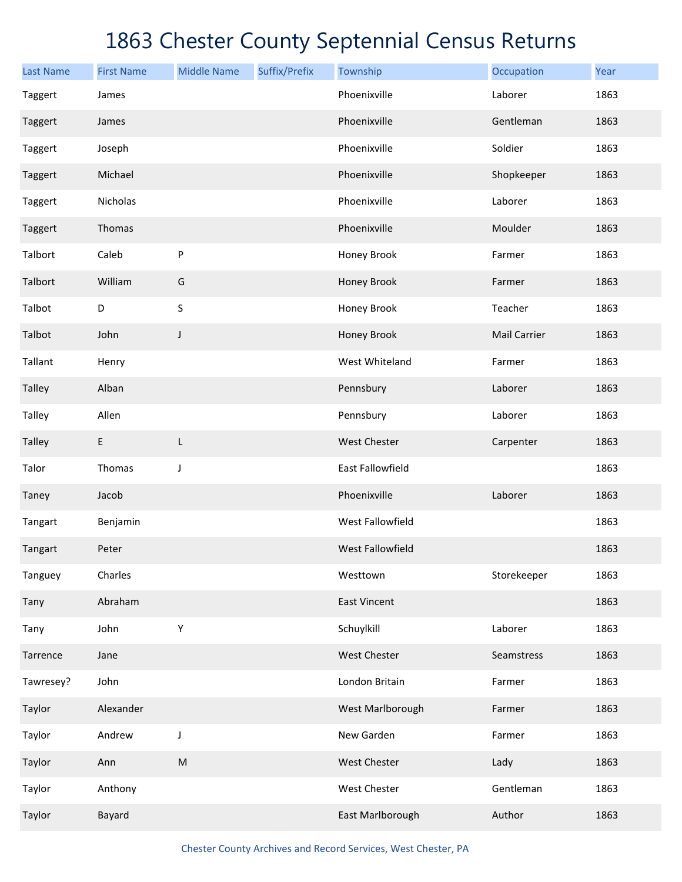# 1863 Chester County Septennial Census Returns

| Last Name | First Name | Middle Name | Suffix/Prefix | Township | Occupation | Year |
|---|---|---|---|---|---|---|
| Taggert | James | | | Phoenixville | Laborer | 1863 |
| Taggert | James | | | Phoenixville | Gentleman | 1863 |
| Taggert | Joseph | | | Phoenixville | Soldier | 1863 |
| Taggert | Michael | | | Phoenixville | Shopkeeper | 1863 |
| Taggert | Nicholas | | | Phoenixville | Laborer | 1863 |
| Taggert | Thomas | | | Phoenixville | Moulder | 1863 |
| Talbort | Caleb | P | | Honey Brook | Farmer | 1863 |
| Talbort | William | G | | Honey Brook | Farmer | 1863 |
| Talbot | D | S | | Honey Brook | Teacher | 1863 |
| Talbot | John | J | | Honey Brook | Mail Carrier | 1863 |
| Tallant | Henry | | | West Whiteland | Farmer | 1863 |
| Talley | Alban | | | Pennsbury | Laborer | 1863 |
| Talley | Allen | | | Pennsbury | Laborer | 1863 |
| Talley | E | L | | West Chester | Carpenter | 1863 |
| Talor | Thomas | J | | East Fallowfield | | 1863 |
| Taney | Jacob | | | Phoenixville | Laborer | 1863 |
| Tangart | Benjamin | | | West Fallowfield | | 1863 |
| Tangart | Peter | | | West Fallowfield | | 1863 |
| Tanguey | Charles | | | Westtown | Storekeeper | 1863 |
| Tany | Abraham | | | East Vincent | | 1863 |
| Tany | John | Y | | Schuylkill | Laborer | 1863 |
| Tarrence | Jane | | | West Chester | Seamstress | 1863 |
| Tawresey? | John | | | London Britain | Farmer | 1863 |
| Taylor | Alexander | | | West Marlborough | Farmer | 1863 |
| Taylor | Andrew | J | | New Garden | Farmer | 1863 |
| Taylor | Ann | M | | West Chester | Lady | 1863 |
| Taylor | Anthony | | | West Chester | Gentleman | 1863 |
| Taylor | Bayard | | | East Marlborough | Author | 1863 |

Chester County Archives and Record Services, West Chester, PA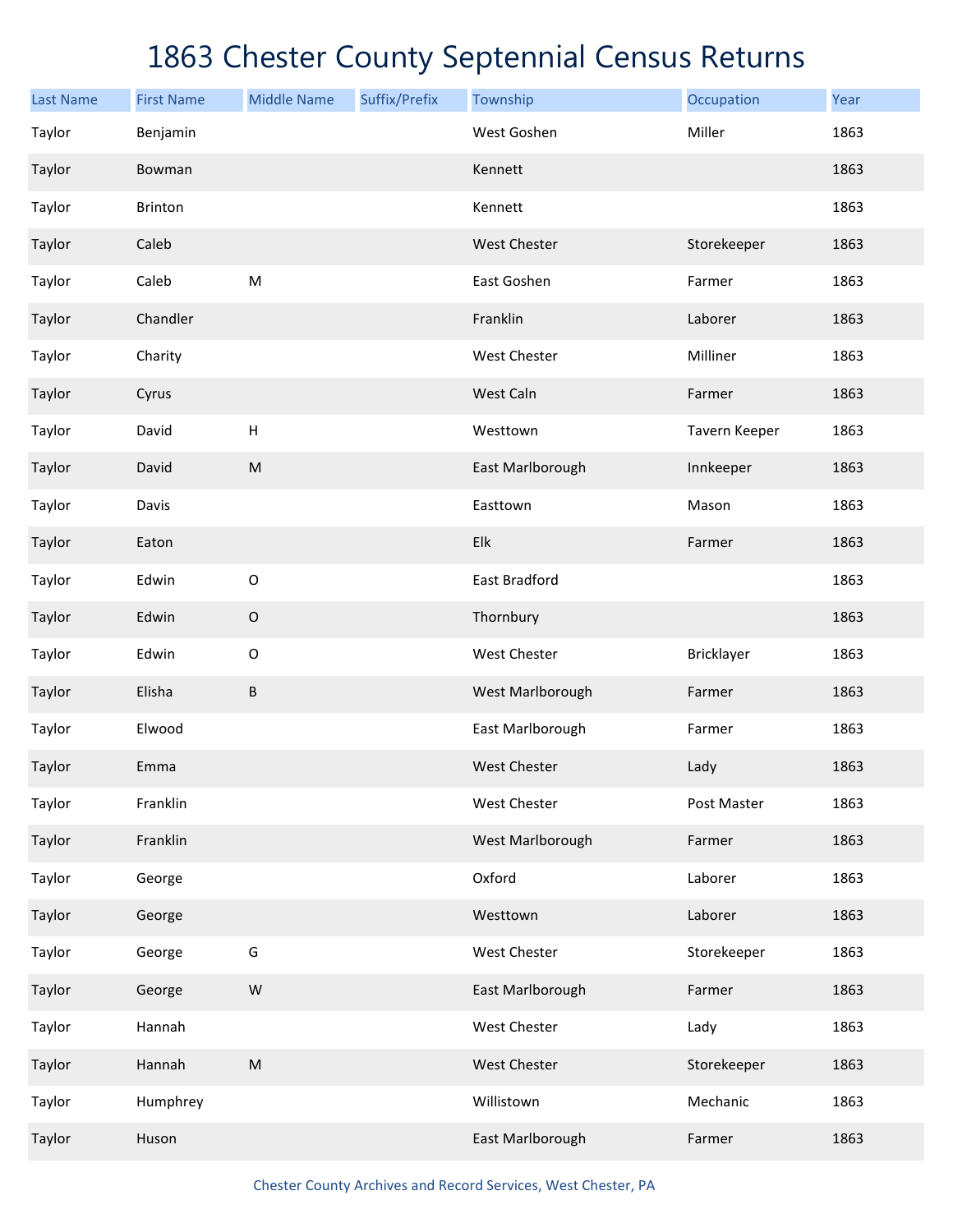# 1863 Chester County Septennial Census Returns

| Last Name | First Name | Middle Name | Suffix/Prefix | Township | Occupation | Year |
|---|---|---|---|---|---|---|
| Taylor | Benjamin | | | West Goshen | Miller | 1863 |
| Taylor | Bowman | | | Kennett | | 1863 |
| Taylor | Brinton | | | Kennett | | 1863 |
| Taylor | Caleb | | | West Chester | Storekeeper | 1863 |
| Taylor | Caleb | M | | East Goshen | Farmer | 1863 |
| Taylor | Chandler | | | Franklin | Laborer | 1863 |
| Taylor | Charity | | | West Chester | Milliner | 1863 |
| Taylor | Cyrus | | | West Caln | Farmer | 1863 |
| Taylor | David | H | | Westtown | Tavern Keeper | 1863 |
| Taylor | David | M | | East Marlborough | Innkeeper | 1863 |
| Taylor | Davis | | | Easttown | Mason | 1863 |
| Taylor | Eaton | | | Elk | Farmer | 1863 |
| Taylor | Edwin | O | | East Bradford | | 1863 |
| Taylor | Edwin | O | | Thornbury | | 1863 |
| Taylor | Edwin | O | | West Chester | Bricklayer | 1863 |
| Taylor | Elisha | B | | West Marlborough | Farmer | 1863 |
| Taylor | Elwood | | | East Marlborough | Farmer | 1863 |
| Taylor | Emma | | | West Chester | Lady | 1863 |
| Taylor | Franklin | | | West Chester | Post Master | 1863 |
| Taylor | Franklin | | | West Marlborough | Farmer | 1863 |
| Taylor | George | | | Oxford | Laborer | 1863 |
| Taylor | George | | | Westtown | Laborer | 1863 |
| Taylor | George | G | | West Chester | Storekeeper | 1863 |
| Taylor | George | W | | East Marlborough | Farmer | 1863 |
| Taylor | Hannah | | | West Chester | Lady | 1863 |
| Taylor | Hannah | M | | West Chester | Storekeeper | 1863 |
| Taylor | Humphrey | | | Willistown | Mechanic | 1863 |
| Taylor | Huson | | | East Marlborough | Farmer | 1863 |

Chester County Archives and Record Services, West Chester, PA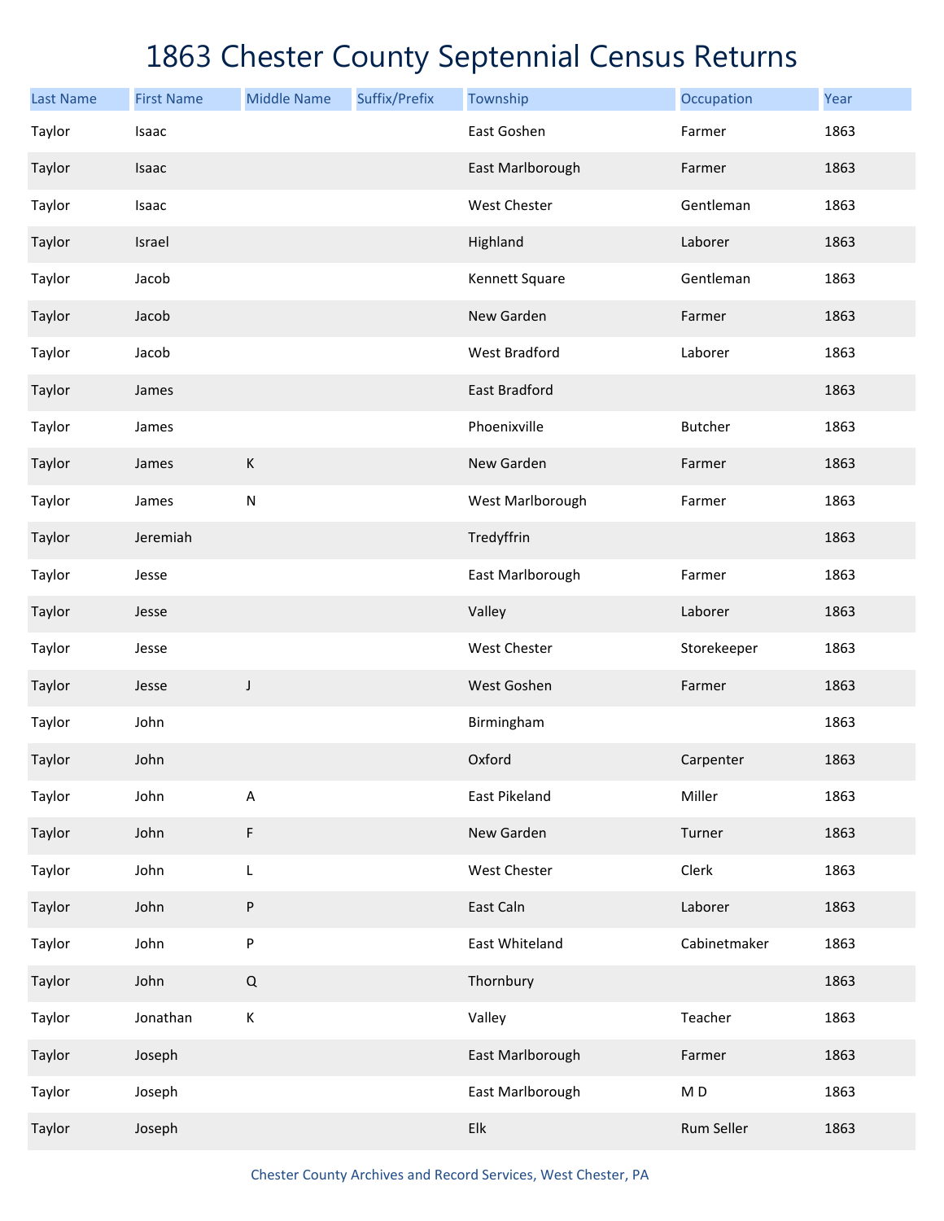# 1863 Chester County Septennial Census Returns

| Last Name | First Name | Middle Name | Suffix/Prefix | Township | Occupation | Year |
|---|---|---|---|---|---|---|
| Taylor | Isaac | | | East Goshen | Farmer | 1863 |
| Taylor | Isaac | | | East Marlborough | Farmer | 1863 |
| Taylor | Isaac | | | West Chester | Gentleman | 1863 |
| Taylor | Israel | | | Highland | Laborer | 1863 |
| Taylor | Jacob | | | Kennett Square | Gentleman | 1863 |
| Taylor | Jacob | | | New Garden | Farmer | 1863 |
| Taylor | Jacob | | | West Bradford | Laborer | 1863 |
| Taylor | James | | | East Bradford | | 1863 |
| Taylor | James | | | Phoenixville | Butcher | 1863 |
| Taylor | James | K | | New Garden | Farmer | 1863 |
| Taylor | James | N | | West Marlborough | Farmer | 1863 |
| Taylor | Jeremiah | | | Tredyffrin | | 1863 |
| Taylor | Jesse | | | East Marlborough | Farmer | 1863 |
| Taylor | Jesse | | | Valley | Laborer | 1863 |
| Taylor | Jesse | | | West Chester | Storekeeper | 1863 |
| Taylor | Jesse | J | | West Goshen | Farmer | 1863 |
| Taylor | John | | | Birmingham | | 1863 |
| Taylor | John | | | Oxford | Carpenter | 1863 |
| Taylor | John | A | | East Pikeland | Miller | 1863 |
| Taylor | John | F | | New Garden | Turner | 1863 |
| Taylor | John | L | | West Chester | Clerk | 1863 |
| Taylor | John | P | | East Caln | Laborer | 1863 |
| Taylor | John | P | | East Whiteland | Cabinetmaker | 1863 |
| Taylor | John | Q | | Thornbury | | 1863 |
| Taylor | Jonathan | K | | Valley | Teacher | 1863 |
| Taylor | Joseph | | | East Marlborough | Farmer | 1863 |
| Taylor | Joseph | | | East Marlborough | M D | 1863 |
| Taylor | Joseph | | | Elk | Rum Seller | 1863 |

Chester County Archives and Record Services, West Chester, PA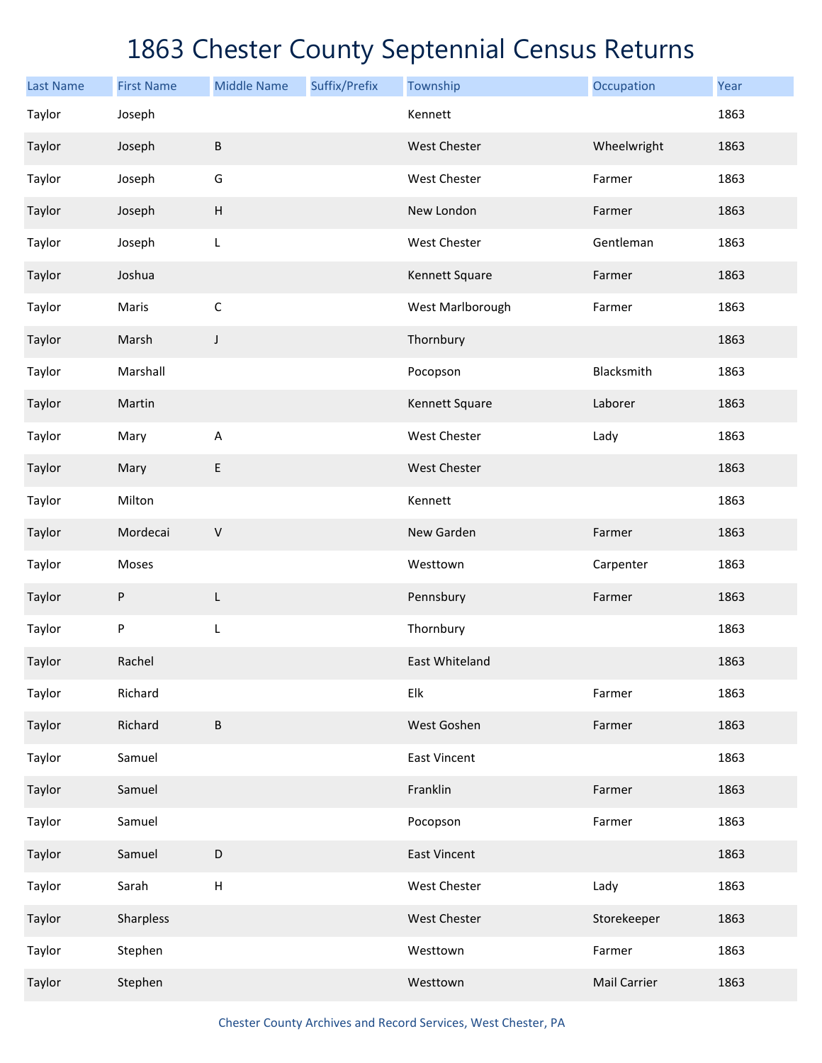# 1863 Chester County Septennial Census Returns

| Last Name | First Name | Middle Name | Suffix/Prefix | Township | Occupation | Year |
|---|---|---|---|---|---|---|
| Taylor | Joseph | | | Kennett | | 1863 |
| Taylor | Joseph | B | | West Chester | Wheelwright | 1863 |
| Taylor | Joseph | G | | West Chester | Farmer | 1863 |
| Taylor | Joseph | H | | New London | Farmer | 1863 |
| Taylor | Joseph | L | | West Chester | Gentleman | 1863 |
| Taylor | Joshua | | | Kennett Square | Farmer | 1863 |
| Taylor | Maris | C | | West Marlborough | Farmer | 1863 |
| Taylor | Marsh | J | | Thornbury | | 1863 |
| Taylor | Marshall | | | Pocopson | Blacksmith | 1863 |
| Taylor | Martin | | | Kennett Square | Laborer | 1863 |
| Taylor | Mary | A | | West Chester | Lady | 1863 |
| Taylor | Mary | E | | West Chester | | 1863 |
| Taylor | Milton | | | Kennett | | 1863 |
| Taylor | Mordecai | V | | New Garden | Farmer | 1863 |
| Taylor | Moses | | | Westtown | Carpenter | 1863 |
| Taylor | P | L | | Pennsbury | Farmer | 1863 |
| Taylor | P | L | | Thornbury | | 1863 |
| Taylor | Rachel | | | East Whiteland | | 1863 |
| Taylor | Richard | | | Elk | Farmer | 1863 |
| Taylor | Richard | B | | West Goshen | Farmer | 1863 |
| Taylor | Samuel | | | East Vincent | | 1863 |
| Taylor | Samuel | | | Franklin | Farmer | 1863 |
| Taylor | Samuel | | | Pocopson | Farmer | 1863 |
| Taylor | Samuel | D | | East Vincent | | 1863 |
| Taylor | Sarah | H | | West Chester | Lady | 1863 |
| Taylor | Sharpless | | | West Chester | Storekeeper | 1863 |
| Taylor | Stephen | | | Westtown | Farmer | 1863 |
| Taylor | Stephen | | | Westtown | Mail Carrier | 1863 |

Chester County Archives and Record Services, West Chester, PA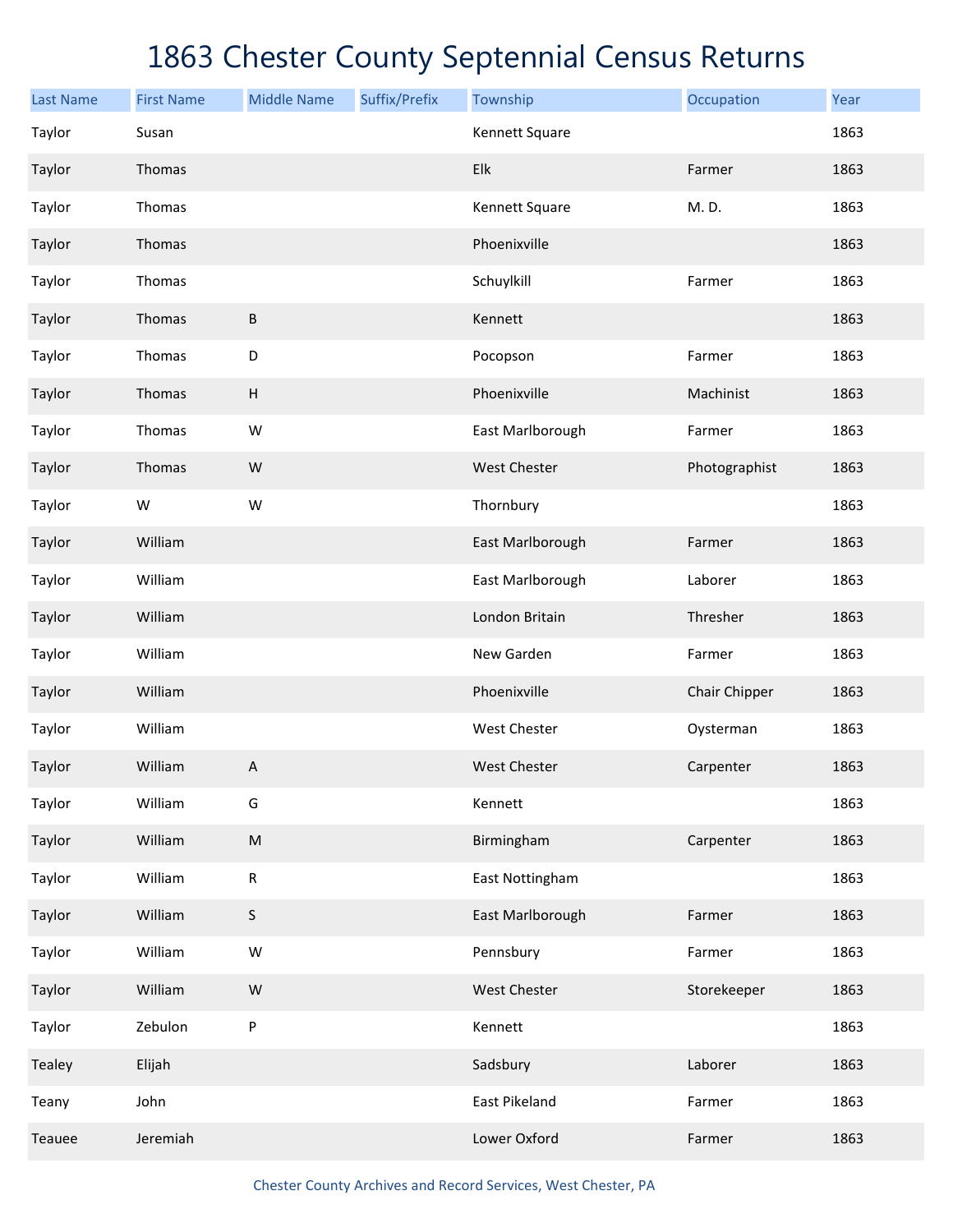# 1863 Chester County Septennial Census Returns

| Last Name | First Name | Middle Name | Suffix/Prefix | Township | Occupation | Year |
|---|---|---|---|---|---|---|
| Taylor | Susan | | | Kennett Square | | 1863 |
| Taylor | Thomas | | | Elk | Farmer | 1863 |
| Taylor | Thomas | | | Kennett Square | M. D. | 1863 |
| Taylor | Thomas | | | Phoenixville | | 1863 |
| Taylor | Thomas | | | Schuylkill | Farmer | 1863 |
| Taylor | Thomas | B | | Kennett | | 1863 |
| Taylor | Thomas | D | | Pocopson | Farmer | 1863 |
| Taylor | Thomas | H | | Phoenixville | Machinist | 1863 |
| Taylor | Thomas | W | | East Marlborough | Farmer | 1863 |
| Taylor | Thomas | W | | West Chester | Photographist | 1863 |
| Taylor | W | W | | Thornbury | | 1863 |
| Taylor | William | | | East Marlborough | Farmer | 1863 |
| Taylor | William | | | East Marlborough | Laborer | 1863 |
| Taylor | William | | | London Britain | Thresher | 1863 |
| Taylor | William | | | New Garden | Farmer | 1863 |
| Taylor | William | | | Phoenixville | Chair Chipper | 1863 |
| Taylor | William | | | West Chester | Oysterman | 1863 |
| Taylor | William | A | | West Chester | Carpenter | 1863 |
| Taylor | William | G | | Kennett | | 1863 |
| Taylor | William | M | | Birmingham | Carpenter | 1863 |
| Taylor | William | R | | East Nottingham | | 1863 |
| Taylor | William | S | | East Marlborough | Farmer | 1863 |
| Taylor | William | W | | Pennsbury | Farmer | 1863 |
| Taylor | William | W | | West Chester | Storekeeper | 1863 |
| Taylor | Zebulon | P | | Kennett | | 1863 |
| Tealey | Elijah | | | Sadsbury | Laborer | 1863 |
| Teany | John | | | East Pikeland | Farmer | 1863 |
| Teauee | Jeremiah | | | Lower Oxford | Farmer | 1863 |

Chester County Archives and Record Services, West Chester, PA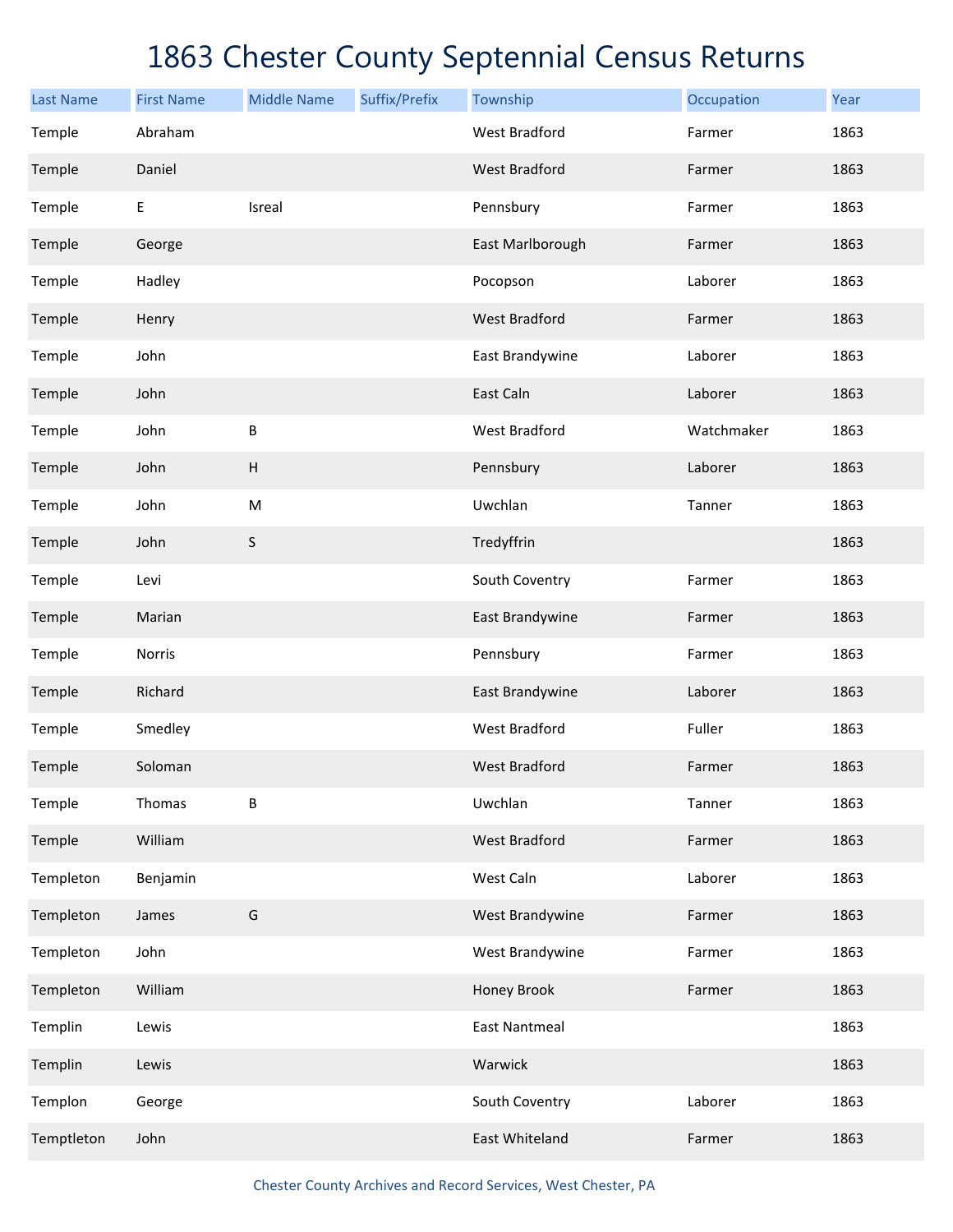# 1863 Chester County Septennial Census Returns

| Last Name | First Name | Middle Name | Suffix/Prefix | Township | Occupation | Year |
|---|---|---|---|---|---|---|
| Temple | Abraham | | | West Bradford | Farmer | 1863 |
| Temple | Daniel | | | West Bradford | Farmer | 1863 |
| Temple | E | Isreal | | Pennsbury | Farmer | 1863 |
| Temple | George | | | East Marlborough | Farmer | 1863 |
| Temple | Hadley | | | Pocopson | Laborer | 1863 |
| Temple | Henry | | | West Bradford | Farmer | 1863 |
| Temple | John | | | East Brandywine | Laborer | 1863 |
| Temple | John | | | East Caln | Laborer | 1863 |
| Temple | John | B | | West Bradford | Watchmaker | 1863 |
| Temple | John | H | | Pennsbury | Laborer | 1863 |
| Temple | John | M | | Uwchlan | Tanner | 1863 |
| Temple | John | S | | Tredyffrin | | 1863 |
| Temple | Levi | | | South Coventry | Farmer | 1863 |
| Temple | Marian | | | East Brandywine | Farmer | 1863 |
| Temple | Norris | | | Pennsbury | Farmer | 1863 |
| Temple | Richard | | | East Brandywine | Laborer | 1863 |
| Temple | Smedley | | | West Bradford | Fuller | 1863 |
| Temple | Soloman | | | West Bradford | Farmer | 1863 |
| Temple | Thomas | B | | Uwchlan | Tanner | 1863 |
| Temple | William | | | West Bradford | Farmer | 1863 |
| Templeton | Benjamin | | | West Caln | Laborer | 1863 |
| Templeton | James | G | | West Brandywine | Farmer | 1863 |
| Templeton | John | | | West Brandywine | Farmer | 1863 |
| Templeton | William | | | Honey Brook | Farmer | 1863 |
| Templin | Lewis | | | East Nantmeal | | 1863 |
| Templin | Lewis | | | Warwick | | 1863 |
| Templon | George | | | South Coventry | Laborer | 1863 |
| Temptleton | John | | | East Whiteland | Farmer | 1863 |

Chester County Archives and Record Services, West Chester, PA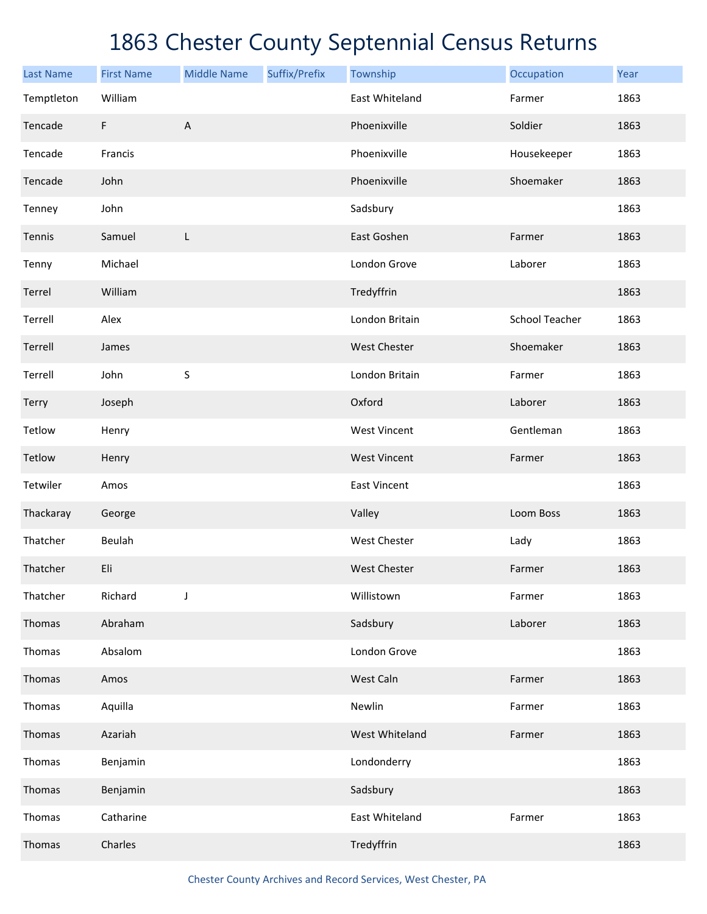# 1863 Chester County Septennial Census Returns

| Last Name | First Name | Middle Name | Suffix/Prefix | Township | Occupation | Year |
|---|---|---|---|---|---|---|
| Temptleton | William | | | East Whiteland | Farmer | 1863 |
| Tencade | F | A | | Phoenixville | Soldier | 1863 |
| Tencade | Francis | | | Phoenixville | Housekeeper | 1863 |
| Tencade | John | | | Phoenixville | Shoemaker | 1863 |
| Tenney | John | | | Sadsbury | | 1863 |
| Tennis | Samuel | L | | East Goshen | Farmer | 1863 |
| Tenny | Michael | | | London Grove | Laborer | 1863 |
| Terrel | William | | | Tredyffrin | | 1863 |
| Terrell | Alex | | | London Britain | School Teacher | 1863 |
| Terrell | James | | | West Chester | Shoemaker | 1863 |
| Terrell | John | S | | London Britain | Farmer | 1863 |
| Terry | Joseph | | | Oxford | Laborer | 1863 |
| Tetlow | Henry | | | West Vincent | Gentleman | 1863 |
| Tetlow | Henry | | | West Vincent | Farmer | 1863 |
| Tetwiler | Amos | | | East Vincent | | 1863 |
| Thackaray | George | | | Valley | Loom Boss | 1863 |
| Thatcher | Beulah | | | West Chester | Lady | 1863 |
| Thatcher | Eli | | | West Chester | Farmer | 1863 |
| Thatcher | Richard | J | | Willistown | Farmer | 1863 |
| Thomas | Abraham | | | Sadsbury | Laborer | 1863 |
| Thomas | Absalom | | | London Grove | | 1863 |
| Thomas | Amos | | | West Caln | Farmer | 1863 |
| Thomas | Aquilla | | | Newlin | Farmer | 1863 |
| Thomas | Azariah | | | West Whiteland | Farmer | 1863 |
| Thomas | Benjamin | | | Londonderry | | 1863 |
| Thomas | Benjamin | | | Sadsbury | | 1863 |
| Thomas | Catharine | | | East Whiteland | Farmer | 1863 |
| Thomas | Charles | | | Tredyffrin | | 1863 |

Chester County Archives and Record Services, West Chester, PA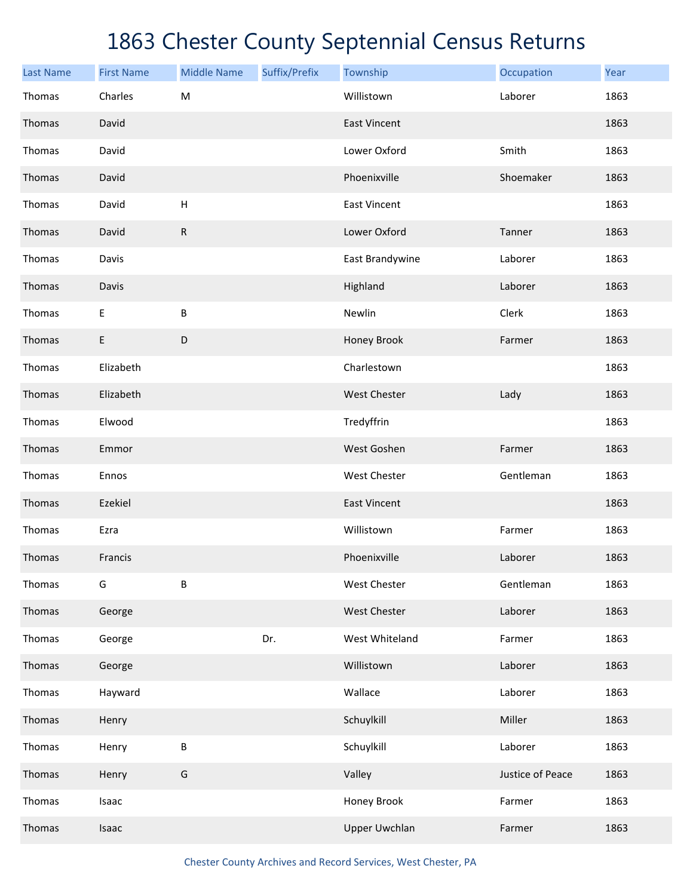# 1863 Chester County Septennial Census Returns

| Last Name | First Name | Middle Name | Suffix/Prefix | Township | Occupation | Year |
|---|---|---|---|---|---|---|
| Thomas | Charles | M | | Willistown | Laborer | 1863 |
| Thomas | David | | | East Vincent | | 1863 |
| Thomas | David | | | Lower Oxford | Smith | 1863 |
| Thomas | David | | | Phoenixville | Shoemaker | 1863 |
| Thomas | David | H | | East Vincent | | 1863 |
| Thomas | David | R | | Lower Oxford | Tanner | 1863 |
| Thomas | Davis | | | East Brandywine | Laborer | 1863 |
| Thomas | Davis | | | Highland | Laborer | 1863 |
| Thomas | E | B | | Newlin | Clerk | 1863 |
| Thomas | E | D | | Honey Brook | Farmer | 1863 |
| Thomas | Elizabeth | | | Charlestown | | 1863 |
| Thomas | Elizabeth | | | West Chester | Lady | 1863 |
| Thomas | Elwood | | | Tredyffrin | | 1863 |
| Thomas | Emmor | | | West Goshen | Farmer | 1863 |
| Thomas | Ennos | | | West Chester | Gentleman | 1863 |
| Thomas | Ezekiel | | | East Vincent | | 1863 |
| Thomas | Ezra | | | Willistown | Farmer | 1863 |
| Thomas | Francis | | | Phoenixville | Laborer | 1863 |
| Thomas | G | B | | West Chester | Gentleman | 1863 |
| Thomas | George | | | West Chester | Laborer | 1863 |
| Thomas | George | | Dr. | West Whiteland | Farmer | 1863 |
| Thomas | George | | | Willistown | Laborer | 1863 |
| Thomas | Hayward | | | Wallace | Laborer | 1863 |
| Thomas | Henry | | | Schuylkill | Miller | 1863 |
| Thomas | Henry | B | | Schuylkill | Laborer | 1863 |
| Thomas | Henry | G | | Valley | Justice of Peace | 1863 |
| Thomas | Isaac | | | Honey Brook | Farmer | 1863 |
| Thomas | Isaac | | | Upper Uwchlan | Farmer | 1863 |

Chester County Archives and Record Services, West Chester, PA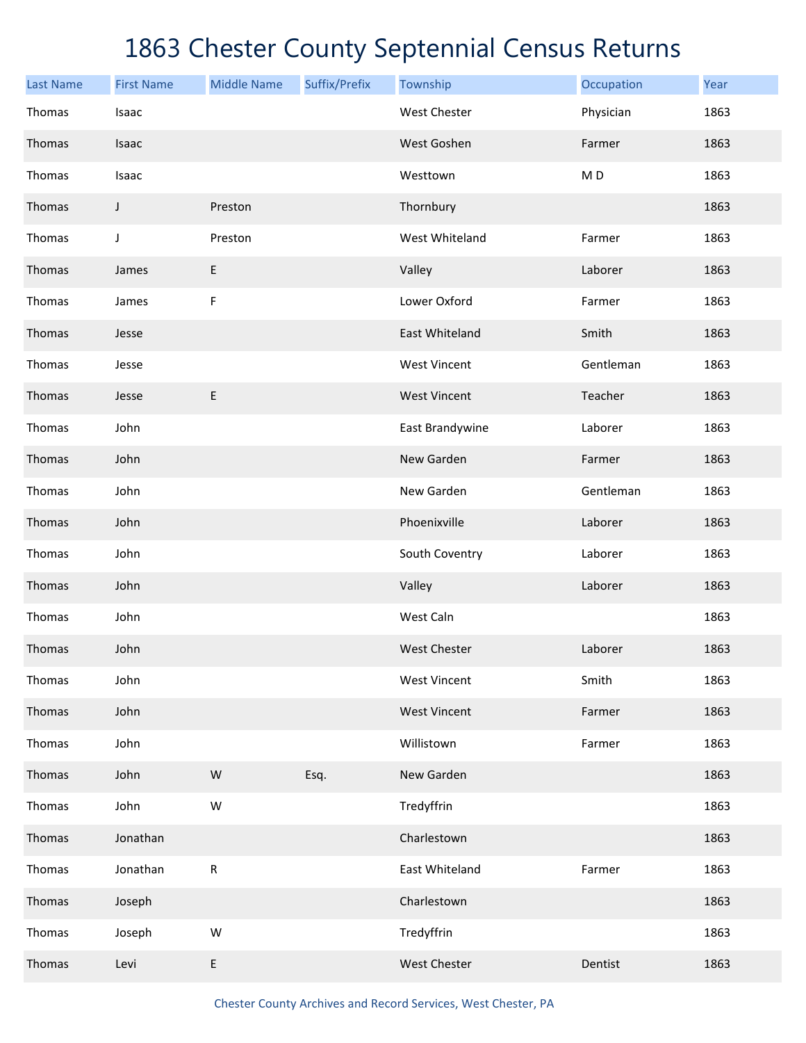# 1863 Chester County Septennial Census Returns

| Last Name | First Name | Middle Name | Suffix/Prefix | Township | Occupation | Year |
|---|---|---|---|---|---|---|
| Thomas | Isaac | | | West Chester | Physician | 1863 |
| Thomas | Isaac | | | West Goshen | Farmer | 1863 |
| Thomas | Isaac | | | Westtown | M D | 1863 |
| Thomas | J | Preston | | Thornbury | | 1863 |
| Thomas | J | Preston | | West Whiteland | Farmer | 1863 |
| Thomas | James | E | | Valley | Laborer | 1863 |
| Thomas | James | F | | Lower Oxford | Farmer | 1863 |
| Thomas | Jesse | | | East Whiteland | Smith | 1863 |
| Thomas | Jesse | | | West Vincent | Gentleman | 1863 |
| Thomas | Jesse | E | | West Vincent | Teacher | 1863 |
| Thomas | John | | | East Brandywine | Laborer | 1863 |
| Thomas | John | | | New Garden | Farmer | 1863 |
| Thomas | John | | | New Garden | Gentleman | 1863 |
| Thomas | John | | | Phoenixville | Laborer | 1863 |
| Thomas | John | | | South Coventry | Laborer | 1863 |
| Thomas | John | | | Valley | Laborer | 1863 |
| Thomas | John | | | West Caln | | 1863 |
| Thomas | John | | | West Chester | Laborer | 1863 |
| Thomas | John | | | West Vincent | Smith | 1863 |
| Thomas | John | | | West Vincent | Farmer | 1863 |
| Thomas | John | | | Willistown | Farmer | 1863 |
| Thomas | John | W | Esq. | New Garden | | 1863 |
| Thomas | John | W | | Tredyffrin | | 1863 |
| Thomas | Jonathan | | | Charlestown | | 1863 |
| Thomas | Jonathan | R | | East Whiteland | Farmer | 1863 |
| Thomas | Joseph | | | Charlestown | | 1863 |
| Thomas | Joseph | W | | Tredyffrin | | 1863 |
| Thomas | Levi | E | | West Chester | Dentist | 1863 |

Chester County Archives and Record Services, West Chester, PA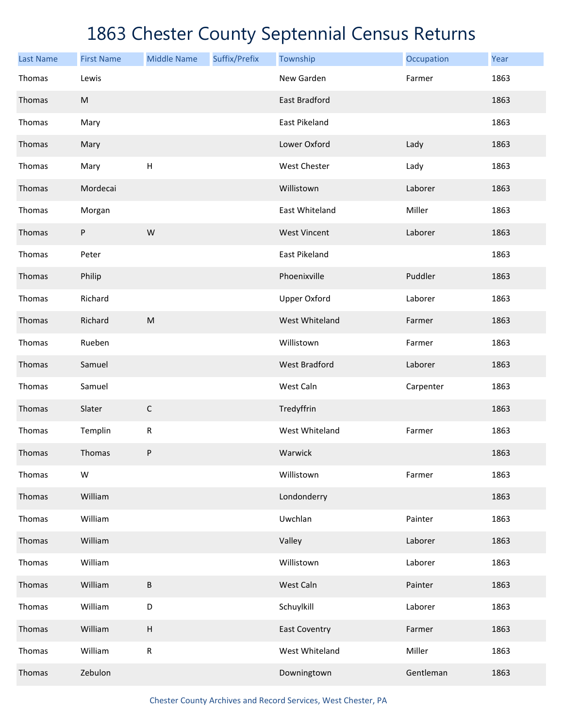# 1863 Chester County Septennial Census Returns

| Last Name | First Name | Middle Name | Suffix/Prefix | Township | Occupation | Year |
|---|---|---|---|---|---|---|
| Thomas | Lewis | | | New Garden | Farmer | 1863 |
| Thomas | M | | | East Bradford | | 1863 |
| Thomas | Mary | | | East Pikeland | | 1863 |
| Thomas | Mary | | | Lower Oxford | Lady | 1863 |
| Thomas | Mary | H | | West Chester | Lady | 1863 |
| Thomas | Mordecai | | | Willistown | Laborer | 1863 |
| Thomas | Morgan | | | East Whiteland | Miller | 1863 |
| Thomas | P | W | | West Vincent | Laborer | 1863 |
| Thomas | Peter | | | East Pikeland | | 1863 |
| Thomas | Philip | | | Phoenixville | Puddler | 1863 |
| Thomas | Richard | | | Upper Oxford | Laborer | 1863 |
| Thomas | Richard | M | | West Whiteland | Farmer | 1863 |
| Thomas | Rueben | | | Willistown | Farmer | 1863 |
| Thomas | Samuel | | | West Bradford | Laborer | 1863 |
| Thomas | Samuel | | | West Caln | Carpenter | 1863 |
| Thomas | Slater | C | | Tredyffrin | | 1863 |
| Thomas | Templin | R | | West Whiteland | Farmer | 1863 |
| Thomas | Thomas | P | | Warwick | | 1863 |
| Thomas | W | | | Willistown | Farmer | 1863 |
| Thomas | William | | | Londonderry | | 1863 |
| Thomas | William | | | Uwchlan | Painter | 1863 |
| Thomas | William | | | Valley | Laborer | 1863 |
| Thomas | William | | | Willistown | Laborer | 1863 |
| Thomas | William | B | | West Caln | Painter | 1863 |
| Thomas | William | D | | Schuylkill | Laborer | 1863 |
| Thomas | William | H | | East Coventry | Farmer | 1863 |
| Thomas | William | R | | West Whiteland | Miller | 1863 |
| Thomas | Zebulon | | | Downingtown | Gentleman | 1863 |

Chester County Archives and Record Services, West Chester, PA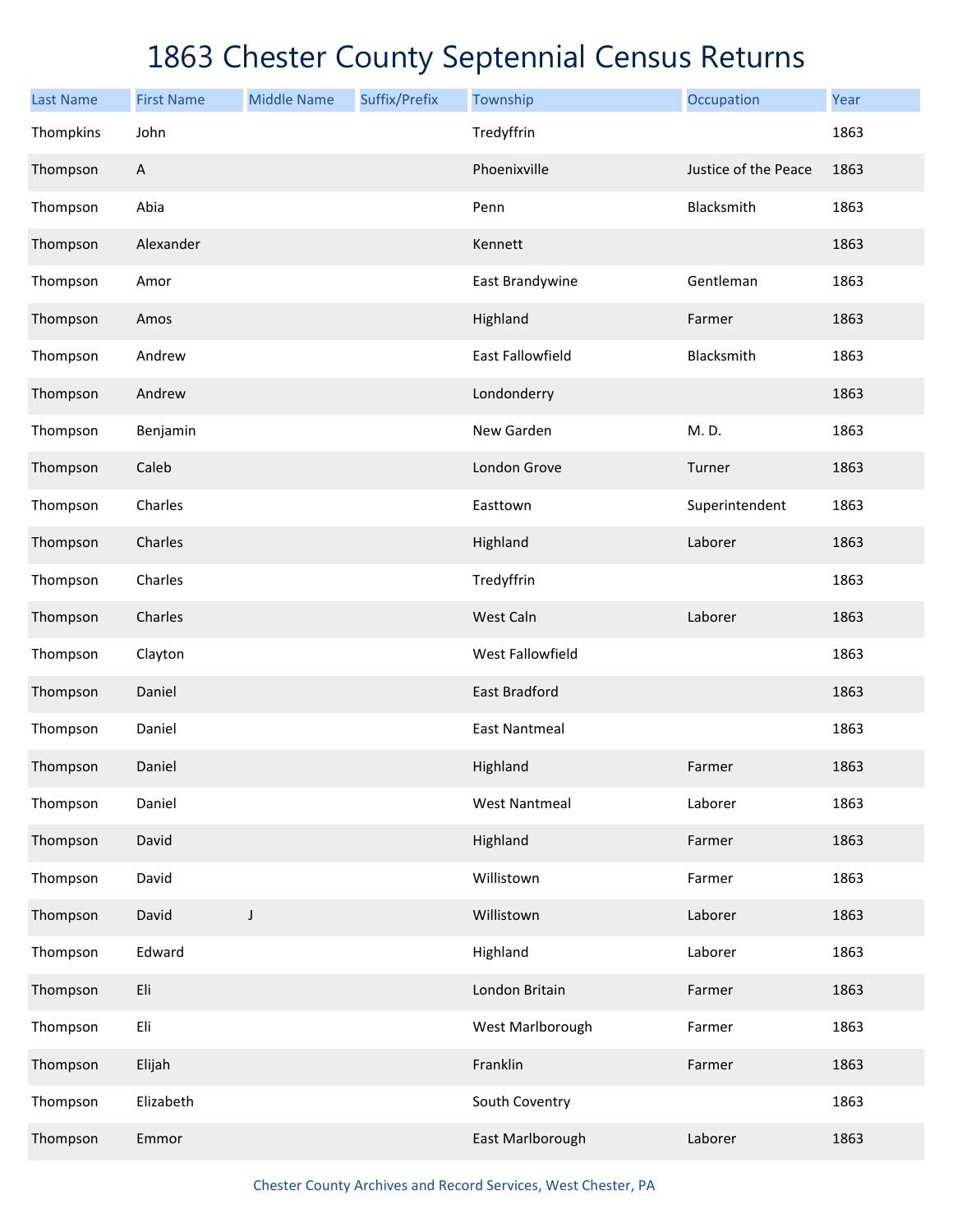# 1863 Chester County Septennial Census Returns

| Last Name | First Name | Middle Name | Suffix/Prefix | Township | Occupation | Year |
|---|---|---|---|---|---|---|
| Thompkins | John | | | Tredyffrin | | 1863 |
| Thompson | A | | | Phoenixville | Justice of the Peace | 1863 |
| Thompson | Abia | | | Penn | Blacksmith | 1863 |
| Thompson | Alexander | | | Kennett | | 1863 |
| Thompson | Amor | | | East Brandywine | Gentleman | 1863 |
| Thompson | Amos | | | Highland | Farmer | 1863 |
| Thompson | Andrew | | | East Fallowfield | Blacksmith | 1863 |
| Thompson | Andrew | | | Londonderry | | 1863 |
| Thompson | Benjamin | | | New Garden | M. D. | 1863 |
| Thompson | Caleb | | | London Grove | Turner | 1863 |
| Thompson | Charles | | | Easttown | Superintendent | 1863 |
| Thompson | Charles | | | Highland | Laborer | 1863 |
| Thompson | Charles | | | Tredyffrin | | 1863 |
| Thompson | Charles | | | West Caln | Laborer | 1863 |
| Thompson | Clayton | | | West Fallowfield | | 1863 |
| Thompson | Daniel | | | East Bradford | | 1863 |
| Thompson | Daniel | | | East Nantmeal | | 1863 |
| Thompson | Daniel | | | Highland | Farmer | 1863 |
| Thompson | Daniel | | | West Nantmeal | Laborer | 1863 |
| Thompson | David | | | Highland | Farmer | 1863 |
| Thompson | David | | | Willistown | Farmer | 1863 |
| Thompson | David | J | | Willistown | Laborer | 1863 |
| Thompson | Edward | | | Highland | Laborer | 1863 |
| Thompson | Eli | | | London Britain | Farmer | 1863 |
| Thompson | Eli | | | West Marlborough | Farmer | 1863 |
| Thompson | Elijah | | | Franklin | Farmer | 1863 |
| Thompson | Elizabeth | | | South Coventry | | 1863 |
| Thompson | Emmor | | | East Marlborough | Laborer | 1863 |

Chester County Archives and Record Services, West Chester, PA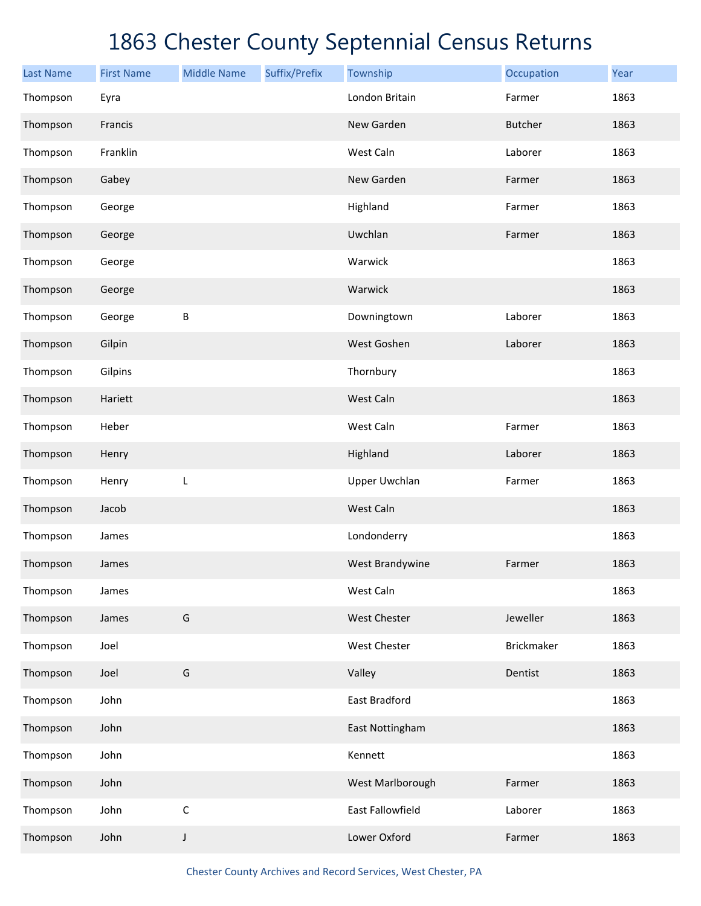# 1863 Chester County Septennial Census Returns

| Last Name | First Name | Middle Name | Suffix/Prefix | Township | Occupation | Year |
|---|---|---|---|---|---|---|
| Thompson | Eyra | | | London Britain | Farmer | 1863 |
| Thompson | Francis | | | New Garden | Butcher | 1863 |
| Thompson | Franklin | | | West Caln | Laborer | 1863 |
| Thompson | Gabey | | | New Garden | Farmer | 1863 |
| Thompson | George | | | Highland | Farmer | 1863 |
| Thompson | George | | | Uwchlan | Farmer | 1863 |
| Thompson | George | | | Warwick | | 1863 |
| Thompson | George | | | Warwick | | 1863 |
| Thompson | George | B | | Downingtown | Laborer | 1863 |
| Thompson | Gilpin | | | West Goshen | Laborer | 1863 |
| Thompson | Gilpins | | | Thornbury | | 1863 |
| Thompson | Hariett | | | West Caln | | 1863 |
| Thompson | Heber | | | West Caln | Farmer | 1863 |
| Thompson | Henry | | | Highland | Laborer | 1863 |
| Thompson | Henry | L | | Upper Uwchlan | Farmer | 1863 |
| Thompson | Jacob | | | West Caln | | 1863 |
| Thompson | James | | | Londonderry | | 1863 |
| Thompson | James | | | West Brandywine | Farmer | 1863 |
| Thompson | James | | | West Caln | | 1863 |
| Thompson | James | G | | West Chester | Jeweller | 1863 |
| Thompson | Joel | | | West Chester | Brickmaker | 1863 |
| Thompson | Joel | G | | Valley | Dentist | 1863 |
| Thompson | John | | | East Bradford | | 1863 |
| Thompson | John | | | East Nottingham | | 1863 |
| Thompson | John | | | Kennett | | 1863 |
| Thompson | John | | | West Marlborough | Farmer | 1863 |
| Thompson | John | C | | East Fallowfield | Laborer | 1863 |
| Thompson | John | J | | Lower Oxford | Farmer | 1863 |

Chester County Archives and Record Services, West Chester, PA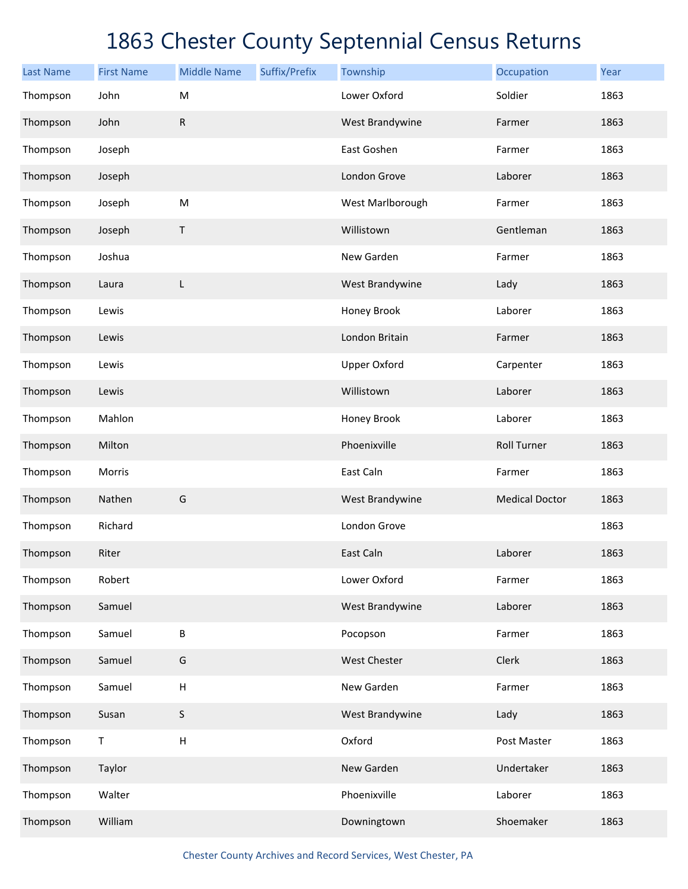# 1863 Chester County Septennial Census Returns

| Last Name | First Name | Middle Name | Suffix/Prefix | Township | Occupation | Year |
|---|---|---|---|---|---|---|
| Thompson | John | M | | Lower Oxford | Soldier | 1863 |
| Thompson | John | R | | West Brandywine | Farmer | 1863 |
| Thompson | Joseph | | | East Goshen | Farmer | 1863 |
| Thompson | Joseph | | | London Grove | Laborer | 1863 |
| Thompson | Joseph | M | | West Marlborough | Farmer | 1863 |
| Thompson | Joseph | T | | Willistown | Gentleman | 1863 |
| Thompson | Joshua | | | New Garden | Farmer | 1863 |
| Thompson | Laura | L | | West Brandywine | Lady | 1863 |
| Thompson | Lewis | | | Honey Brook | Laborer | 1863 |
| Thompson | Lewis | | | London Britain | Farmer | 1863 |
| Thompson | Lewis | | | Upper Oxford | Carpenter | 1863 |
| Thompson | Lewis | | | Willistown | Laborer | 1863 |
| Thompson | Mahlon | | | Honey Brook | Laborer | 1863 |
| Thompson | Milton | | | Phoenixville | Roll Turner | 1863 |
| Thompson | Morris | | | East Caln | Farmer | 1863 |
| Thompson | Nathen | G | | West Brandywine | Medical Doctor | 1863 |
| Thompson | Richard | | | London Grove | | 1863 |
| Thompson | Riter | | | East Caln | Laborer | 1863 |
| Thompson | Robert | | | Lower Oxford | Farmer | 1863 |
| Thompson | Samuel | | | West Brandywine | Laborer | 1863 |
| Thompson | Samuel | B | | Pocopson | Farmer | 1863 |
| Thompson | Samuel | G | | West Chester | Clerk | 1863 |
| Thompson | Samuel | H | | New Garden | Farmer | 1863 |
| Thompson | Susan | S | | West Brandywine | Lady | 1863 |
| Thompson | T | H | | Oxford | Post Master | 1863 |
| Thompson | Taylor | | | New Garden | Undertaker | 1863 |
| Thompson | Walter | | | Phoenixville | Laborer | 1863 |
| Thompson | William | | | Downingtown | Shoemaker | 1863 |

Chester County Archives and Record Services, West Chester, PA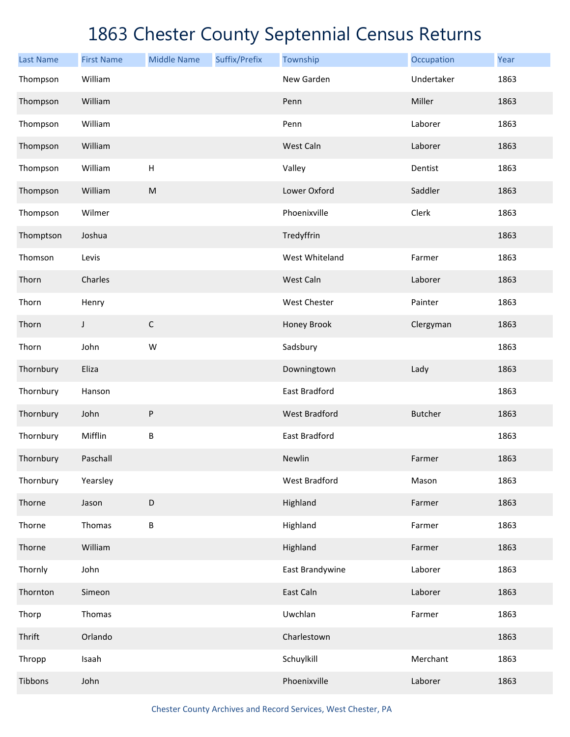# 1863 Chester County Septennial Census Returns

| Last Name | First Name | Middle Name | Suffix/Prefix | Township | Occupation | Year |
|---|---|---|---|---|---|---|
| Thompson | William | | | New Garden | Undertaker | 1863 |
| Thompson | William | | | Penn | Miller | 1863 |
| Thompson | William | | | Penn | Laborer | 1863 |
| Thompson | William | | | West Caln | Laborer | 1863 |
| Thompson | William | H | | Valley | Dentist | 1863 |
| Thompson | William | M | | Lower Oxford | Saddler | 1863 |
| Thompson | Wilmer | | | Phoenixville | Clerk | 1863 |
| Thomptson | Joshua | | | Tredyffrin | | 1863 |
| Thomson | Levis | | | West Whiteland | Farmer | 1863 |
| Thorn | Charles | | | West Caln | Laborer | 1863 |
| Thorn | Henry | | | West Chester | Painter | 1863 |
| Thorn | J | C | | Honey Brook | Clergyman | 1863 |
| Thorn | John | W | | Sadsbury | | 1863 |
| Thornbury | Eliza | | | Downingtown | Lady | 1863 |
| Thornbury | Hanson | | | East Bradford | | 1863 |
| Thornbury | John | P | | West Bradford | Butcher | 1863 |
| Thornbury | Mifflin | B | | East Bradford | | 1863 |
| Thornbury | Paschall | | | Newlin | Farmer | 1863 |
| Thornbury | Yearsley | | | West Bradford | Mason | 1863 |
| Thorne | Jason | D | | Highland | Farmer | 1863 |
| Thorne | Thomas | B | | Highland | Farmer | 1863 |
| Thorne | William | | | Highland | Farmer | 1863 |
| Thornly | John | | | East Brandywine | Laborer | 1863 |
| Thornton | Simeon | | | East Caln | Laborer | 1863 |
| Thorp | Thomas | | | Uwchlan | Farmer | 1863 |
| Thrift | Orlando | | | Charlestown | | 1863 |
| Thropp | Isaah | | | Schuylkill | Merchant | 1863 |
| Tibbons | John | | | Phoenixville | Laborer | 1863 |

Chester County Archives and Record Services, West Chester, PA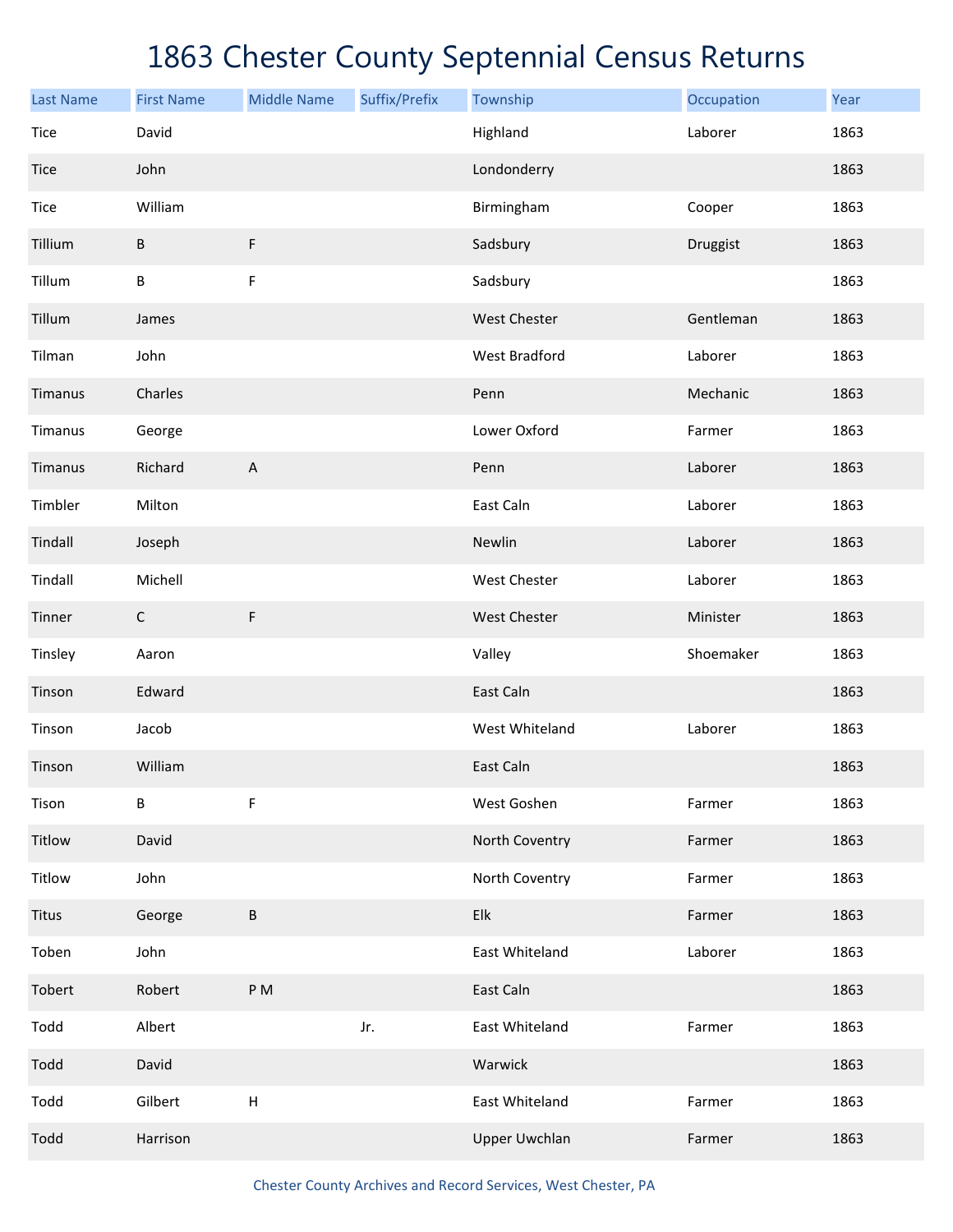# 1863 Chester County Septennial Census Returns

| Last Name | First Name | Middle Name | Suffix/Prefix | Township | Occupation | Year |
|---|---|---|---|---|---|---|
| Tice | David | | | Highland | Laborer | 1863 |
| Tice | John | | | Londonderry | | 1863 |
| Tice | William | | | Birmingham | Cooper | 1863 |
| Tillium | B | F | | Sadsbury | Druggist | 1863 |
| Tillum | B | F | | Sadsbury | | 1863 |
| Tillum | James | | | West Chester | Gentleman | 1863 |
| Tilman | John | | | West Bradford | Laborer | 1863 |
| Timanus | Charles | | | Penn | Mechanic | 1863 |
| Timanus | George | | | Lower Oxford | Farmer | 1863 |
| Timanus | Richard | A | | Penn | Laborer | 1863 |
| Timbler | Milton | | | East Caln | Laborer | 1863 |
| Tindall | Joseph | | | Newlin | Laborer | 1863 |
| Tindall | Michell | | | West Chester | Laborer | 1863 |
| Tinner | C | F | | West Chester | Minister | 1863 |
| Tinsley | Aaron | | | Valley | Shoemaker | 1863 |
| Tinson | Edward | | | East Caln | | 1863 |
| Tinson | Jacob | | | West Whiteland | Laborer | 1863 |
| Tinson | William | | | East Caln | | 1863 |
| Tison | B | F | | West Goshen | Farmer | 1863 |
| Titlow | David | | | North Coventry | Farmer | 1863 |
| Titlow | John | | | North Coventry | Farmer | 1863 |
| Titus | George | B | | Elk | Farmer | 1863 |
| Toben | John | | | East Whiteland | Laborer | 1863 |
| Tobert | Robert | P M | | East Caln | | 1863 |
| Todd | Albert | | Jr. | East Whiteland | Farmer | 1863 |
| Todd | David | | | Warwick | | 1863 |
| Todd | Gilbert | H | | East Whiteland | Farmer | 1863 |
| Todd | Harrison | | | Upper Uwchlan | Farmer | 1863 |

Chester County Archives and Record Services, West Chester, PA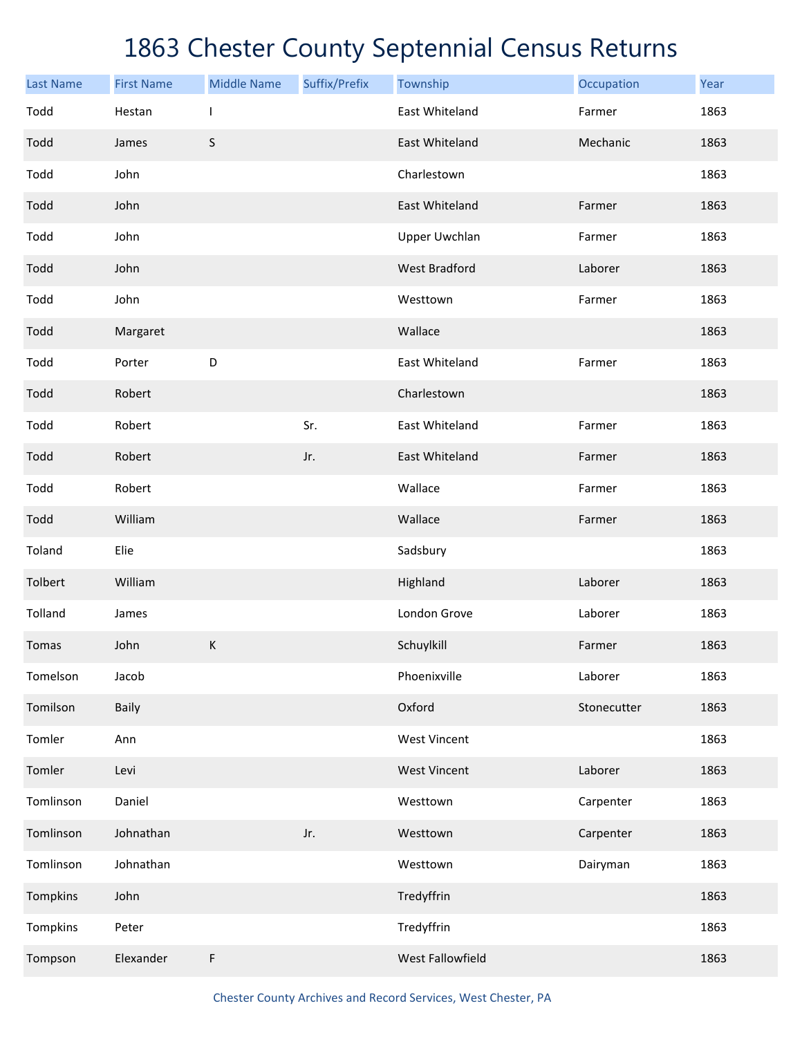# 1863 Chester County Septennial Census Returns

| Last Name | First Name | Middle Name | Suffix/Prefix | Township | Occupation | Year |
|---|---|---|---|---|---|---|
| Todd | Hestan | I | | East Whiteland | Farmer | 1863 |
| Todd | James | S | | East Whiteland | Mechanic | 1863 |
| Todd | John | | | Charlestown | | 1863 |
| Todd | John | | | East Whiteland | Farmer | 1863 |
| Todd | John | | | Upper Uwchlan | Farmer | 1863 |
| Todd | John | | | West Bradford | Laborer | 1863 |
| Todd | John | | | Westtown | Farmer | 1863 |
| Todd | Margaret | | | Wallace | | 1863 |
| Todd | Porter | D | | East Whiteland | Farmer | 1863 |
| Todd | Robert | | | Charlestown | | 1863 |
| Todd | Robert | | Sr. | East Whiteland | Farmer | 1863 |
| Todd | Robert | | Jr. | East Whiteland | Farmer | 1863 |
| Todd | Robert | | | Wallace | Farmer | 1863 |
| Todd | William | | | Wallace | Farmer | 1863 |
| Toland | Elie | | | Sadsbury | | 1863 |
| Tolbert | William | | | Highland | Laborer | 1863 |
| Tolland | James | | | London Grove | Laborer | 1863 |
| Tomas | John | K | | Schuylkill | Farmer | 1863 |
| Tomelson | Jacob | | | Phoenixville | Laborer | 1863 |
| Tomilson | Baily | | | Oxford | Stonecutter | 1863 |
| Tomler | Ann | | | West Vincent | | 1863 |
| Tomler | Levi | | | West Vincent | Laborer | 1863 |
| Tomlinson | Daniel | | | Westtown | Carpenter | 1863 |
| Tomlinson | Johnathan | | Jr. | Westtown | Carpenter | 1863 |
| Tomlinson | Johnathan | | | Westtown | Dairyman | 1863 |
| Tompkins | John | | | Tredyffrin | | 1863 |
| Tompkins | Peter | | | Tredyffrin | | 1863 |
| Tompson | Elexander | F | | West Fallowfield | | 1863 |

Chester County Archives and Record Services, West Chester, PA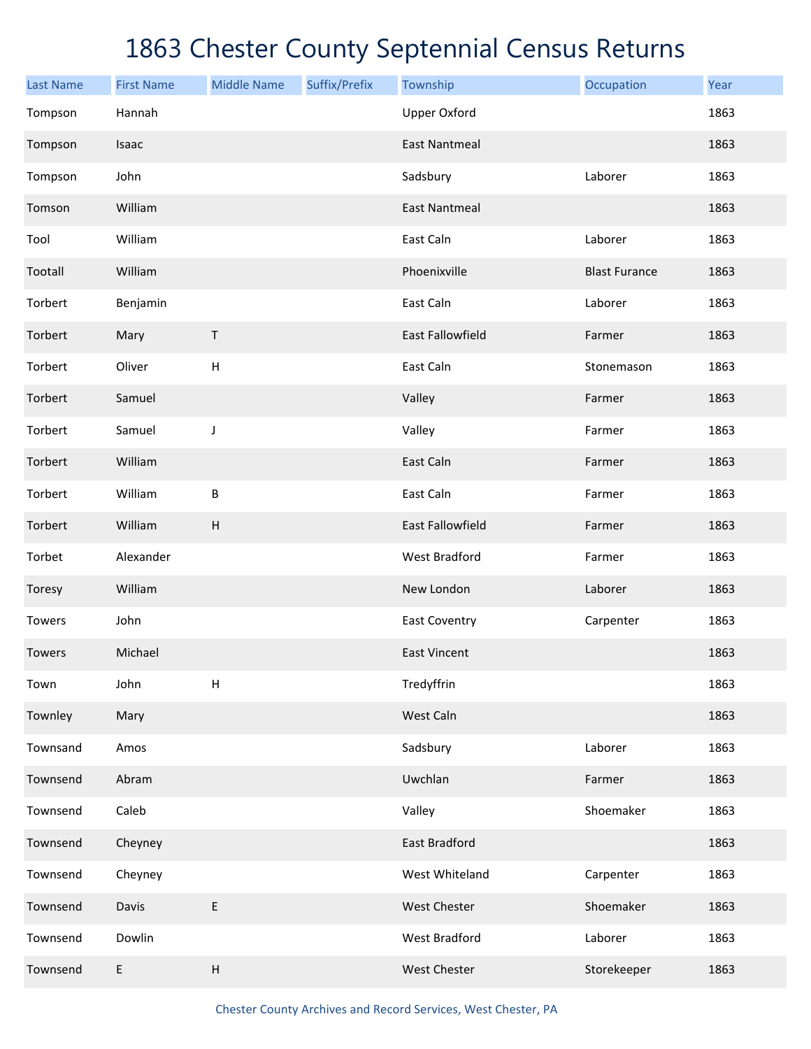# 1863 Chester County Septennial Census Returns

| Last Name | First Name | Middle Name | Suffix/Prefix | Township | Occupation | Year |
|---|---|---|---|---|---|---|
| Tompson | Hannah | | | Upper Oxford | | 1863 |
| Tompson | Isaac | | | East Nantmeal | | 1863 |
| Tompson | John | | | Sadsbury | Laborer | 1863 |
| Tomson | William | | | East Nantmeal | | 1863 |
| Tool | William | | | East Caln | Laborer | 1863 |
| Tootall | William | | | Phoenixville | Blast Furance | 1863 |
| Torbert | Benjamin | | | East Caln | Laborer | 1863 |
| Torbert | Mary | T | | East Fallowfield | Farmer | 1863 |
| Torbert | Oliver | H | | East Caln | Stonemason | 1863 |
| Torbert | Samuel | | | Valley | Farmer | 1863 |
| Torbert | Samuel | J | | Valley | Farmer | 1863 |
| Torbert | William | | | East Caln | Farmer | 1863 |
| Torbert | William | B | | East Caln | Farmer | 1863 |
| Torbert | William | H | | East Fallowfield | Farmer | 1863 |
| Torbet | Alexander | | | West Bradford | Farmer | 1863 |
| Toresy | William | | | New London | Laborer | 1863 |
| Towers | John | | | East Coventry | Carpenter | 1863 |
| Towers | Michael | | | East Vincent | | 1863 |
| Town | John | H | | Tredyffrin | | 1863 |
| Townley | Mary | | | West Caln | | 1863 |
| Townsand | Amos | | | Sadsbury | Laborer | 1863 |
| Townsend | Abram | | | Uwchlan | Farmer | 1863 |
| Townsend | Caleb | | | Valley | Shoemaker | 1863 |
| Townsend | Cheyney | | | East Bradford | | 1863 |
| Townsend | Cheyney | | | West Whiteland | Carpenter | 1863 |
| Townsend | Davis | E | | West Chester | Shoemaker | 1863 |
| Townsend | Dowlin | | | West Bradford | Laborer | 1863 |
| Townsend | E | H | | West Chester | Storekeeper | 1863 |

Chester County Archives and Record Services, West Chester, PA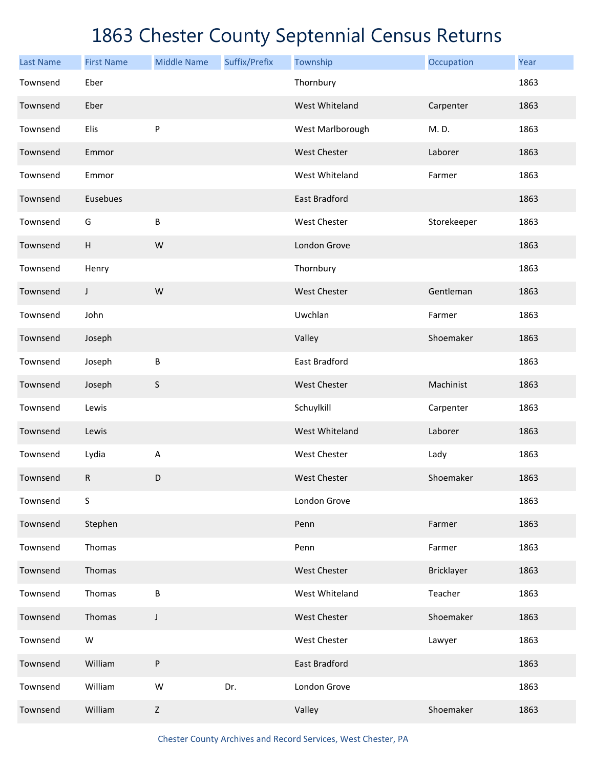# 1863 Chester County Septennial Census Returns

| Last Name | First Name | Middle Name | Suffix/Prefix | Township | Occupation | Year |
|---|---|---|---|---|---|---|
| Townsend | Eber | | | Thornbury | | 1863 |
| Townsend | Eber | | | West Whiteland | Carpenter | 1863 |
| Townsend | Elis | P | | West Marlborough | M. D. | 1863 |
| Townsend | Emmor | | | West Chester | Laborer | 1863 |
| Townsend | Emmor | | | West Whiteland | Farmer | 1863 |
| Townsend | Eusebues | | | East Bradford | | 1863 |
| Townsend | G | B | | West Chester | Storekeeper | 1863 |
| Townsend | H | W | | London Grove | | 1863 |
| Townsend | Henry | | | Thornbury | | 1863 |
| Townsend | J | W | | West Chester | Gentleman | 1863 |
| Townsend | John | | | Uwchlan | Farmer | 1863 |
| Townsend | Joseph | | | Valley | Shoemaker | 1863 |
| Townsend | Joseph | B | | East Bradford | | 1863 |
| Townsend | Joseph | S | | West Chester | Machinist | 1863 |
| Townsend | Lewis | | | Schuylkill | Carpenter | 1863 |
| Townsend | Lewis | | | West Whiteland | Laborer | 1863 |
| Townsend | Lydia | A | | West Chester | Lady | 1863 |
| Townsend | R | D | | West Chester | Shoemaker | 1863 |
| Townsend | S | | | London Grove | | 1863 |
| Townsend | Stephen | | | Penn | Farmer | 1863 |
| Townsend | Thomas | | | Penn | Farmer | 1863 |
| Townsend | Thomas | | | West Chester | Bricklayer | 1863 |
| Townsend | Thomas | B | | West Whiteland | Teacher | 1863 |
| Townsend | Thomas | J | | West Chester | Shoemaker | 1863 |
| Townsend | W | | | West Chester | Lawyer | 1863 |
| Townsend | William | P | | East Bradford | | 1863 |
| Townsend | William | W | Dr. | London Grove | | 1863 |
| Townsend | William | Z | | Valley | Shoemaker | 1863 |

Chester County Archives and Record Services, West Chester, PA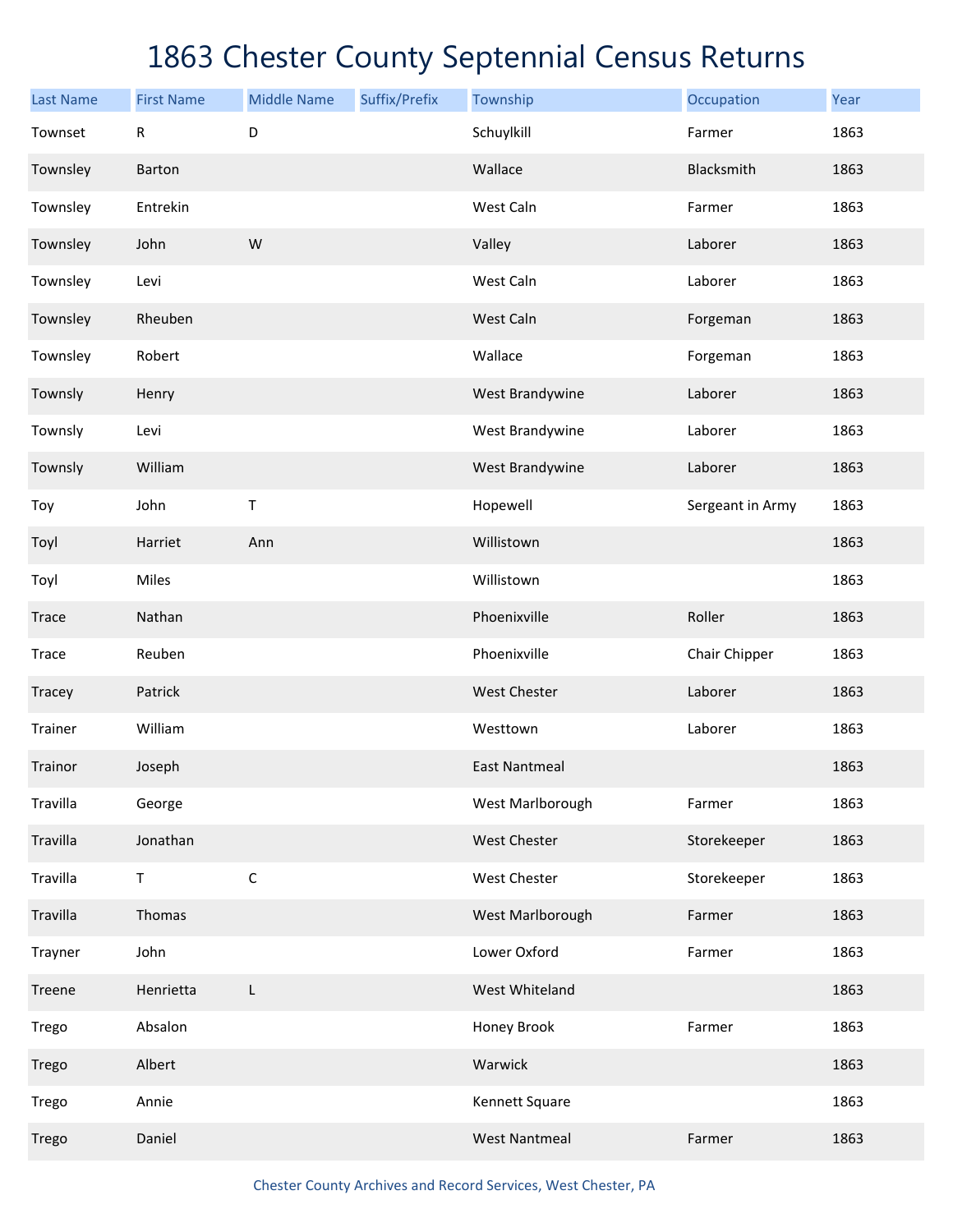# 1863 Chester County Septennial Census Returns

| Last Name | First Name | Middle Name | Suffix/Prefix | Township | Occupation | Year |
|---|---|---|---|---|---|---|
| Townset | R | D | | Schuylkill | Farmer | 1863 |
| Townsley | Barton | | | Wallace | Blacksmith | 1863 |
| Townsley | Entrekin | | | West Caln | Farmer | 1863 |
| Townsley | John | W | | Valley | Laborer | 1863 |
| Townsley | Levi | | | West Caln | Laborer | 1863 |
| Townsley | Rheuben | | | West Caln | Forgeman | 1863 |
| Townsley | Robert | | | Wallace | Forgeman | 1863 |
| Townsly | Henry | | | West Brandywine | Laborer | 1863 |
| Townsly | Levi | | | West Brandywine | Laborer | 1863 |
| Townsly | William | | | West Brandywine | Laborer | 1863 |
| Toy | John | T | | Hopewell | Sergeant in Army | 1863 |
| Toyl | Harriet | Ann | | Willistown | | 1863 |
| Toyl | Miles | | | Willistown | | 1863 |
| Trace | Nathan | | | Phoenixville | Roller | 1863 |
| Trace | Reuben | | | Phoenixville | Chair Chipper | 1863 |
| Tracey | Patrick | | | West Chester | Laborer | 1863 |
| Trainer | William | | | Westtown | Laborer | 1863 |
| Trainor | Joseph | | | East Nantmeal | | 1863 |
| Travilla | George | | | West Marlborough | Farmer | 1863 |
| Travilla | Jonathan | | | West Chester | Storekeeper | 1863 |
| Travilla | T | C | | West Chester | Storekeeper | 1863 |
| Travilla | Thomas | | | West Marlborough | Farmer | 1863 |
| Trayner | John | | | Lower Oxford | Farmer | 1863 |
| Treene | Henrietta | L | | West Whiteland | | 1863 |
| Trego | Absalon | | | Honey Brook | Farmer | 1863 |
| Trego | Albert | | | Warwick | | 1863 |
| Trego | Annie | | | Kennett Square | | 1863 |
| Trego | Daniel | | | West Nantmeal | Farmer | 1863 |

Chester County Archives and Record Services, West Chester, PA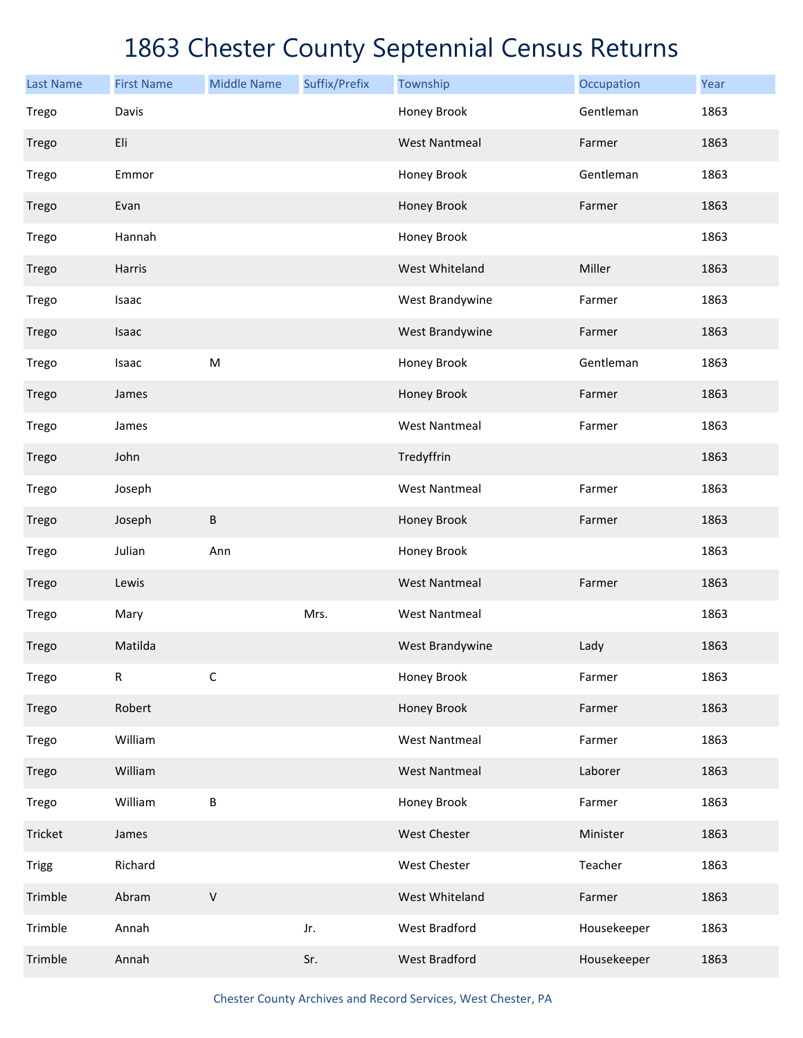# 1863 Chester County Septennial Census Returns

| Last Name | First Name | Middle Name | Suffix/Prefix | Township | Occupation | Year |
|---|---|---|---|---|---|---|
| Trego | Davis | | | Honey Brook | Gentleman | 1863 |
| Trego | Eli | | | West Nantmeal | Farmer | 1863 |
| Trego | Emmor | | | Honey Brook | Gentleman | 1863 |
| Trego | Evan | | | Honey Brook | Farmer | 1863 |
| Trego | Hannah | | | Honey Brook | | 1863 |
| Trego | Harris | | | West Whiteland | Miller | 1863 |
| Trego | Isaac | | | West Brandywine | Farmer | 1863 |
| Trego | Isaac | | | West Brandywine | Farmer | 1863 |
| Trego | Isaac | M | | Honey Brook | Gentleman | 1863 |
| Trego | James | | | Honey Brook | Farmer | 1863 |
| Trego | James | | | West Nantmeal | Farmer | 1863 |
| Trego | John | | | Tredyffrin | | 1863 |
| Trego | Joseph | | | West Nantmeal | Farmer | 1863 |
| Trego | Joseph | B | | Honey Brook | Farmer | 1863 |
| Trego | Julian | Ann | | Honey Brook | | 1863 |
| Trego | Lewis | | | West Nantmeal | Farmer | 1863 |
| Trego | Mary | | Mrs. | West Nantmeal | | 1863 |
| Trego | Matilda | | | West Brandywine | Lady | 1863 |
| Trego | R | C | | Honey Brook | Farmer | 1863 |
| Trego | Robert | | | Honey Brook | Farmer | 1863 |
| Trego | William | | | West Nantmeal | Farmer | 1863 |
| Trego | William | | | West Nantmeal | Laborer | 1863 |
| Trego | William | B | | Honey Brook | Farmer | 1863 |
| Tricket | James | | | West Chester | Minister | 1863 |
| Trigg | Richard | | | West Chester | Teacher | 1863 |
| Trimble | Abram | V | | West Whiteland | Farmer | 1863 |
| Trimble | Annah | | Jr. | West Bradford | Housekeeper | 1863 |
| Trimble | Annah | | Sr. | West Bradford | Housekeeper | 1863 |

Chester County Archives and Record Services, West Chester, PA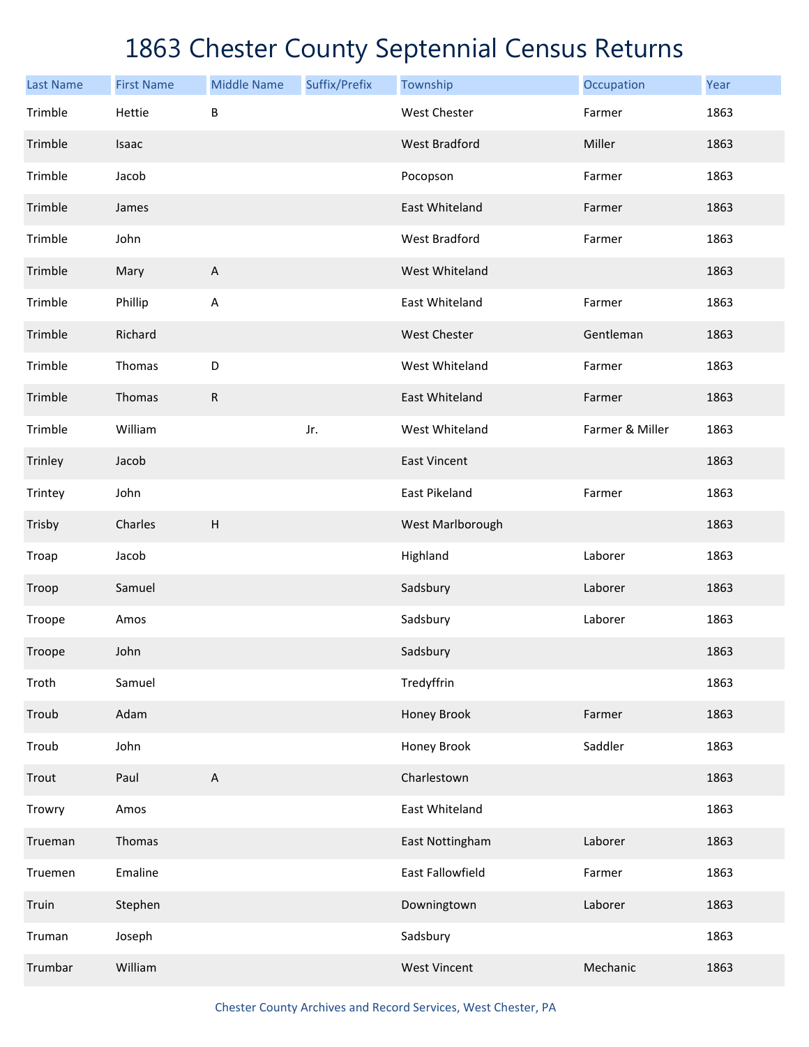# 1863 Chester County Septennial Census Returns

| Last Name | First Name | Middle Name | Suffix/Prefix | Township | Occupation | Year |
|---|---|---|---|---|---|---|
| Trimble | Hettie | B | | West Chester | Farmer | 1863 |
| Trimble | Isaac | | | West Bradford | Miller | 1863 |
| Trimble | Jacob | | | Pocopson | Farmer | 1863 |
| Trimble | James | | | East Whiteland | Farmer | 1863 |
| Trimble | John | | | West Bradford | Farmer | 1863 |
| Trimble | Mary | A | | West Whiteland | | 1863 |
| Trimble | Phillip | A | | East Whiteland | Farmer | 1863 |
| Trimble | Richard | | | West Chester | Gentleman | 1863 |
| Trimble | Thomas | D | | West Whiteland | Farmer | 1863 |
| Trimble | Thomas | R | | East Whiteland | Farmer | 1863 |
| Trimble | William | | Jr. | West Whiteland | Farmer & Miller | 1863 |
| Trinley | Jacob | | | East Vincent | | 1863 |
| Trintey | John | | | East Pikeland | Farmer | 1863 |
| Trisby | Charles | H | | West Marlborough | | 1863 |
| Troap | Jacob | | | Highland | Laborer | 1863 |
| Troop | Samuel | | | Sadsbury | Laborer | 1863 |
| Troope | Amos | | | Sadsbury | Laborer | 1863 |
| Troope | John | | | Sadsbury | | 1863 |
| Troth | Samuel | | | Tredyffrin | | 1863 |
| Troub | Adam | | | Honey Brook | Farmer | 1863 |
| Troub | John | | | Honey Brook | Saddler | 1863 |
| Trout | Paul | A | | Charlestown | | 1863 |
| Trowry | Amos | | | East Whiteland | | 1863 |
| Trueman | Thomas | | | East Nottingham | Laborer | 1863 |
| Truemen | Emaline | | | East Fallowfield | Farmer | 1863 |
| Truin | Stephen | | | Downingtown | Laborer | 1863 |
| Truman | Joseph | | | Sadsbury | | 1863 |
| Trumbar | William | | | West Vincent | Mechanic | 1863 |

Chester County Archives and Record Services, West Chester, PA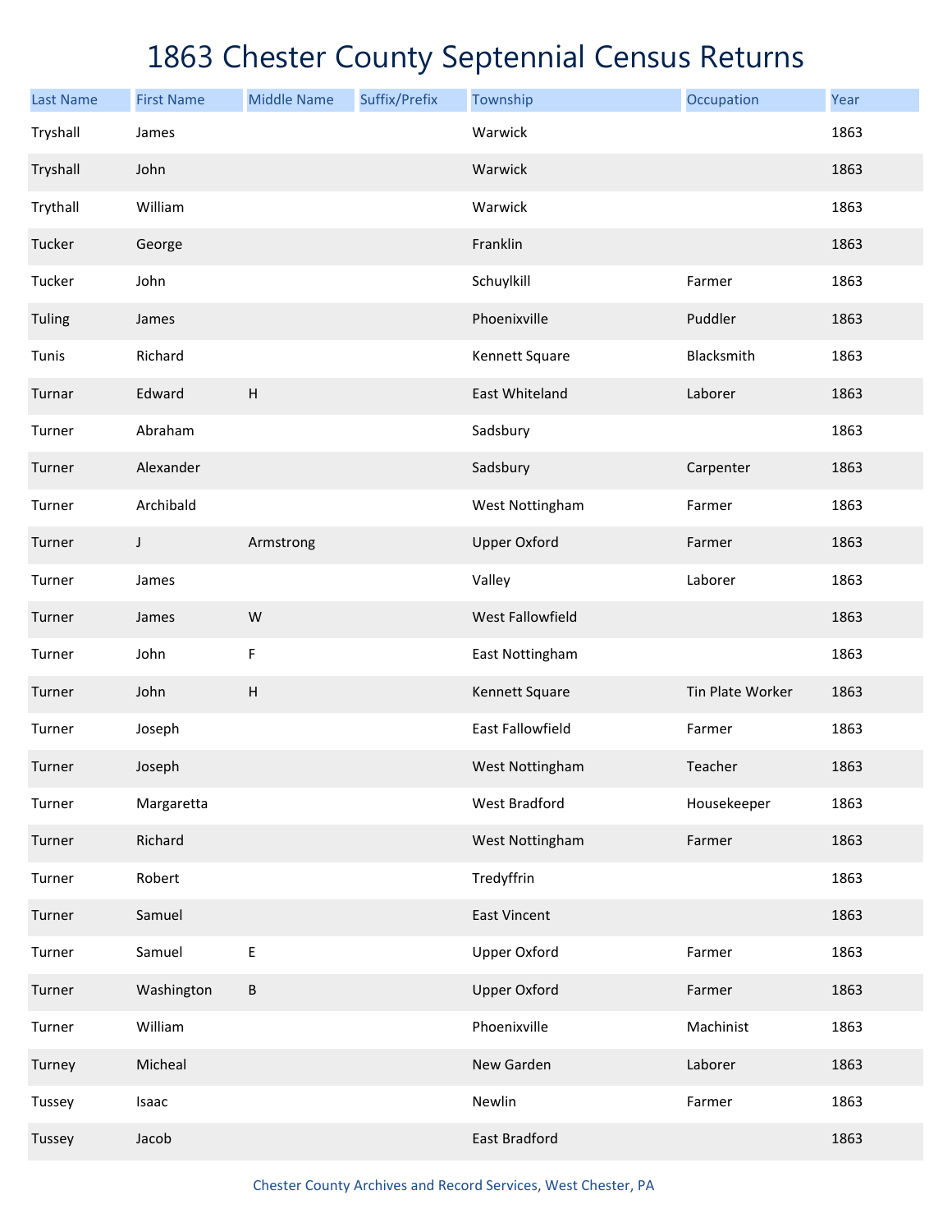# 1863 Chester County Septennial Census Returns

| Last Name | First Name | Middle Name | Suffix/Prefix | Township | Occupation | Year |
|---|---|---|---|---|---|---|
| Tryshall | James | | | Warwick | | 1863 |
| Tryshall | John | | | Warwick | | 1863 |
| Trythall | William | | | Warwick | | 1863 |
| Tucker | George | | | Franklin | | 1863 |
| Tucker | John | | | Schuylkill | Farmer | 1863 |
| Tuling | James | | | Phoenixville | Puddler | 1863 |
| Tunis | Richard | | | Kennett Square | Blacksmith | 1863 |
| Turnar | Edward | H | | East Whiteland | Laborer | 1863 |
| Turner | Abraham | | | Sadsbury | | 1863 |
| Turner | Alexander | | | Sadsbury | Carpenter | 1863 |
| Turner | Archibald | | | West Nottingham | Farmer | 1863 |
| Turner | J | Armstrong | | Upper Oxford | Farmer | 1863 |
| Turner | James | | | Valley | Laborer | 1863 |
| Turner | James | W | | West Fallowfield | | 1863 |
| Turner | John | F | | East Nottingham | | 1863 |
| Turner | John | H | | Kennett Square | Tin Plate Worker | 1863 |
| Turner | Joseph | | | East Fallowfield | Farmer | 1863 |
| Turner | Joseph | | | West Nottingham | Teacher | 1863 |
| Turner | Margaretta | | | West Bradford | Housekeeper | 1863 |
| Turner | Richard | | | West Nottingham | Farmer | 1863 |
| Turner | Robert | | | Tredyffrin | | 1863 |
| Turner | Samuel | | | East Vincent | | 1863 |
| Turner | Samuel | E | | Upper Oxford | Farmer | 1863 |
| Turner | Washington | B | | Upper Oxford | Farmer | 1863 |
| Turner | William | | | Phoenixville | Machinist | 1863 |
| Turney | Micheal | | | New Garden | Laborer | 1863 |
| Tussey | Isaac | | | Newlin | Farmer | 1863 |
| Tussey | Jacob | | | East Bradford | | 1863 |

Chester County Archives and Record Services, West Chester, PA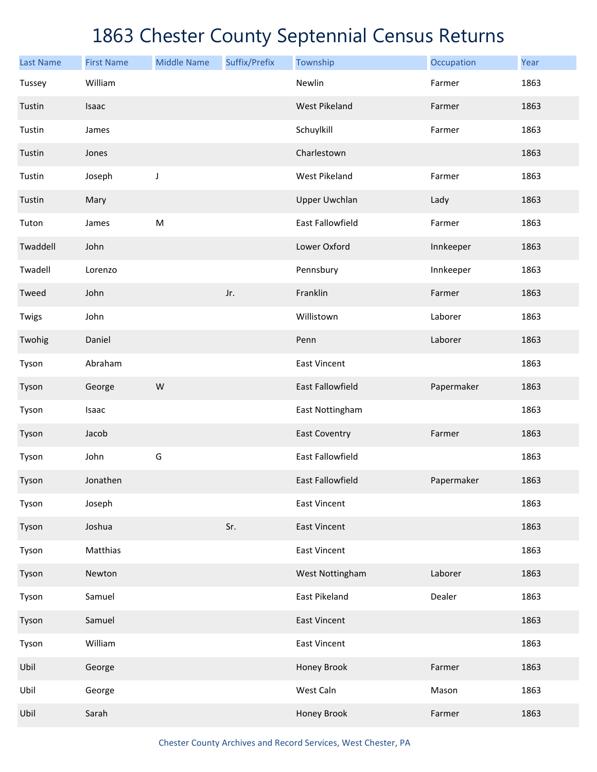# 1863 Chester County Septennial Census Returns

| Last Name | First Name | Middle Name | Suffix/Prefix | Township | Occupation | Year |
|---|---|---|---|---|---|---|
| Tussey | William | | | Newlin | Farmer | 1863 |
| Tustin | Isaac | | | West Pikeland | Farmer | 1863 |
| Tustin | James | | | Schuylkill | Farmer | 1863 |
| Tustin | Jones | | | Charlestown | | 1863 |
| Tustin | Joseph | J | | West Pikeland | Farmer | 1863 |
| Tustin | Mary | | | Upper Uwchlan | Lady | 1863 |
| Tuton | James | M | | East Fallowfield | Farmer | 1863 |
| Twaddell | John | | | Lower Oxford | Innkeeper | 1863 |
| Twadell | Lorenzo | | | Pennsbury | Innkeeper | 1863 |
| Tweed | John | | Jr. | Franklin | Farmer | 1863 |
| Twigs | John | | | Willistown | Laborer | 1863 |
| Twohig | Daniel | | | Penn | Laborer | 1863 |
| Tyson | Abraham | | | East Vincent | | 1863 |
| Tyson | George | W | | East Fallowfield | Papermaker | 1863 |
| Tyson | Isaac | | | East Nottingham | | 1863 |
| Tyson | Jacob | | | East Coventry | Farmer | 1863 |
| Tyson | John | G | | East Fallowfield | | 1863 |
| Tyson | Jonathen | | | East Fallowfield | Papermaker | 1863 |
| Tyson | Joseph | | | East Vincent | | 1863 |
| Tyson | Joshua | | Sr. | East Vincent | | 1863 |
| Tyson | Matthias | | | East Vincent | | 1863 |
| Tyson | Newton | | | West Nottingham | Laborer | 1863 |
| Tyson | Samuel | | | East Pikeland | Dealer | 1863 |
| Tyson | Samuel | | | East Vincent | | 1863 |
| Tyson | William | | | East Vincent | | 1863 |
| Ubil | George | | | Honey Brook | Farmer | 1863 |
| Ubil | George | | | West Caln | Mason | 1863 |
| Ubil | Sarah | | | Honey Brook | Farmer | 1863 |

Chester County Archives and Record Services, West Chester, PA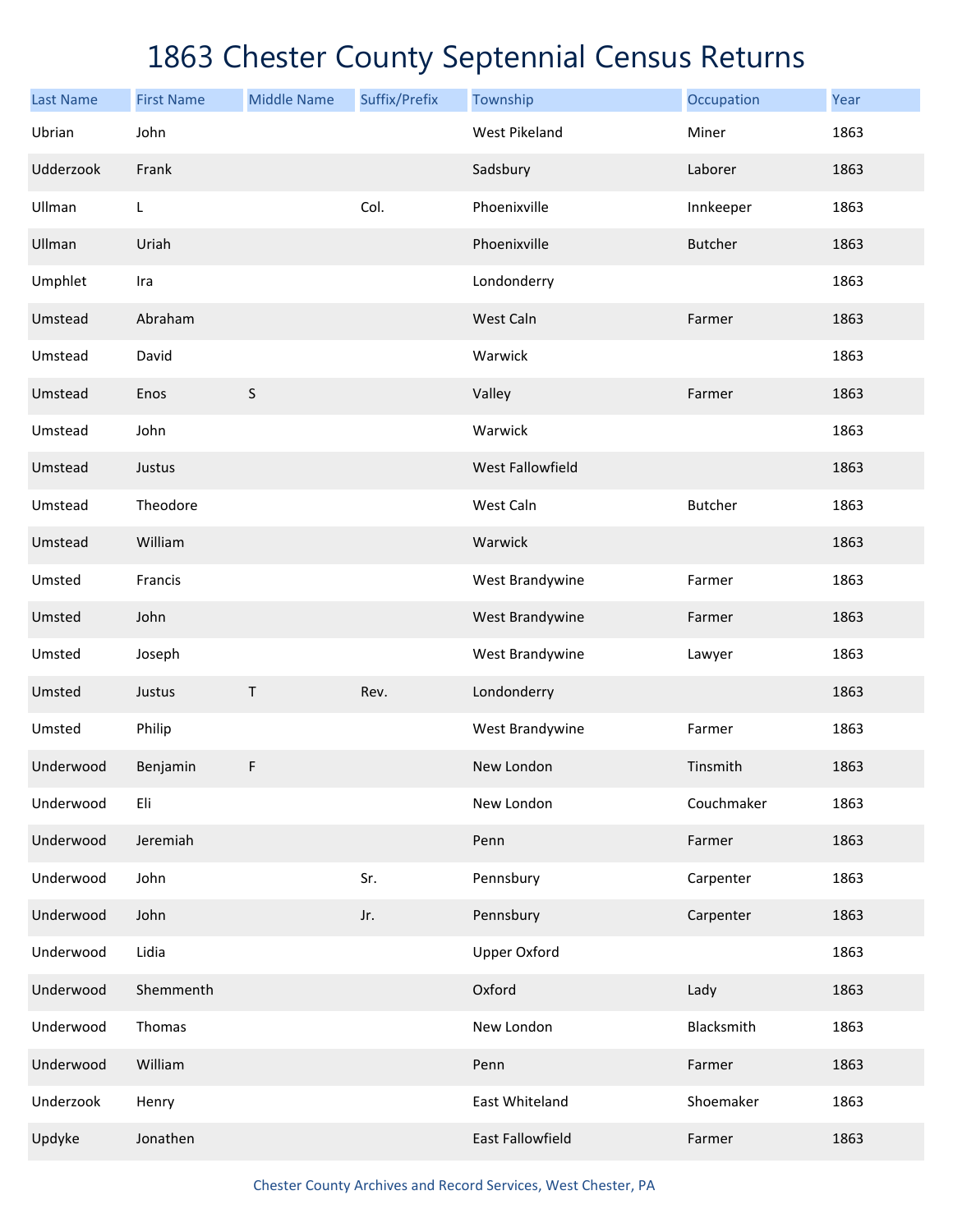# 1863 Chester County Septennial Census Returns

| Last Name | First Name | Middle Name | Suffix/Prefix | Township | Occupation | Year |
|---|---|---|---|---|---|---|
| Ubrian | John | | | West Pikeland | Miner | 1863 |
| Udderzook | Frank | | | Sadsbury | Laborer | 1863 |
| Ullman | L | | Col. | Phoenixville | Innkeeper | 1863 |
| Ullman | Uriah | | | Phoenixville | Butcher | 1863 |
| Umphlet | Ira | | | Londonderry | | 1863 |
| Umstead | Abraham | | | West Caln | Farmer | 1863 |
| Umstead | David | | | Warwick | | 1863 |
| Umstead | Enos | S | | Valley | Farmer | 1863 |
| Umstead | John | | | Warwick | | 1863 |
| Umstead | Justus | | | West Fallowfield | | 1863 |
| Umstead | Theodore | | | West Caln | Butcher | 1863 |
| Umstead | William | | | Warwick | | 1863 |
| Umsted | Francis | | | West Brandywine | Farmer | 1863 |
| Umsted | John | | | West Brandywine | Farmer | 1863 |
| Umsted | Joseph | | | West Brandywine | Lawyer | 1863 |
| Umsted | Justus | T | Rev. | Londonderry | | 1863 |
| Umsted | Philip | | | West Brandywine | Farmer | 1863 |
| Underwood | Benjamin | F | | New London | Tinsmith | 1863 |
| Underwood | Eli | | | New London | Couchmaker | 1863 |
| Underwood | Jeremiah | | | Penn | Farmer | 1863 |
| Underwood | John | | Sr. | Pennsbury | Carpenter | 1863 |
| Underwood | John | | Jr. | Pennsbury | Carpenter | 1863 |
| Underwood | Lidia | | | Upper Oxford | | 1863 |
| Underwood | Shemmenth | | | Oxford | Lady | 1863 |
| Underwood | Thomas | | | New London | Blacksmith | 1863 |
| Underwood | William | | | Penn | Farmer | 1863 |
| Underzook | Henry | | | East Whiteland | Shoemaker | 1863 |
| Updyke | Jonathen | | | East Fallowfield | Farmer | 1863 |

Chester County Archives and Record Services, West Chester, PA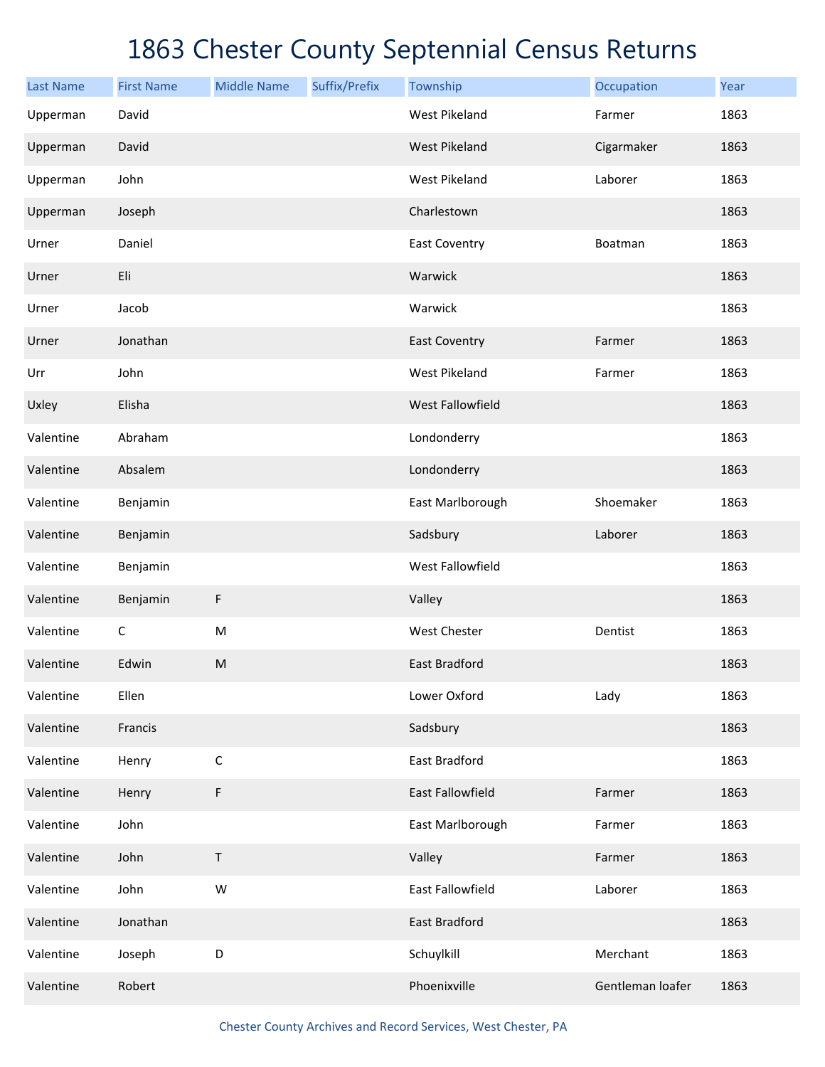# 1863 Chester County Septennial Census Returns

| Last Name | First Name | Middle Name | Suffix/Prefix | Township | Occupation | Year |
|---|---|---|---|---|---|---|
| Upperman | David | | | West Pikeland | Farmer | 1863 |
| Upperman | David | | | West Pikeland | Cigarmaker | 1863 |
| Upperman | John | | | West Pikeland | Laborer | 1863 |
| Upperman | Joseph | | | Charlestown | | 1863 |
| Urner | Daniel | | | East Coventry | Boatman | 1863 |
| Urner | Eli | | | Warwick | | 1863 |
| Urner | Jacob | | | Warwick | | 1863 |
| Urner | Jonathan | | | East Coventry | Farmer | 1863 |
| Urr | John | | | West Pikeland | Farmer | 1863 |
| Uxley | Elisha | | | West Fallowfield | | 1863 |
| Valentine | Abraham | | | Londonderry | | 1863 |
| Valentine | Absalem | | | Londonderry | | 1863 |
| Valentine | Benjamin | | | East Marlborough | Shoemaker | 1863 |
| Valentine | Benjamin | | | Sadsbury | Laborer | 1863 |
| Valentine | Benjamin | | | West Fallowfield | | 1863 |
| Valentine | Benjamin | F | | Valley | | 1863 |
| Valentine | C | M | | West Chester | Dentist | 1863 |
| Valentine | Edwin | M | | East Bradford | | 1863 |
| Valentine | Ellen | | | Lower Oxford | Lady | 1863 |
| Valentine | Francis | | | Sadsbury | | 1863 |
| Valentine | Henry | C | | East Bradford | | 1863 |
| Valentine | Henry | F | | East Fallowfield | Farmer | 1863 |
| Valentine | John | | | East Marlborough | Farmer | 1863 |
| Valentine | John | T | | Valley | Farmer | 1863 |
| Valentine | John | W | | East Fallowfield | Laborer | 1863 |
| Valentine | Jonathan | | | East Bradford | | 1863 |
| Valentine | Joseph | D | | Schuylkill | Merchant | 1863 |
| Valentine | Robert | | | Phoenixville | Gentleman loafer | 1863 |

Chester County Archives and Record Services, West Chester, PA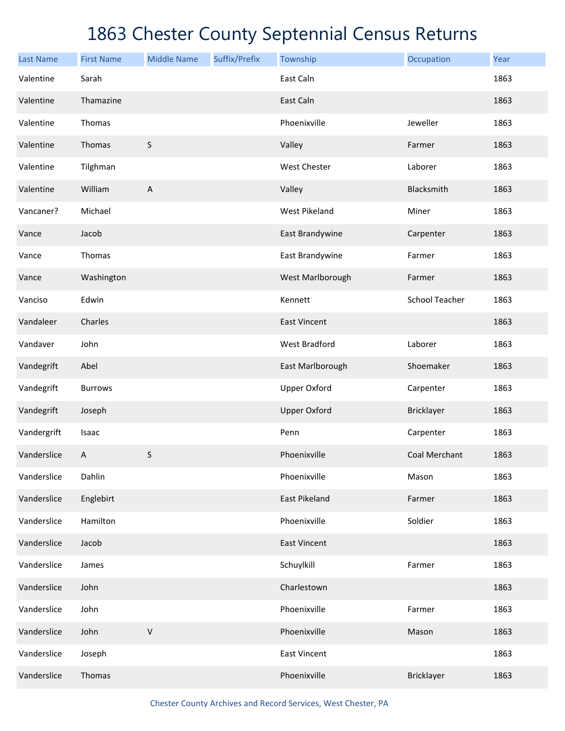# 1863 Chester County Septennial Census Returns

| Last Name | First Name | Middle Name | Suffix/Prefix | Township | Occupation | Year |
|---|---|---|---|---|---|---|
| Valentine | Sarah | | | East Caln | | 1863 |
| Valentine | Thamazine | | | East Caln | | 1863 |
| Valentine | Thomas | | | Phoenixville | Jeweller | 1863 |
| Valentine | Thomas | S | | Valley | Farmer | 1863 |
| Valentine | Tilghman | | | West Chester | Laborer | 1863 |
| Valentine | William | A | | Valley | Blacksmith | 1863 |
| Vancaner? | Michael | | | West Pikeland | Miner | 1863 |
| Vance | Jacob | | | East Brandywine | Carpenter | 1863 |
| Vance | Thomas | | | East Brandywine | Farmer | 1863 |
| Vance | Washington | | | West Marlborough | Farmer | 1863 |
| Vanciso | Edwin | | | Kennett | School Teacher | 1863 |
| Vandaleer | Charles | | | East Vincent | | 1863 |
| Vandaver | John | | | West Bradford | Laborer | 1863 |
| Vandegrift | Abel | | | East Marlborough | Shoemaker | 1863 |
| Vandegrift | Burrows | | | Upper Oxford | Carpenter | 1863 |
| Vandegrift | Joseph | | | Upper Oxford | Bricklayer | 1863 |
| Vandergrift | Isaac | | | Penn | Carpenter | 1863 |
| Vanderslice | A | S | | Phoenixville | Coal Merchant | 1863 |
| Vanderslice | Dahlin | | | Phoenixville | Mason | 1863 |
| Vanderslice | Englebirt | | | East Pikeland | Farmer | 1863 |
| Vanderslice | Hamilton | | | Phoenixville | Soldier | 1863 |
| Vanderslice | Jacob | | | East Vincent | | 1863 |
| Vanderslice | James | | | Schuylkill | Farmer | 1863 |
| Vanderslice | John | | | Charlestown | | 1863 |
| Vanderslice | John | | | Phoenixville | Farmer | 1863 |
| Vanderslice | John | V | | Phoenixville | Mason | 1863 |
| Vanderslice | Joseph | | | East Vincent | | 1863 |
| Vanderslice | Thomas | | | Phoenixville | Bricklayer | 1863 |

Chester County Archives and Record Services, West Chester, PA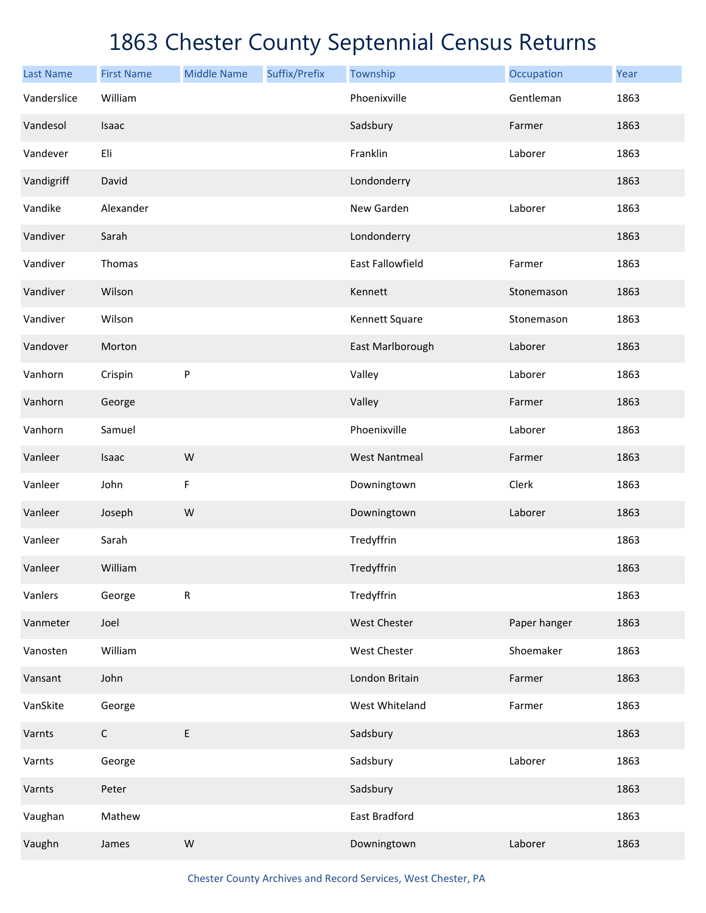# 1863 Chester County Septennial Census Returns

| Last Name | First Name | Middle Name | Suffix/Prefix | Township | Occupation | Year |
|---|---|---|---|---|---|---|
| Vanderslice | William | | | Phoenixville | Gentleman | 1863 |
| Vandesol | Isaac | | | Sadsbury | Farmer | 1863 |
| Vandever | Eli | | | Franklin | Laborer | 1863 |
| Vandigriff | David | | | Londonderry | | 1863 |
| Vandike | Alexander | | | New Garden | Laborer | 1863 |
| Vandiver | Sarah | | | Londonderry | | 1863 |
| Vandiver | Thomas | | | East Fallowfield | Farmer | 1863 |
| Vandiver | Wilson | | | Kennett | Stonemason | 1863 |
| Vandiver | Wilson | | | Kennett Square | Stonemason | 1863 |
| Vandover | Morton | | | East Marlborough | Laborer | 1863 |
| Vanhorn | Crispin | P | | Valley | Laborer | 1863 |
| Vanhorn | George | | | Valley | Farmer | 1863 |
| Vanhorn | Samuel | | | Phoenixville | Laborer | 1863 |
| Vanleer | Isaac | W | | West Nantmeal | Farmer | 1863 |
| Vanleer | John | F | | Downingtown | Clerk | 1863 |
| Vanleer | Joseph | W | | Downingtown | Laborer | 1863 |
| Vanleer | Sarah | | | Tredyffrin | | 1863 |
| Vanleer | William | | | Tredyffrin | | 1863 |
| Vanlers | George | R | | Tredyffrin | | 1863 |
| Vanmeter | Joel | | | West Chester | Paper hanger | 1863 |
| Vanosten | William | | | West Chester | Shoemaker | 1863 |
| Vansant | John | | | London Britain | Farmer | 1863 |
| VanSkite | George | | | West Whiteland | Farmer | 1863 |
| Varnts | C | E | | Sadsbury | | 1863 |
| Varnts | George | | | Sadsbury | Laborer | 1863 |
| Varnts | Peter | | | Sadsbury | | 1863 |
| Vaughan | Mathew | | | East Bradford | | 1863 |
| Vaughn | James | W | | Downingtown | Laborer | 1863 |

Chester County Archives and Record Services, West Chester, PA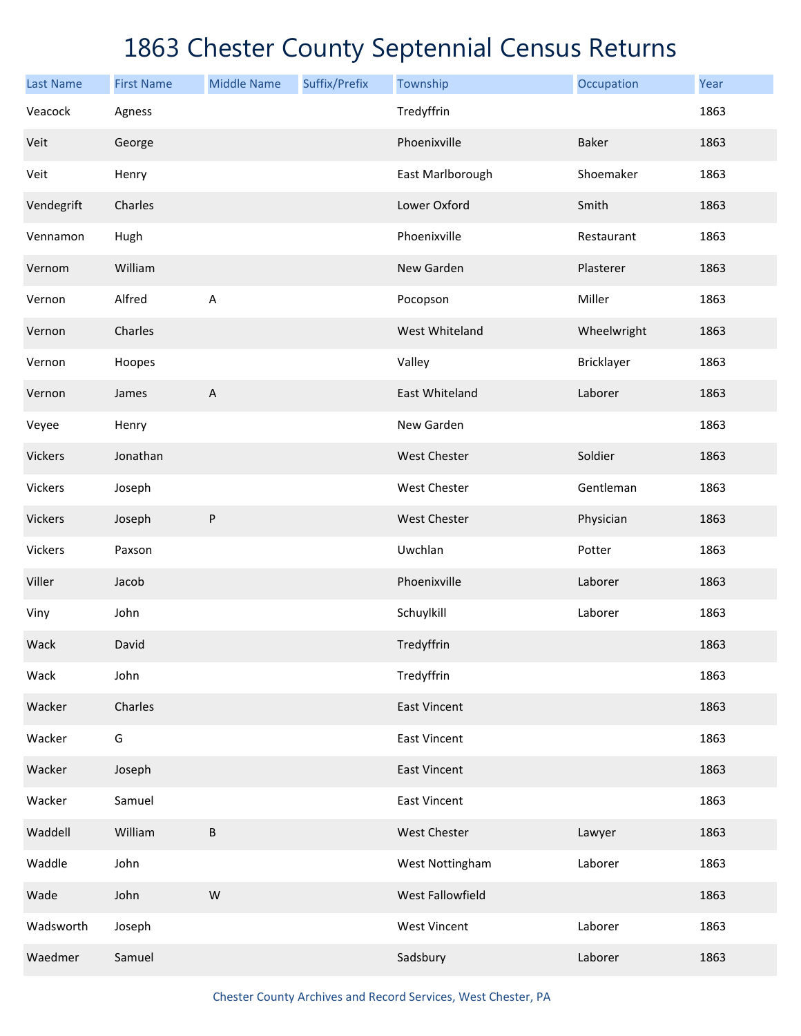# 1863 Chester County Septennial Census Returns

| Last Name | First Name | Middle Name | Suffix/Prefix | Township | Occupation | Year |
|---|---|---|---|---|---|---|
| Veacock | Agness | | | Tredyffrin | | 1863 |
| Veit | George | | | Phoenixville | Baker | 1863 |
| Veit | Henry | | | East Marlborough | Shoemaker | 1863 |
| Vendegrift | Charles | | | Lower Oxford | Smith | 1863 |
| Vennamon | Hugh | | | Phoenixville | Restaurant | 1863 |
| Vernom | William | | | New Garden | Plasterer | 1863 |
| Vernon | Alfred | A | | Pocopson | Miller | 1863 |
| Vernon | Charles | | | West Whiteland | Wheelwright | 1863 |
| Vernon | Hoopes | | | Valley | Bricklayer | 1863 |
| Vernon | James | A | | East Whiteland | Laborer | 1863 |
| Veyee | Henry | | | New Garden | | 1863 |
| Vickers | Jonathan | | | West Chester | Soldier | 1863 |
| Vickers | Joseph | | | West Chester | Gentleman | 1863 |
| Vickers | Joseph | P | | West Chester | Physician | 1863 |
| Vickers | Paxson | | | Uwchlan | Potter | 1863 |
| Viller | Jacob | | | Phoenixville | Laborer | 1863 |
| Viny | John | | | Schuylkill | Laborer | 1863 |
| Wack | David | | | Tredyffrin | | 1863 |
| Wack | John | | | Tredyffrin | | 1863 |
| Wacker | Charles | | | East Vincent | | 1863 |
| Wacker | G | | | East Vincent | | 1863 |
| Wacker | Joseph | | | East Vincent | | 1863 |
| Wacker | Samuel | | | East Vincent | | 1863 |
| Waddell | William | B | | West Chester | Lawyer | 1863 |
| Waddle | John | | | West Nottingham | Laborer | 1863 |
| Wade | John | W | | West Fallowfield | | 1863 |
| Wadsworth | Joseph | | | West Vincent | Laborer | 1863 |
| Waedmer | Samuel | | | Sadsbury | Laborer | 1863 |

Chester County Archives and Record Services, West Chester, PA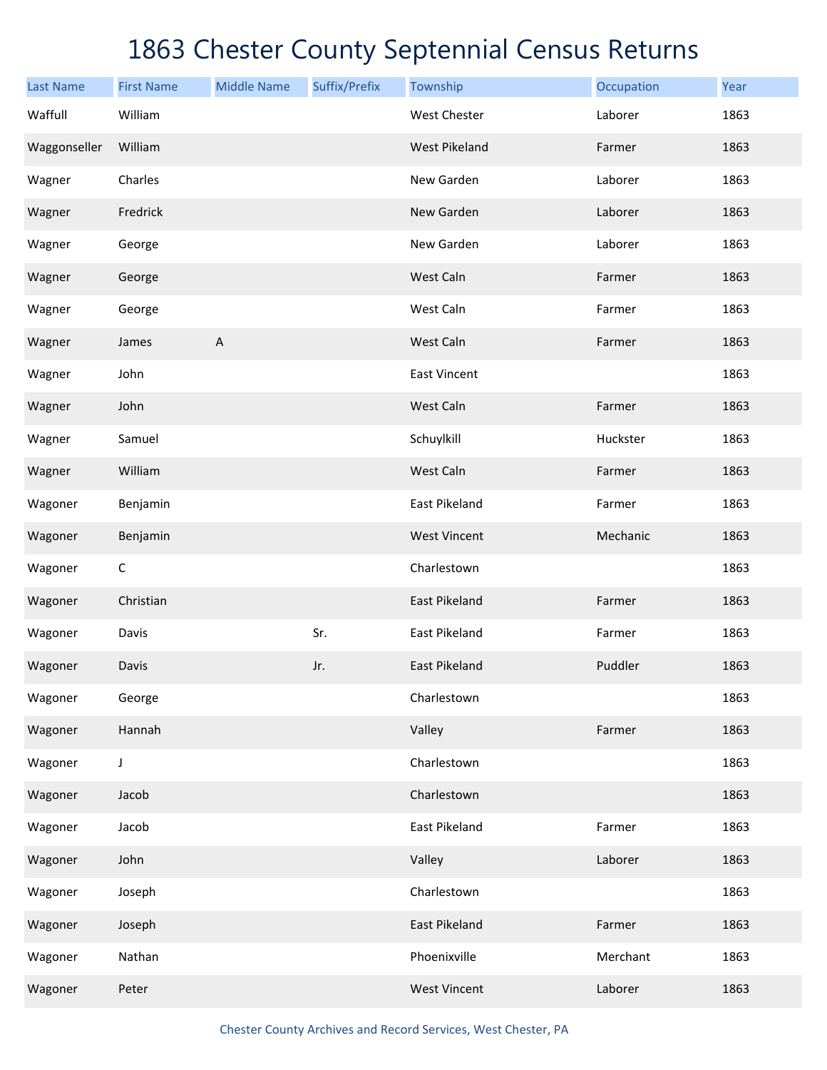# 1863 Chester County Septennial Census Returns

| Last Name | First Name | Middle Name | Suffix/Prefix | Township | Occupation | Year |
|---|---|---|---|---|---|---|
| Waffull | William | | | West Chester | Laborer | 1863 |
| Waggonseller | William | | | West Pikeland | Farmer | 1863 |
| Wagner | Charles | | | New Garden | Laborer | 1863 |
| Wagner | Fredrick | | | New Garden | Laborer | 1863 |
| Wagner | George | | | New Garden | Laborer | 1863 |
| Wagner | George | | | West Caln | Farmer | 1863 |
| Wagner | George | | | West Caln | Farmer | 1863 |
| Wagner | James | A | | West Caln | Farmer | 1863 |
| Wagner | John | | | East Vincent | | 1863 |
| Wagner | John | | | West Caln | Farmer | 1863 |
| Wagner | Samuel | | | Schuylkill | Huckster | 1863 |
| Wagner | William | | | West Caln | Farmer | 1863 |
| Wagoner | Benjamin | | | East Pikeland | Farmer | 1863 |
| Wagoner | Benjamin | | | West Vincent | Mechanic | 1863 |
| Wagoner | C | | | Charlestown | | 1863 |
| Wagoner | Christian | | | East Pikeland | Farmer | 1863 |
| Wagoner | Davis | | Sr. | East Pikeland | Farmer | 1863 |
| Wagoner | Davis | | Jr. | East Pikeland | Puddler | 1863 |
| Wagoner | George | | | Charlestown | | 1863 |
| Wagoner | Hannah | | | Valley | Farmer | 1863 |
| Wagoner | J | | | Charlestown | | 1863 |
| Wagoner | Jacob | | | Charlestown | | 1863 |
| Wagoner | Jacob | | | East Pikeland | Farmer | 1863 |
| Wagoner | John | | | Valley | Laborer | 1863 |
| Wagoner | Joseph | | | Charlestown | | 1863 |
| Wagoner | Joseph | | | East Pikeland | Farmer | 1863 |
| Wagoner | Nathan | | | Phoenixville | Merchant | 1863 |
| Wagoner | Peter | | | West Vincent | Laborer | 1863 |

Chester County Archives and Record Services, West Chester, PA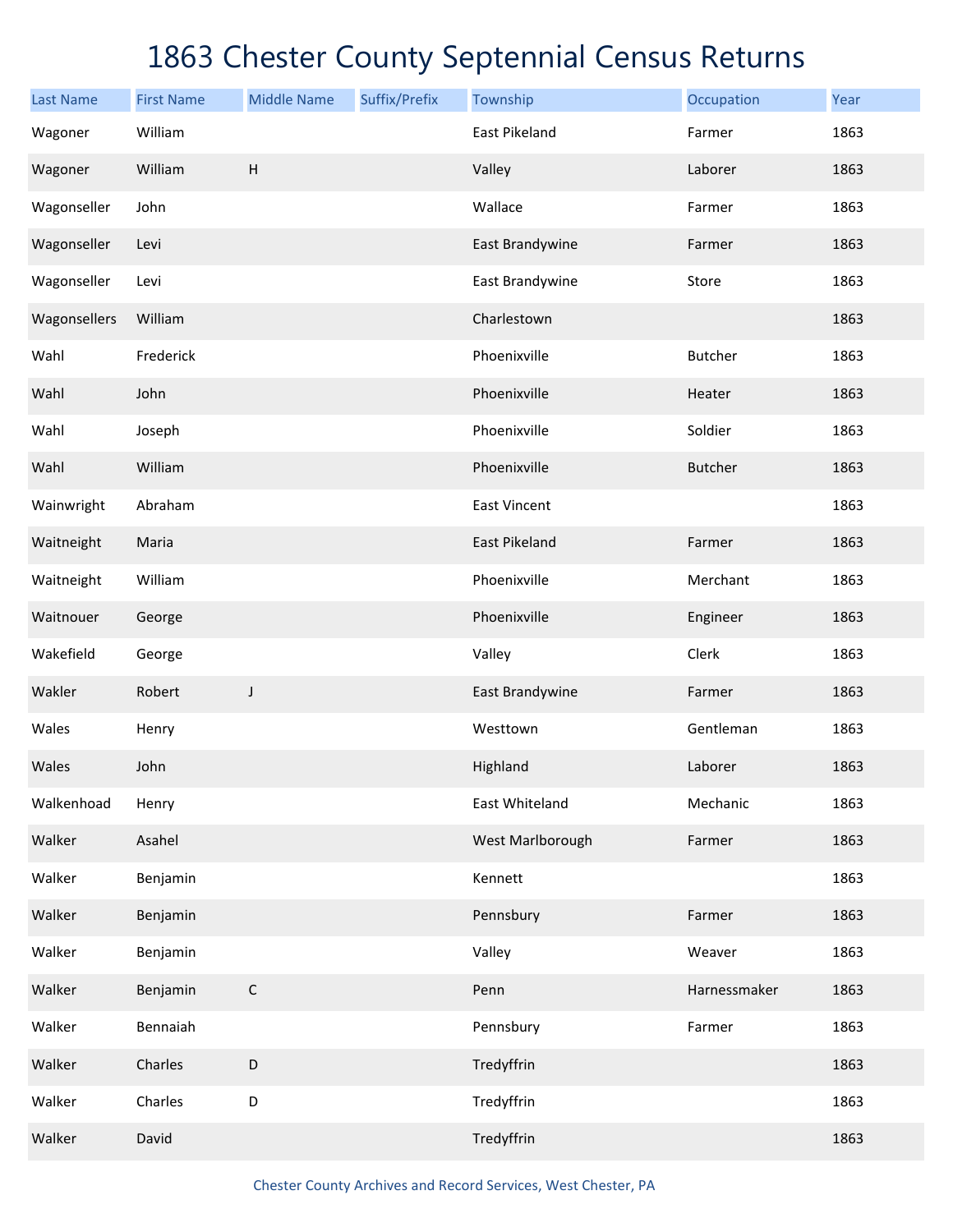# 1863 Chester County Septennial Census Returns

| Last Name | First Name | Middle Name | Suffix/Prefix | Township | Occupation | Year |
|---|---|---|---|---|---|---|
| Wagoner | William | | | East Pikeland | Farmer | 1863 |
| Wagoner | William | H | | Valley | Laborer | 1863 |
| Wagonseller | John | | | Wallace | Farmer | 1863 |
| Wagonseller | Levi | | | East Brandywine | Farmer | 1863 |
| Wagonseller | Levi | | | East Brandywine | Store | 1863 |
| Wagonsellers | William | | | Charlestown | | 1863 |
| Wahl | Frederick | | | Phoenixville | Butcher | 1863 |
| Wahl | John | | | Phoenixville | Heater | 1863 |
| Wahl | Joseph | | | Phoenixville | Soldier | 1863 |
| Wahl | William | | | Phoenixville | Butcher | 1863 |
| Wainwright | Abraham | | | East Vincent | | 1863 |
| Waitneight | Maria | | | East Pikeland | Farmer | 1863 |
| Waitneight | William | | | Phoenixville | Merchant | 1863 |
| Waitnouer | George | | | Phoenixville | Engineer | 1863 |
| Wakefield | George | | | Valley | Clerk | 1863 |
| Wakler | Robert | J | | East Brandywine | Farmer | 1863 |
| Wales | Henry | | | Westtown | Gentleman | 1863 |
| Wales | John | | | Highland | Laborer | 1863 |
| Walkenhoad | Henry | | | East Whiteland | Mechanic | 1863 |
| Walker | Asahel | | | West Marlborough | Farmer | 1863 |
| Walker | Benjamin | | | Kennett | | 1863 |
| Walker | Benjamin | | | Pennsbury | Farmer | 1863 |
| Walker | Benjamin | | | Valley | Weaver | 1863 |
| Walker | Benjamin | C | | Penn | Harnessmaker | 1863 |
| Walker | Bennaiah | | | Pennsbury | Farmer | 1863 |
| Walker | Charles | D | | Tredyffrin | | 1863 |
| Walker | Charles | D | | Tredyffrin | | 1863 |
| Walker | David | | | Tredyffrin | | 1863 |

Chester County Archives and Record Services, West Chester, PA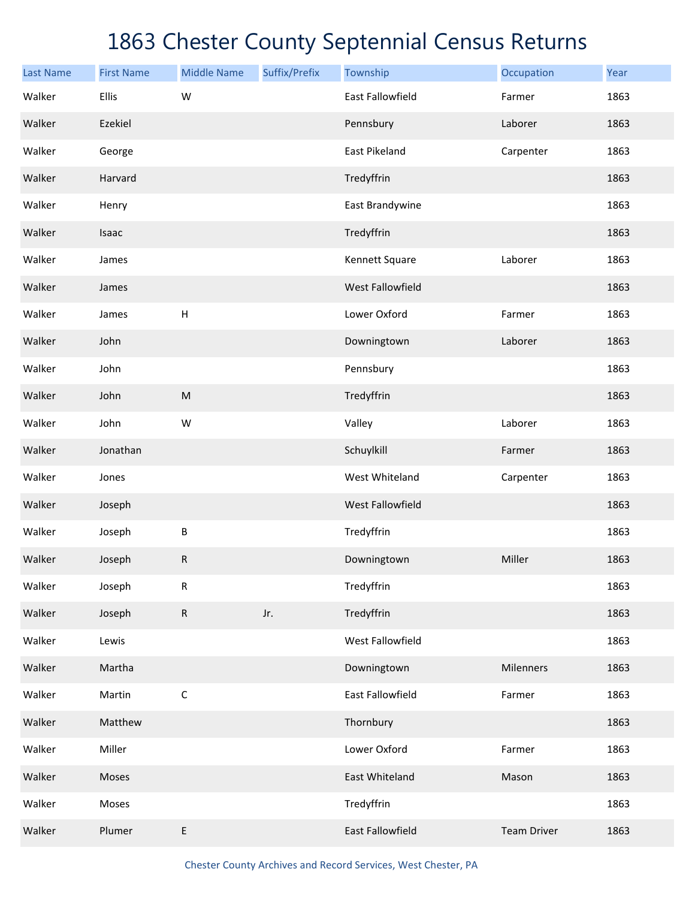# 1863 Chester County Septennial Census Returns

| Last Name | First Name | Middle Name | Suffix/Prefix | Township | Occupation | Year |
|---|---|---|---|---|---|---|
| Walker | Ellis | W | | East Fallowfield | Farmer | 1863 |
| Walker | Ezekiel | | | Pennsbury | Laborer | 1863 |
| Walker | George | | | East Pikeland | Carpenter | 1863 |
| Walker | Harvard | | | Tredyffrin | | 1863 |
| Walker | Henry | | | East Brandywine | | 1863 |
| Walker | Isaac | | | Tredyffrin | | 1863 |
| Walker | James | | | Kennett Square | Laborer | 1863 |
| Walker | James | | | West Fallowfield | | 1863 |
| Walker | James | H | | Lower Oxford | Farmer | 1863 |
| Walker | John | | | Downingtown | Laborer | 1863 |
| Walker | John | | | Pennsbury | | 1863 |
| Walker | John | M | | Tredyffrin | | 1863 |
| Walker | John | W | | Valley | Laborer | 1863 |
| Walker | Jonathan | | | Schuylkill | Farmer | 1863 |
| Walker | Jones | | | West Whiteland | Carpenter | 1863 |
| Walker | Joseph | | | West Fallowfield | | 1863 |
| Walker | Joseph | B | | Tredyffrin | | 1863 |
| Walker | Joseph | R | | Downingtown | Miller | 1863 |
| Walker | Joseph | R | | Tredyffrin | | 1863 |
| Walker | Joseph | R | Jr. | Tredyffrin | | 1863 |
| Walker | Lewis | | | West Fallowfield | | 1863 |
| Walker | Martha | | | Downingtown | Milenners | 1863 |
| Walker | Martin | C | | East Fallowfield | Farmer | 1863 |
| Walker | Matthew | | | Thornbury | | 1863 |
| Walker | Miller | | | Lower Oxford | Farmer | 1863 |
| Walker | Moses | | | East Whiteland | Mason | 1863 |
| Walker | Moses | | | Tredyffrin | | 1863 |
| Walker | Plumer | E | | East Fallowfield | Team Driver | 1863 |

Chester County Archives and Record Services, West Chester, PA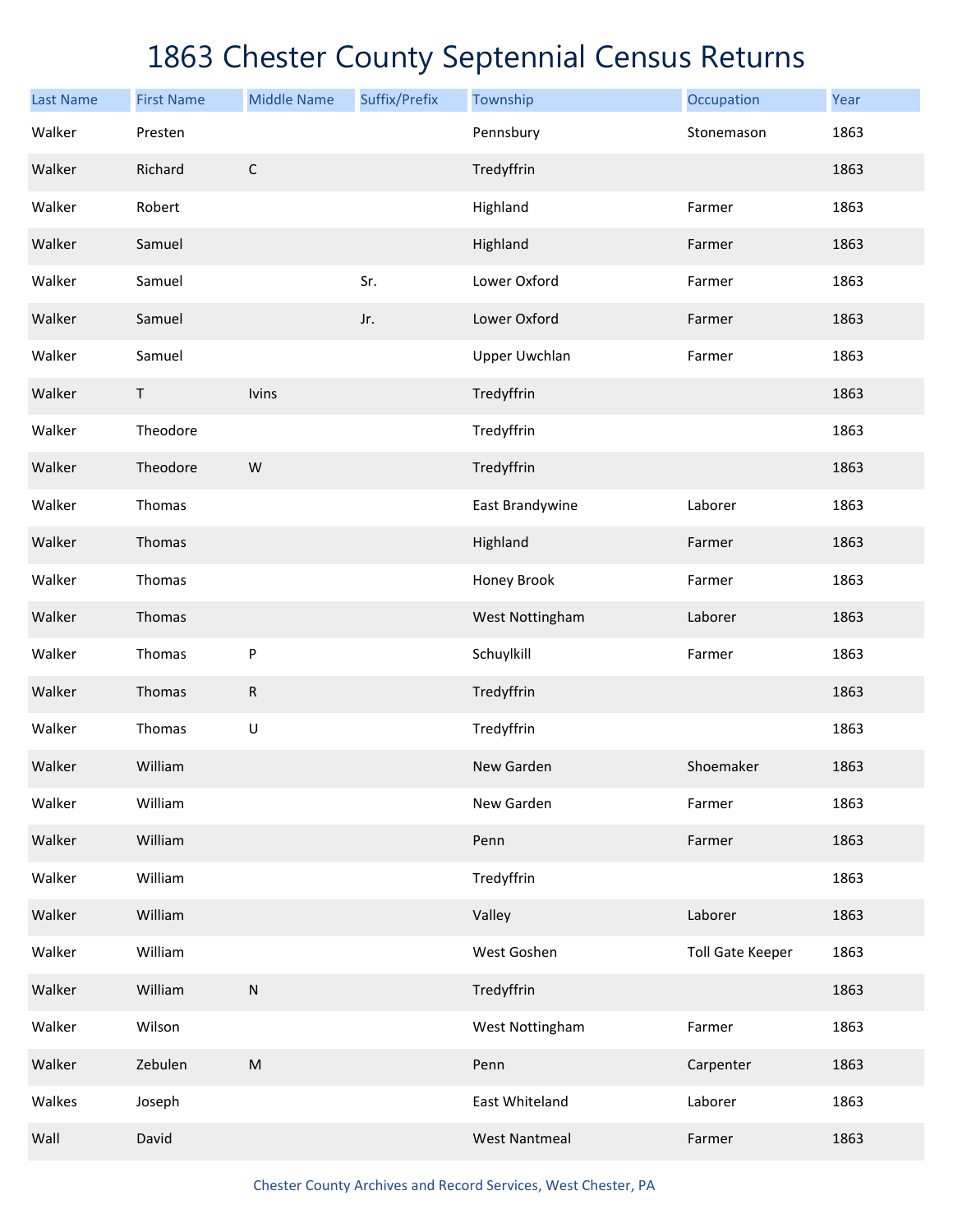# 1863 Chester County Septennial Census Returns

| Last Name | First Name | Middle Name | Suffix/Prefix | Township | Occupation | Year |
|---|---|---|---|---|---|---|
| Walker | Presten | | | Pennsbury | Stonemason | 1863 |
| Walker | Richard | C | | Tredyffrin | | 1863 |
| Walker | Robert | | | Highland | Farmer | 1863 |
| Walker | Samuel | | | Highland | Farmer | 1863 |
| Walker | Samuel | | Sr. | Lower Oxford | Farmer | 1863 |
| Walker | Samuel | | Jr. | Lower Oxford | Farmer | 1863 |
| Walker | Samuel | | | Upper Uwchlan | Farmer | 1863 |
| Walker | T | Ivins | | Tredyffrin | | 1863 |
| Walker | Theodore | | | Tredyffrin | | 1863 |
| Walker | Theodore | W | | Tredyffrin | | 1863 |
| Walker | Thomas | | | East Brandywine | Laborer | 1863 |
| Walker | Thomas | | | Highland | Farmer | 1863 |
| Walker | Thomas | | | Honey Brook | Farmer | 1863 |
| Walker | Thomas | | | West Nottingham | Laborer | 1863 |
| Walker | Thomas | P | | Schuylkill | Farmer | 1863 |
| Walker | Thomas | R | | Tredyffrin | | 1863 |
| Walker | Thomas | U | | Tredyffrin | | 1863 |
| Walker | William | | | New Garden | Shoemaker | 1863 |
| Walker | William | | | New Garden | Farmer | 1863 |
| Walker | William | | | Penn | Farmer | 1863 |
| Walker | William | | | Tredyffrin | | 1863 |
| Walker | William | | | Valley | Laborer | 1863 |
| Walker | William | | | West Goshen | Toll Gate Keeper | 1863 |
| Walker | William | N | | Tredyffrin | | 1863 |
| Walker | Wilson | | | West Nottingham | Farmer | 1863 |
| Walker | Zebulen | M | | Penn | Carpenter | 1863 |
| Walkes | Joseph | | | East Whiteland | Laborer | 1863 |
| Wall | David | | | West Nantmeal | Farmer | 1863 |

Chester County Archives and Record Services, West Chester, PA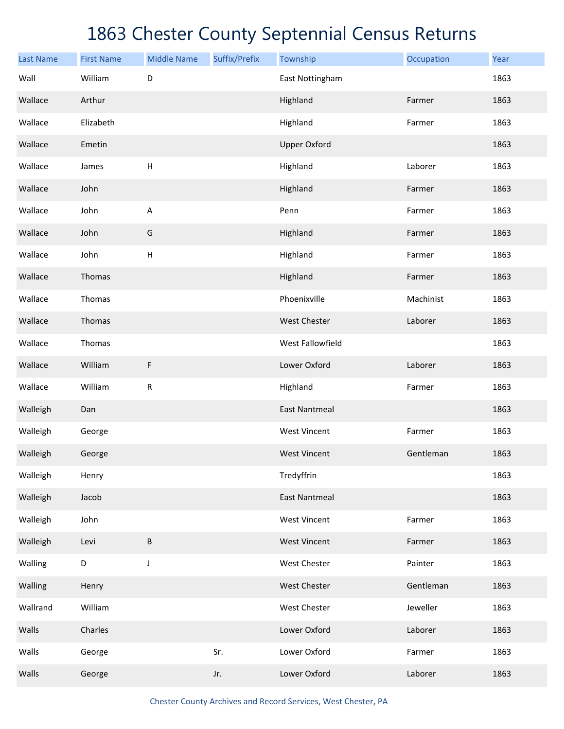# 1863 Chester County Septennial Census Returns

| Last Name | First Name | Middle Name | Suffix/Prefix | Township | Occupation | Year |
|---|---|---|---|---|---|---|
| Wall | William | D | | East Nottingham | | 1863 |
| Wallace | Arthur | | | Highland | Farmer | 1863 |
| Wallace | Elizabeth | | | Highland | Farmer | 1863 |
| Wallace | Emetin | | | Upper Oxford | | 1863 |
| Wallace | James | H | | Highland | Laborer | 1863 |
| Wallace | John | | | Highland | Farmer | 1863 |
| Wallace | John | A | | Penn | Farmer | 1863 |
| Wallace | John | G | | Highland | Farmer | 1863 |
| Wallace | John | H | | Highland | Farmer | 1863 |
| Wallace | Thomas | | | Highland | Farmer | 1863 |
| Wallace | Thomas | | | Phoenixville | Machinist | 1863 |
| Wallace | Thomas | | | West Chester | Laborer | 1863 |
| Wallace | Thomas | | | West Fallowfield | | 1863 |
| Wallace | William | F | | Lower Oxford | Laborer | 1863 |
| Wallace | William | R | | Highland | Farmer | 1863 |
| Walleigh | Dan | | | East Nantmeal | | 1863 |
| Walleigh | George | | | West Vincent | Farmer | 1863 |
| Walleigh | George | | | West Vincent | Gentleman | 1863 |
| Walleigh | Henry | | | Tredyffrin | | 1863 |
| Walleigh | Jacob | | | East Nantmeal | | 1863 |
| Walleigh | John | | | West Vincent | Farmer | 1863 |
| Walleigh | Levi | B | | West Vincent | Farmer | 1863 |
| Walling | D | J | | West Chester | Painter | 1863 |
| Walling | Henry | | | West Chester | Gentleman | 1863 |
| Wallrand | William | | | West Chester | Jeweller | 1863 |
| Walls | Charles | | | Lower Oxford | Laborer | 1863 |
| Walls | George | | Sr. | Lower Oxford | Farmer | 1863 |
| Walls | George | | Jr. | Lower Oxford | Laborer | 1863 |

Chester County Archives and Record Services, West Chester, PA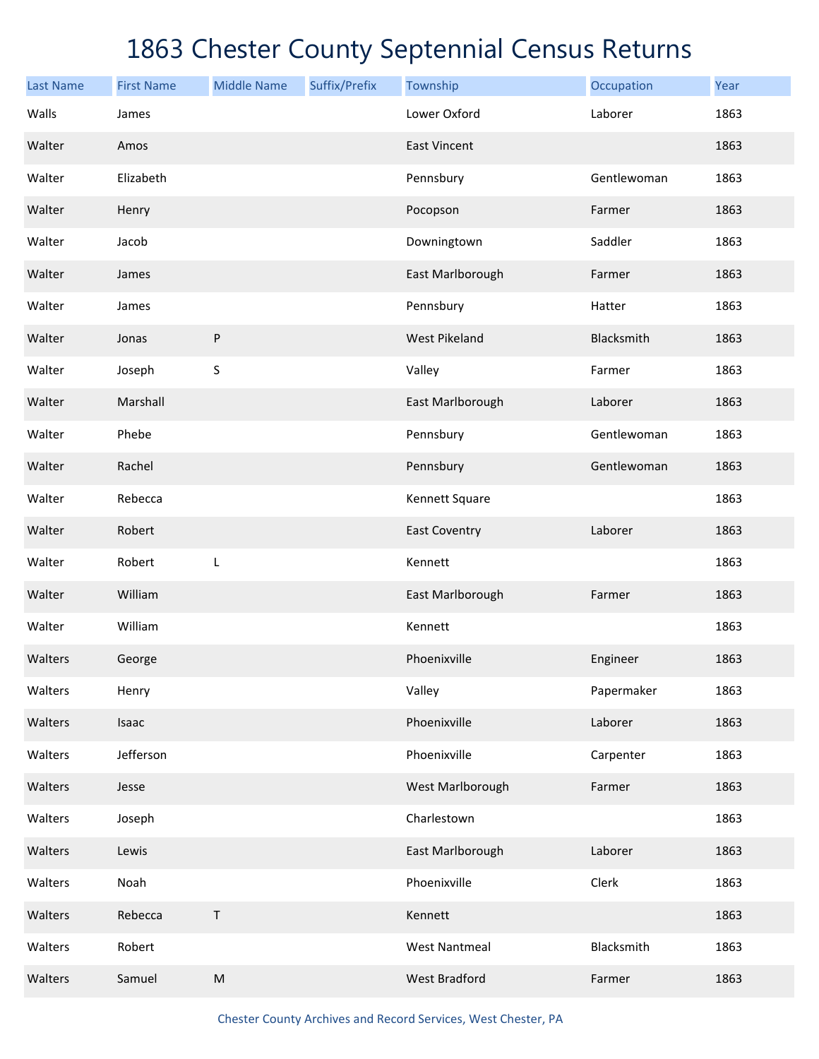# 1863 Chester County Septennial Census Returns

| Last Name | First Name | Middle Name | Suffix/Prefix | Township | Occupation | Year |
| --- | --- | --- | --- | --- | --- | --- |
| Walls | James | | | Lower Oxford | Laborer | 1863 |
| Walter | Amos | | | East Vincent | | 1863 |
| Walter | Elizabeth | | | Pennsbury | Gentlewoman | 1863 |
| Walter | Henry | | | Pocopson | Farmer | 1863 |
| Walter | Jacob | | | Downingtown | Saddler | 1863 |
| Walter | James | | | East Marlborough | Farmer | 1863 |
| Walter | James | | | Pennsbury | Hatter | 1863 |
| Walter | Jonas | P | | West Pikeland | Blacksmith | 1863 |
| Walter | Joseph | S | | Valley | Farmer | 1863 |
| Walter | Marshall | | | East Marlborough | Laborer | 1863 |
| Walter | Phebe | | | Pennsbury | Gentlewoman | 1863 |
| Walter | Rachel | | | Pennsbury | Gentlewoman | 1863 |
| Walter | Rebecca | | | Kennett Square | | 1863 |
| Walter | Robert | | | East Coventry | Laborer | 1863 |
| Walter | Robert | L | | Kennett | | 1863 |
| Walter | William | | | East Marlborough | Farmer | 1863 |
| Walter | William | | | Kennett | | 1863 |
| Walters | George | | | Phoenixville | Engineer | 1863 |
| Walters | Henry | | | Valley | Papermaker | 1863 |
| Walters | Isaac | | | Phoenixville | Laborer | 1863 |
| Walters | Jefferson | | | Phoenixville | Carpenter | 1863 |
| Walters | Jesse | | | West Marlborough | Farmer | 1863 |
| Walters | Joseph | | | Charlestown | | 1863 |
| Walters | Lewis | | | East Marlborough | Laborer | 1863 |
| Walters | Noah | | | Phoenixville | Clerk | 1863 |
| Walters | Rebecca | T | | Kennett | | 1863 |
| Walters | Robert | | | West Nantmeal | Blacksmith | 1863 |
| Walters | Samuel | M | | West Bradford | Farmer | 1863 |

Chester County Archives and Record Services, West Chester, PA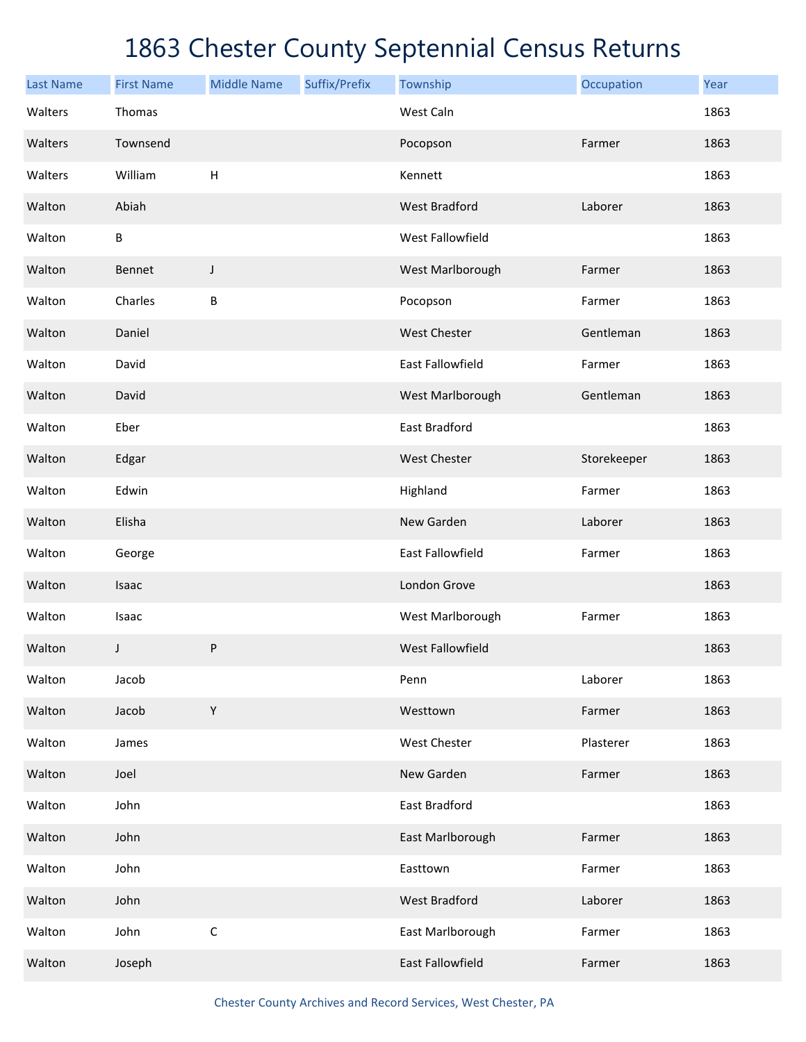# 1863 Chester County Septennial Census Returns

| Last Name | First Name | Middle Name | Suffix/Prefix | Township | Occupation | Year |
|---|---|---|---|---|---|---|
| Walters | Thomas | | | West Caln | | 1863 |
| Walters | Townsend | | | Pocopson | Farmer | 1863 |
| Walters | William | H | | Kennett | | 1863 |
| Walton | Abiah | | | West Bradford | Laborer | 1863 |
| Walton | B | | | West Fallowfield | | 1863 |
| Walton | Bennet | J | | West Marlborough | Farmer | 1863 |
| Walton | Charles | B | | Pocopson | Farmer | 1863 |
| Walton | Daniel | | | West Chester | Gentleman | 1863 |
| Walton | David | | | East Fallowfield | Farmer | 1863 |
| Walton | David | | | West Marlborough | Gentleman | 1863 |
| Walton | Eber | | | East Bradford | | 1863 |
| Walton | Edgar | | | West Chester | Storekeeper | 1863 |
| Walton | Edwin | | | Highland | Farmer | 1863 |
| Walton | Elisha | | | New Garden | Laborer | 1863 |
| Walton | George | | | East Fallowfield | Farmer | 1863 |
| Walton | Isaac | | | London Grove | | 1863 |
| Walton | Isaac | | | West Marlborough | Farmer | 1863 |
| Walton | J | P | | West Fallowfield | | 1863 |
| Walton | Jacob | | | Penn | Laborer | 1863 |
| Walton | Jacob | Y | | Westtown | Farmer | 1863 |
| Walton | James | | | West Chester | Plasterer | 1863 |
| Walton | Joel | | | New Garden | Farmer | 1863 |
| Walton | John | | | East Bradford | | 1863 |
| Walton | John | | | East Marlborough | Farmer | 1863 |
| Walton | John | | | Easttown | Farmer | 1863 |
| Walton | John | | | West Bradford | Laborer | 1863 |
| Walton | John | C | | East Marlborough | Farmer | 1863 |
| Walton | Joseph | | | East Fallowfield | Farmer | 1863 |

Chester County Archives and Record Services, West Chester, PA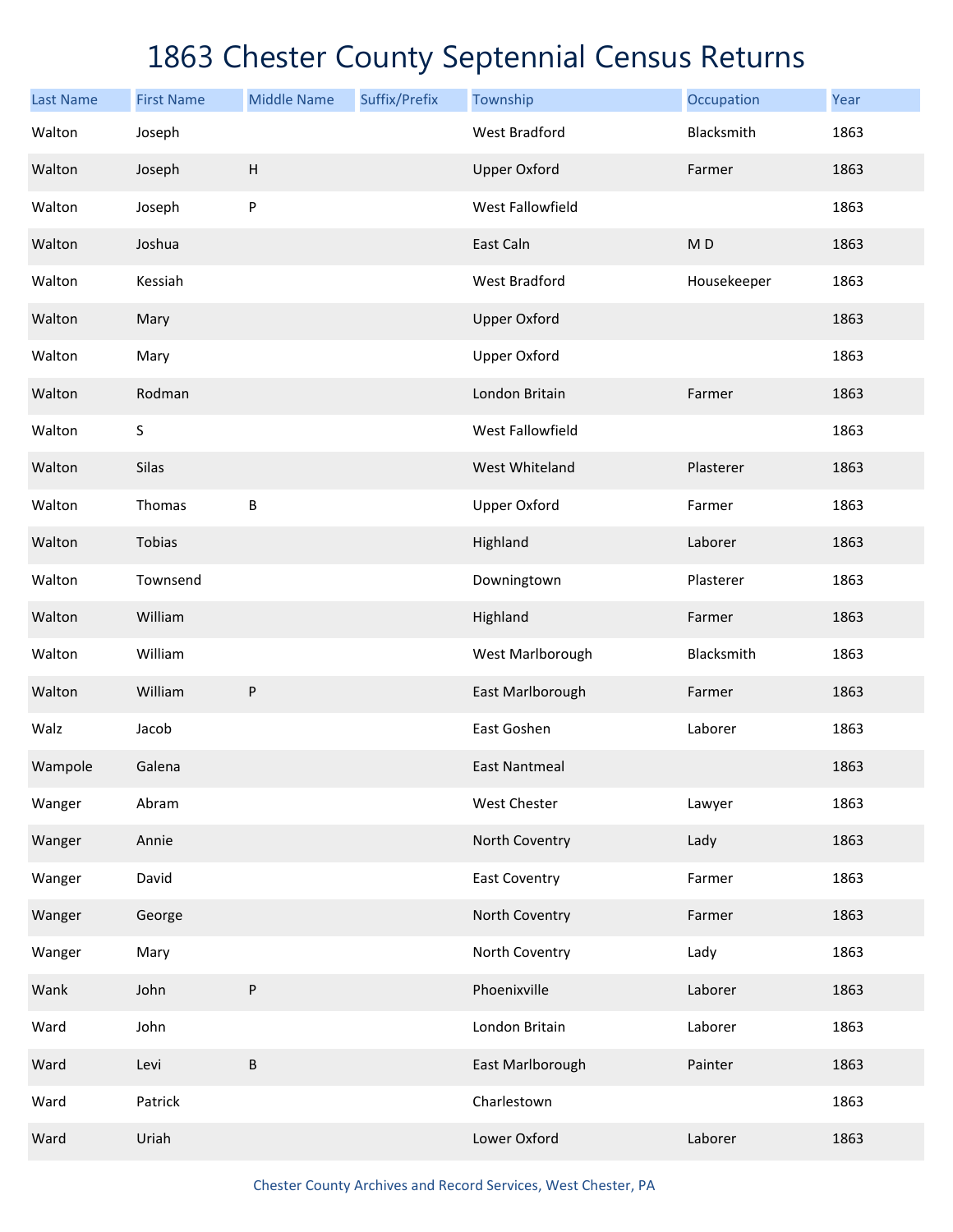# 1863 Chester County Septennial Census Returns

| Last Name | First Name | Middle Name | Suffix/Prefix | Township | Occupation | Year |
|---|---|---|---|---|---|---|
| Walton | Joseph | | | West Bradford | Blacksmith | 1863 |
| Walton | Joseph | H | | Upper Oxford | Farmer | 1863 |
| Walton | Joseph | P | | West Fallowfield | | 1863 |
| Walton | Joshua | | | East Caln | M D | 1863 |
| Walton | Kessiah | | | West Bradford | Housekeeper | 1863 |
| Walton | Mary | | | Upper Oxford | | 1863 |
| Walton | Mary | | | Upper Oxford | | 1863 |
| Walton | Rodman | | | London Britain | Farmer | 1863 |
| Walton | S | | | West Fallowfield | | 1863 |
| Walton | Silas | | | West Whiteland | Plasterer | 1863 |
| Walton | Thomas | B | | Upper Oxford | Farmer | 1863 |
| Walton | Tobias | | | Highland | Laborer | 1863 |
| Walton | Townsend | | | Downingtown | Plasterer | 1863 |
| Walton | William | | | Highland | Farmer | 1863 |
| Walton | William | | | West Marlborough | Blacksmith | 1863 |
| Walton | William | P | | East Marlborough | Farmer | 1863 |
| Walz | Jacob | | | East Goshen | Laborer | 1863 |
| Wampole | Galena | | | East Nantmeal | | 1863 |
| Wanger | Abram | | | West Chester | Lawyer | 1863 |
| Wanger | Annie | | | North Coventry | Lady | 1863 |
| Wanger | David | | | East Coventry | Farmer | 1863 |
| Wanger | George | | | North Coventry | Farmer | 1863 |
| Wanger | Mary | | | North Coventry | Lady | 1863 |
| Wank | John | P | | Phoenixville | Laborer | 1863 |
| Ward | John | | | London Britain | Laborer | 1863 |
| Ward | Levi | B | | East Marlborough | Painter | 1863 |
| Ward | Patrick | | | Charlestown | | 1863 |
| Ward | Uriah | | | Lower Oxford | Laborer | 1863 |

Chester County Archives and Record Services, West Chester, PA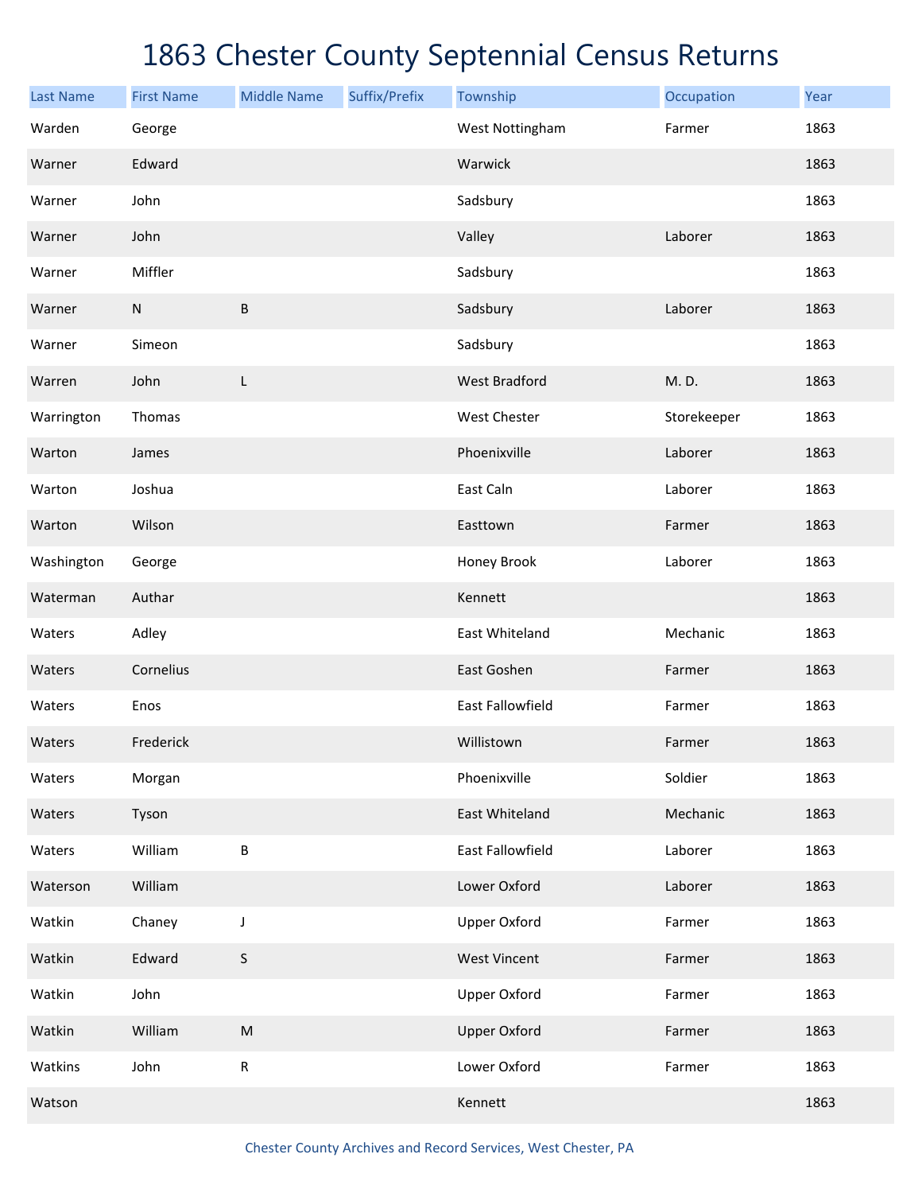# 1863 Chester County Septennial Census Returns

| Last Name | First Name | Middle Name | Suffix/Prefix | Township | Occupation | Year |
|---|---|---|---|---|---|---|
| Warden | George | | | West Nottingham | Farmer | 1863 |
| Warner | Edward | | | Warwick | | 1863 |
| Warner | John | | | Sadsbury | | 1863 |
| Warner | John | | | Valley | Laborer | 1863 |
| Warner | Miffler | | | Sadsbury | | 1863 |
| Warner | N | B | | Sadsbury | Laborer | 1863 |
| Warner | Simeon | | | Sadsbury | | 1863 |
| Warren | John | L | | West Bradford | M. D. | 1863 |
| Warrington | Thomas | | | West Chester | Storekeeper | 1863 |
| Warton | James | | | Phoenixville | Laborer | 1863 |
| Warton | Joshua | | | East Caln | Laborer | 1863 |
| Warton | Wilson | | | Easttown | Farmer | 1863 |
| Washington | George | | | Honey Brook | Laborer | 1863 |
| Waterman | Authar | | | Kennett | | 1863 |
| Waters | Adley | | | East Whiteland | Mechanic | 1863 |
| Waters | Cornelius | | | East Goshen | Farmer | 1863 |
| Waters | Enos | | | East Fallowfield | Farmer | 1863 |
| Waters | Frederick | | | Willistown | Farmer | 1863 |
| Waters | Morgan | | | Phoenixville | Soldier | 1863 |
| Waters | Tyson | | | East Whiteland | Mechanic | 1863 |
| Waters | William | B | | East Fallowfield | Laborer | 1863 |
| Waterson | William | | | Lower Oxford | Laborer | 1863 |
| Watkin | Chaney | J | | Upper Oxford | Farmer | 1863 |
| Watkin | Edward | S | | West Vincent | Farmer | 1863 |
| Watkin | John | | | Upper Oxford | Farmer | 1863 |
| Watkin | William | M | | Upper Oxford | Farmer | 1863 |
| Watkins | John | R | | Lower Oxford | Farmer | 1863 |
| Watson | | | | Kennett | | 1863 |

Chester County Archives and Record Services, West Chester, PA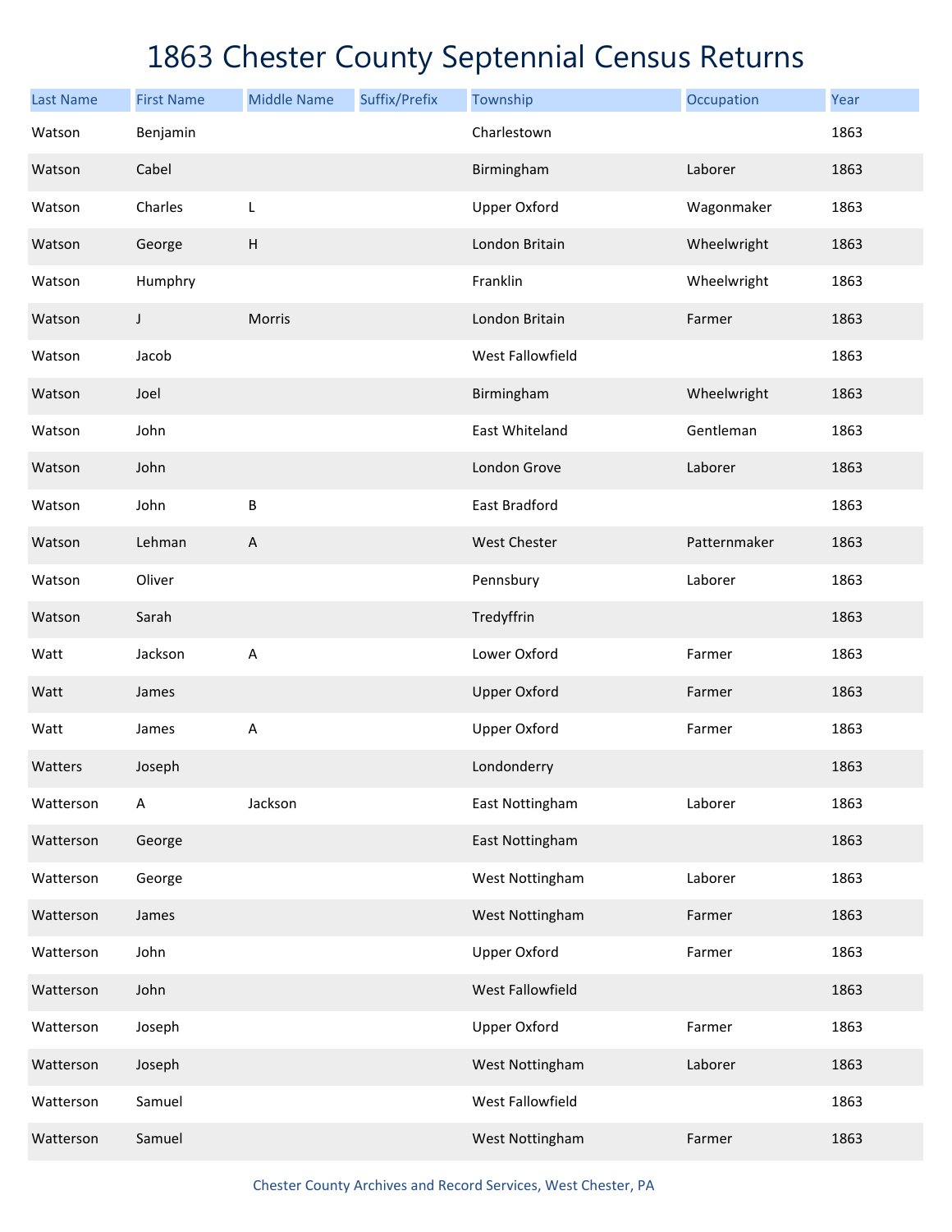# 1863 Chester County Septennial Census Returns

| Last Name | First Name | Middle Name | Suffix/Prefix | Township | Occupation | Year |
|---|---|---|---|---|---|---|
| Watson | Benjamin | | | Charlestown | | 1863 |
| Watson | Cabel | | | Birmingham | Laborer | 1863 |
| Watson | Charles | L | | Upper Oxford | Wagonmaker | 1863 |
| Watson | George | H | | London Britain | Wheelwright | 1863 |
| Watson | Humphry | | | Franklin | Wheelwright | 1863 |
| Watson | J | Morris | | London Britain | Farmer | 1863 |
| Watson | Jacob | | | West Fallowfield | | 1863 |
| Watson | Joel | | | Birmingham | Wheelwright | 1863 |
| Watson | John | | | East Whiteland | Gentleman | 1863 |
| Watson | John | | | London Grove | Laborer | 1863 |
| Watson | John | B | | East Bradford | | 1863 |
| Watson | Lehman | A | | West Chester | Patternmaker | 1863 |
| Watson | Oliver | | | Pennsbury | Laborer | 1863 |
| Watson | Sarah | | | Tredyffrin | | 1863 |
| Watt | Jackson | A | | Lower Oxford | Farmer | 1863 |
| Watt | James | | | Upper Oxford | Farmer | 1863 |
| Watt | James | A | | Upper Oxford | Farmer | 1863 |
| Watters | Joseph | | | Londonderry | | 1863 |
| Watterson | A | Jackson | | East Nottingham | Laborer | 1863 |
| Watterson | George | | | East Nottingham | | 1863 |
| Watterson | George | | | West Nottingham | Laborer | 1863 |
| Watterson | James | | | West Nottingham | Farmer | 1863 |
| Watterson | John | | | Upper Oxford | Farmer | 1863 |
| Watterson | John | | | West Fallowfield | | 1863 |
| Watterson | Joseph | | | Upper Oxford | Farmer | 1863 |
| Watterson | Joseph | | | West Nottingham | Laborer | 1863 |
| Watterson | Samuel | | | West Fallowfield | | 1863 |
| Watterson | Samuel | | | West Nottingham | Farmer | 1863 |

Chester County Archives and Record Services, West Chester, PA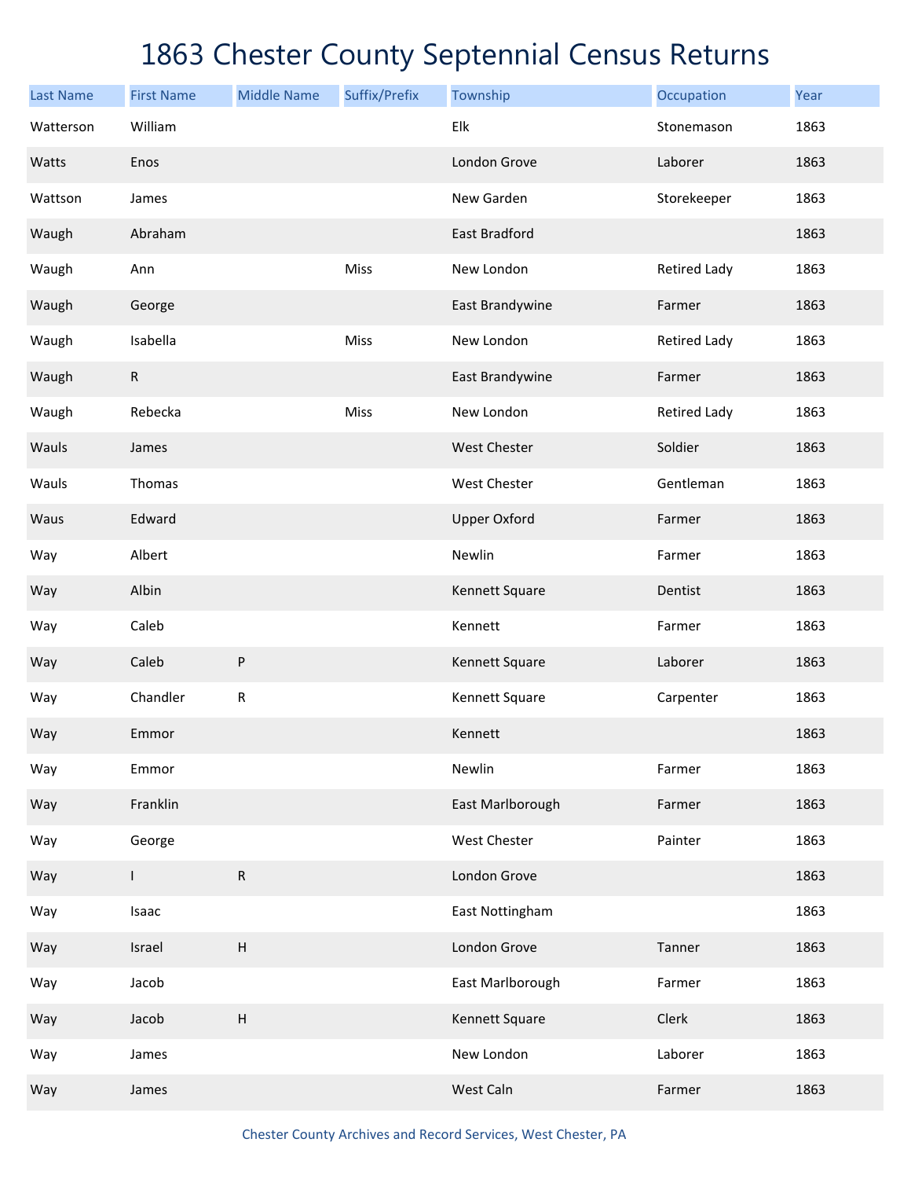# 1863 Chester County Septennial Census Returns

| Last Name | First Name | Middle Name | Suffix/Prefix | Township | Occupation | Year |
|---|---|---|---|---|---|---|
| Watterson | William | | | Elk | Stonemason | 1863 |
| Watts | Enos | | | London Grove | Laborer | 1863 |
| Wattson | James | | | New Garden | Storekeeper | 1863 |
| Waugh | Abraham | | | East Bradford | | 1863 |
| Waugh | Ann | | Miss | New London | Retired Lady | 1863 |
| Waugh | George | | | East Brandywine | Farmer | 1863 |
| Waugh | Isabella | | Miss | New London | Retired Lady | 1863 |
| Waugh | R | | | East Brandywine | Farmer | 1863 |
| Waugh | Rebecka | | Miss | New London | Retired Lady | 1863 |
| Wauls | James | | | West Chester | Soldier | 1863 |
| Wauls | Thomas | | | West Chester | Gentleman | 1863 |
| Waus | Edward | | | Upper Oxford | Farmer | 1863 |
| Way | Albert | | | Newlin | Farmer | 1863 |
| Way | Albin | | | Kennett Square | Dentist | 1863 |
| Way | Caleb | | | Kennett | Farmer | 1863 |
| Way | Caleb | P | | Kennett Square | Laborer | 1863 |
| Way | Chandler | R | | Kennett Square | Carpenter | 1863 |
| Way | Emmor | | | Kennett | | 1863 |
| Way | Emmor | | | Newlin | Farmer | 1863 |
| Way | Franklin | | | East Marlborough | Farmer | 1863 |
| Way | George | | | West Chester | Painter | 1863 |
| Way | I | R | | London Grove | | 1863 |
| Way | Isaac | | | East Nottingham | | 1863 |
| Way | Israel | H | | London Grove | Tanner | 1863 |
| Way | Jacob | | | East Marlborough | Farmer | 1863 |
| Way | Jacob | H | | Kennett Square | Clerk | 1863 |
| Way | James | | | New London | Laborer | 1863 |
| Way | James | | | West Caln | Farmer | 1863 |

Chester County Archives and Record Services, West Chester, PA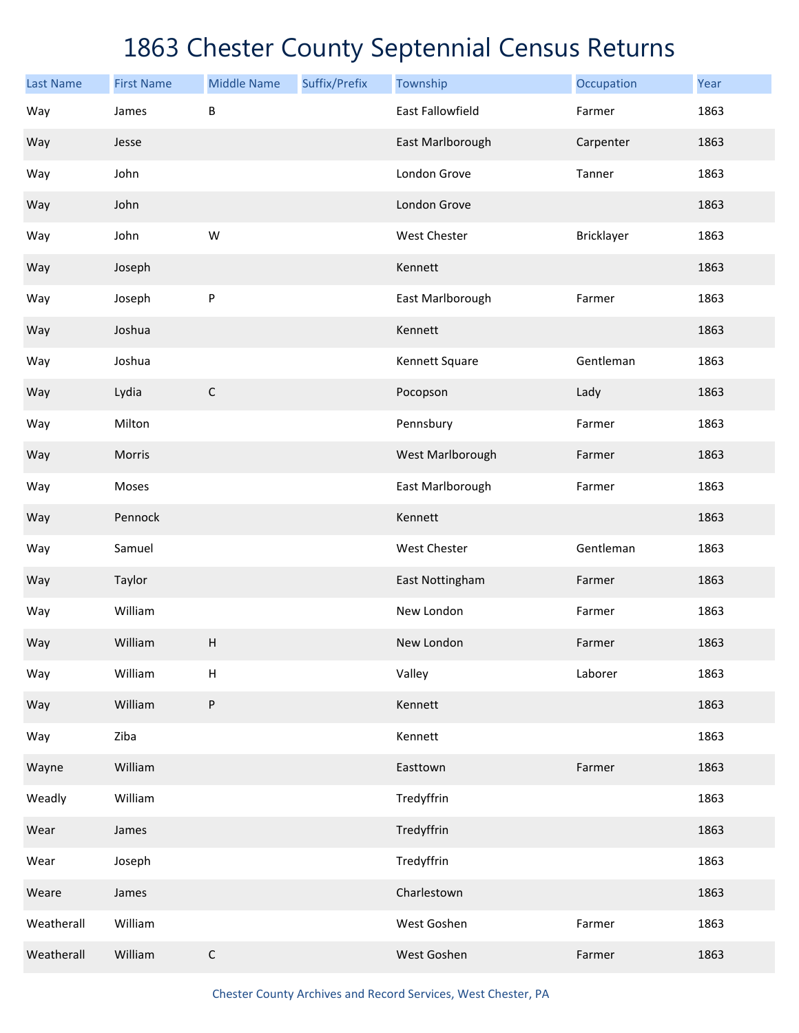# 1863 Chester County Septennial Census Returns

| Last Name | First Name | Middle Name | Suffix/Prefix | Township | Occupation | Year |
|---|---|---|---|---|---|---|
| Way | James | B | | East Fallowfield | Farmer | 1863 |
| Way | Jesse | | | East Marlborough | Carpenter | 1863 |
| Way | John | | | London Grove | Tanner | 1863 |
| Way | John | | | London Grove | | 1863 |
| Way | John | W | | West Chester | Bricklayer | 1863 |
| Way | Joseph | | | Kennett | | 1863 |
| Way | Joseph | P | | East Marlborough | Farmer | 1863 |
| Way | Joshua | | | Kennett | | 1863 |
| Way | Joshua | | | Kennett Square | Gentleman | 1863 |
| Way | Lydia | C | | Pocopson | Lady | 1863 |
| Way | Milton | | | Pennsbury | Farmer | 1863 |
| Way | Morris | | | West Marlborough | Farmer | 1863 |
| Way | Moses | | | East Marlborough | Farmer | 1863 |
| Way | Pennock | | | Kennett | | 1863 |
| Way | Samuel | | | West Chester | Gentleman | 1863 |
| Way | Taylor | | | East Nottingham | Farmer | 1863 |
| Way | William | | | New London | Farmer | 1863 |
| Way | William | H | | New London | Farmer | 1863 |
| Way | William | H | | Valley | Laborer | 1863 |
| Way | William | P | | Kennett | | 1863 |
| Way | Ziba | | | Kennett | | 1863 |
| Wayne | William | | | Easttown | Farmer | 1863 |
| Weadly | William | | | Tredyffrin | | 1863 |
| Wear | James | | | Tredyffrin | | 1863 |
| Wear | Joseph | | | Tredyffrin | | 1863 |
| Weare | James | | | Charlestown | | 1863 |
| Weatherall | William | | | West Goshen | Farmer | 1863 |
| Weatherall | William | C | | West Goshen | Farmer | 1863 |

Chester County Archives and Record Services, West Chester, PA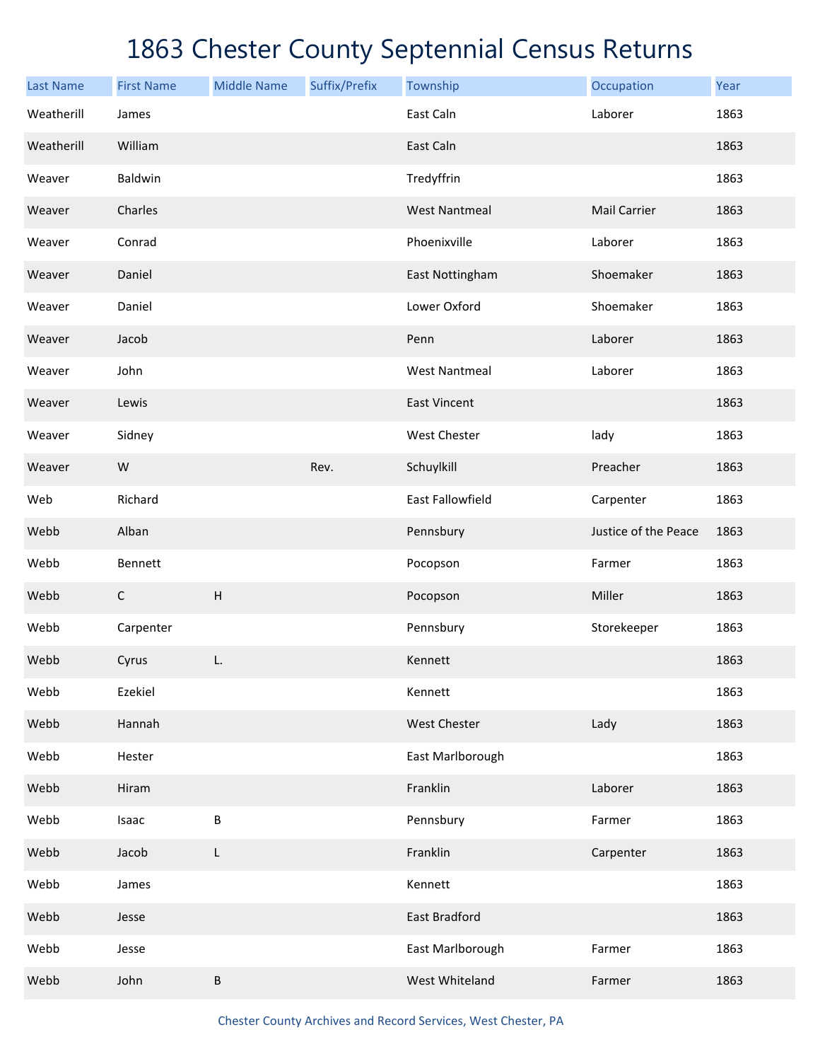# 1863 Chester County Septennial Census Returns

| Last Name | First Name | Middle Name | Suffix/Prefix | Township | Occupation | Year |
|---|---|---|---|---|---|---|
| Weatherill | James | | | East Caln | Laborer | 1863 |
| Weatherill | William | | | East Caln | | 1863 |
| Weaver | Baldwin | | | Tredyffrin | | 1863 |
| Weaver | Charles | | | West Nantmeal | Mail Carrier | 1863 |
| Weaver | Conrad | | | Phoenixville | Laborer | 1863 |
| Weaver | Daniel | | | East Nottingham | Shoemaker | 1863 |
| Weaver | Daniel | | | Lower Oxford | Shoemaker | 1863 |
| Weaver | Jacob | | | Penn | Laborer | 1863 |
| Weaver | John | | | West Nantmeal | Laborer | 1863 |
| Weaver | Lewis | | | East Vincent | | 1863 |
| Weaver | Sidney | | | West Chester | lady | 1863 |
| Weaver | W | | Rev. | Schuylkill | Preacher | 1863 |
| Web | Richard | | | East Fallowfield | Carpenter | 1863 |
| Webb | Alban | | | Pennsbury | Justice of the Peace | 1863 |
| Webb | Bennett | | | Pocopson | Farmer | 1863 |
| Webb | C | H | | Pocopson | Miller | 1863 |
| Webb | Carpenter | | | Pennsbury | Storekeeper | 1863 |
| Webb | Cyrus | L. | | Kennett | | 1863 |
| Webb | Ezekiel | | | Kennett | | 1863 |
| Webb | Hannah | | | West Chester | Lady | 1863 |
| Webb | Hester | | | East Marlborough | | 1863 |
| Webb | Hiram | | | Franklin | Laborer | 1863 |
| Webb | Isaac | B | | Pennsbury | Farmer | 1863 |
| Webb | Jacob | L | | Franklin | Carpenter | 1863 |
| Webb | James | | | Kennett | | 1863 |
| Webb | Jesse | | | East Bradford | | 1863 |
| Webb | Jesse | | | East Marlborough | Farmer | 1863 |
| Webb | John | B | | West Whiteland | Farmer | 1863 |

Chester County Archives and Record Services, West Chester, PA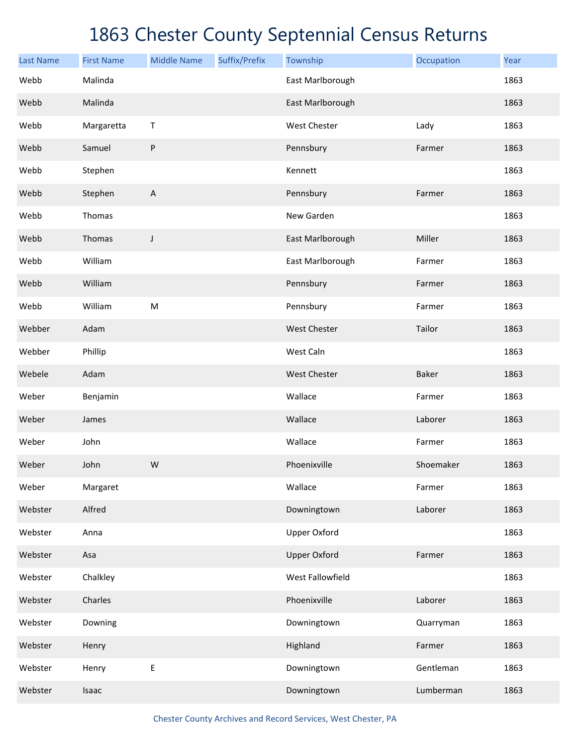# 1863 Chester County Septennial Census Returns

| Last Name | First Name | Middle Name | Suffix/Prefix | Township | Occupation | Year |
|---|---|---|---|---|---|---|
| Webb | Malinda | | | East Marlborough | | 1863 |
| Webb | Malinda | | | East Marlborough | | 1863 |
| Webb | Margaretta | T | | West Chester | Lady | 1863 |
| Webb | Samuel | P | | Pennsbury | Farmer | 1863 |
| Webb | Stephen | | | Kennett | | 1863 |
| Webb | Stephen | A | | Pennsbury | Farmer | 1863 |
| Webb | Thomas | | | New Garden | | 1863 |
| Webb | Thomas | J | | East Marlborough | Miller | 1863 |
| Webb | William | | | East Marlborough | Farmer | 1863 |
| Webb | William | | | Pennsbury | Farmer | 1863 |
| Webb | William | M | | Pennsbury | Farmer | 1863 |
| Webber | Adam | | | West Chester | Tailor | 1863 |
| Webber | Phillip | | | West Caln | | 1863 |
| Webele | Adam | | | West Chester | Baker | 1863 |
| Weber | Benjamin | | | Wallace | Farmer | 1863 |
| Weber | James | | | Wallace | Laborer | 1863 |
| Weber | John | | | Wallace | Farmer | 1863 |
| Weber | John | W | | Phoenixville | Shoemaker | 1863 |
| Weber | Margaret | | | Wallace | Farmer | 1863 |
| Webster | Alfred | | | Downingtown | Laborer | 1863 |
| Webster | Anna | | | Upper Oxford | | 1863 |
| Webster | Asa | | | Upper Oxford | Farmer | 1863 |
| Webster | Chalkley | | | West Fallowfield | | 1863 |
| Webster | Charles | | | Phoenixville | Laborer | 1863 |
| Webster | Downing | | | Downingtown | Quarryman | 1863 |
| Webster | Henry | | | Highland | Farmer | 1863 |
| Webster | Henry | E | | Downingtown | Gentleman | 1863 |
| Webster | Isaac | | | Downingtown | Lumberman | 1863 |

Chester County Archives and Record Services, West Chester, PA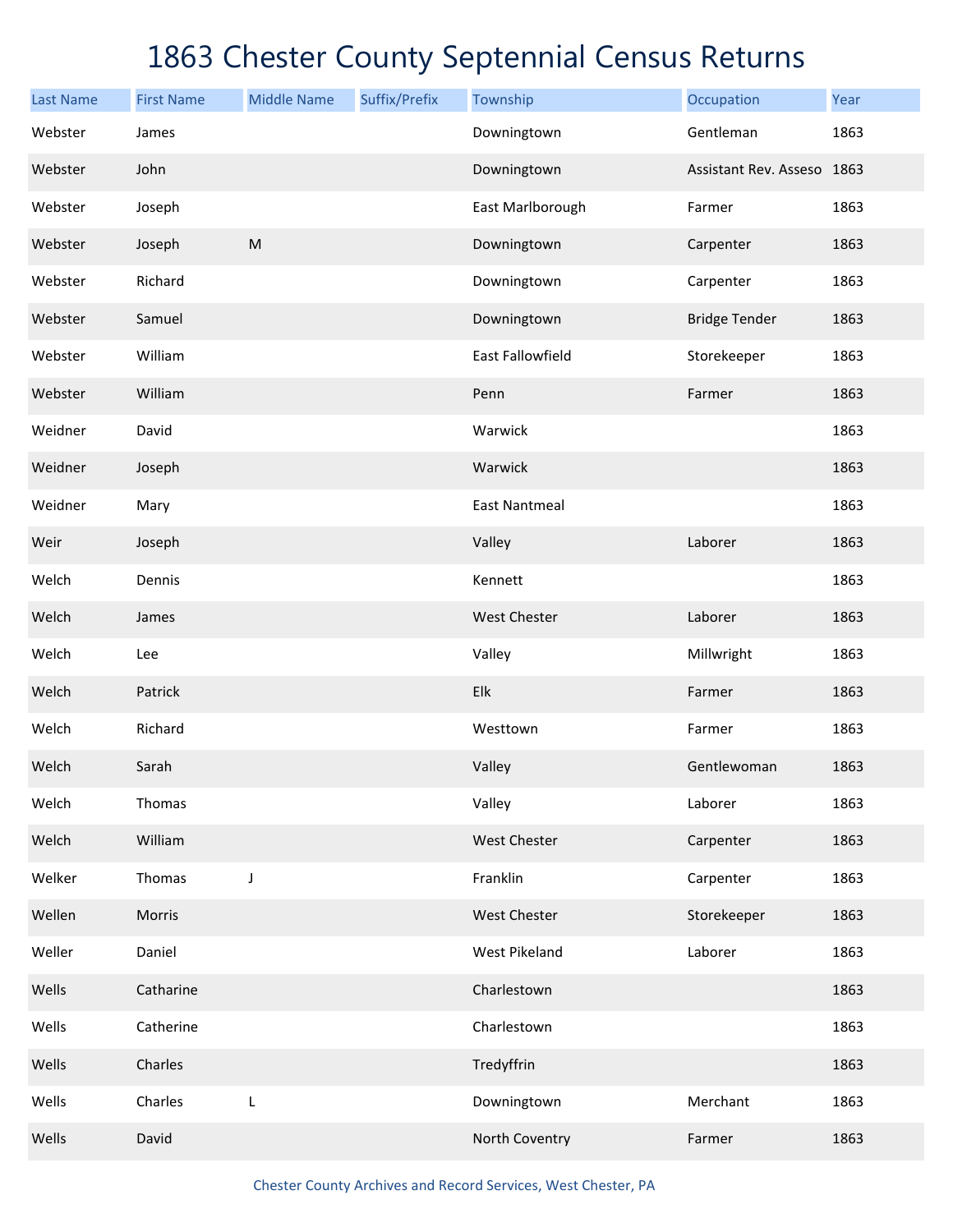# 1863 Chester County Septennial Census Returns

| Last Name | First Name | Middle Name | Suffix/Prefix | Township | Occupation | Year |
|---|---|---|---|---|---|---|
| Webster | James | | | Downingtown | Gentleman | 1863 |
| Webster | John | | | Downingtown | Assistant Rev. Asseso | 1863 |
| Webster | Joseph | | | East Marlborough | Farmer | 1863 |
| Webster | Joseph | M | | Downingtown | Carpenter | 1863 |
| Webster | Richard | | | Downingtown | Carpenter | 1863 |
| Webster | Samuel | | | Downingtown | Bridge Tender | 1863 |
| Webster | William | | | East Fallowfield | Storekeeper | 1863 |
| Webster | William | | | Penn | Farmer | 1863 |
| Weidner | David | | | Warwick | | 1863 |
| Weidner | Joseph | | | Warwick | | 1863 |
| Weidner | Mary | | | East Nantmeal | | 1863 |
| Weir | Joseph | | | Valley | Laborer | 1863 |
| Welch | Dennis | | | Kennett | | 1863 |
| Welch | James | | | West Chester | Laborer | 1863 |
| Welch | Lee | | | Valley | Millwright | 1863 |
| Welch | Patrick | | | Elk | Farmer | 1863 |
| Welch | Richard | | | Westtown | Farmer | 1863 |
| Welch | Sarah | | | Valley | Gentlewoman | 1863 |
| Welch | Thomas | | | Valley | Laborer | 1863 |
| Welch | William | | | West Chester | Carpenter | 1863 |
| Welker | Thomas | J | | Franklin | Carpenter | 1863 |
| Wellen | Morris | | | West Chester | Storekeeper | 1863 |
| Weller | Daniel | | | West Pikeland | Laborer | 1863 |
| Wells | Catharine | | | Charlestown | | 1863 |
| Wells | Catherine | | | Charlestown | | 1863 |
| Wells | Charles | | | Tredyffrin | | 1863 |
| Wells | Charles | L | | Downingtown | Merchant | 1863 |
| Wells | David | | | North Coventry | Farmer | 1863 |

Chester County Archives and Record Services, West Chester, PA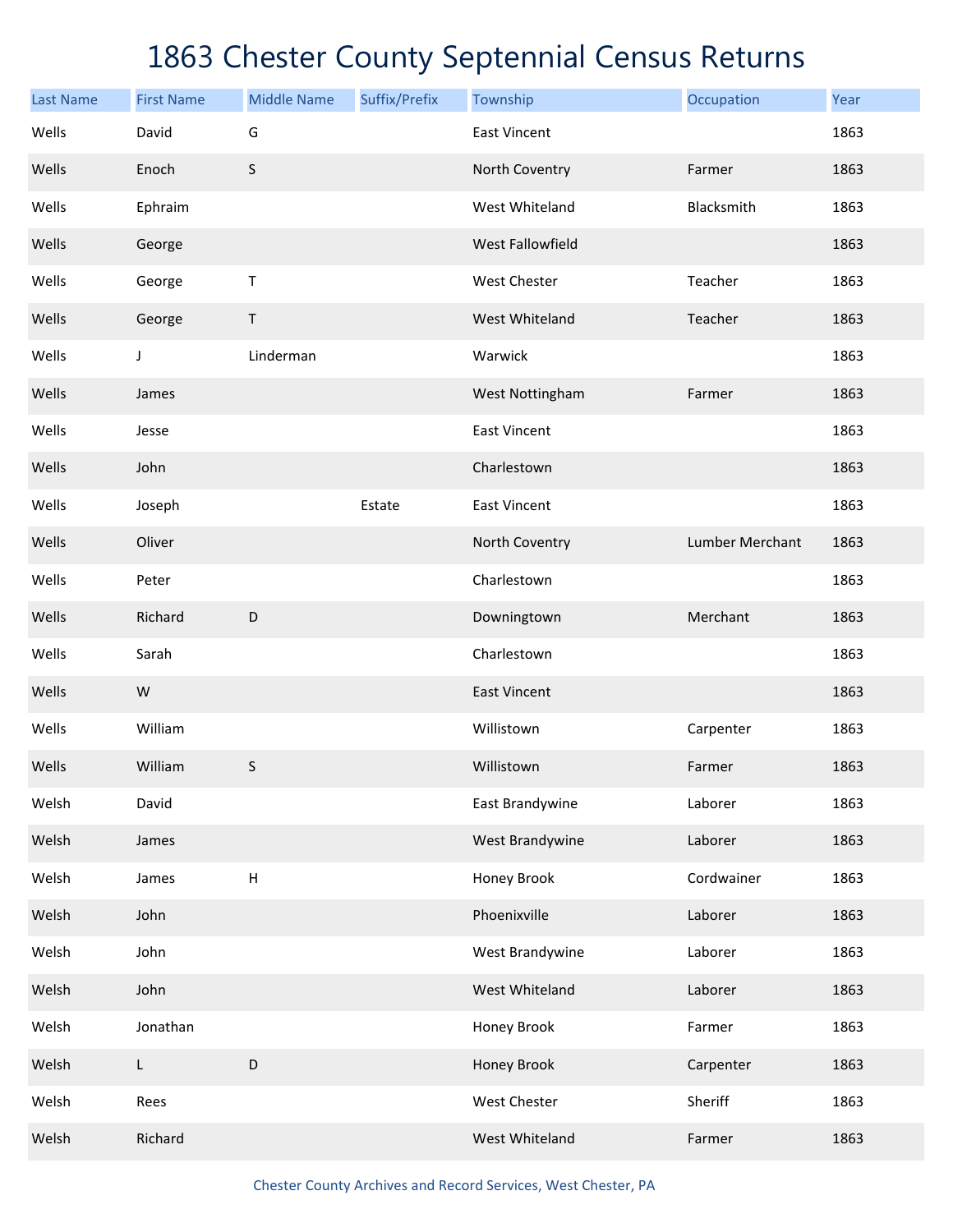# 1863 Chester County Septennial Census Returns

| Last Name | First Name | Middle Name | Suffix/Prefix | Township | Occupation | Year |
|---|---|---|---|---|---|---|
| Wells | David | G | | East Vincent | | 1863 |
| Wells | Enoch | S | | North Coventry | Farmer | 1863 |
| Wells | Ephraim | | | West Whiteland | Blacksmith | 1863 |
| Wells | George | | | West Fallowfield | | 1863 |
| Wells | George | T | | West Chester | Teacher | 1863 |
| Wells | George | T | | West Whiteland | Teacher | 1863 |
| Wells | J | Linderman | | Warwick | | 1863 |
| Wells | James | | | West Nottingham | Farmer | 1863 |
| Wells | Jesse | | | East Vincent | | 1863 |
| Wells | John | | | Charlestown | | 1863 |
| Wells | Joseph | | Estate | East Vincent | | 1863 |
| Wells | Oliver | | | North Coventry | Lumber Merchant | 1863 |
| Wells | Peter | | | Charlestown | | 1863 |
| Wells | Richard | D | | Downingtown | Merchant | 1863 |
| Wells | Sarah | | | Charlestown | | 1863 |
| Wells | W | | | East Vincent | | 1863 |
| Wells | William | | | Willistown | Carpenter | 1863 |
| Wells | William | S | | Willistown | Farmer | 1863 |
| Welsh | David | | | East Brandywine | Laborer | 1863 |
| Welsh | James | | | West Brandywine | Laborer | 1863 |
| Welsh | James | H | | Honey Brook | Cordwainer | 1863 |
| Welsh | John | | | Phoenixville | Laborer | 1863 |
| Welsh | John | | | West Brandywine | Laborer | 1863 |
| Welsh | John | | | West Whiteland | Laborer | 1863 |
| Welsh | Jonathan | | | Honey Brook | Farmer | 1863 |
| Welsh | L | D | | Honey Brook | Carpenter | 1863 |
| Welsh | Rees | | | West Chester | Sheriff | 1863 |
| Welsh | Richard | | | West Whiteland | Farmer | 1863 |

Chester County Archives and Record Services, West Chester, PA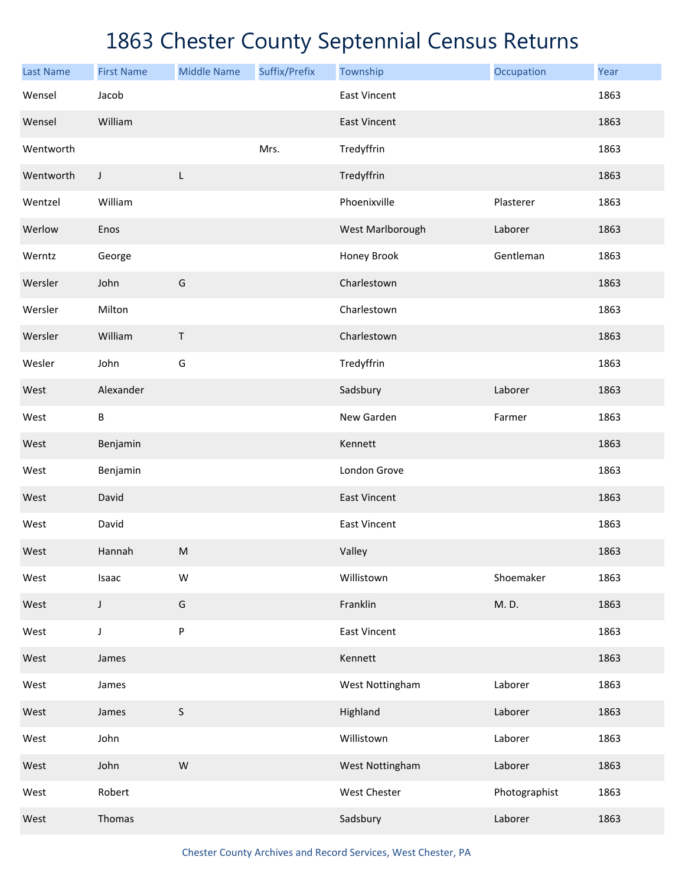# 1863 Chester County Septennial Census Returns

| Last Name | First Name | Middle Name | Suffix/Prefix | Township | Occupation | Year |
|---|---|---|---|---|---|---|
| Wensel | Jacob | | | East Vincent | | 1863 |
| Wensel | William | | | East Vincent | | 1863 |
| Wentworth | | | Mrs. | Tredyffrin | | 1863 |
| Wentworth | J | L | | Tredyffrin | | 1863 |
| Wentzel | William | | | Phoenixville | Plasterer | 1863 |
| Werlow | Enos | | | West Marlborough | Laborer | 1863 |
| Werntz | George | | | Honey Brook | Gentleman | 1863 |
| Wersler | John | G | | Charlestown | | 1863 |
| Wersler | Milton | | | Charlestown | | 1863 |
| Wersler | William | T | | Charlestown | | 1863 |
| Wesler | John | G | | Tredyffrin | | 1863 |
| West | Alexander | | | Sadsbury | Laborer | 1863 |
| West | B | | | New Garden | Farmer | 1863 |
| West | Benjamin | | | Kennett | | 1863 |
| West | Benjamin | | | London Grove | | 1863 |
| West | David | | | East Vincent | | 1863 |
| West | David | | | East Vincent | | 1863 |
| West | Hannah | M | | Valley | | 1863 |
| West | Isaac | W | | Willistown | Shoemaker | 1863 |
| West | J | G | | Franklin | M. D. | 1863 |
| West | J | P | | East Vincent | | 1863 |
| West | James | | | Kennett | | 1863 |
| West | James | | | West Nottingham | Laborer | 1863 |
| West | James | S | | Highland | Laborer | 1863 |
| West | John | | | Willistown | Laborer | 1863 |
| West | John | W | | West Nottingham | Laborer | 1863 |
| West | Robert | | | West Chester | Photographist | 1863 |
| West | Thomas | | | Sadsbury | Laborer | 1863 |

Chester County Archives and Record Services, West Chester, PA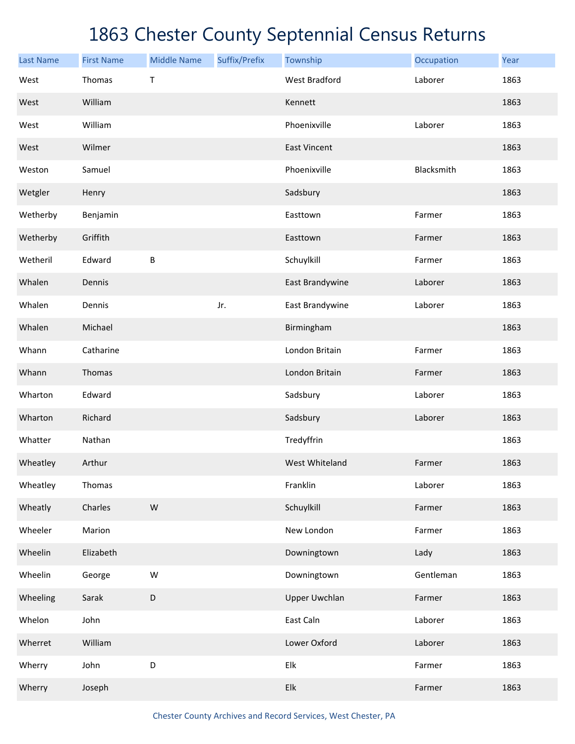# 1863 Chester County Septennial Census Returns

| Last Name | First Name | Middle Name | Suffix/Prefix | Township | Occupation | Year |
|---|---|---|---|---|---|---|
| West | Thomas | T | | West Bradford | Laborer | 1863 |
| West | William | | | Kennett | | 1863 |
| West | William | | | Phoenixville | Laborer | 1863 |
| West | Wilmer | | | East Vincent | | 1863 |
| Weston | Samuel | | | Phoenixville | Blacksmith | 1863 |
| Wetgler | Henry | | | Sadsbury | | 1863 |
| Wetherby | Benjamin | | | Easttown | Farmer | 1863 |
| Wetherby | Griffith | | | Easttown | Farmer | 1863 |
| Wetheril | Edward | B | | Schuylkill | Farmer | 1863 |
| Whalen | Dennis | | | East Brandywine | Laborer | 1863 |
| Whalen | Dennis | | Jr. | East Brandywine | Laborer | 1863 |
| Whalen | Michael | | | Birmingham | | 1863 |
| Whann | Catharine | | | London Britain | Farmer | 1863 |
| Whann | Thomas | | | London Britain | Farmer | 1863 |
| Wharton | Edward | | | Sadsbury | Laborer | 1863 |
| Wharton | Richard | | | Sadsbury | Laborer | 1863 |
| Whatter | Nathan | | | Tredyffrin | | 1863 |
| Wheatley | Arthur | | | West Whiteland | Farmer | 1863 |
| Wheatley | Thomas | | | Franklin | Laborer | 1863 |
| Wheatly | Charles | W | | Schuylkill | Farmer | 1863 |
| Wheeler | Marion | | | New London | Farmer | 1863 |
| Wheelin | Elizabeth | | | Downingtown | Lady | 1863 |
| Wheelin | George | W | | Downingtown | Gentleman | 1863 |
| Wheeling | Sarak | D | | Upper Uwchlan | Farmer | 1863 |
| Whelon | John | | | East Caln | Laborer | 1863 |
| Wherret | William | | | Lower Oxford | Laborer | 1863 |
| Wherry | John | D | | Elk | Farmer | 1863 |
| Wherry | Joseph | | | Elk | Farmer | 1863 |

Chester County Archives and Record Services, West Chester, PA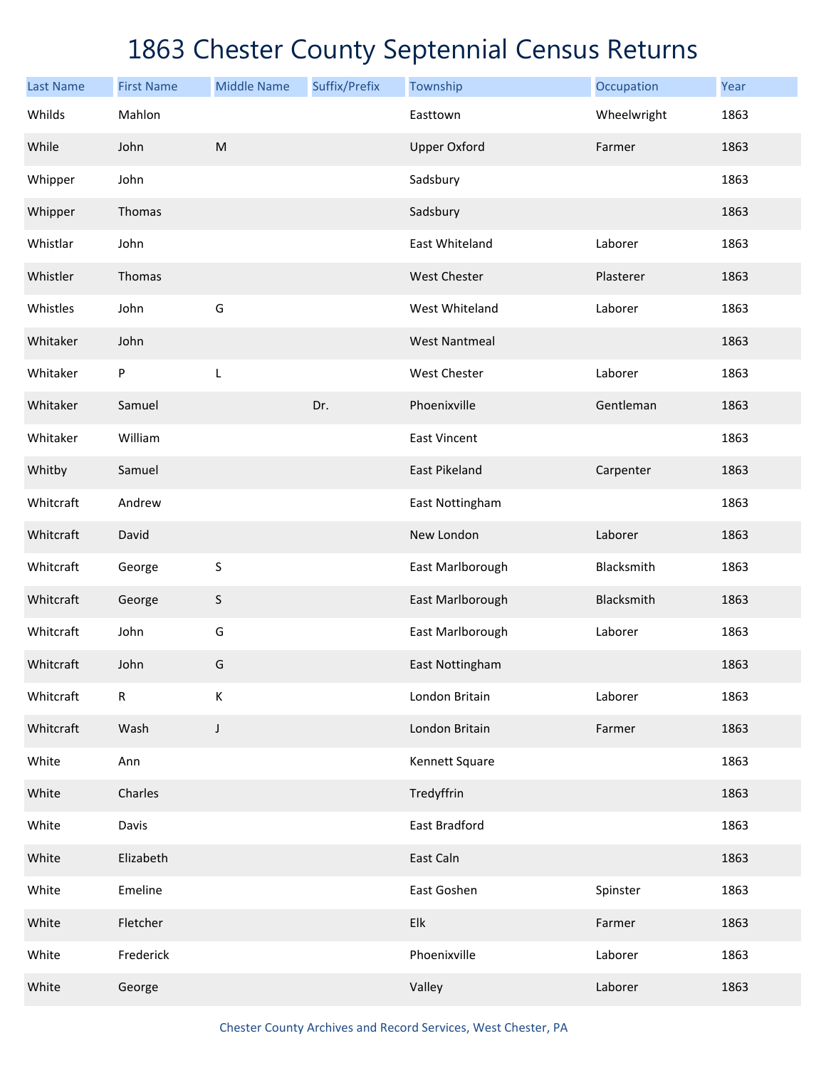# 1863 Chester County Septennial Census Returns

| Last Name | First Name | Middle Name | Suffix/Prefix | Township | Occupation | Year |
|---|---|---|---|---|---|---|
| Whilds | Mahlon | | | Easttown | Wheelwright | 1863 |
| While | John | M | | Upper Oxford | Farmer | 1863 |
| Whipper | John | | | Sadsbury | | 1863 |
| Whipper | Thomas | | | Sadsbury | | 1863 |
| Whistlar | John | | | East Whiteland | Laborer | 1863 |
| Whistler | Thomas | | | West Chester | Plasterer | 1863 |
| Whistles | John | G | | West Whiteland | Laborer | 1863 |
| Whitaker | John | | | West Nantmeal | | 1863 |
| Whitaker | P | L | | West Chester | Laborer | 1863 |
| Whitaker | Samuel | | Dr. | Phoenixville | Gentleman | 1863 |
| Whitaker | William | | | East Vincent | | 1863 |
| Whitby | Samuel | | | East Pikeland | Carpenter | 1863 |
| Whitcraft | Andrew | | | East Nottingham | | 1863 |
| Whitcraft | David | | | New London | Laborer | 1863 |
| Whitcraft | George | S | | East Marlborough | Blacksmith | 1863 |
| Whitcraft | George | S | | East Marlborough | Blacksmith | 1863 |
| Whitcraft | John | G | | East Marlborough | Laborer | 1863 |
| Whitcraft | John | G | | East Nottingham | | 1863 |
| Whitcraft | R | K | | London Britain | Laborer | 1863 |
| Whitcraft | Wash | J | | London Britain | Farmer | 1863 |
| White | Ann | | | Kennett Square | | 1863 |
| White | Charles | | | Tredyffrin | | 1863 |
| White | Davis | | | East Bradford | | 1863 |
| White | Elizabeth | | | East Caln | | 1863 |
| White | Emeline | | | East Goshen | Spinster | 1863 |
| White | Fletcher | | | Elk | Farmer | 1863 |
| White | Frederick | | | Phoenixville | Laborer | 1863 |
| White | George | | | Valley | Laborer | 1863 |

Chester County Archives and Record Services, West Chester, PA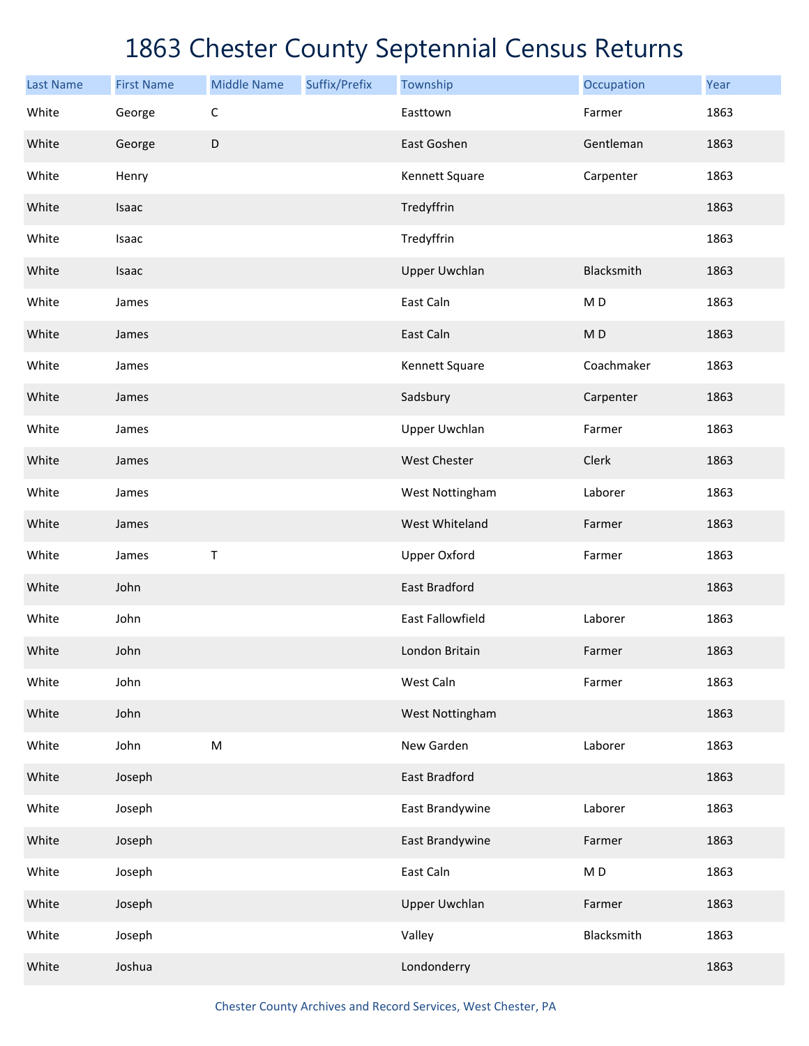# 1863 Chester County Septennial Census Returns

| Last Name | First Name | Middle Name | Suffix/Prefix | Township | Occupation | Year |
|---|---|---|---|---|---|---|
| White | George | C | | Easttown | Farmer | 1863 |
| White | George | D | | East Goshen | Gentleman | 1863 |
| White | Henry | | | Kennett Square | Carpenter | 1863 |
| White | Isaac | | | Tredyffrin | | 1863 |
| White | Isaac | | | Tredyffrin | | 1863 |
| White | Isaac | | | Upper Uwchlan | Blacksmith | 1863 |
| White | James | | | East Caln | M D | 1863 |
| White | James | | | East Caln | M D | 1863 |
| White | James | | | Kennett Square | Coachmaker | 1863 |
| White | James | | | Sadsbury | Carpenter | 1863 |
| White | James | | | Upper Uwchlan | Farmer | 1863 |
| White | James | | | West Chester | Clerk | 1863 |
| White | James | | | West Nottingham | Laborer | 1863 |
| White | James | | | West Whiteland | Farmer | 1863 |
| White | James | T | | Upper Oxford | Farmer | 1863 |
| White | John | | | East Bradford | | 1863 |
| White | John | | | East Fallowfield | Laborer | 1863 |
| White | John | | | London Britain | Farmer | 1863 |
| White | John | | | West Caln | Farmer | 1863 |
| White | John | | | West Nottingham | | 1863 |
| White | John | M | | New Garden | Laborer | 1863 |
| White | Joseph | | | East Bradford | | 1863 |
| White | Joseph | | | East Brandywine | Laborer | 1863 |
| White | Joseph | | | East Brandywine | Farmer | 1863 |
| White | Joseph | | | East Caln | M D | 1863 |
| White | Joseph | | | Upper Uwchlan | Farmer | 1863 |
| White | Joseph | | | Valley | Blacksmith | 1863 |
| White | Joshua | | | Londonderry | | 1863 |

Chester County Archives and Record Services, West Chester, PA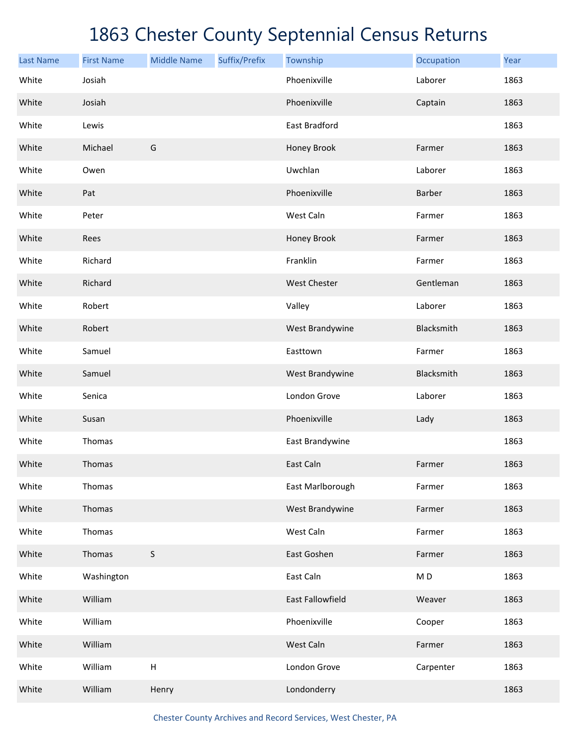# 1863 Chester County Septennial Census Returns

| Last Name | First Name | Middle Name | Suffix/Prefix | Township | Occupation | Year |
|---|---|---|---|---|---|---|
| White | Josiah | | | Phoenixville | Laborer | 1863 |
| White | Josiah | | | Phoenixville | Captain | 1863 |
| White | Lewis | | | East Bradford | | 1863 |
| White | Michael | G | | Honey Brook | Farmer | 1863 |
| White | Owen | | | Uwchlan | Laborer | 1863 |
| White | Pat | | | Phoenixville | Barber | 1863 |
| White | Peter | | | West Caln | Farmer | 1863 |
| White | Rees | | | Honey Brook | Farmer | 1863 |
| White | Richard | | | Franklin | Farmer | 1863 |
| White | Richard | | | West Chester | Gentleman | 1863 |
| White | Robert | | | Valley | Laborer | 1863 |
| White | Robert | | | West Brandywine | Blacksmith | 1863 |
| White | Samuel | | | Easttown | Farmer | 1863 |
| White | Samuel | | | West Brandywine | Blacksmith | 1863 |
| White | Senica | | | London Grove | Laborer | 1863 |
| White | Susan | | | Phoenixville | Lady | 1863 |
| White | Thomas | | | East Brandywine | | 1863 |
| White | Thomas | | | East Caln | Farmer | 1863 |
| White | Thomas | | | East Marlborough | Farmer | 1863 |
| White | Thomas | | | West Brandywine | Farmer | 1863 |
| White | Thomas | | | West Caln | Farmer | 1863 |
| White | Thomas | S | | East Goshen | Farmer | 1863 |
| White | Washington | | | East Caln | M D | 1863 |
| White | William | | | East Fallowfield | Weaver | 1863 |
| White | William | | | Phoenixville | Cooper | 1863 |
| White | William | | | West Caln | Farmer | 1863 |
| White | William | H | | London Grove | Carpenter | 1863 |
| White | William | Henry | | Londonderry | | 1863 |

Chester County Archives and Record Services, West Chester, PA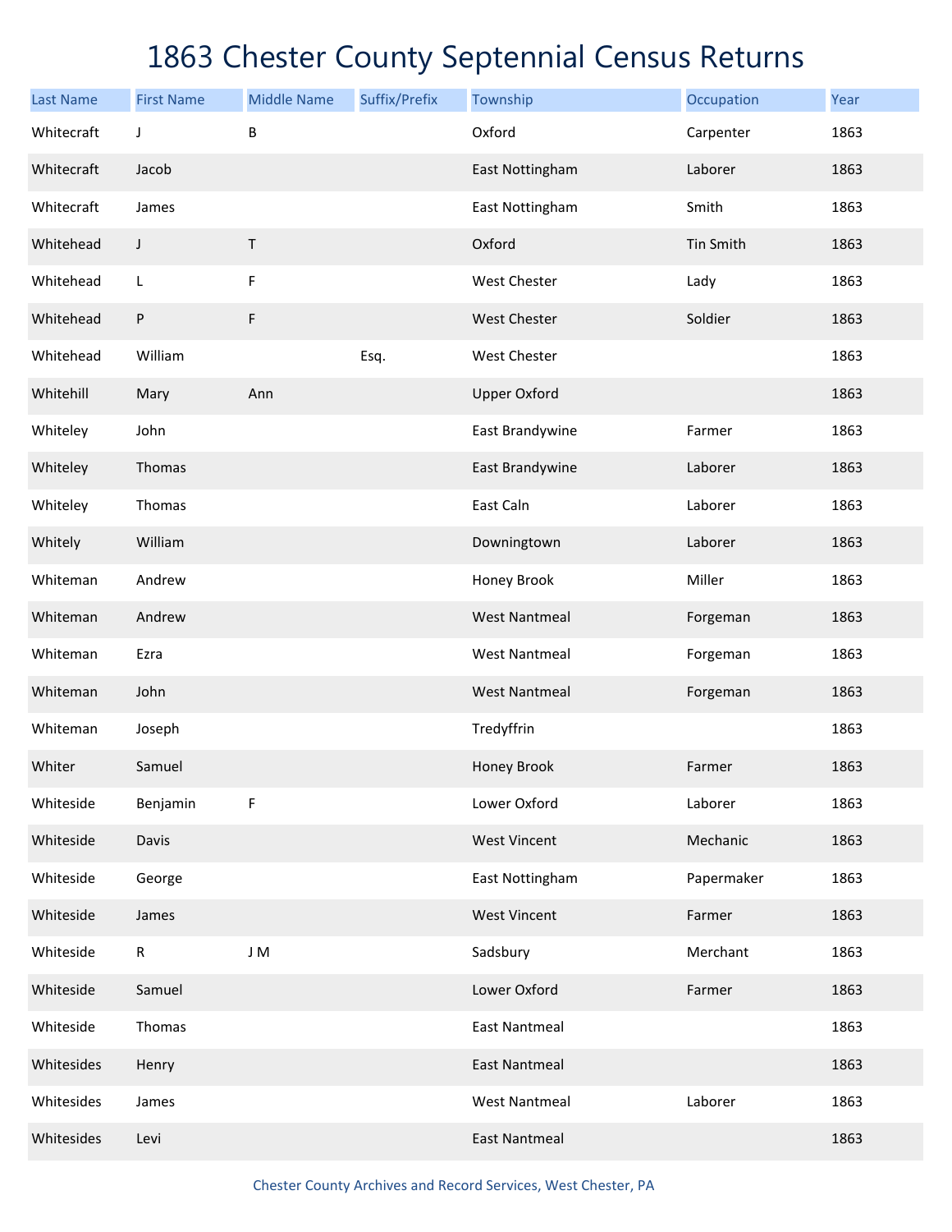# 1863 Chester County Septennial Census Returns

| Last Name | First Name | Middle Name | Suffix/Prefix | Township | Occupation | Year |
|---|---|---|---|---|---|---|
| Whitecraft | J | B | | Oxford | Carpenter | 1863 |
| Whitecraft | Jacob | | | East Nottingham | Laborer | 1863 |
| Whitecraft | James | | | East Nottingham | Smith | 1863 |
| Whitehead | J | T | | Oxford | Tin Smith | 1863 |
| Whitehead | L | F | | West Chester | Lady | 1863 |
| Whitehead | P | F | | West Chester | Soldier | 1863 |
| Whitehead | William | | Esq. | West Chester | | 1863 |
| Whitehill | Mary | Ann | | Upper Oxford | | 1863 |
| Whiteley | John | | | East Brandywine | Farmer | 1863 |
| Whiteley | Thomas | | | East Brandywine | Laborer | 1863 |
| Whiteley | Thomas | | | East Caln | Laborer | 1863 |
| Whitely | William | | | Downingtown | Laborer | 1863 |
| Whiteman | Andrew | | | Honey Brook | Miller | 1863 |
| Whiteman | Andrew | | | West Nantmeal | Forgeman | 1863 |
| Whiteman | Ezra | | | West Nantmeal | Forgeman | 1863 |
| Whiteman | John | | | West Nantmeal | Forgeman | 1863 |
| Whiteman | Joseph | | | Tredyffrin | | 1863 |
| Whiter | Samuel | | | Honey Brook | Farmer | 1863 |
| Whiteside | Benjamin | F | | Lower Oxford | Laborer | 1863 |
| Whiteside | Davis | | | West Vincent | Mechanic | 1863 |
| Whiteside | George | | | East Nottingham | Papermaker | 1863 |
| Whiteside | James | | | West Vincent | Farmer | 1863 |
| Whiteside | R | J M | | Sadsbury | Merchant | 1863 |
| Whiteside | Samuel | | | Lower Oxford | Farmer | 1863 |
| Whiteside | Thomas | | | East Nantmeal | | 1863 |
| Whitesides | Henry | | | East Nantmeal | | 1863 |
| Whitesides | James | | | West Nantmeal | Laborer | 1863 |
| Whitesides | Levi | | | East Nantmeal | | 1863 |

Chester County Archives and Record Services, West Chester, PA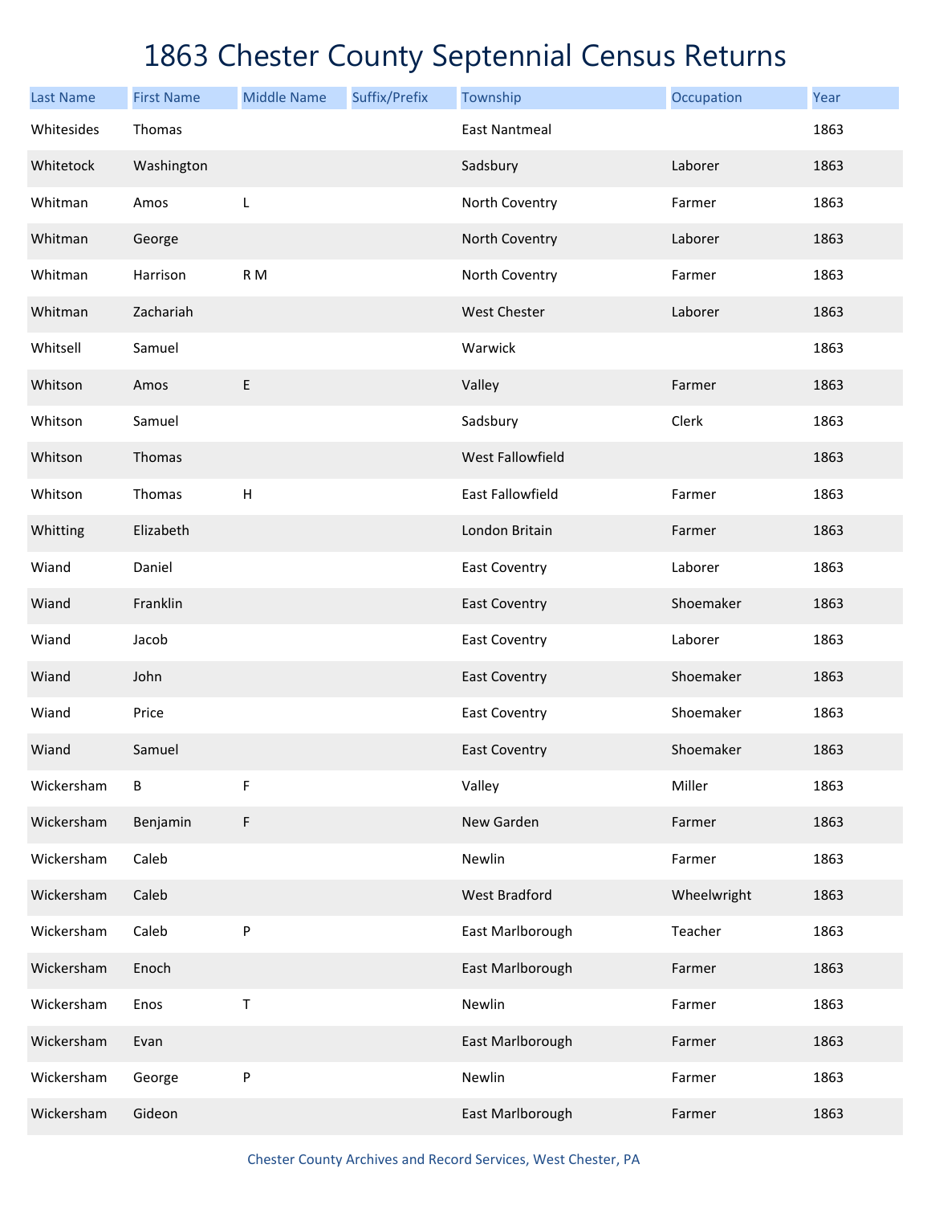# 1863 Chester County Septennial Census Returns

| Last Name | First Name | Middle Name | Suffix/Prefix | Township | Occupation | Year |
|---|---|---|---|---|---|---|
| Whitesides | Thomas | | | East Nantmeal | | 1863 |
| Whitetock | Washington | | | Sadsbury | Laborer | 1863 |
| Whitman | Amos | L | | North Coventry | Farmer | 1863 |
| Whitman | George | | | North Coventry | Laborer | 1863 |
| Whitman | Harrison | R M | | North Coventry | Farmer | 1863 |
| Whitman | Zachariah | | | West Chester | Laborer | 1863 |
| Whitsell | Samuel | | | Warwick | | 1863 |
| Whitson | Amos | E | | Valley | Farmer | 1863 |
| Whitson | Samuel | | | Sadsbury | Clerk | 1863 |
| Whitson | Thomas | | | West Fallowfield | | 1863 |
| Whitson | Thomas | H | | East Fallowfield | Farmer | 1863 |
| Whitting | Elizabeth | | | London Britain | Farmer | 1863 |
| Wiand | Daniel | | | East Coventry | Laborer | 1863 |
| Wiand | Franklin | | | East Coventry | Shoemaker | 1863 |
| Wiand | Jacob | | | East Coventry | Laborer | 1863 |
| Wiand | John | | | East Coventry | Shoemaker | 1863 |
| Wiand | Price | | | East Coventry | Shoemaker | 1863 |
| Wiand | Samuel | | | East Coventry | Shoemaker | 1863 |
| Wickersham | B | F | | Valley | Miller | 1863 |
| Wickersham | Benjamin | F | | New Garden | Farmer | 1863 |
| Wickersham | Caleb | | | Newlin | Farmer | 1863 |
| Wickersham | Caleb | | | West Bradford | Wheelwright | 1863 |
| Wickersham | Caleb | P | | East Marlborough | Teacher | 1863 |
| Wickersham | Enoch | | | East Marlborough | Farmer | 1863 |
| Wickersham | Enos | T | | Newlin | Farmer | 1863 |
| Wickersham | Evan | | | East Marlborough | Farmer | 1863 |
| Wickersham | George | P | | Newlin | Farmer | 1863 |
| Wickersham | Gideon | | | East Marlborough | Farmer | 1863 |

Chester County Archives and Record Services, West Chester, PA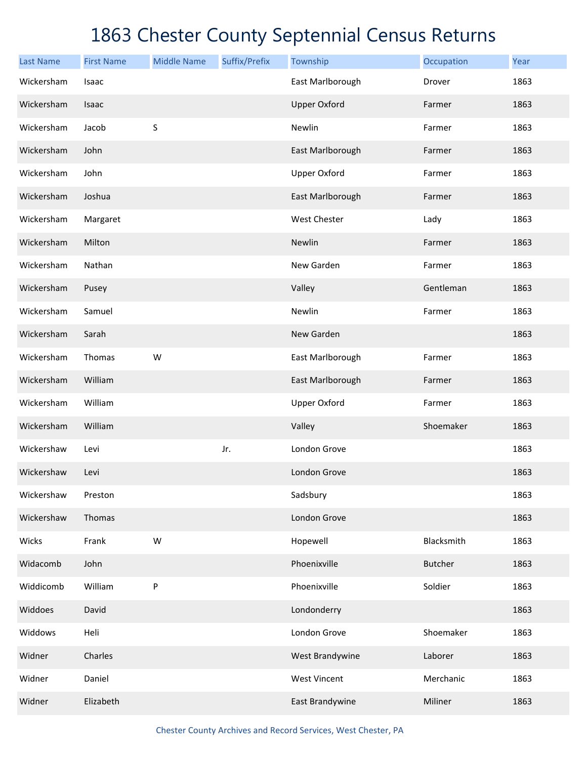# 1863 Chester County Septennial Census Returns

| Last Name | First Name | Middle Name | Suffix/Prefix | Township | Occupation | Year |
|---|---|---|---|---|---|---|
| Wickersham | Isaac | | | East Marlborough | Drover | 1863 |
| Wickersham | Isaac | | | Upper Oxford | Farmer | 1863 |
| Wickersham | Jacob | S | | Newlin | Farmer | 1863 |
| Wickersham | John | | | East Marlborough | Farmer | 1863 |
| Wickersham | John | | | Upper Oxford | Farmer | 1863 |
| Wickersham | Joshua | | | East Marlborough | Farmer | 1863 |
| Wickersham | Margaret | | | West Chester | Lady | 1863 |
| Wickersham | Milton | | | Newlin | Farmer | 1863 |
| Wickersham | Nathan | | | New Garden | Farmer | 1863 |
| Wickersham | Pusey | | | Valley | Gentleman | 1863 |
| Wickersham | Samuel | | | Newlin | Farmer | 1863 |
| Wickersham | Sarah | | | New Garden | | 1863 |
| Wickersham | Thomas | W | | East Marlborough | Farmer | 1863 |
| Wickersham | William | | | East Marlborough | Farmer | 1863 |
| Wickersham | William | | | Upper Oxford | Farmer | 1863 |
| Wickersham | William | | | Valley | Shoemaker | 1863 |
| Wickershaw | Levi | | Jr. | London Grove | | 1863 |
| Wickershaw | Levi | | | London Grove | | 1863 |
| Wickershaw | Preston | | | Sadsbury | | 1863 |
| Wickershaw | Thomas | | | London Grove | | 1863 |
| Wicks | Frank | W | | Hopewell | Blacksmith | 1863 |
| Widacomb | John | | | Phoenixville | Butcher | 1863 |
| Widdicomb | William | P | | Phoenixville | Soldier | 1863 |
| Widdoes | David | | | Londonderry | | 1863 |
| Widdows | Heli | | | London Grove | Shoemaker | 1863 |
| Widner | Charles | | | West Brandywine | Laborer | 1863 |
| Widner | Daniel | | | West Vincent | Merchanic | 1863 |
| Widner | Elizabeth | | | East Brandywine | Miliner | 1863 |

Chester County Archives and Record Services, West Chester, PA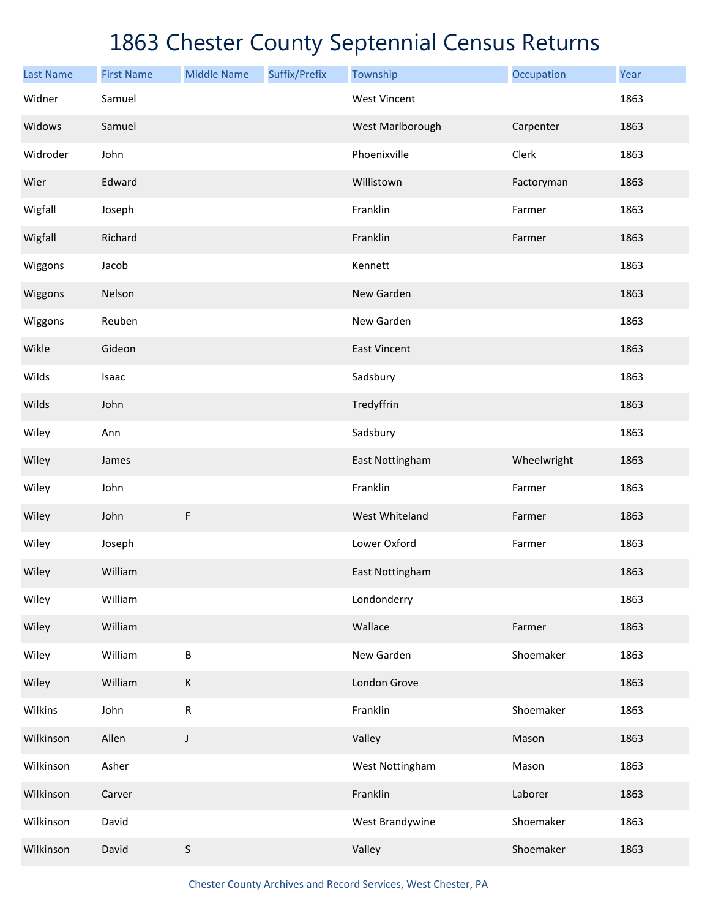# 1863 Chester County Septennial Census Returns

| Last Name | First Name | Middle Name | Suffix/Prefix | Township | Occupation | Year |
|---|---|---|---|---|---|---|
| Widner | Samuel | | | West Vincent | | 1863 |
| Widows | Samuel | | | West Marlborough | Carpenter | 1863 |
| Widroder | John | | | Phoenixville | Clerk | 1863 |
| Wier | Edward | | | Willistown | Factoryman | 1863 |
| Wigfall | Joseph | | | Franklin | Farmer | 1863 |
| Wigfall | Richard | | | Franklin | Farmer | 1863 |
| Wiggons | Jacob | | | Kennett | | 1863 |
| Wiggons | Nelson | | | New Garden | | 1863 |
| Wiggons | Reuben | | | New Garden | | 1863 |
| Wikle | Gideon | | | East Vincent | | 1863 |
| Wilds | Isaac | | | Sadsbury | | 1863 |
| Wilds | John | | | Tredyffrin | | 1863 |
| Wiley | Ann | | | Sadsbury | | 1863 |
| Wiley | James | | | East Nottingham | Wheelwright | 1863 |
| Wiley | John | | | Franklin | Farmer | 1863 |
| Wiley | John | F | | West Whiteland | Farmer | 1863 |
| Wiley | Joseph | | | Lower Oxford | Farmer | 1863 |
| Wiley | William | | | East Nottingham | | 1863 |
| Wiley | William | | | Londonderry | | 1863 |
| Wiley | William | | | Wallace | Farmer | 1863 |
| Wiley | William | B | | New Garden | Shoemaker | 1863 |
| Wiley | William | K | | London Grove | | 1863 |
| Wilkins | John | R | | Franklin | Shoemaker | 1863 |
| Wilkinson | Allen | J | | Valley | Mason | 1863 |
| Wilkinson | Asher | | | West Nottingham | Mason | 1863 |
| Wilkinson | Carver | | | Franklin | Laborer | 1863 |
| Wilkinson | David | | | West Brandywine | Shoemaker | 1863 |
| Wilkinson | David | S | | Valley | Shoemaker | 1863 |

Chester County Archives and Record Services, West Chester, PA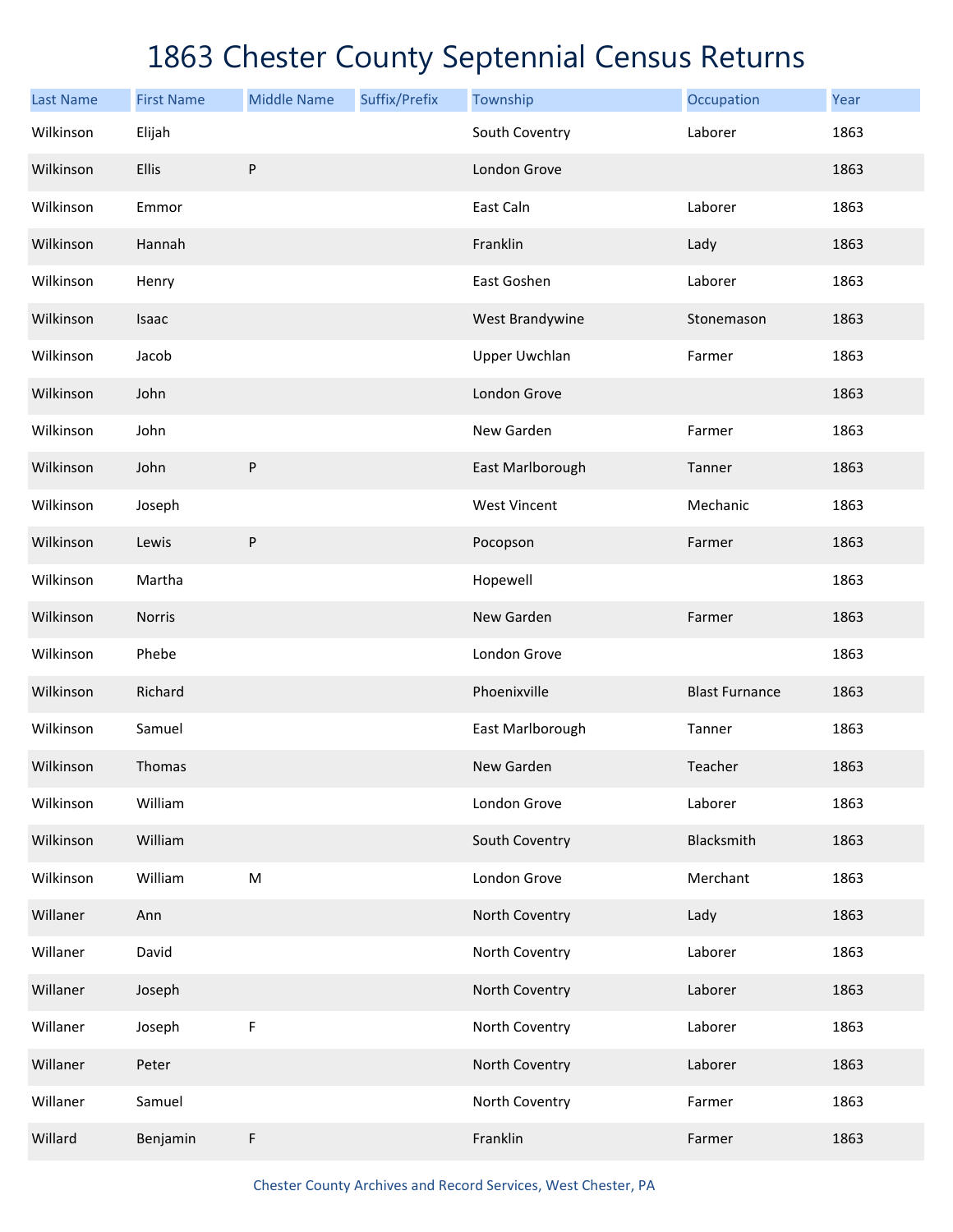# 1863 Chester County Septennial Census Returns

| Last Name | First Name | Middle Name | Suffix/Prefix | Township | Occupation | Year |
|---|---|---|---|---|---|---|
| Wilkinson | Elijah | | | South Coventry | Laborer | 1863 |
| Wilkinson | Ellis | P | | London Grove | | 1863 |
| Wilkinson | Emmor | | | East Caln | Laborer | 1863 |
| Wilkinson | Hannah | | | Franklin | Lady | 1863 |
| Wilkinson | Henry | | | East Goshen | Laborer | 1863 |
| Wilkinson | Isaac | | | West Brandywine | Stonemason | 1863 |
| Wilkinson | Jacob | | | Upper Uwchlan | Farmer | 1863 |
| Wilkinson | John | | | London Grove | | 1863 |
| Wilkinson | John | | | New Garden | Farmer | 1863 |
| Wilkinson | John | P | | East Marlborough | Tanner | 1863 |
| Wilkinson | Joseph | | | West Vincent | Mechanic | 1863 |
| Wilkinson | Lewis | P | | Pocopson | Farmer | 1863 |
| Wilkinson | Martha | | | Hopewell | | 1863 |
| Wilkinson | Norris | | | New Garden | Farmer | 1863 |
| Wilkinson | Phebe | | | London Grove | | 1863 |
| Wilkinson | Richard | | | Phoenixville | Blast Furnance | 1863 |
| Wilkinson | Samuel | | | East Marlborough | Tanner | 1863 |
| Wilkinson | Thomas | | | New Garden | Teacher | 1863 |
| Wilkinson | William | | | London Grove | Laborer | 1863 |
| Wilkinson | William | | | South Coventry | Blacksmith | 1863 |
| Wilkinson | William | M | | London Grove | Merchant | 1863 |
| Willaner | Ann | | | North Coventry | Lady | 1863 |
| Willaner | David | | | North Coventry | Laborer | 1863 |
| Willaner | Joseph | | | North Coventry | Laborer | 1863 |
| Willaner | Joseph | F | | North Coventry | Laborer | 1863 |
| Willaner | Peter | | | North Coventry | Laborer | 1863 |
| Willaner | Samuel | | | North Coventry | Farmer | 1863 |
| Willard | Benjamin | F | | Franklin | Farmer | 1863 |

Chester County Archives and Record Services, West Chester, PA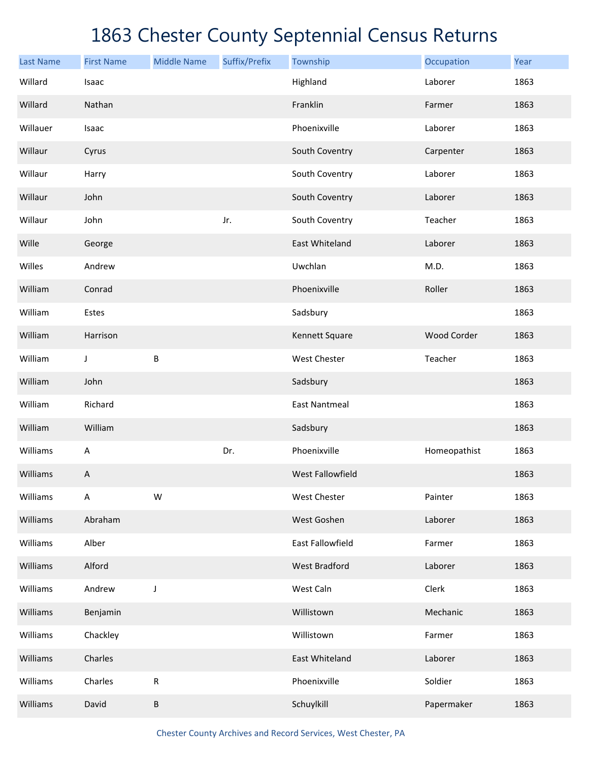# 1863 Chester County Septennial Census Returns

| Last Name | First Name | Middle Name | Suffix/Prefix | Township | Occupation | Year |
|---|---|---|---|---|---|---|
| Willard | Isaac | | | Highland | Laborer | 1863 |
| Willard | Nathan | | | Franklin | Farmer | 1863 |
| Willauer | Isaac | | | Phoenixville | Laborer | 1863 |
| Willaur | Cyrus | | | South Coventry | Carpenter | 1863 |
| Willaur | Harry | | | South Coventry | Laborer | 1863 |
| Willaur | John | | | South Coventry | Laborer | 1863 |
| Willaur | John | | Jr. | South Coventry | Teacher | 1863 |
| Wille | George | | | East Whiteland | Laborer | 1863 |
| Willes | Andrew | | | Uwchlan | M.D. | 1863 |
| William | Conrad | | | Phoenixville | Roller | 1863 |
| William | Estes | | | Sadsbury | | 1863 |
| William | Harrison | | | Kennett Square | Wood Corder | 1863 |
| William | J | B | | West Chester | Teacher | 1863 |
| William | John | | | Sadsbury | | 1863 |
| William | Richard | | | East Nantmeal | | 1863 |
| William | William | | | Sadsbury | | 1863 |
| Williams | A | | Dr. | Phoenixville | Homeopathist | 1863 |
| Williams | A | | | West Fallowfield | | 1863 |
| Williams | A | W | | West Chester | Painter | 1863 |
| Williams | Abraham | | | West Goshen | Laborer | 1863 |
| Williams | Alber | | | East Fallowfield | Farmer | 1863 |
| Williams | Alford | | | West Bradford | Laborer | 1863 |
| Williams | Andrew | J | | West Caln | Clerk | 1863 |
| Williams | Benjamin | | | Willistown | Mechanic | 1863 |
| Williams | Chackley | | | Willistown | Farmer | 1863 |
| Williams | Charles | | | East Whiteland | Laborer | 1863 |
| Williams | Charles | R | | Phoenixville | Soldier | 1863 |
| Williams | David | B | | Schuylkill | Papermaker | 1863 |

Chester County Archives and Record Services, West Chester, PA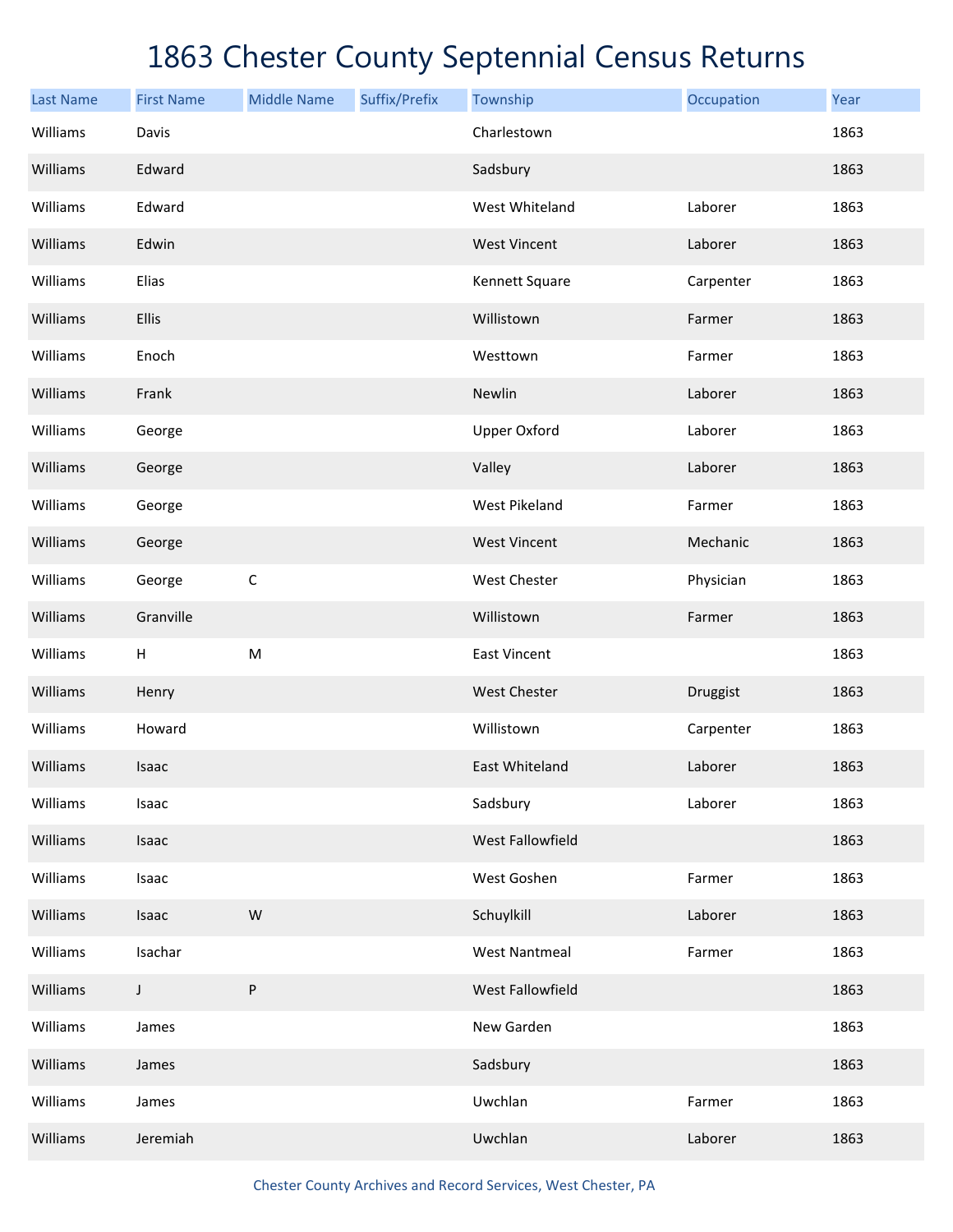# 1863 Chester County Septennial Census Returns

| Last Name | First Name | Middle Name | Suffix/Prefix | Township | Occupation | Year |
|---|---|---|---|---|---|---|
| Williams | Davis | | | Charlestown | | 1863 |
| Williams | Edward | | | Sadsbury | | 1863 |
| Williams | Edward | | | West Whiteland | Laborer | 1863 |
| Williams | Edwin | | | West Vincent | Laborer | 1863 |
| Williams | Elias | | | Kennett Square | Carpenter | 1863 |
| Williams | Ellis | | | Willistown | Farmer | 1863 |
| Williams | Enoch | | | Westtown | Farmer | 1863 |
| Williams | Frank | | | Newlin | Laborer | 1863 |
| Williams | George | | | Upper Oxford | Laborer | 1863 |
| Williams | George | | | Valley | Laborer | 1863 |
| Williams | George | | | West Pikeland | Farmer | 1863 |
| Williams | George | | | West Vincent | Mechanic | 1863 |
| Williams | George | C | | West Chester | Physician | 1863 |
| Williams | Granville | | | Willistown | Farmer | 1863 |
| Williams | H | M | | East Vincent | | 1863 |
| Williams | Henry | | | West Chester | Druggist | 1863 |
| Williams | Howard | | | Willistown | Carpenter | 1863 |
| Williams | Isaac | | | East Whiteland | Laborer | 1863 |
| Williams | Isaac | | | Sadsbury | Laborer | 1863 |
| Williams | Isaac | | | West Fallowfield | | 1863 |
| Williams | Isaac | | | West Goshen | Farmer | 1863 |
| Williams | Isaac | W | | Schuylkill | Laborer | 1863 |
| Williams | Isachar | | | West Nantmeal | Farmer | 1863 |
| Williams | J | P | | West Fallowfield | | 1863 |
| Williams | James | | | New Garden | | 1863 |
| Williams | James | | | Sadsbury | | 1863 |
| Williams | James | | | Uwchlan | Farmer | 1863 |
| Williams | Jeremiah | | | Uwchlan | Laborer | 1863 |

Chester County Archives and Record Services, West Chester, PA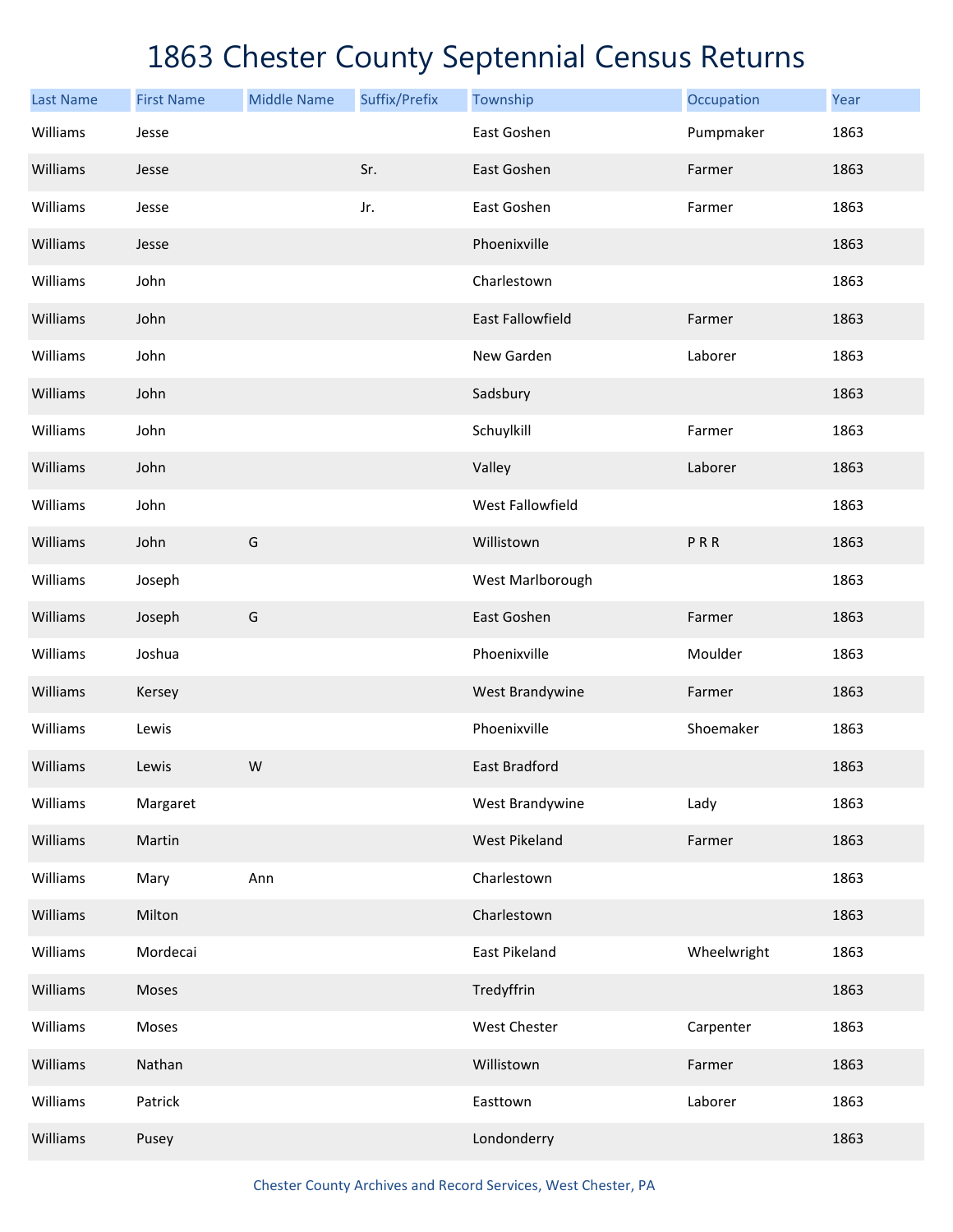# 1863 Chester County Septennial Census Returns

| Last Name | First Name | Middle Name | Suffix/Prefix | Township | Occupation | Year |
|---|---|---|---|---|---|---|
| Williams | Jesse | | | East Goshen | Pumpmaker | 1863 |
| Williams | Jesse | | Sr. | East Goshen | Farmer | 1863 |
| Williams | Jesse | | Jr. | East Goshen | Farmer | 1863 |
| Williams | Jesse | | | Phoenixville | | 1863 |
| Williams | John | | | Charlestown | | 1863 |
| Williams | John | | | East Fallowfield | Farmer | 1863 |
| Williams | John | | | New Garden | Laborer | 1863 |
| Williams | John | | | Sadsbury | | 1863 |
| Williams | John | | | Schuylkill | Farmer | 1863 |
| Williams | John | | | Valley | Laborer | 1863 |
| Williams | John | | | West Fallowfield | | 1863 |
| Williams | John | G | | Willistown | P R R | 1863 |
| Williams | Joseph | | | West Marlborough | | 1863 |
| Williams | Joseph | G | | East Goshen | Farmer | 1863 |
| Williams | Joshua | | | Phoenixville | Moulder | 1863 |
| Williams | Kersey | | | West Brandywine | Farmer | 1863 |
| Williams | Lewis | | | Phoenixville | Shoemaker | 1863 |
| Williams | Lewis | W | | East Bradford | | 1863 |
| Williams | Margaret | | | West Brandywine | Lady | 1863 |
| Williams | Martin | | | West Pikeland | Farmer | 1863 |
| Williams | Mary | Ann | | Charlestown | | 1863 |
| Williams | Milton | | | Charlestown | | 1863 |
| Williams | Mordecai | | | East Pikeland | Wheelwright | 1863 |
| Williams | Moses | | | Tredyffrin | | 1863 |
| Williams | Moses | | | West Chester | Carpenter | 1863 |
| Williams | Nathan | | | Willistown | Farmer | 1863 |
| Williams | Patrick | | | Easttown | Laborer | 1863 |
| Williams | Pusey | | | Londonderry | | 1863 |

Chester County Archives and Record Services, West Chester, PA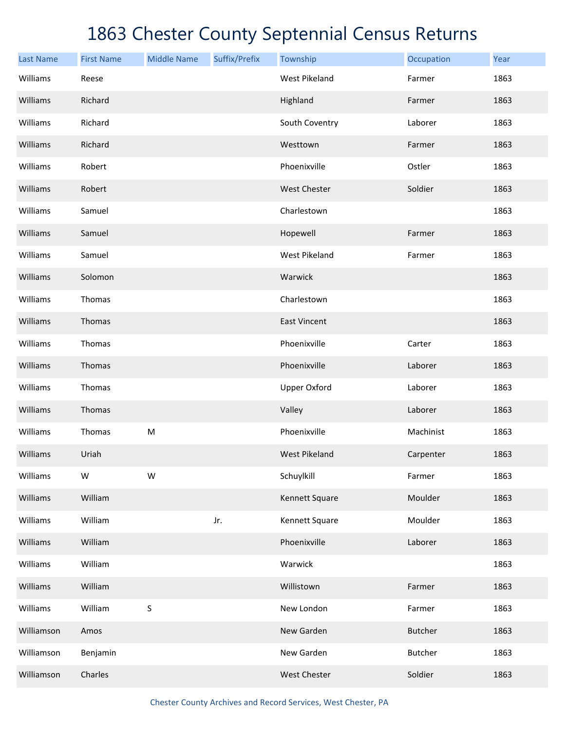# 1863 Chester County Septennial Census Returns

| Last Name | First Name | Middle Name | Suffix/Prefix | Township | Occupation | Year |
|---|---|---|---|---|---|---|
| Williams | Reese | | | West Pikeland | Farmer | 1863 |
| Williams | Richard | | | Highland | Farmer | 1863 |
| Williams | Richard | | | South Coventry | Laborer | 1863 |
| Williams | Richard | | | Westtown | Farmer | 1863 |
| Williams | Robert | | | Phoenixville | Ostler | 1863 |
| Williams | Robert | | | West Chester | Soldier | 1863 |
| Williams | Samuel | | | Charlestown | | 1863 |
| Williams | Samuel | | | Hopewell | Farmer | 1863 |
| Williams | Samuel | | | West Pikeland | Farmer | 1863 |
| Williams | Solomon | | | Warwick | | 1863 |
| Williams | Thomas | | | Charlestown | | 1863 |
| Williams | Thomas | | | East Vincent | | 1863 |
| Williams | Thomas | | | Phoenixville | Carter | 1863 |
| Williams | Thomas | | | Phoenixville | Laborer | 1863 |
| Williams | Thomas | | | Upper Oxford | Laborer | 1863 |
| Williams | Thomas | | | Valley | Laborer | 1863 |
| Williams | Thomas | M | | Phoenixville | Machinist | 1863 |
| Williams | Uriah | | | West Pikeland | Carpenter | 1863 |
| Williams | W | W | | Schuylkill | Farmer | 1863 |
| Williams | William | | | Kennett Square | Moulder | 1863 |
| Williams | William | | Jr. | Kennett Square | Moulder | 1863 |
| Williams | William | | | Phoenixville | Laborer | 1863 |
| Williams | William | | | Warwick | | 1863 |
| Williams | William | | | Willistown | Farmer | 1863 |
| Williams | William | S | | New London | Farmer | 1863 |
| Williamson | Amos | | | New Garden | Butcher | 1863 |
| Williamson | Benjamin | | | New Garden | Butcher | 1863 |
| Williamson | Charles | | | West Chester | Soldier | 1863 |

Chester County Archives and Record Services, West Chester, PA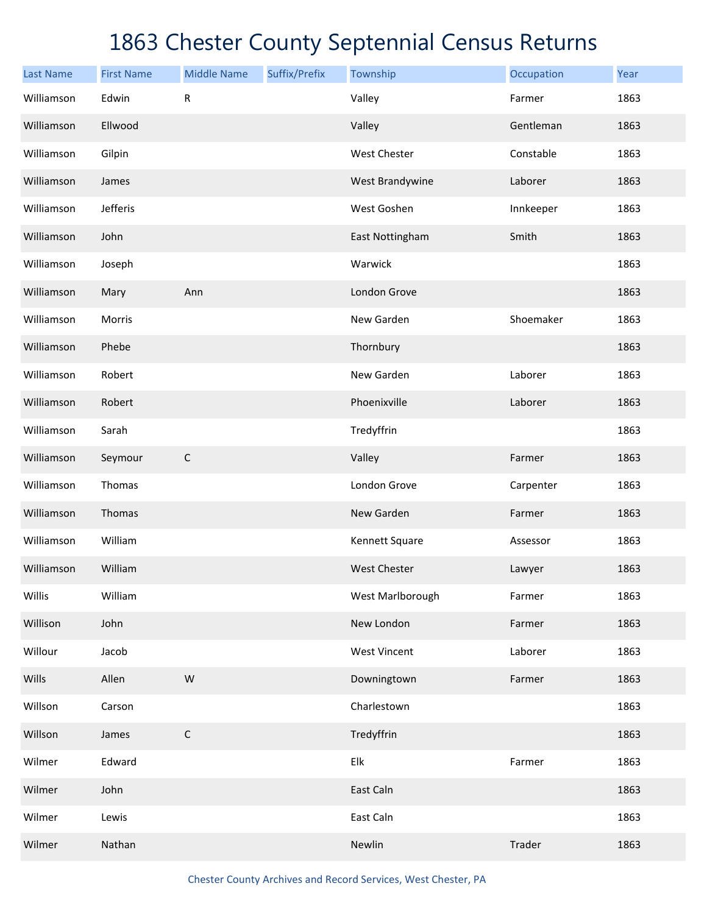# 1863 Chester County Septennial Census Returns

| Last Name | First Name | Middle Name | Suffix/Prefix | Township | Occupation | Year |
|---|---|---|---|---|---|---|
| Williamson | Edwin | R | | Valley | Farmer | 1863 |
| Williamson | Ellwood | | | Valley | Gentleman | 1863 |
| Williamson | Gilpin | | | West Chester | Constable | 1863 |
| Williamson | James | | | West Brandywine | Laborer | 1863 |
| Williamson | Jefferis | | | West Goshen | Innkeeper | 1863 |
| Williamson | John | | | East Nottingham | Smith | 1863 |
| Williamson | Joseph | | | Warwick | | 1863 |
| Williamson | Mary | Ann | | London Grove | | 1863 |
| Williamson | Morris | | | New Garden | Shoemaker | 1863 |
| Williamson | Phebe | | | Thornbury | | 1863 |
| Williamson | Robert | | | New Garden | Laborer | 1863 |
| Williamson | Robert | | | Phoenixville | Laborer | 1863 |
| Williamson | Sarah | | | Tredyffrin | | 1863 |
| Williamson | Seymour | C | | Valley | Farmer | 1863 |
| Williamson | Thomas | | | London Grove | Carpenter | 1863 |
| Williamson | Thomas | | | New Garden | Farmer | 1863 |
| Williamson | William | | | Kennett Square | Assessor | 1863 |
| Williamson | William | | | West Chester | Lawyer | 1863 |
| Willis | William | | | West Marlborough | Farmer | 1863 |
| Willison | John | | | New London | Farmer | 1863 |
| Willour | Jacob | | | West Vincent | Laborer | 1863 |
| Wills | Allen | W | | Downingtown | Farmer | 1863 |
| Willson | Carson | | | Charlestown | | 1863 |
| Willson | James | C | | Tredyffrin | | 1863 |
| Wilmer | Edward | | | Elk | Farmer | 1863 |
| Wilmer | John | | | East Caln | | 1863 |
| Wilmer | Lewis | | | East Caln | | 1863 |
| Wilmer | Nathan | | | Newlin | Trader | 1863 |

Chester County Archives and Record Services, West Chester, PA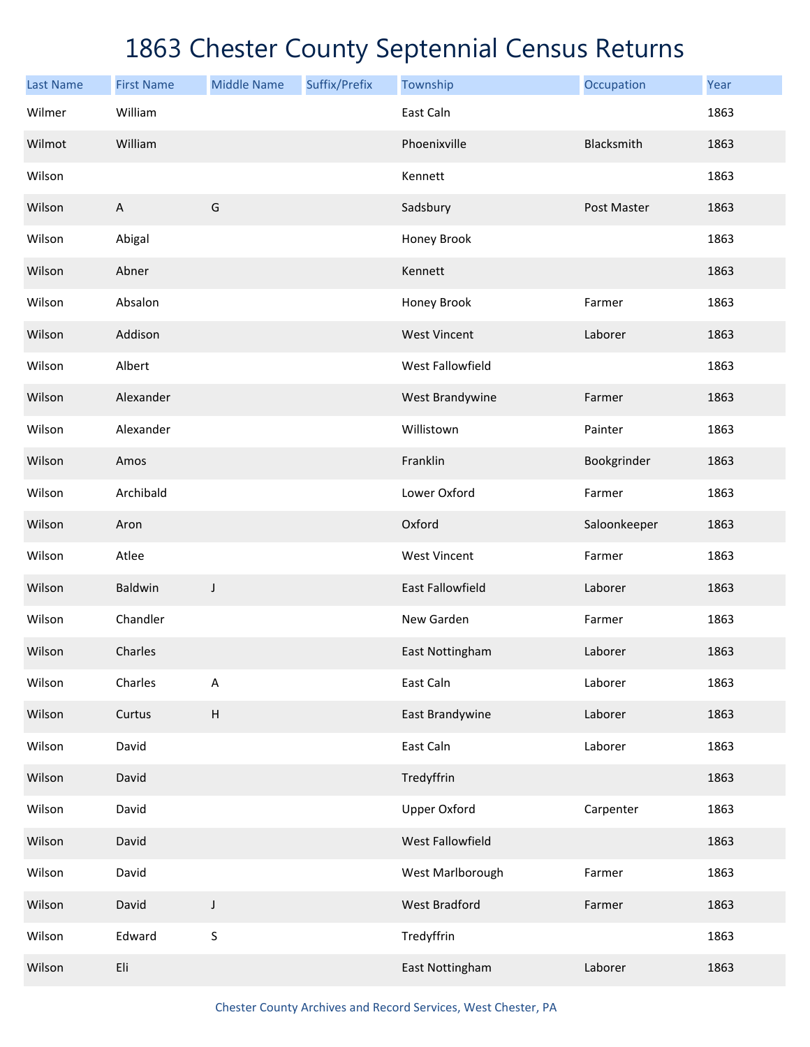# 1863 Chester County Septennial Census Returns

| Last Name | First Name | Middle Name | Suffix/Prefix | Township | Occupation | Year |
|---|---|---|---|---|---|---|
| Wilmer | William | | | East Caln | | 1863 |
| Wilmot | William | | | Phoenixville | Blacksmith | 1863 |
| Wilson | | | | Kennett | | 1863 |
| Wilson | A | G | | Sadsbury | Post Master | 1863 |
| Wilson | Abigal | | | Honey Brook | | 1863 |
| Wilson | Abner | | | Kennett | | 1863 |
| Wilson | Absalon | | | Honey Brook | Farmer | 1863 |
| Wilson | Addison | | | West Vincent | Laborer | 1863 |
| Wilson | Albert | | | West Fallowfield | | 1863 |
| Wilson | Alexander | | | West Brandywine | Farmer | 1863 |
| Wilson | Alexander | | | Willistown | Painter | 1863 |
| Wilson | Amos | | | Franklin | Bookgrinder | 1863 |
| Wilson | Archibald | | | Lower Oxford | Farmer | 1863 |
| Wilson | Aron | | | Oxford | Saloonkeeper | 1863 |
| Wilson | Atlee | | | West Vincent | Farmer | 1863 |
| Wilson | Baldwin | J | | East Fallowfield | Laborer | 1863 |
| Wilson | Chandler | | | New Garden | Farmer | 1863 |
| Wilson | Charles | | | East Nottingham | Laborer | 1863 |
| Wilson | Charles | A | | East Caln | Laborer | 1863 |
| Wilson | Curtus | H | | East Brandywine | Laborer | 1863 |
| Wilson | David | | | East Caln | Laborer | 1863 |
| Wilson | David | | | Tredyffrin | | 1863 |
| Wilson | David | | | Upper Oxford | Carpenter | 1863 |
| Wilson | David | | | West Fallowfield | | 1863 |
| Wilson | David | | | West Marlborough | Farmer | 1863 |
| Wilson | David | J | | West Bradford | Farmer | 1863 |
| Wilson | Edward | S | | Tredyffrin | | 1863 |
| Wilson | Eli | | | East Nottingham | Laborer | 1863 |

Chester County Archives and Record Services, West Chester, PA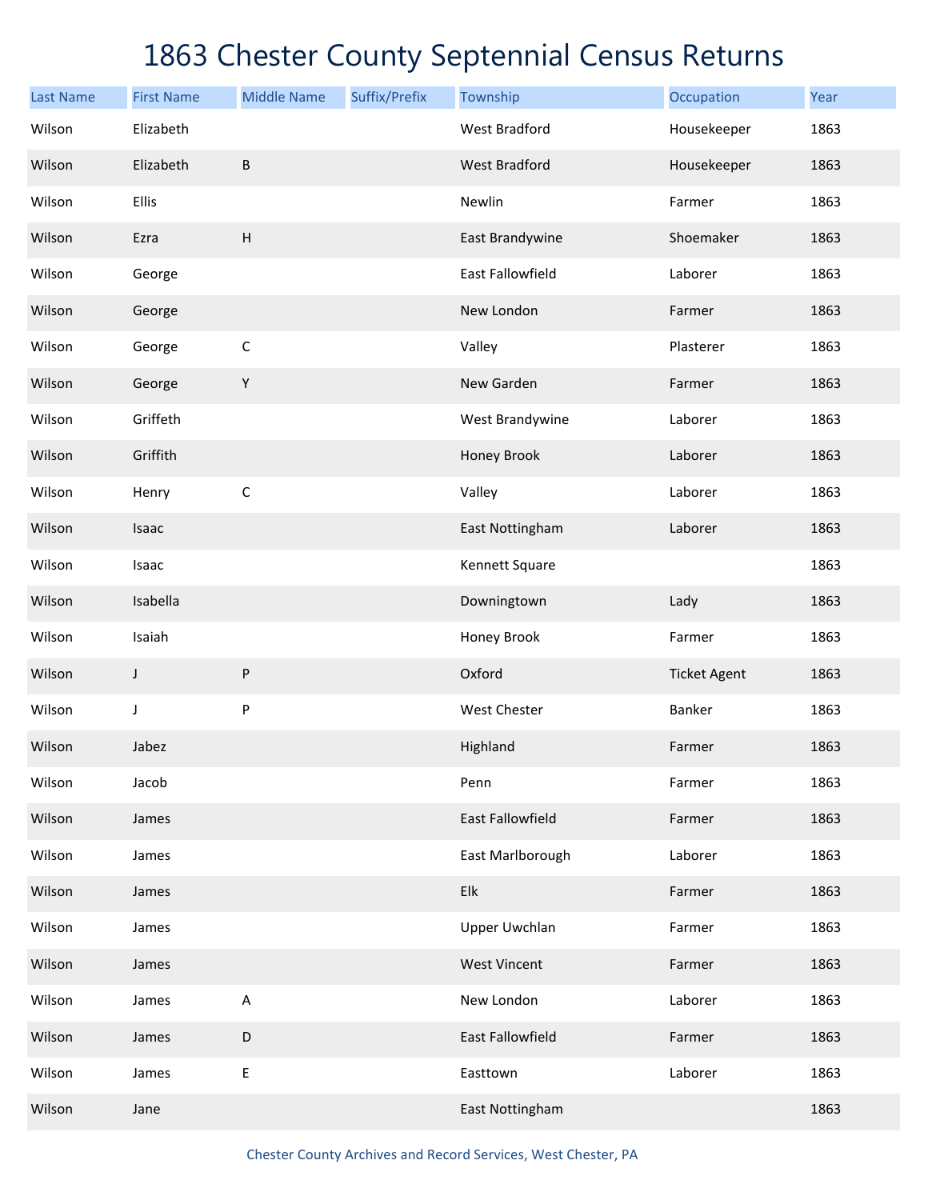# 1863 Chester County Septennial Census Returns

| Last Name | First Name | Middle Name | Suffix/Prefix | Township | Occupation | Year |
|---|---|---|---|---|---|---|
| Wilson | Elizabeth | | | West Bradford | Housekeeper | 1863 |
| Wilson | Elizabeth | B | | West Bradford | Housekeeper | 1863 |
| Wilson | Ellis | | | Newlin | Farmer | 1863 |
| Wilson | Ezra | H | | East Brandywine | Shoemaker | 1863 |
| Wilson | George | | | East Fallowfield | Laborer | 1863 |
| Wilson | George | | | New London | Farmer | 1863 |
| Wilson | George | C | | Valley | Plasterer | 1863 |
| Wilson | George | Y | | New Garden | Farmer | 1863 |
| Wilson | Griffeth | | | West Brandywine | Laborer | 1863 |
| Wilson | Griffith | | | Honey Brook | Laborer | 1863 |
| Wilson | Henry | C | | Valley | Laborer | 1863 |
| Wilson | Isaac | | | East Nottingham | Laborer | 1863 |
| Wilson | Isaac | | | Kennett Square | | 1863 |
| Wilson | Isabella | | | Downingtown | Lady | 1863 |
| Wilson | Isaiah | | | Honey Brook | Farmer | 1863 |
| Wilson | J | P | | Oxford | Ticket Agent | 1863 |
| Wilson | J | P | | West Chester | Banker | 1863 |
| Wilson | Jabez | | | Highland | Farmer | 1863 |
| Wilson | Jacob | | | Penn | Farmer | 1863 |
| Wilson | James | | | East Fallowfield | Farmer | 1863 |
| Wilson | James | | | East Marlborough | Laborer | 1863 |
| Wilson | James | | | Elk | Farmer | 1863 |
| Wilson | James | | | Upper Uwchlan | Farmer | 1863 |
| Wilson | James | | | West Vincent | Farmer | 1863 |
| Wilson | James | A | | New London | Laborer | 1863 |
| Wilson | James | D | | East Fallowfield | Farmer | 1863 |
| Wilson | James | E | | Easttown | Laborer | 1863 |
| Wilson | Jane | | | East Nottingham | | 1863 |

Chester County Archives and Record Services, West Chester, PA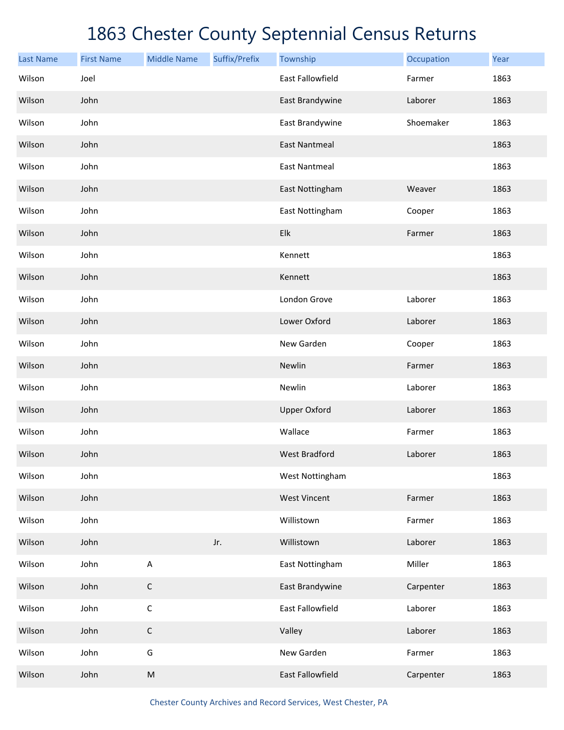# 1863 Chester County Septennial Census Returns

| Last Name | First Name | Middle Name | Suffix/Prefix | Township | Occupation | Year |
|---|---|---|---|---|---|---|
| Wilson | Joel | | | East Fallowfield | Farmer | 1863 |
| Wilson | John | | | East Brandywine | Laborer | 1863 |
| Wilson | John | | | East Brandywine | Shoemaker | 1863 |
| Wilson | John | | | East Nantmeal | | 1863 |
| Wilson | John | | | East Nantmeal | | 1863 |
| Wilson | John | | | East Nottingham | Weaver | 1863 |
| Wilson | John | | | East Nottingham | Cooper | 1863 |
| Wilson | John | | | Elk | Farmer | 1863 |
| Wilson | John | | | Kennett | | 1863 |
| Wilson | John | | | Kennett | | 1863 |
| Wilson | John | | | London Grove | Laborer | 1863 |
| Wilson | John | | | Lower Oxford | Laborer | 1863 |
| Wilson | John | | | New Garden | Cooper | 1863 |
| Wilson | John | | | Newlin | Farmer | 1863 |
| Wilson | John | | | Newlin | Laborer | 1863 |
| Wilson | John | | | Upper Oxford | Laborer | 1863 |
| Wilson | John | | | Wallace | Farmer | 1863 |
| Wilson | John | | | West Bradford | Laborer | 1863 |
| Wilson | John | | | West Nottingham | | 1863 |
| Wilson | John | | | West Vincent | Farmer | 1863 |
| Wilson | John | | | Willistown | Farmer | 1863 |
| Wilson | John | | Jr. | Willistown | Laborer | 1863 |
| Wilson | John | A | | East Nottingham | Miller | 1863 |
| Wilson | John | C | | East Brandywine | Carpenter | 1863 |
| Wilson | John | C | | East Fallowfield | Laborer | 1863 |
| Wilson | John | C | | Valley | Laborer | 1863 |
| Wilson | John | G | | New Garden | Farmer | 1863 |
| Wilson | John | M | | East Fallowfield | Carpenter | 1863 |

Chester County Archives and Record Services, West Chester, PA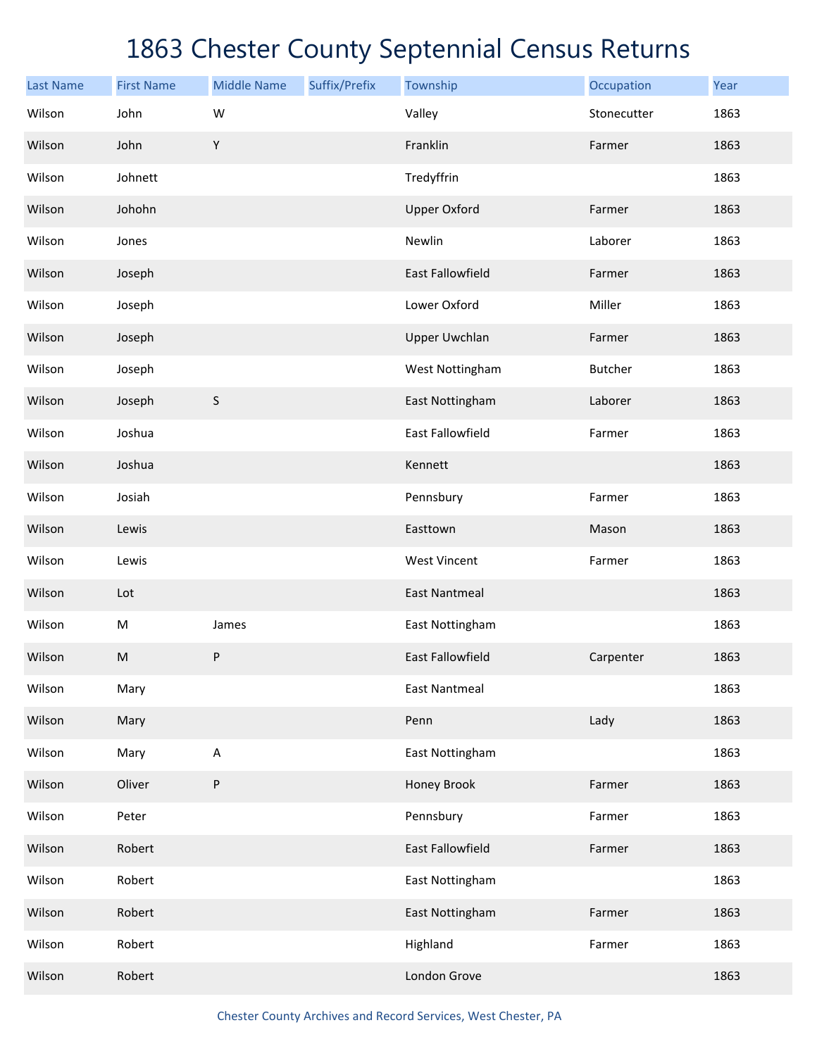# 1863 Chester County Septennial Census Returns

| Last Name | First Name | Middle Name | Suffix/Prefix | Township | Occupation | Year |
|---|---|---|---|---|---|---|
| Wilson | John | W | | Valley | Stonecutter | 1863 |
| Wilson | John | Y | | Franklin | Farmer | 1863 |
| Wilson | Johnett | | | Tredyffrin | | 1863 |
| Wilson | Johohn | | | Upper Oxford | Farmer | 1863 |
| Wilson | Jones | | | Newlin | Laborer | 1863 |
| Wilson | Joseph | | | East Fallowfield | Farmer | 1863 |
| Wilson | Joseph | | | Lower Oxford | Miller | 1863 |
| Wilson | Joseph | | | Upper Uwchlan | Farmer | 1863 |
| Wilson | Joseph | | | West Nottingham | Butcher | 1863 |
| Wilson | Joseph | S | | East Nottingham | Laborer | 1863 |
| Wilson | Joshua | | | East Fallowfield | Farmer | 1863 |
| Wilson | Joshua | | | Kennett | | 1863 |
| Wilson | Josiah | | | Pennsbury | Farmer | 1863 |
| Wilson | Lewis | | | Easttown | Mason | 1863 |
| Wilson | Lewis | | | West Vincent | Farmer | 1863 |
| Wilson | Lot | | | East Nantmeal | | 1863 |
| Wilson | M | James | | East Nottingham | | 1863 |
| Wilson | M | P | | East Fallowfield | Carpenter | 1863 |
| Wilson | Mary | | | East Nantmeal | | 1863 |
| Wilson | Mary | | | Penn | Lady | 1863 |
| Wilson | Mary | A | | East Nottingham | | 1863 |
| Wilson | Oliver | P | | Honey Brook | Farmer | 1863 |
| Wilson | Peter | | | Pennsbury | Farmer | 1863 |
| Wilson | Robert | | | East Fallowfield | Farmer | 1863 |
| Wilson | Robert | | | East Nottingham | | 1863 |
| Wilson | Robert | | | East Nottingham | Farmer | 1863 |
| Wilson | Robert | | | Highland | Farmer | 1863 |
| Wilson | Robert | | | London Grove | | 1863 |

Chester County Archives and Record Services, West Chester, PA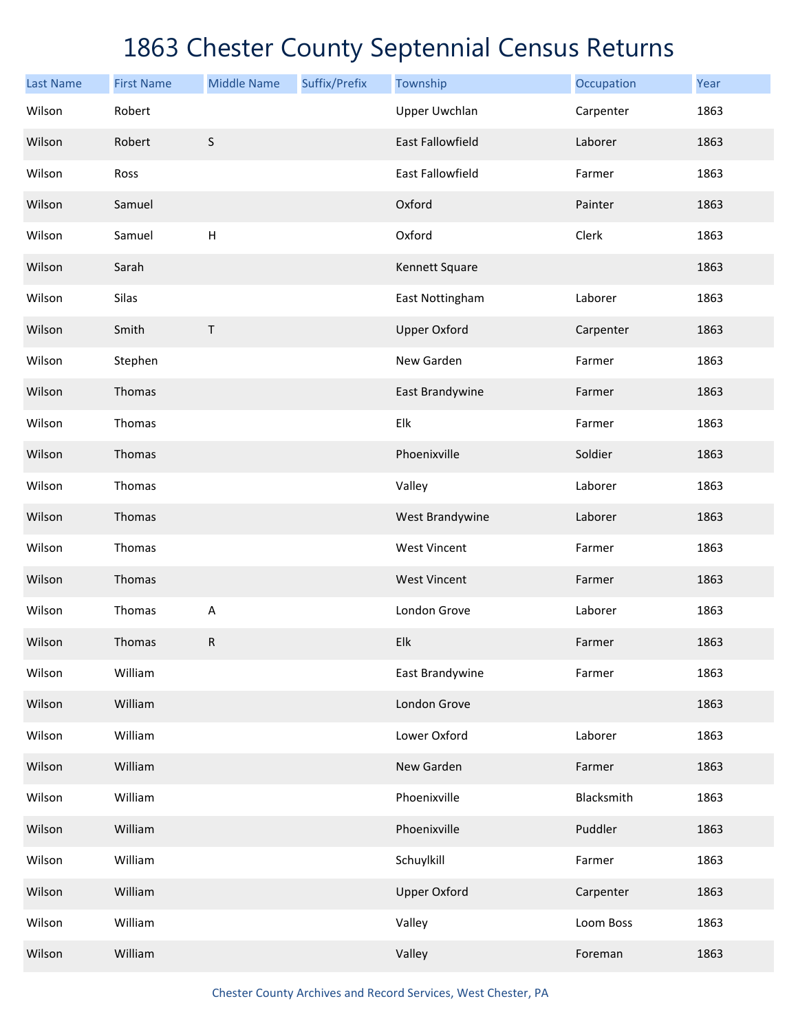# 1863 Chester County Septennial Census Returns

| Last Name | First Name | Middle Name | Suffix/Prefix | Township | Occupation | Year |
|---|---|---|---|---|---|---|
| Wilson | Robert | | | Upper Uwchlan | Carpenter | 1863 |
| Wilson | Robert | S | | East Fallowfield | Laborer | 1863 |
| Wilson | Ross | | | East Fallowfield | Farmer | 1863 |
| Wilson | Samuel | | | Oxford | Painter | 1863 |
| Wilson | Samuel | H | | Oxford | Clerk | 1863 |
| Wilson | Sarah | | | Kennett Square | | 1863 |
| Wilson | Silas | | | East Nottingham | Laborer | 1863 |
| Wilson | Smith | T | | Upper Oxford | Carpenter | 1863 |
| Wilson | Stephen | | | New Garden | Farmer | 1863 |
| Wilson | Thomas | | | East Brandywine | Farmer | 1863 |
| Wilson | Thomas | | | Elk | Farmer | 1863 |
| Wilson | Thomas | | | Phoenixville | Soldier | 1863 |
| Wilson | Thomas | | | Valley | Laborer | 1863 |
| Wilson | Thomas | | | West Brandywine | Laborer | 1863 |
| Wilson | Thomas | | | West Vincent | Farmer | 1863 |
| Wilson | Thomas | | | West Vincent | Farmer | 1863 |
| Wilson | Thomas | A | | London Grove | Laborer | 1863 |
| Wilson | Thomas | R | | Elk | Farmer | 1863 |
| Wilson | William | | | East Brandywine | Farmer | 1863 |
| Wilson | William | | | London Grove | | 1863 |
| Wilson | William | | | Lower Oxford | Laborer | 1863 |
| Wilson | William | | | New Garden | Farmer | 1863 |
| Wilson | William | | | Phoenixville | Blacksmith | 1863 |
| Wilson | William | | | Phoenixville | Puddler | 1863 |
| Wilson | William | | | Schuylkill | Farmer | 1863 |
| Wilson | William | | | Upper Oxford | Carpenter | 1863 |
| Wilson | William | | | Valley | Loom Boss | 1863 |
| Wilson | William | | | Valley | Foreman | 1863 |

Chester County Archives and Record Services, West Chester, PA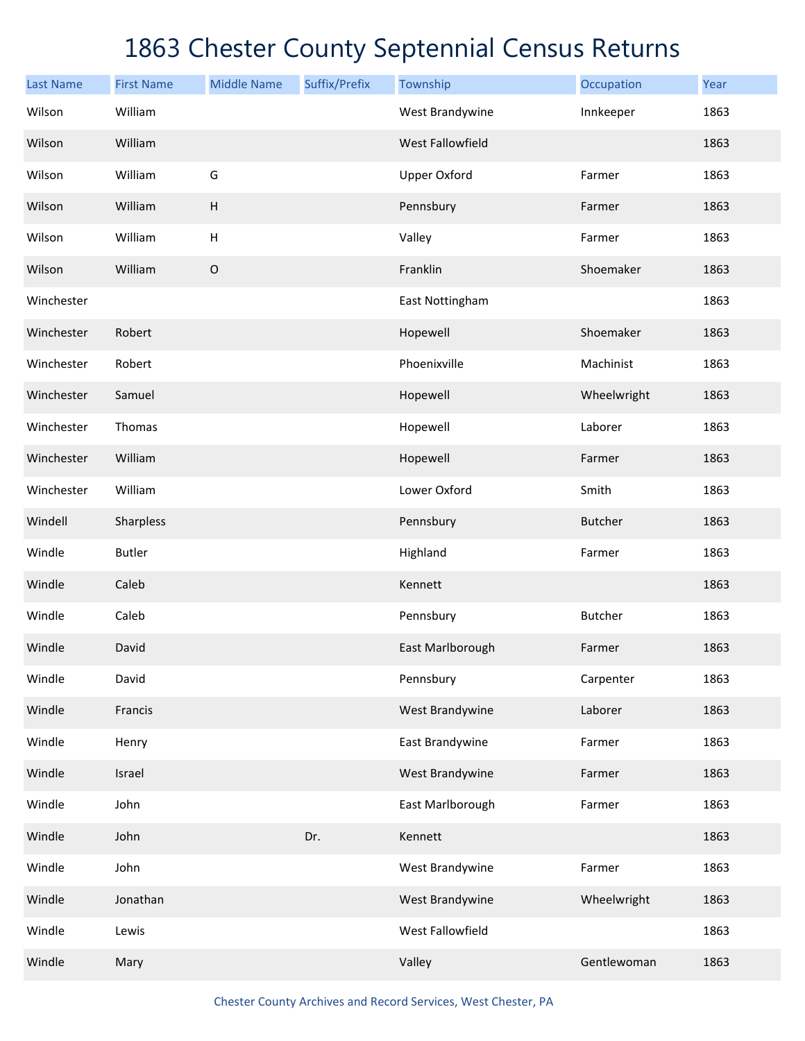# 1863 Chester County Septennial Census Returns

| Last Name | First Name | Middle Name | Suffix/Prefix | Township | Occupation | Year |
|---|---|---|---|---|---|---|
| Wilson | William | | | West Brandywine | Innkeeper | 1863 |
| Wilson | William | | | West Fallowfield | | 1863 |
| Wilson | William | G | | Upper Oxford | Farmer | 1863 |
| Wilson | William | H | | Pennsbury | Farmer | 1863 |
| Wilson | William | H | | Valley | Farmer | 1863 |
| Wilson | William | O | | Franklin | Shoemaker | 1863 |
| Winchester | | | | East Nottingham | | 1863 |
| Winchester | Robert | | | Hopewell | Shoemaker | 1863 |
| Winchester | Robert | | | Phoenixville | Machinist | 1863 |
| Winchester | Samuel | | | Hopewell | Wheelwright | 1863 |
| Winchester | Thomas | | | Hopewell | Laborer | 1863 |
| Winchester | William | | | Hopewell | Farmer | 1863 |
| Winchester | William | | | Lower Oxford | Smith | 1863 |
| Windell | Sharpless | | | Pennsbury | Butcher | 1863 |
| Windle | Butler | | | Highland | Farmer | 1863 |
| Windle | Caleb | | | Kennett | | 1863 |
| Windle | Caleb | | | Pennsbury | Butcher | 1863 |
| Windle | David | | | East Marlborough | Farmer | 1863 |
| Windle | David | | | Pennsbury | Carpenter | 1863 |
| Windle | Francis | | | West Brandywine | Laborer | 1863 |
| Windle | Henry | | | East Brandywine | Farmer | 1863 |
| Windle | Israel | | | West Brandywine | Farmer | 1863 |
| Windle | John | | | East Marlborough | Farmer | 1863 |
| Windle | John | | Dr. | Kennett | | 1863 |
| Windle | John | | | West Brandywine | Farmer | 1863 |
| Windle | Jonathan | | | West Brandywine | Wheelwright | 1863 |
| Windle | Lewis | | | West Fallowfield | | 1863 |
| Windle | Mary | | | Valley | Gentlewoman | 1863 |

Chester County Archives and Record Services, West Chester, PA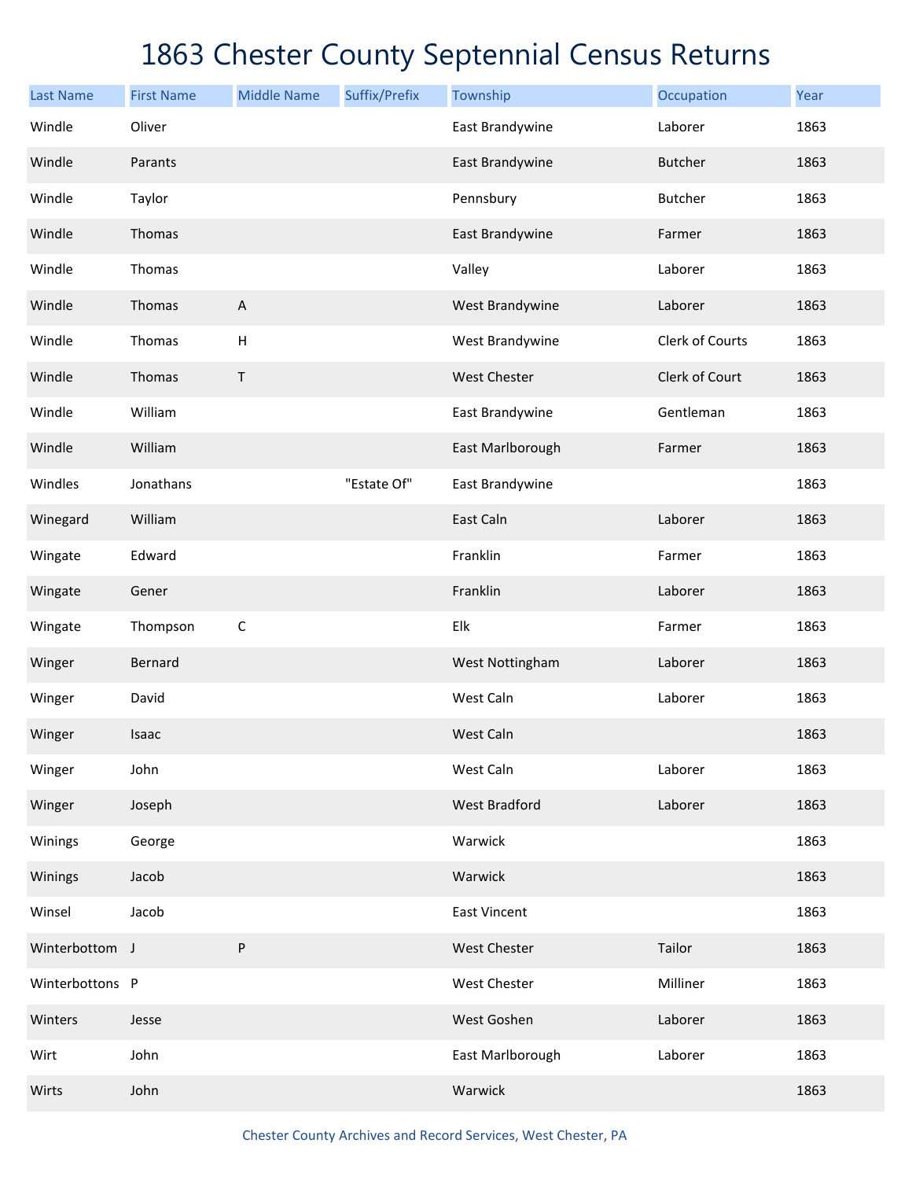# 1863 Chester County Septennial Census Returns

| Last Name | First Name | Middle Name | Suffix/Prefix | Township | Occupation | Year |
|---|---|---|---|---|---|---|
| Windle | Oliver | | | East Brandywine | Laborer | 1863 |
| Windle | Parants | | | East Brandywine | Butcher | 1863 |
| Windle | Taylor | | | Pennsbury | Butcher | 1863 |
| Windle | Thomas | | | East Brandywine | Farmer | 1863 |
| Windle | Thomas | | | Valley | Laborer | 1863 |
| Windle | Thomas | A | | West Brandywine | Laborer | 1863 |
| Windle | Thomas | H | | West Brandywine | Clerk of Courts | 1863 |
| Windle | Thomas | T | | West Chester | Clerk of Court | 1863 |
| Windle | William | | | East Brandywine | Gentleman | 1863 |
| Windle | William | | | East Marlborough | Farmer | 1863 |
| Windles | Jonathans | | "Estate Of" | East Brandywine | | 1863 |
| Winegard | William | | | East Caln | Laborer | 1863 |
| Wingate | Edward | | | Franklin | Farmer | 1863 |
| Wingate | Gener | | | Franklin | Laborer | 1863 |
| Wingate | Thompson | C | | Elk | Farmer | 1863 |
| Winger | Bernard | | | West Nottingham | Laborer | 1863 |
| Winger | David | | | West Caln | Laborer | 1863 |
| Winger | Isaac | | | West Caln | | 1863 |
| Winger | John | | | West Caln | Laborer | 1863 |
| Winger | Joseph | | | West Bradford | Laborer | 1863 |
| Winings | George | | | Warwick | | 1863 |
| Winings | Jacob | | | Warwick | | 1863 |
| Winsel | Jacob | | | East Vincent | | 1863 |
| Winterbottom | J | P | | West Chester | Tailor | 1863 |
| Winterbottons | P | | | West Chester | Milliner | 1863 |
| Winters | Jesse | | | West Goshen | Laborer | 1863 |
| Wirt | John | | | East Marlborough | Laborer | 1863 |
| Wirts | John | | | Warwick | | 1863 |

Chester County Archives and Record Services, West Chester, PA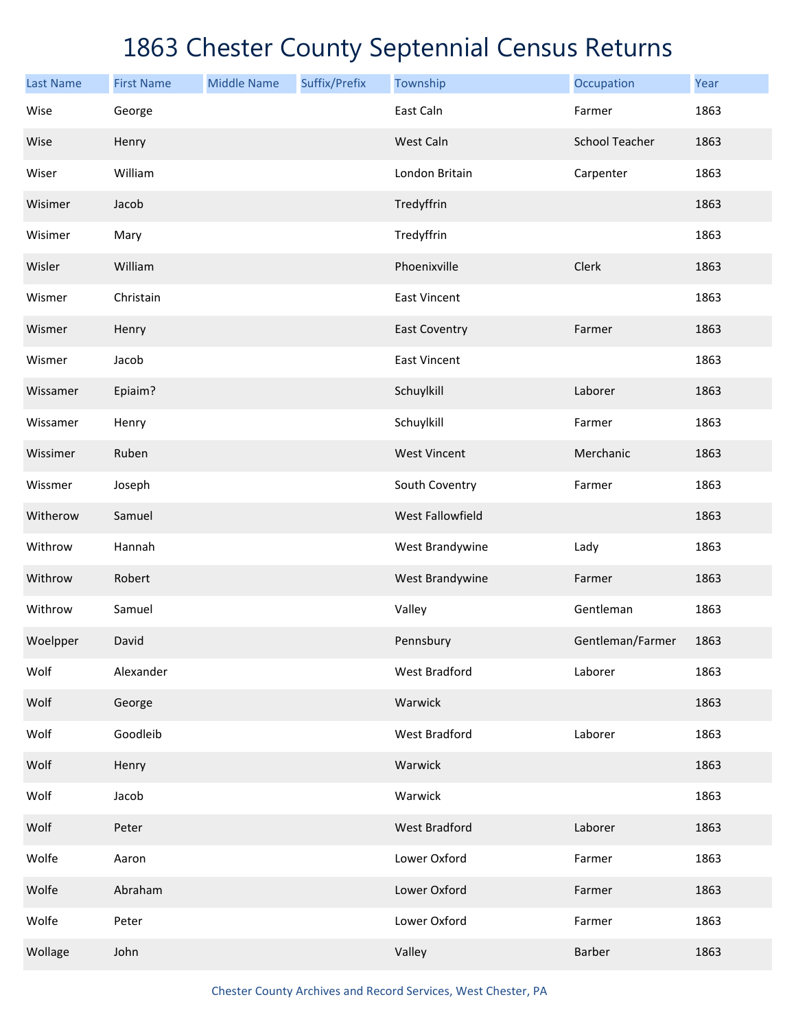# 1863 Chester County Septennial Census Returns

| Last Name | First Name | Middle Name | Suffix/Prefix | Township | Occupation | Year |
|---|---|---|---|---|---|---|
| Wise | George | | | East Caln | Farmer | 1863 |
| Wise | Henry | | | West Caln | School Teacher | 1863 |
| Wiser | William | | | London Britain | Carpenter | 1863 |
| Wisimer | Jacob | | | Tredyffrin | | 1863 |
| Wisimer | Mary | | | Tredyffrin | | 1863 |
| Wisler | William | | | Phoenixville | Clerk | 1863 |
| Wismer | Christain | | | East Vincent | | 1863 |
| Wismer | Henry | | | East Coventry | Farmer | 1863 |
| Wismer | Jacob | | | East Vincent | | 1863 |
| Wissamer | Epiaim? | | | Schuylkill | Laborer | 1863 |
| Wissamer | Henry | | | Schuylkill | Farmer | 1863 |
| Wissimer | Ruben | | | West Vincent | Merchanic | 1863 |
| Wissmer | Joseph | | | South Coventry | Farmer | 1863 |
| Witherow | Samuel | | | West Fallowfield | | 1863 |
| Withrow | Hannah | | | West Brandywine | Lady | 1863 |
| Withrow | Robert | | | West Brandywine | Farmer | 1863 |
| Withrow | Samuel | | | Valley | Gentleman | 1863 |
| Woelpper | David | | | Pennsbury | Gentleman/Farmer | 1863 |
| Wolf | Alexander | | | West Bradford | Laborer | 1863 |
| Wolf | George | | | Warwick | | 1863 |
| Wolf | Goodleib | | | West Bradford | Laborer | 1863 |
| Wolf | Henry | | | Warwick | | 1863 |
| Wolf | Jacob | | | Warwick | | 1863 |
| Wolf | Peter | | | West Bradford | Laborer | 1863 |
| Wolfe | Aaron | | | Lower Oxford | Farmer | 1863 |
| Wolfe | Abraham | | | Lower Oxford | Farmer | 1863 |
| Wolfe | Peter | | | Lower Oxford | Farmer | 1863 |
| Wollage | John | | | Valley | Barber | 1863 |

Chester County Archives and Record Services, West Chester, PA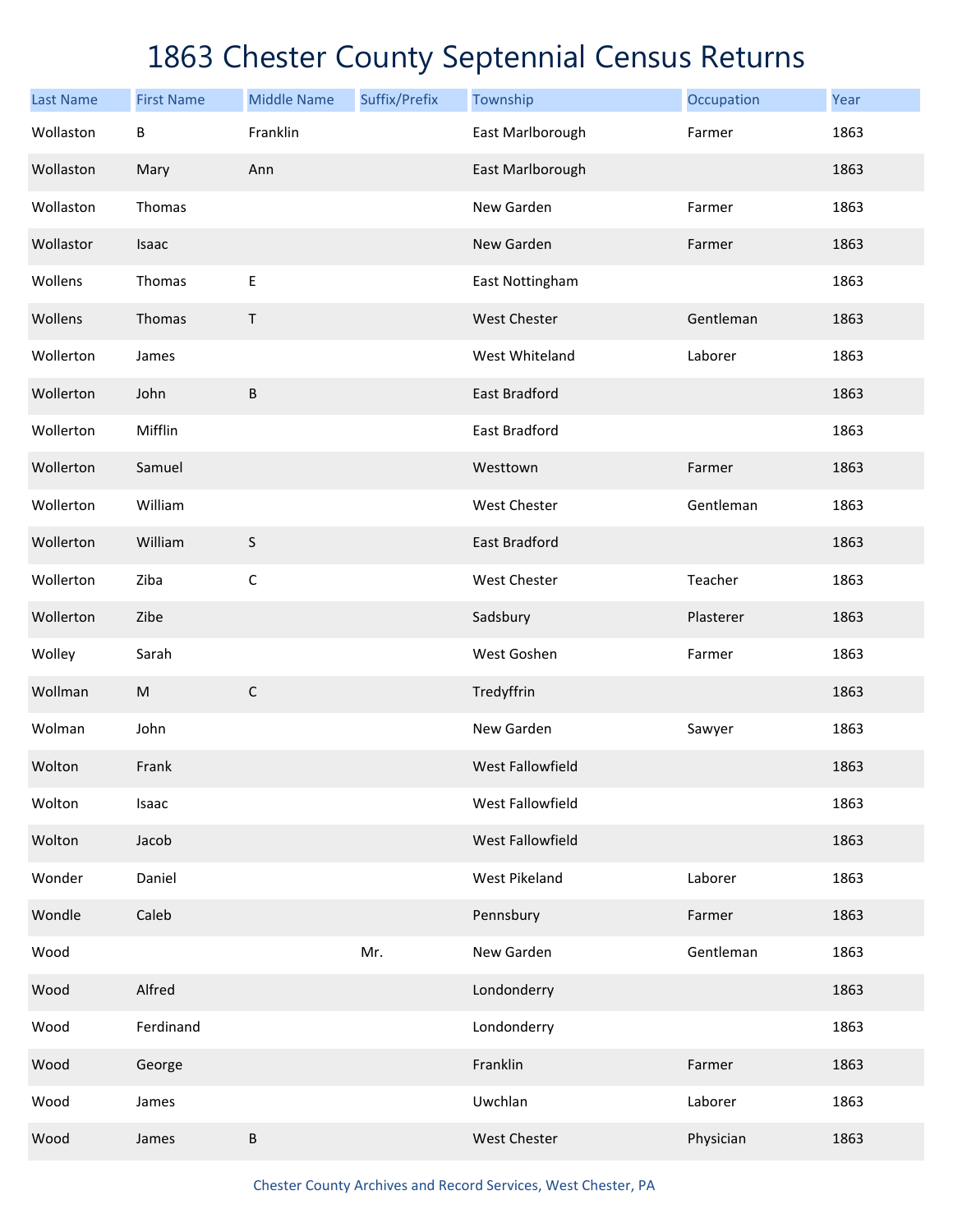# 1863 Chester County Septennial Census Returns

| Last Name | First Name | Middle Name | Suffix/Prefix | Township | Occupation | Year |
|---|---|---|---|---|---|---|
| Wollaston | B | Franklin | | East Marlborough | Farmer | 1863 |
| Wollaston | Mary | Ann | | East Marlborough | | 1863 |
| Wollaston | Thomas | | | New Garden | Farmer | 1863 |
| Wollastor | Isaac | | | New Garden | Farmer | 1863 |
| Wollens | Thomas | E | | East Nottingham | | 1863 |
| Wollens | Thomas | T | | West Chester | Gentleman | 1863 |
| Wollerton | James | | | West Whiteland | Laborer | 1863 |
| Wollerton | John | B | | East Bradford | | 1863 |
| Wollerton | Mifflin | | | East Bradford | | 1863 |
| Wollerton | Samuel | | | Westtown | Farmer | 1863 |
| Wollerton | William | | | West Chester | Gentleman | 1863 |
| Wollerton | William | S | | East Bradford | | 1863 |
| Wollerton | Ziba | C | | West Chester | Teacher | 1863 |
| Wollerton | Zibe | | | Sadsbury | Plasterer | 1863 |
| Wolley | Sarah | | | West Goshen | Farmer | 1863 |
| Wollman | M | C | | Tredyffrin | | 1863 |
| Wolman | John | | | New Garden | Sawyer | 1863 |
| Wolton | Frank | | | West Fallowfield | | 1863 |
| Wolton | Isaac | | | West Fallowfield | | 1863 |
| Wolton | Jacob | | | West Fallowfield | | 1863 |
| Wonder | Daniel | | | West Pikeland | Laborer | 1863 |
| Wondle | Caleb | | | Pennsbury | Farmer | 1863 |
| Wood | | | Mr. | New Garden | Gentleman | 1863 |
| Wood | Alfred | | | Londonderry | | 1863 |
| Wood | Ferdinand | | | Londonderry | | 1863 |
| Wood | George | | | Franklin | Farmer | 1863 |
| Wood | James | | | Uwchlan | Laborer | 1863 |
| Wood | James | B | | West Chester | Physician | 1863 |

Chester County Archives and Record Services, West Chester, PA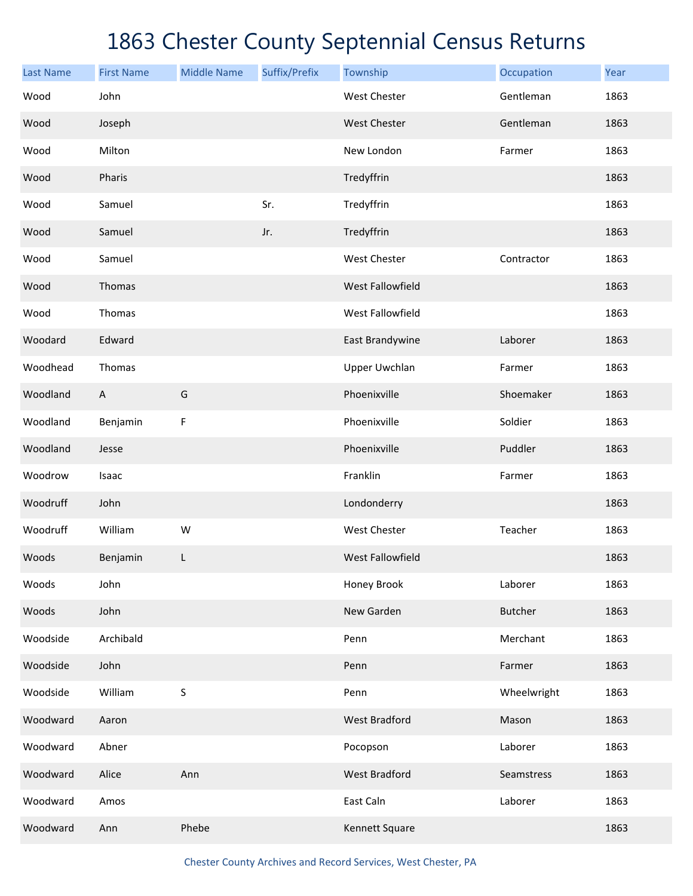# 1863 Chester County Septennial Census Returns

| Last Name | First Name | Middle Name | Suffix/Prefix | Township | Occupation | Year |
|---|---|---|---|---|---|---|
| Wood | John | | | West Chester | Gentleman | 1863 |
| Wood | Joseph | | | West Chester | Gentleman | 1863 |
| Wood | Milton | | | New London | Farmer | 1863 |
| Wood | Pharis | | | Tredyffrin | | 1863 |
| Wood | Samuel | | Sr. | Tredyffrin | | 1863 |
| Wood | Samuel | | Jr. | Tredyffrin | | 1863 |
| Wood | Samuel | | | West Chester | Contractor | 1863 |
| Wood | Thomas | | | West Fallowfield | | 1863 |
| Wood | Thomas | | | West Fallowfield | | 1863 |
| Woodard | Edward | | | East Brandywine | Laborer | 1863 |
| Woodhead | Thomas | | | Upper Uwchlan | Farmer | 1863 |
| Woodland | A | G | | Phoenixville | Shoemaker | 1863 |
| Woodland | Benjamin | F | | Phoenixville | Soldier | 1863 |
| Woodland | Jesse | | | Phoenixville | Puddler | 1863 |
| Woodrow | Isaac | | | Franklin | Farmer | 1863 |
| Woodruff | John | | | Londonderry | | 1863 |
| Woodruff | William | W | | West Chester | Teacher | 1863 |
| Woods | Benjamin | L | | West Fallowfield | | 1863 |
| Woods | John | | | Honey Brook | Laborer | 1863 |
| Woods | John | | | New Garden | Butcher | 1863 |
| Woodside | Archibald | | | Penn | Merchant | 1863 |
| Woodside | John | | | Penn | Farmer | 1863 |
| Woodside | William | S | | Penn | Wheelwright | 1863 |
| Woodward | Aaron | | | West Bradford | Mason | 1863 |
| Woodward | Abner | | | Pocopson | Laborer | 1863 |
| Woodward | Alice | Ann | | West Bradford | Seamstress | 1863 |
| Woodward | Amos | | | East Caln | Laborer | 1863 |
| Woodward | Ann | Phebe | | Kennett Square | | 1863 |

Chester County Archives and Record Services, West Chester, PA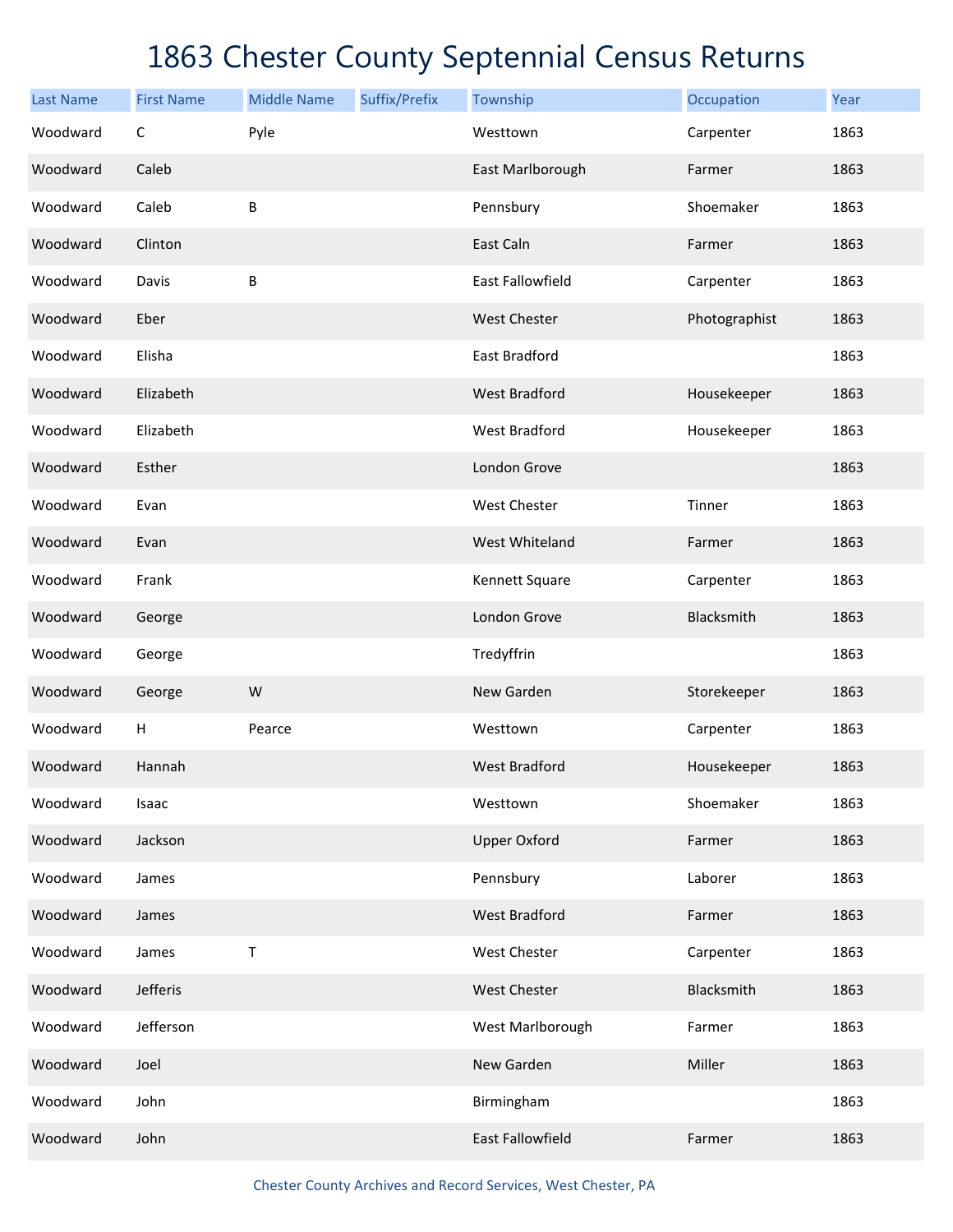# 1863 Chester County Septennial Census Returns

| Last Name | First Name | Middle Name | Suffix/Prefix | Township | Occupation | Year |
|---|---|---|---|---|---|---|
| Woodward | C | Pyle | | Westtown | Carpenter | 1863 |
| Woodward | Caleb | | | East Marlborough | Farmer | 1863 |
| Woodward | Caleb | B | | Pennsbury | Shoemaker | 1863 |
| Woodward | Clinton | | | East Caln | Farmer | 1863 |
| Woodward | Davis | B | | East Fallowfield | Carpenter | 1863 |
| Woodward | Eber | | | West Chester | Photographist | 1863 |
| Woodward | Elisha | | | East Bradford | | 1863 |
| Woodward | Elizabeth | | | West Bradford | Housekeeper | 1863 |
| Woodward | Elizabeth | | | West Bradford | Housekeeper | 1863 |
| Woodward | Esther | | | London Grove | | 1863 |
| Woodward | Evan | | | West Chester | Tinner | 1863 |
| Woodward | Evan | | | West Whiteland | Farmer | 1863 |
| Woodward | Frank | | | Kennett Square | Carpenter | 1863 |
| Woodward | George | | | London Grove | Blacksmith | 1863 |
| Woodward | George | | | Tredyffrin | | 1863 |
| Woodward | George | W | | New Garden | Storekeeper | 1863 |
| Woodward | H | Pearce | | Westtown | Carpenter | 1863 |
| Woodward | Hannah | | | West Bradford | Housekeeper | 1863 |
| Woodward | Isaac | | | Westtown | Shoemaker | 1863 |
| Woodward | Jackson | | | Upper Oxford | Farmer | 1863 |
| Woodward | James | | | Pennsbury | Laborer | 1863 |
| Woodward | James | | | West Bradford | Farmer | 1863 |
| Woodward | James | T | | West Chester | Carpenter | 1863 |
| Woodward | Jefferis | | | West Chester | Blacksmith | 1863 |
| Woodward | Jefferson | | | West Marlborough | Farmer | 1863 |
| Woodward | Joel | | | New Garden | Miller | 1863 |
| Woodward | John | | | Birmingham | | 1863 |
| Woodward | John | | | East Fallowfield | Farmer | 1863 |

Chester County Archives and Record Services, West Chester, PA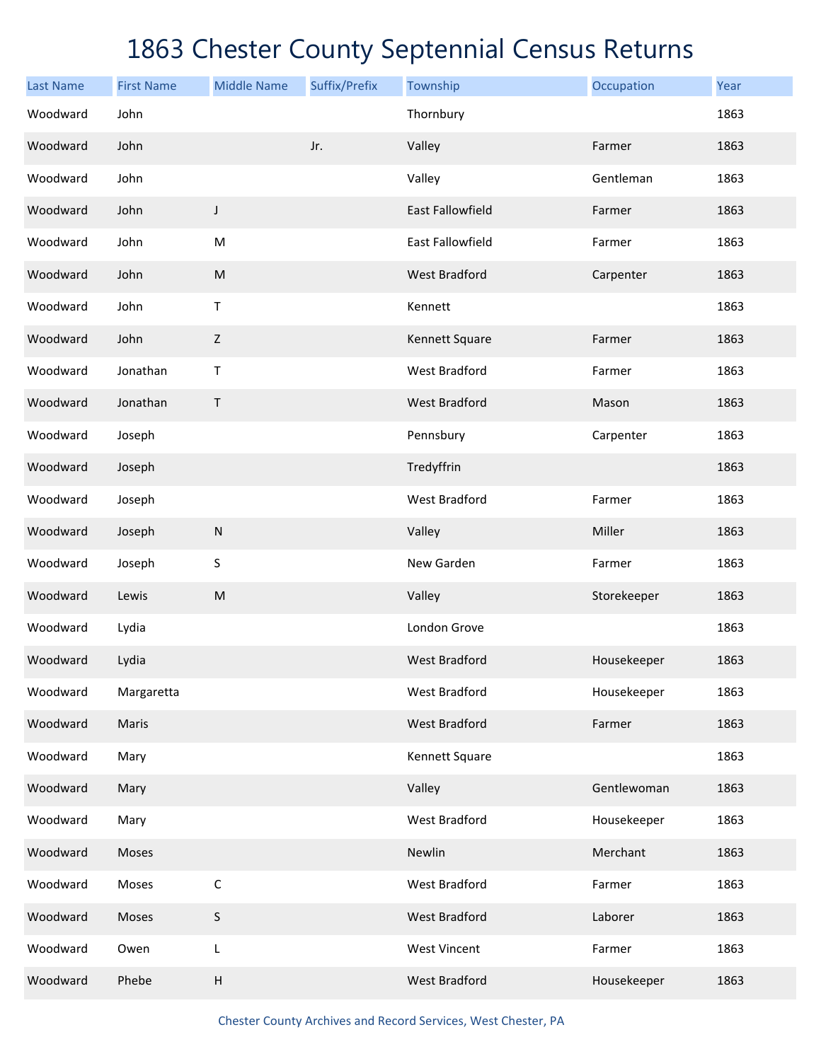# 1863 Chester County Septennial Census Returns

| Last Name | First Name | Middle Name | Suffix/Prefix | Township | Occupation | Year |
|---|---|---|---|---|---|---|
| Woodward | John | | | Thornbury | | 1863 |
| Woodward | John | | Jr. | Valley | Farmer | 1863 |
| Woodward | John | | | Valley | Gentleman | 1863 |
| Woodward | John | J | | East Fallowfield | Farmer | 1863 |
| Woodward | John | M | | East Fallowfield | Farmer | 1863 |
| Woodward | John | M | | West Bradford | Carpenter | 1863 |
| Woodward | John | T | | Kennett | | 1863 |
| Woodward | John | Z | | Kennett Square | Farmer | 1863 |
| Woodward | Jonathan | T | | West Bradford | Farmer | 1863 |
| Woodward | Jonathan | T | | West Bradford | Mason | 1863 |
| Woodward | Joseph | | | Pennsbury | Carpenter | 1863 |
| Woodward | Joseph | | | Tredyffrin | | 1863 |
| Woodward | Joseph | | | West Bradford | Farmer | 1863 |
| Woodward | Joseph | N | | Valley | Miller | 1863 |
| Woodward | Joseph | S | | New Garden | Farmer | 1863 |
| Woodward | Lewis | M | | Valley | Storekeeper | 1863 |
| Woodward | Lydia | | | London Grove | | 1863 |
| Woodward | Lydia | | | West Bradford | Housekeeper | 1863 |
| Woodward | Margaretta | | | West Bradford | Housekeeper | 1863 |
| Woodward | Maris | | | West Bradford | Farmer | 1863 |
| Woodward | Mary | | | Kennett Square | | 1863 |
| Woodward | Mary | | | Valley | Gentlewoman | 1863 |
| Woodward | Mary | | | West Bradford | Housekeeper | 1863 |
| Woodward | Moses | | | Newlin | Merchant | 1863 |
| Woodward | Moses | C | | West Bradford | Farmer | 1863 |
| Woodward | Moses | S | | West Bradford | Laborer | 1863 |
| Woodward | Owen | L | | West Vincent | Farmer | 1863 |
| Woodward | Phebe | H | | West Bradford | Housekeeper | 1863 |

Chester County Archives and Record Services, West Chester, PA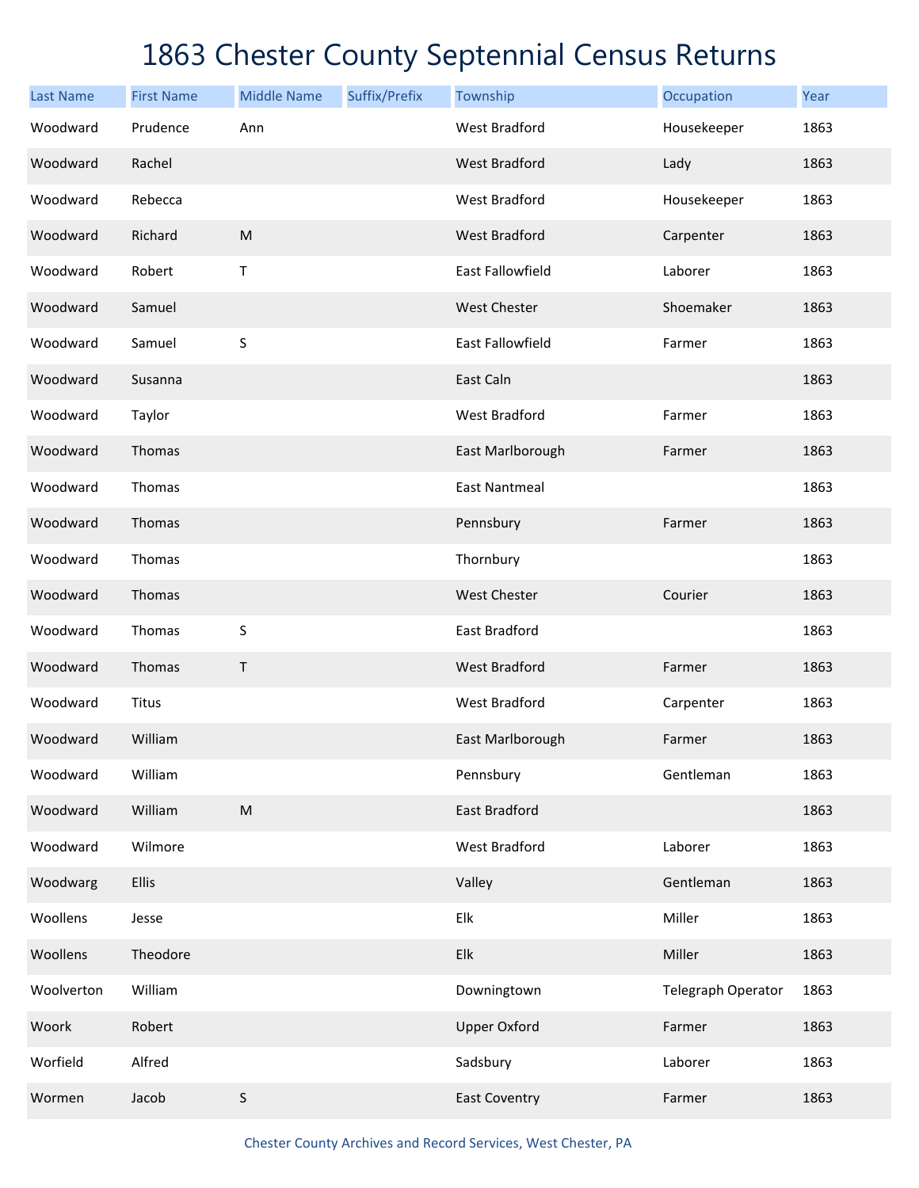# 1863 Chester County Septennial Census Returns

| Last Name | First Name | Middle Name | Suffix/Prefix | Township | Occupation | Year |
|---|---|---|---|---|---|---|
| Woodward | Prudence | Ann | | West Bradford | Housekeeper | 1863 |
| Woodward | Rachel | | | West Bradford | Lady | 1863 |
| Woodward | Rebecca | | | West Bradford | Housekeeper | 1863 |
| Woodward | Richard | M | | West Bradford | Carpenter | 1863 |
| Woodward | Robert | T | | East Fallowfield | Laborer | 1863 |
| Woodward | Samuel | | | West Chester | Shoemaker | 1863 |
| Woodward | Samuel | S | | East Fallowfield | Farmer | 1863 |
| Woodward | Susanna | | | East Caln | | 1863 |
| Woodward | Taylor | | | West Bradford | Farmer | 1863 |
| Woodward | Thomas | | | East Marlborough | Farmer | 1863 |
| Woodward | Thomas | | | East Nantmeal | | 1863 |
| Woodward | Thomas | | | Pennsbury | Farmer | 1863 |
| Woodward | Thomas | | | Thornbury | | 1863 |
| Woodward | Thomas | | | West Chester | Courier | 1863 |
| Woodward | Thomas | S | | East Bradford | | 1863 |
| Woodward | Thomas | T | | West Bradford | Farmer | 1863 |
| Woodward | Titus | | | West Bradford | Carpenter | 1863 |
| Woodward | William | | | East Marlborough | Farmer | 1863 |
| Woodward | William | | | Pennsbury | Gentleman | 1863 |
| Woodward | William | M | | East Bradford | | 1863 |
| Woodward | Wilmore | | | West Bradford | Laborer | 1863 |
| Woodwarg | Ellis | | | Valley | Gentleman | 1863 |
| Woollens | Jesse | | | Elk | Miller | 1863 |
| Woollens | Theodore | | | Elk | Miller | 1863 |
| Woolverton | William | | | Downingtown | Telegraph Operator | 1863 |
| Woork | Robert | | | Upper Oxford | Farmer | 1863 |
| Worfield | Alfred | | | Sadsbury | Laborer | 1863 |
| Wormen | Jacob | S | | East Coventry | Farmer | 1863 |

Chester County Archives and Record Services, West Chester, PA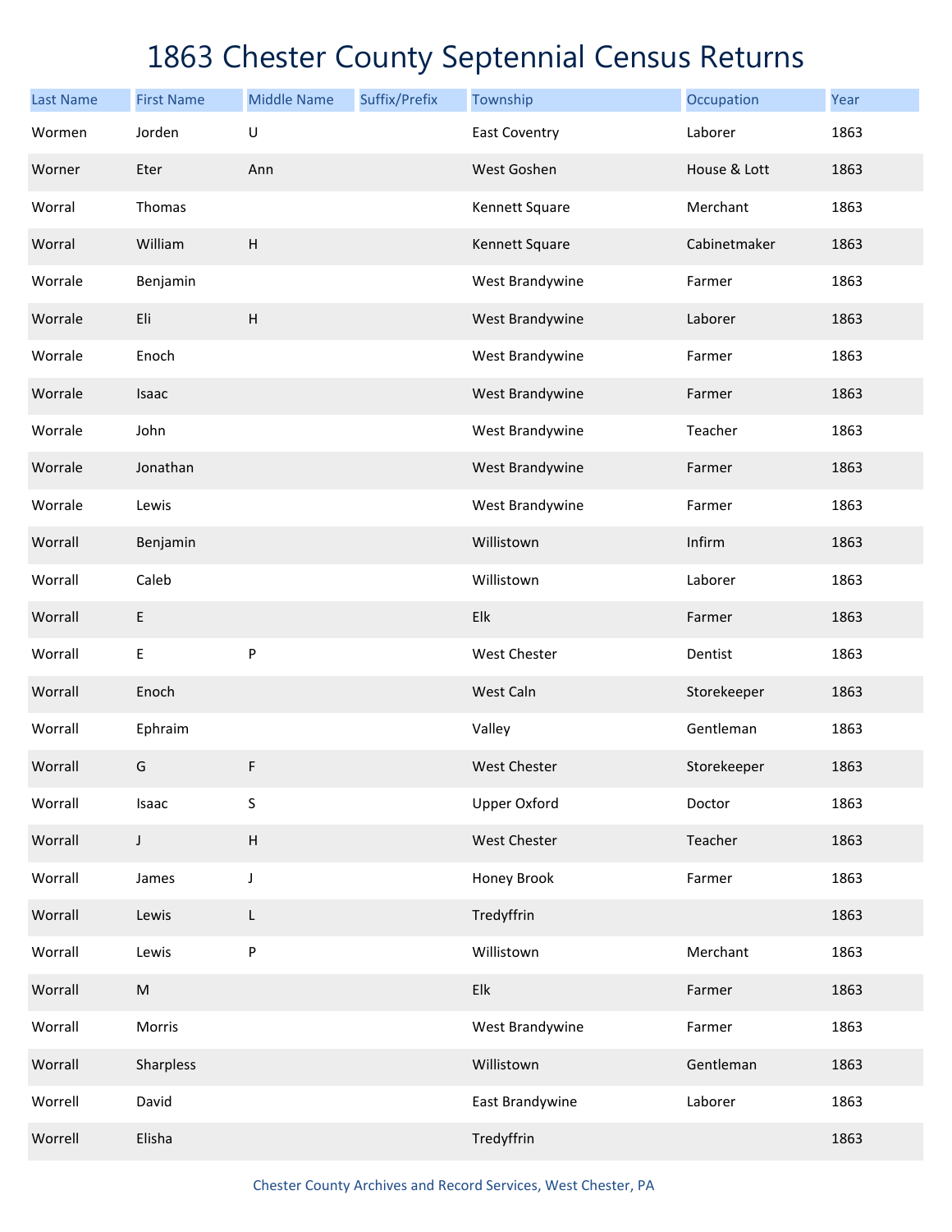# 1863 Chester County Septennial Census Returns

| Last Name | First Name | Middle Name | Suffix/Prefix | Township | Occupation | Year |
|---|---|---|---|---|---|---|
| Wormen | Jorden | U | | East Coventry | Laborer | 1863 |
| Worner | Eter | Ann | | West Goshen | House & Lott | 1863 |
| Worral | Thomas | | | Kennett Square | Merchant | 1863 |
| Worral | William | H | | Kennett Square | Cabinetmaker | 1863 |
| Worrale | Benjamin | | | West Brandywine | Farmer | 1863 |
| Worrale | Eli | H | | West Brandywine | Laborer | 1863 |
| Worrale | Enoch | | | West Brandywine | Farmer | 1863 |
| Worrale | Isaac | | | West Brandywine | Farmer | 1863 |
| Worrale | John | | | West Brandywine | Teacher | 1863 |
| Worrale | Jonathan | | | West Brandywine | Farmer | 1863 |
| Worrale | Lewis | | | West Brandywine | Farmer | 1863 |
| Worrall | Benjamin | | | Willistown | Infirm | 1863 |
| Worrall | Caleb | | | Willistown | Laborer | 1863 |
| Worrall | E | | | Elk | Farmer | 1863 |
| Worrall | E | P | | West Chester | Dentist | 1863 |
| Worrall | Enoch | | | West Caln | Storekeeper | 1863 |
| Worrall | Ephraim | | | Valley | Gentleman | 1863 |
| Worrall | G | F | | West Chester | Storekeeper | 1863 |
| Worrall | Isaac | S | | Upper Oxford | Doctor | 1863 |
| Worrall | J | H | | West Chester | Teacher | 1863 |
| Worrall | James | J | | Honey Brook | Farmer | 1863 |
| Worrall | Lewis | L | | Tredyffrin | | 1863 |
| Worrall | Lewis | P | | Willistown | Merchant | 1863 |
| Worrall | M | | | Elk | Farmer | 1863 |
| Worrall | Morris | | | West Brandywine | Farmer | 1863 |
| Worrall | Sharpless | | | Willistown | Gentleman | 1863 |
| Worrell | David | | | East Brandywine | Laborer | 1863 |
| Worrell | Elisha | | | Tredyffrin | | 1863 |

Chester County Archives and Record Services, West Chester, PA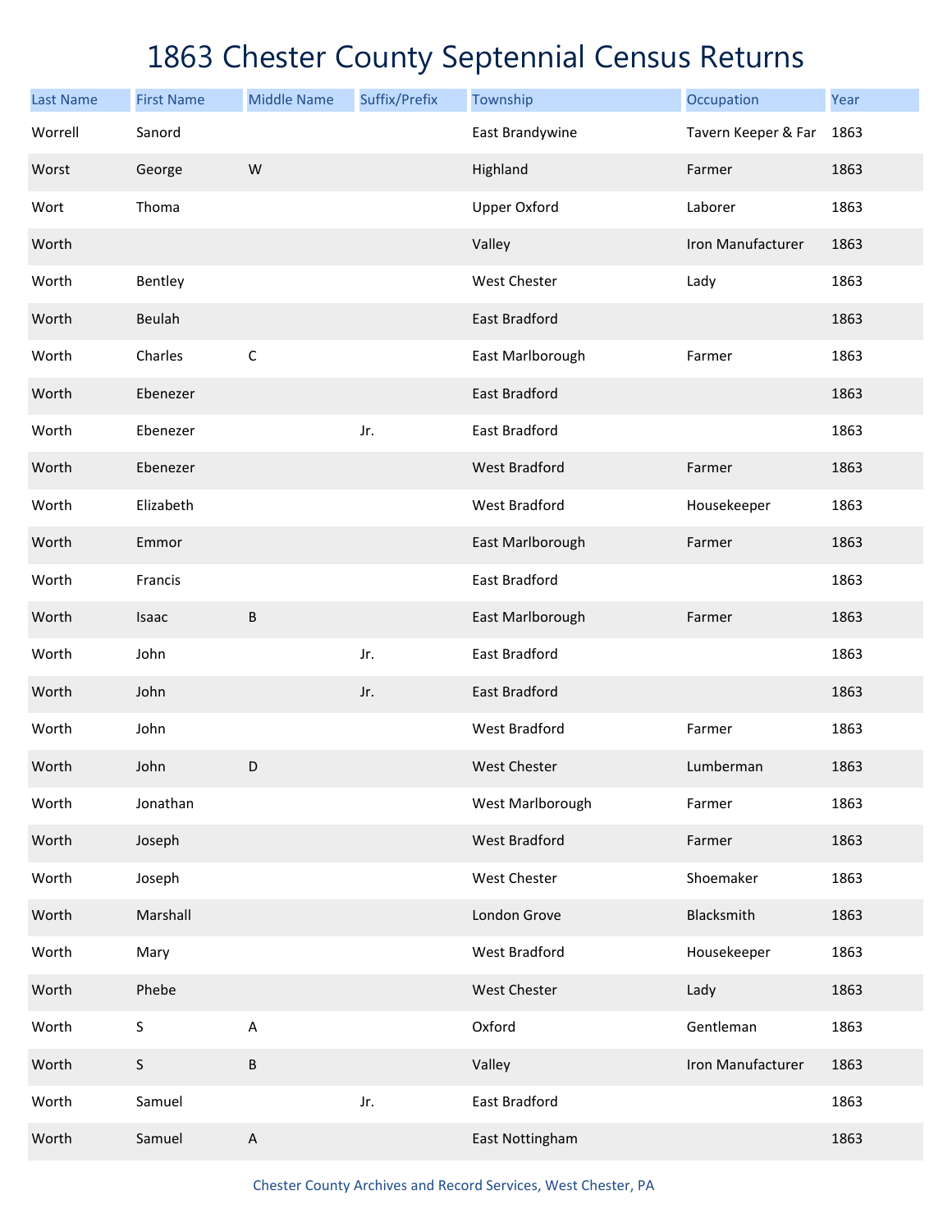# 1863 Chester County Septennial Census Returns

| Last Name | First Name | Middle Name | Suffix/Prefix | Township | Occupation | Year |
|---|---|---|---|---|---|---|
| Worrell | Sanord | | | East Brandywine | Tavern Keeper & Far | 1863 |
| Worst | George | W | | Highland | Farmer | 1863 |
| Wort | Thoma | | | Upper Oxford | Laborer | 1863 |
| Worth | | | | Valley | Iron Manufacturer | 1863 |
| Worth | Bentley | | | West Chester | Lady | 1863 |
| Worth | Beulah | | | East Bradford | | 1863 |
| Worth | Charles | C | | East Marlborough | Farmer | 1863 |
| Worth | Ebenezer | | | East Bradford | | 1863 |
| Worth | Ebenezer | | Jr. | East Bradford | | 1863 |
| Worth | Ebenezer | | | West Bradford | Farmer | 1863 |
| Worth | Elizabeth | | | West Bradford | Housekeeper | 1863 |
| Worth | Emmor | | | East Marlborough | Farmer | 1863 |
| Worth | Francis | | | East Bradford | | 1863 |
| Worth | Isaac | B | | East Marlborough | Farmer | 1863 |
| Worth | John | | Jr. | East Bradford | | 1863 |
| Worth | John | | Jr. | East Bradford | | 1863 |
| Worth | John | | | West Bradford | Farmer | 1863 |
| Worth | John | D | | West Chester | Lumberman | 1863 |
| Worth | Jonathan | | | West Marlborough | Farmer | 1863 |
| Worth | Joseph | | | West Bradford | Farmer | 1863 |
| Worth | Joseph | | | West Chester | Shoemaker | 1863 |
| Worth | Marshall | | | London Grove | Blacksmith | 1863 |
| Worth | Mary | | | West Bradford | Housekeeper | 1863 |
| Worth | Phebe | | | West Chester | Lady | 1863 |
| Worth | S | A | | Oxford | Gentleman | 1863 |
| Worth | S | B | | Valley | Iron Manufacturer | 1863 |
| Worth | Samuel | | Jr. | East Bradford | | 1863 |
| Worth | Samuel | A | | East Nottingham | | 1863 |

Chester County Archives and Record Services, West Chester, PA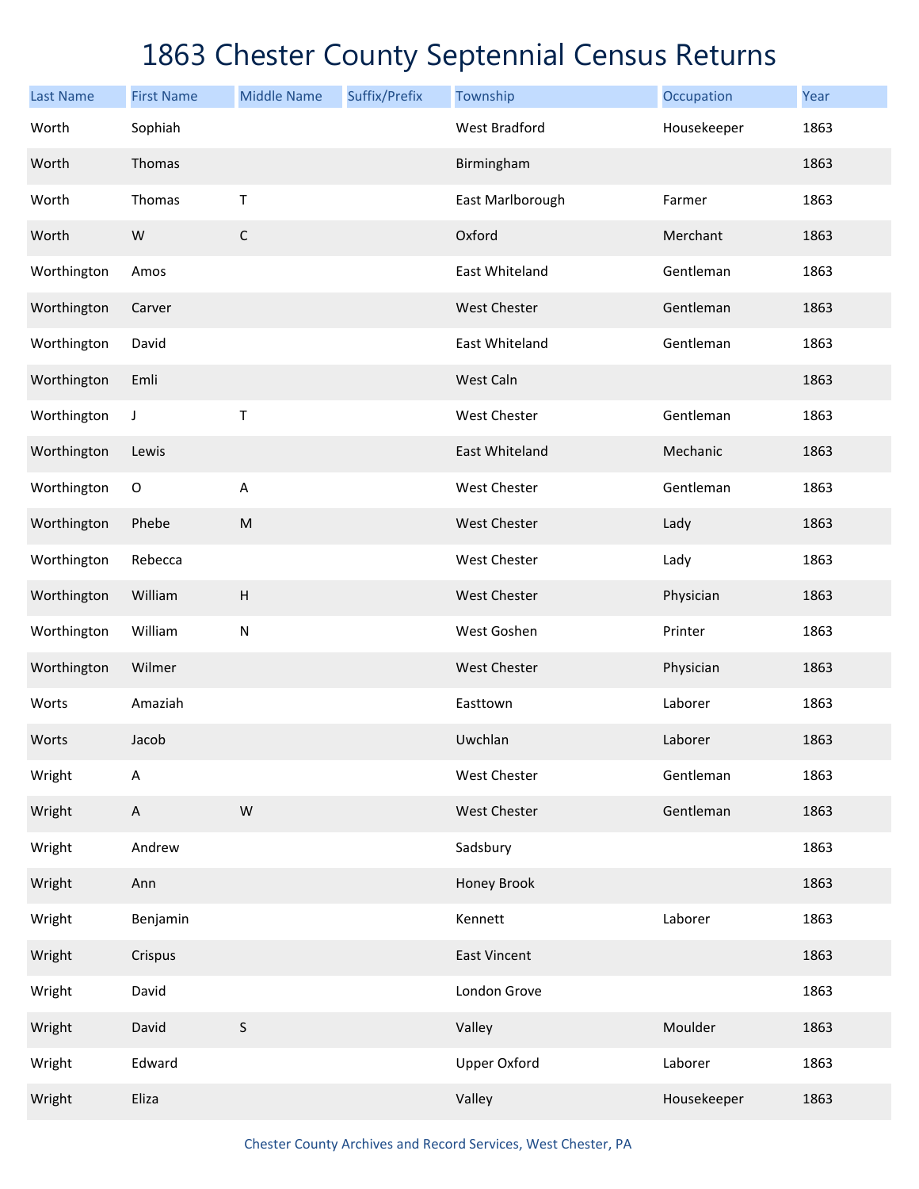# 1863 Chester County Septennial Census Returns

| Last Name | First Name | Middle Name | Suffix/Prefix | Township | Occupation | Year |
|---|---|---|---|---|---|---|
| Worth | Sophiah | | | West Bradford | Housekeeper | 1863 |
| Worth | Thomas | | | Birmingham | | 1863 |
| Worth | Thomas | T | | East Marlborough | Farmer | 1863 |
| Worth | W | C | | Oxford | Merchant | 1863 |
| Worthington | Amos | | | East Whiteland | Gentleman | 1863 |
| Worthington | Carver | | | West Chester | Gentleman | 1863 |
| Worthington | David | | | East Whiteland | Gentleman | 1863 |
| Worthington | Emli | | | West Caln | | 1863 |
| Worthington | J | T | | West Chester | Gentleman | 1863 |
| Worthington | Lewis | | | East Whiteland | Mechanic | 1863 |
| Worthington | O | A | | West Chester | Gentleman | 1863 |
| Worthington | Phebe | M | | West Chester | Lady | 1863 |
| Worthington | Rebecca | | | West Chester | Lady | 1863 |
| Worthington | William | H | | West Chester | Physician | 1863 |
| Worthington | William | N | | West Goshen | Printer | 1863 |
| Worthington | Wilmer | | | West Chester | Physician | 1863 |
| Worts | Amaziah | | | Easttown | Laborer | 1863 |
| Worts | Jacob | | | Uwchlan | Laborer | 1863 |
| Wright | A | | | West Chester | Gentleman | 1863 |
| Wright | A | W | | West Chester | Gentleman | 1863 |
| Wright | Andrew | | | Sadsbury | | 1863 |
| Wright | Ann | | | Honey Brook | | 1863 |
| Wright | Benjamin | | | Kennett | Laborer | 1863 |
| Wright | Crispus | | | East Vincent | | 1863 |
| Wright | David | | | London Grove | | 1863 |
| Wright | David | S | | Valley | Moulder | 1863 |
| Wright | Edward | | | Upper Oxford | Laborer | 1863 |
| Wright | Eliza | | | Valley | Housekeeper | 1863 |

Chester County Archives and Record Services, West Chester, PA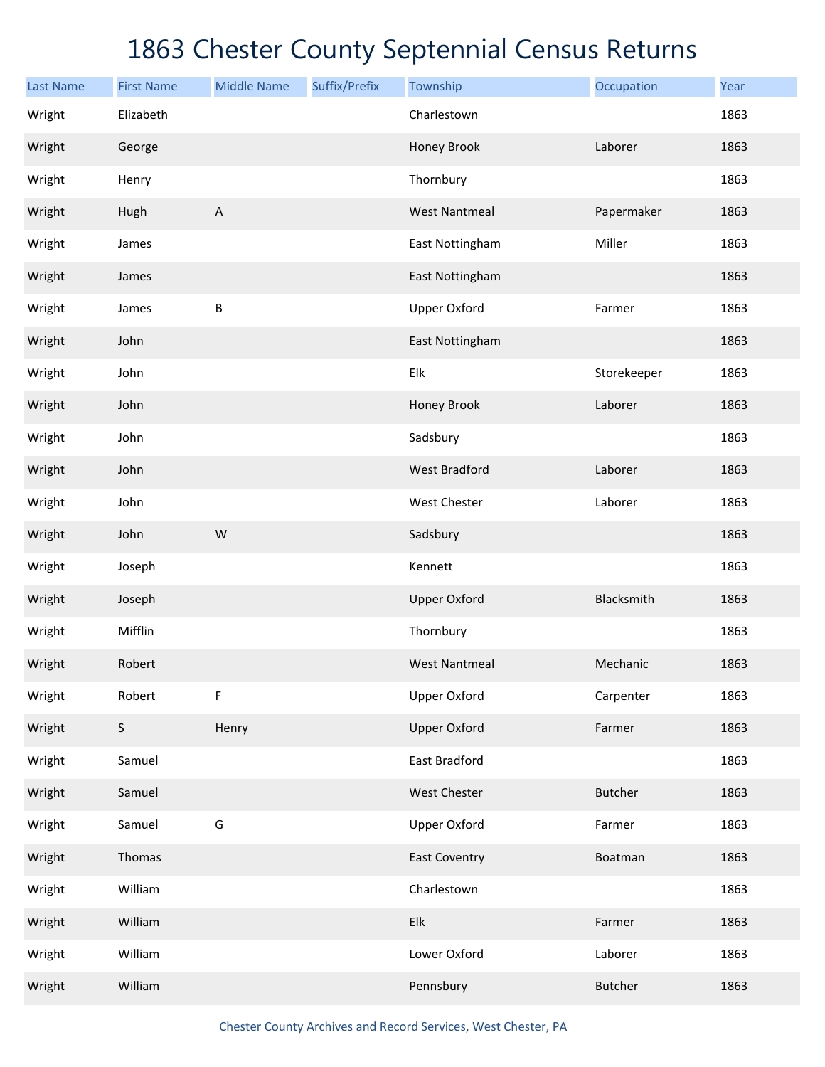# 1863 Chester County Septennial Census Returns

| Last Name | First Name | Middle Name | Suffix/Prefix | Township | Occupation | Year |
|---|---|---|---|---|---|---|
| Wright | Elizabeth | | | Charlestown | | 1863 |
| Wright | George | | | Honey Brook | Laborer | 1863 |
| Wright | Henry | | | Thornbury | | 1863 |
| Wright | Hugh | A | | West Nantmeal | Papermaker | 1863 |
| Wright | James | | | East Nottingham | Miller | 1863 |
| Wright | James | | | East Nottingham | | 1863 |
| Wright | James | B | | Upper Oxford | Farmer | 1863 |
| Wright | John | | | East Nottingham | | 1863 |
| Wright | John | | | Elk | Storekeeper | 1863 |
| Wright | John | | | Honey Brook | Laborer | 1863 |
| Wright | John | | | Sadsbury | | 1863 |
| Wright | John | | | West Bradford | Laborer | 1863 |
| Wright | John | | | West Chester | Laborer | 1863 |
| Wright | John | W | | Sadsbury | | 1863 |
| Wright | Joseph | | | Kennett | | 1863 |
| Wright | Joseph | | | Upper Oxford | Blacksmith | 1863 |
| Wright | Mifflin | | | Thornbury | | 1863 |
| Wright | Robert | | | West Nantmeal | Mechanic | 1863 |
| Wright | Robert | F | | Upper Oxford | Carpenter | 1863 |
| Wright | S | Henry | | Upper Oxford | Farmer | 1863 |
| Wright | Samuel | | | East Bradford | | 1863 |
| Wright | Samuel | | | West Chester | Butcher | 1863 |
| Wright | Samuel | G | | Upper Oxford | Farmer | 1863 |
| Wright | Thomas | | | East Coventry | Boatman | 1863 |
| Wright | William | | | Charlestown | | 1863 |
| Wright | William | | | Elk | Farmer | 1863 |
| Wright | William | | | Lower Oxford | Laborer | 1863 |
| Wright | William | | | Pennsbury | Butcher | 1863 |

Chester County Archives and Record Services, West Chester, PA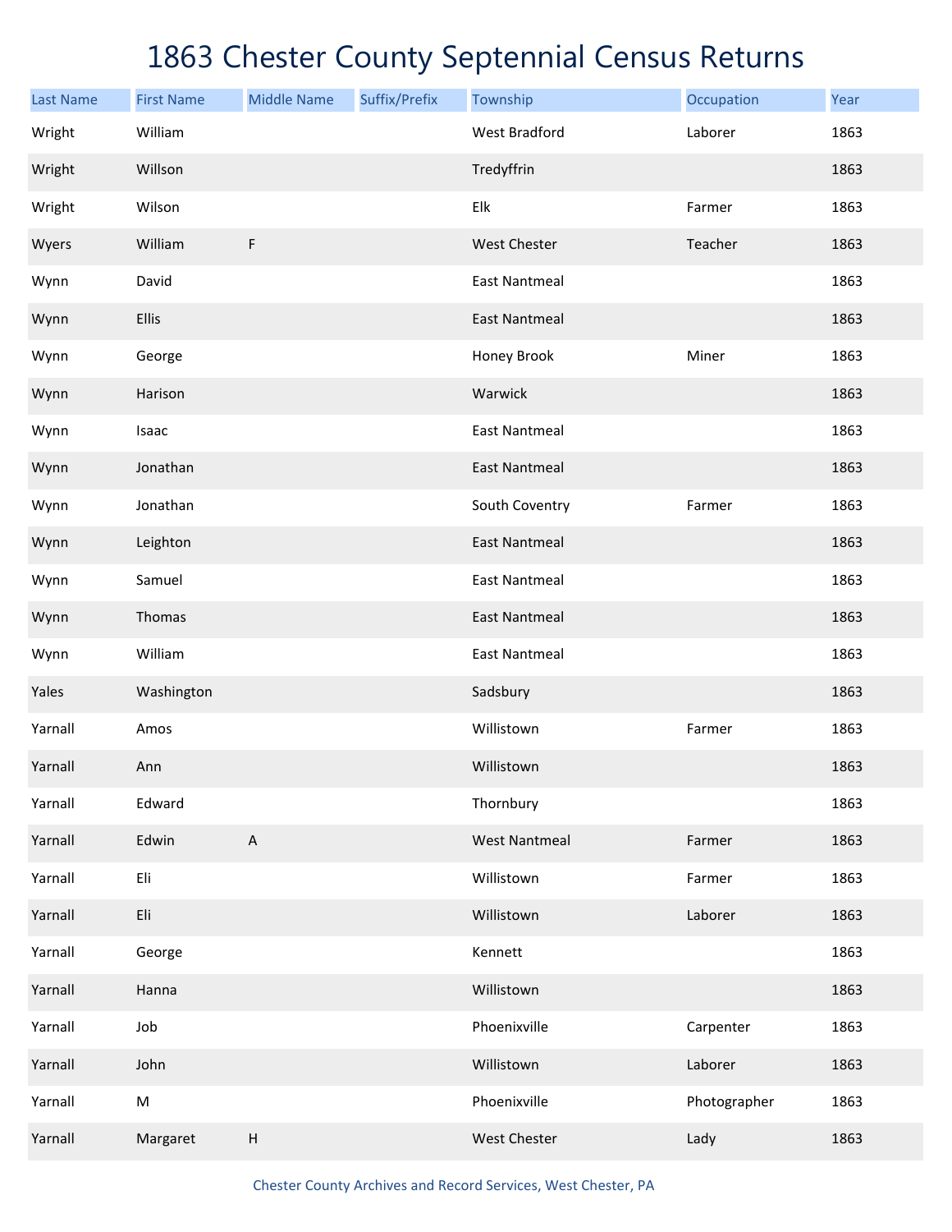# 1863 Chester County Septennial Census Returns

| Last Name | First Name | Middle Name | Suffix/Prefix | Township | Occupation | Year |
|---|---|---|---|---|---|---|
| Wright | William | | | West Bradford | Laborer | 1863 |
| Wright | Willson | | | Tredyffrin | | 1863 |
| Wright | Wilson | | | Elk | Farmer | 1863 |
| Wyers | William | F | | West Chester | Teacher | 1863 |
| Wynn | David | | | East Nantmeal | | 1863 |
| Wynn | Ellis | | | East Nantmeal | | 1863 |
| Wynn | George | | | Honey Brook | Miner | 1863 |
| Wynn | Harison | | | Warwick | | 1863 |
| Wynn | Isaac | | | East Nantmeal | | 1863 |
| Wynn | Jonathan | | | East Nantmeal | | 1863 |
| Wynn | Jonathan | | | South Coventry | Farmer | 1863 |
| Wynn | Leighton | | | East Nantmeal | | 1863 |
| Wynn | Samuel | | | East Nantmeal | | 1863 |
| Wynn | Thomas | | | East Nantmeal | | 1863 |
| Wynn | William | | | East Nantmeal | | 1863 |
| Yales | Washington | | | Sadsbury | | 1863 |
| Yarnall | Amos | | | Willistown | Farmer | 1863 |
| Yarnall | Ann | | | Willistown | | 1863 |
| Yarnall | Edward | | | Thornbury | | 1863 |
| Yarnall | Edwin | A | | West Nantmeal | Farmer | 1863 |
| Yarnall | Eli | | | Willistown | Farmer | 1863 |
| Yarnall | Eli | | | Willistown | Laborer | 1863 |
| Yarnall | George | | | Kennett | | 1863 |
| Yarnall | Hanna | | | Willistown | | 1863 |
| Yarnall | Job | | | Phoenixville | Carpenter | 1863 |
| Yarnall | John | | | Willistown | Laborer | 1863 |
| Yarnall | M | | | Phoenixville | Photographer | 1863 |
| Yarnall | Margaret | H | | West Chester | Lady | 1863 |

Chester County Archives and Record Services, West Chester, PA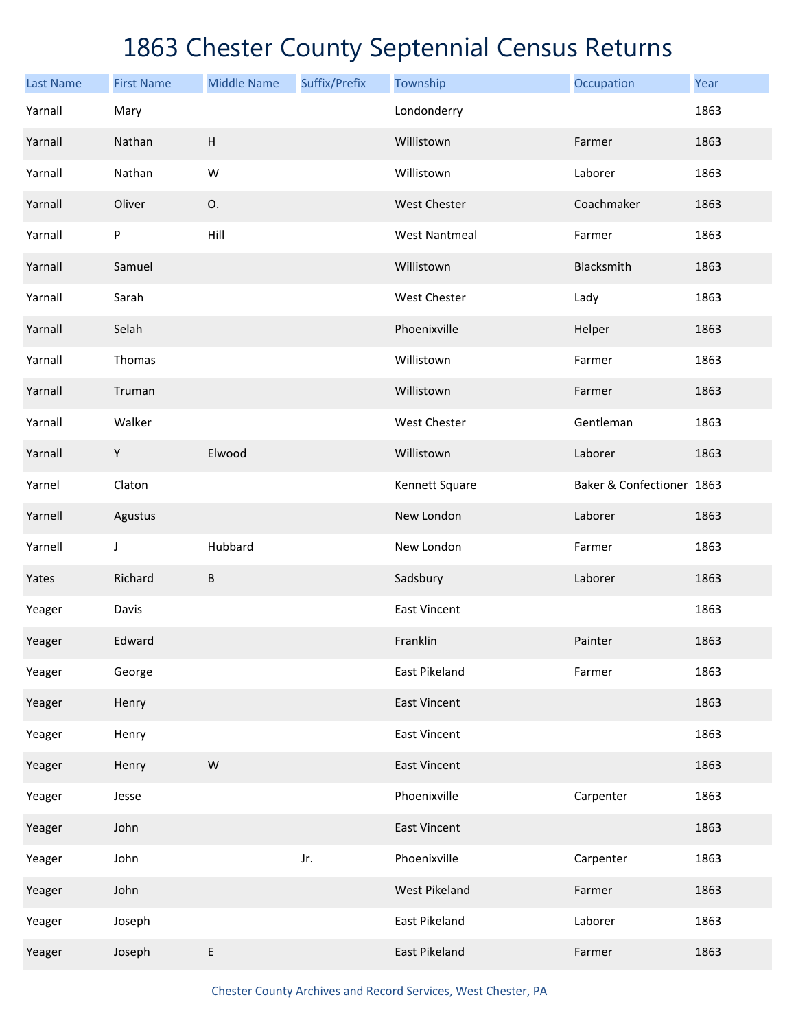# 1863 Chester County Septennial Census Returns

| Last Name | First Name | Middle Name | Suffix/Prefix | Township | Occupation | Year |
|---|---|---|---|---|---|---|
| Yarnall | Mary | | | Londonderry | | 1863 |
| Yarnall | Nathan | H | | Willistown | Farmer | 1863 |
| Yarnall | Nathan | W | | Willistown | Laborer | 1863 |
| Yarnall | Oliver | O. | | West Chester | Coachmaker | 1863 |
| Yarnall | P | Hill | | West Nantmeal | Farmer | 1863 |
| Yarnall | Samuel | | | Willistown | Blacksmith | 1863 |
| Yarnall | Sarah | | | West Chester | Lady | 1863 |
| Yarnall | Selah | | | Phoenixville | Helper | 1863 |
| Yarnall | Thomas | | | Willistown | Farmer | 1863 |
| Yarnall | Truman | | | Willistown | Farmer | 1863 |
| Yarnall | Walker | | | West Chester | Gentleman | 1863 |
| Yarnall | Y | Elwood | | Willistown | Laborer | 1863 |
| Yarnel | Claton | | | Kennett Square | Baker & Confectioner | 1863 |
| Yarnell | Agustus | | | New London | Laborer | 1863 |
| Yarnell | J | Hubbard | | New London | Farmer | 1863 |
| Yates | Richard | B | | Sadsbury | Laborer | 1863 |
| Yeager | Davis | | | East Vincent | | 1863 |
| Yeager | Edward | | | Franklin | Painter | 1863 |
| Yeager | George | | | East Pikeland | Farmer | 1863 |
| Yeager | Henry | | | East Vincent | | 1863 |
| Yeager | Henry | | | East Vincent | | 1863 |
| Yeager | Henry | W | | East Vincent | | 1863 |
| Yeager | Jesse | | | Phoenixville | Carpenter | 1863 |
| Yeager | John | | | East Vincent | | 1863 |
| Yeager | John | | Jr. | Phoenixville | Carpenter | 1863 |
| Yeager | John | | | West Pikeland | Farmer | 1863 |
| Yeager | Joseph | | | East Pikeland | Laborer | 1863 |
| Yeager | Joseph | E | | East Pikeland | Farmer | 1863 |

Chester County Archives and Record Services, West Chester, PA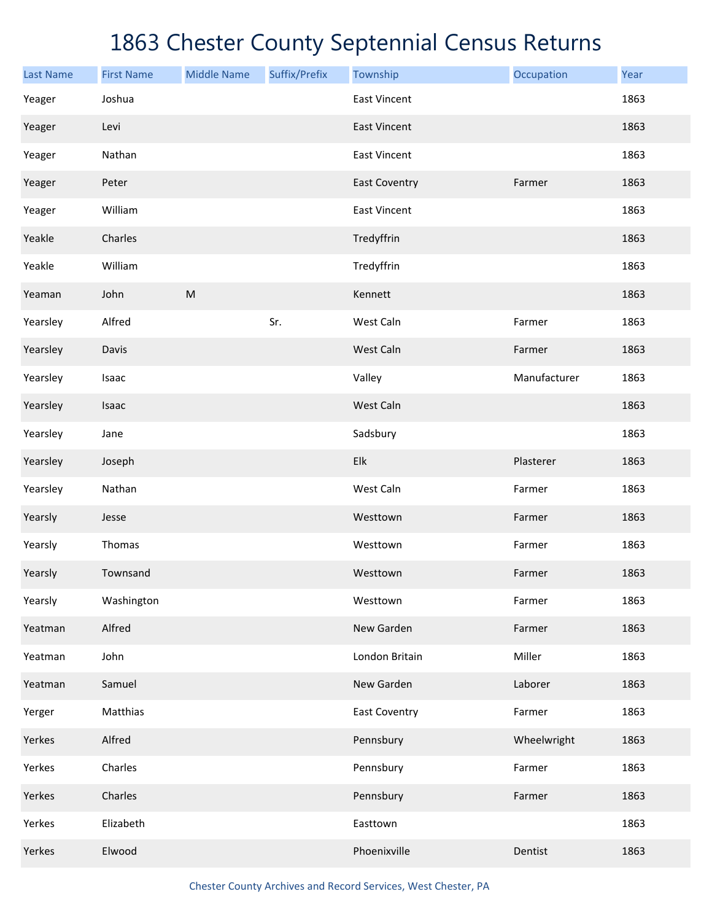# 1863 Chester County Septennial Census Returns

| Last Name | First Name | Middle Name | Suffix/Prefix | Township | Occupation | Year |
|---|---|---|---|---|---|---|
| Yeager | Joshua | | | East Vincent | | 1863 |
| Yeager | Levi | | | East Vincent | | 1863 |
| Yeager | Nathan | | | East Vincent | | 1863 |
| Yeager | Peter | | | East Coventry | Farmer | 1863 |
| Yeager | William | | | East Vincent | | 1863 |
| Yeakle | Charles | | | Tredyffrin | | 1863 |
| Yeakle | William | | | Tredyffrin | | 1863 |
| Yeaman | John | M | | Kennett | | 1863 |
| Yearsley | Alfred | | Sr. | West Caln | Farmer | 1863 |
| Yearsley | Davis | | | West Caln | Farmer | 1863 |
| Yearsley | Isaac | | | Valley | Manufacturer | 1863 |
| Yearsley | Isaac | | | West Caln | | 1863 |
| Yearsley | Jane | | | Sadsbury | | 1863 |
| Yearsley | Joseph | | | Elk | Plasterer | 1863 |
| Yearsley | Nathan | | | West Caln | Farmer | 1863 |
| Yearsly | Jesse | | | Westtown | Farmer | 1863 |
| Yearsly | Thomas | | | Westtown | Farmer | 1863 |
| Yearsly | Townsand | | | Westtown | Farmer | 1863 |
| Yearsly | Washington | | | Westtown | Farmer | 1863 |
| Yeatman | Alfred | | | New Garden | Farmer | 1863 |
| Yeatman | John | | | London Britain | Miller | 1863 |
| Yeatman | Samuel | | | New Garden | Laborer | 1863 |
| Yerger | Matthias | | | East Coventry | Farmer | 1863 |
| Yerkes | Alfred | | | Pennsbury | Wheelwright | 1863 |
| Yerkes | Charles | | | Pennsbury | Farmer | 1863 |
| Yerkes | Charles | | | Pennsbury | Farmer | 1863 |
| Yerkes | Elizabeth | | | Easttown | | 1863 |
| Yerkes | Elwood | | | Phoenixville | Dentist | 1863 |

Chester County Archives and Record Services, West Chester, PA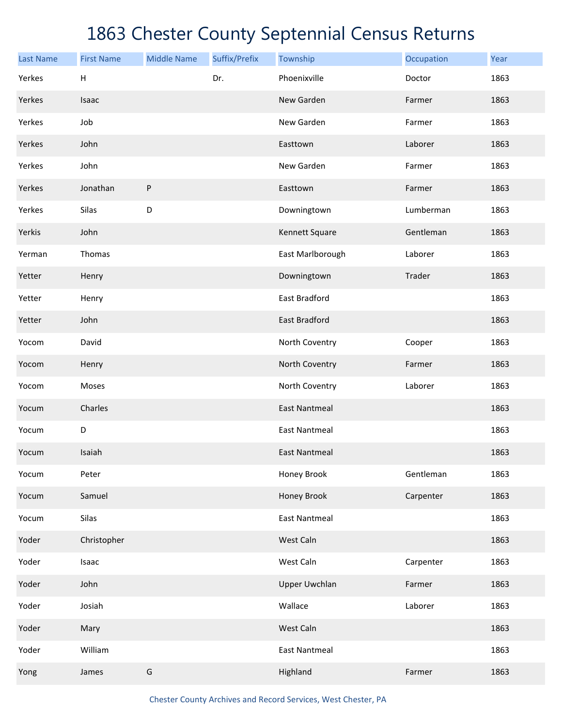# 1863 Chester County Septennial Census Returns

| Last Name | First Name | Middle Name | Suffix/Prefix | Township | Occupation | Year |
|---|---|---|---|---|---|---|
| Yerkes | H | | Dr. | Phoenixville | Doctor | 1863 |
| Yerkes | Isaac | | | New Garden | Farmer | 1863 |
| Yerkes | Job | | | New Garden | Farmer | 1863 |
| Yerkes | John | | | Easttown | Laborer | 1863 |
| Yerkes | John | | | New Garden | Farmer | 1863 |
| Yerkes | Jonathan | P | | Easttown | Farmer | 1863 |
| Yerkes | Silas | D | | Downingtown | Lumberman | 1863 |
| Yerkis | John | | | Kennett Square | Gentleman | 1863 |
| Yerman | Thomas | | | East Marlborough | Laborer | 1863 |
| Yetter | Henry | | | Downingtown | Trader | 1863 |
| Yetter | Henry | | | East Bradford | | 1863 |
| Yetter | John | | | East Bradford | | 1863 |
| Yocom | David | | | North Coventry | Cooper | 1863 |
| Yocom | Henry | | | North Coventry | Farmer | 1863 |
| Yocom | Moses | | | North Coventry | Laborer | 1863 |
| Yocum | Charles | | | East Nantmeal | | 1863 |
| Yocum | D | | | East Nantmeal | | 1863 |
| Yocum | Isaiah | | | East Nantmeal | | 1863 |
| Yocum | Peter | | | Honey Brook | Gentleman | 1863 |
| Yocum | Samuel | | | Honey Brook | Carpenter | 1863 |
| Yocum | Silas | | | East Nantmeal | | 1863 |
| Yoder | Christopher | | | West Caln | | 1863 |
| Yoder | Isaac | | | West Caln | Carpenter | 1863 |
| Yoder | John | | | Upper Uwchlan | Farmer | 1863 |
| Yoder | Josiah | | | Wallace | Laborer | 1863 |
| Yoder | Mary | | | West Caln | | 1863 |
| Yoder | William | | | East Nantmeal | | 1863 |
| Yong | James | G | | Highland | Farmer | 1863 |

Chester County Archives and Record Services, West Chester, PA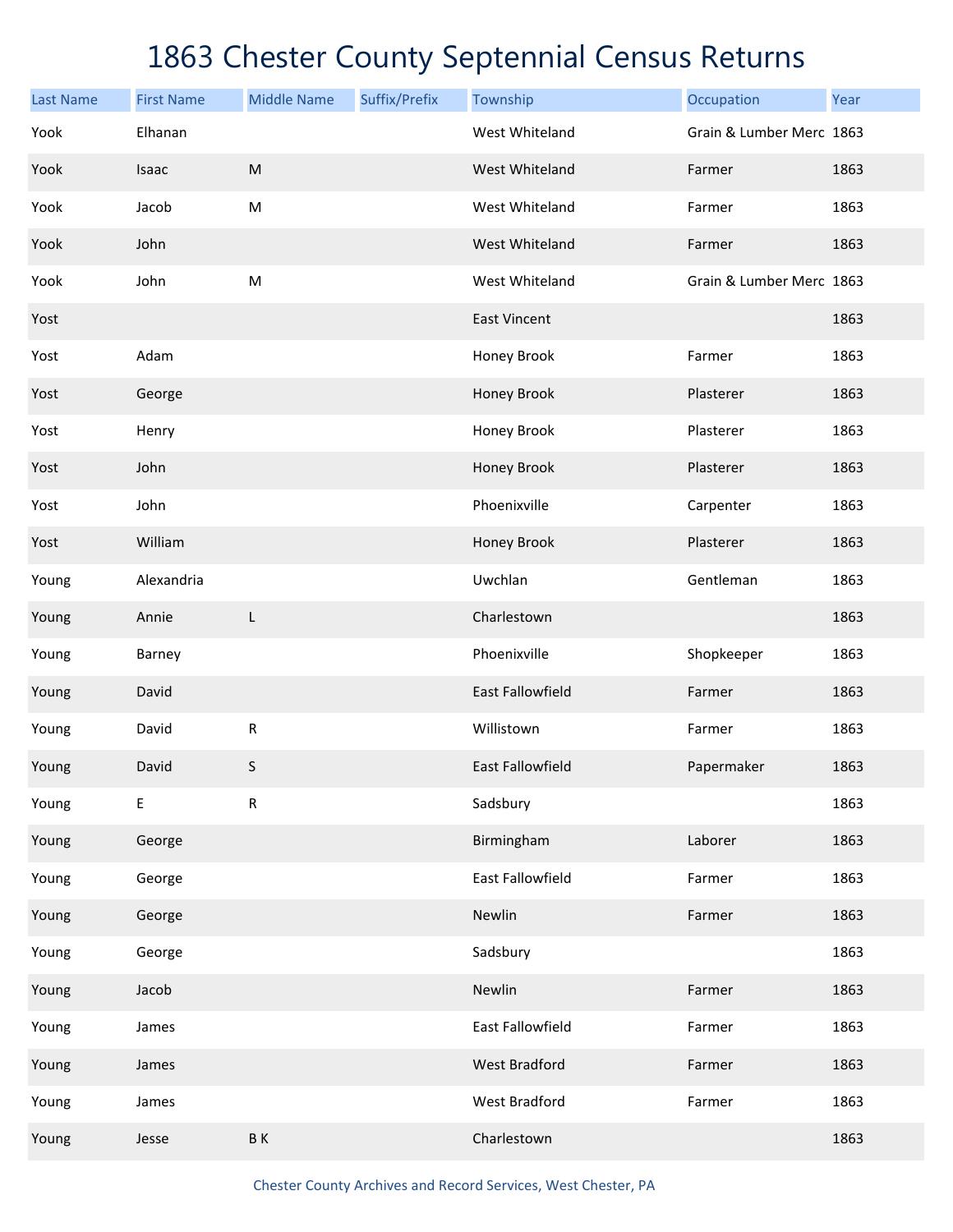# 1863 Chester County Septennial Census Returns

| Last Name | First Name | Middle Name | Suffix/Prefix | Township | Occupation | Year |
|---|---|---|---|---|---|---|
| Yook | Elhanan | | | West Whiteland | Grain & Lumber Merc | 1863 |
| Yook | Isaac | M | | West Whiteland | Farmer | 1863 |
| Yook | Jacob | M | | West Whiteland | Farmer | 1863 |
| Yook | John | | | West Whiteland | Farmer | 1863 |
| Yook | John | M | | West Whiteland | Grain & Lumber Merc | 1863 |
| Yost | | | | East Vincent | | 1863 |
| Yost | Adam | | | Honey Brook | Farmer | 1863 |
| Yost | George | | | Honey Brook | Plasterer | 1863 |
| Yost | Henry | | | Honey Brook | Plasterer | 1863 |
| Yost | John | | | Honey Brook | Plasterer | 1863 |
| Yost | John | | | Phoenixville | Carpenter | 1863 |
| Yost | William | | | Honey Brook | Plasterer | 1863 |
| Young | Alexandria | | | Uwchlan | Gentleman | 1863 |
| Young | Annie | L | | Charlestown | | 1863 |
| Young | Barney | | | Phoenixville | Shopkeeper | 1863 |
| Young | David | | | East Fallowfield | Farmer | 1863 |
| Young | David | R | | Willistown | Farmer | 1863 |
| Young | David | S | | East Fallowfield | Papermaker | 1863 |
| Young | E | R | | Sadsbury | | 1863 |
| Young | George | | | Birmingham | Laborer | 1863 |
| Young | George | | | East Fallowfield | Farmer | 1863 |
| Young | George | | | Newlin | Farmer | 1863 |
| Young | George | | | Sadsbury | | 1863 |
| Young | Jacob | | | Newlin | Farmer | 1863 |
| Young | James | | | East Fallowfield | Farmer | 1863 |
| Young | James | | | West Bradford | Farmer | 1863 |
| Young | James | | | West Bradford | Farmer | 1863 |
| Young | Jesse | B K | | Charlestown | | 1863 |

Chester County Archives and Record Services, West Chester, PA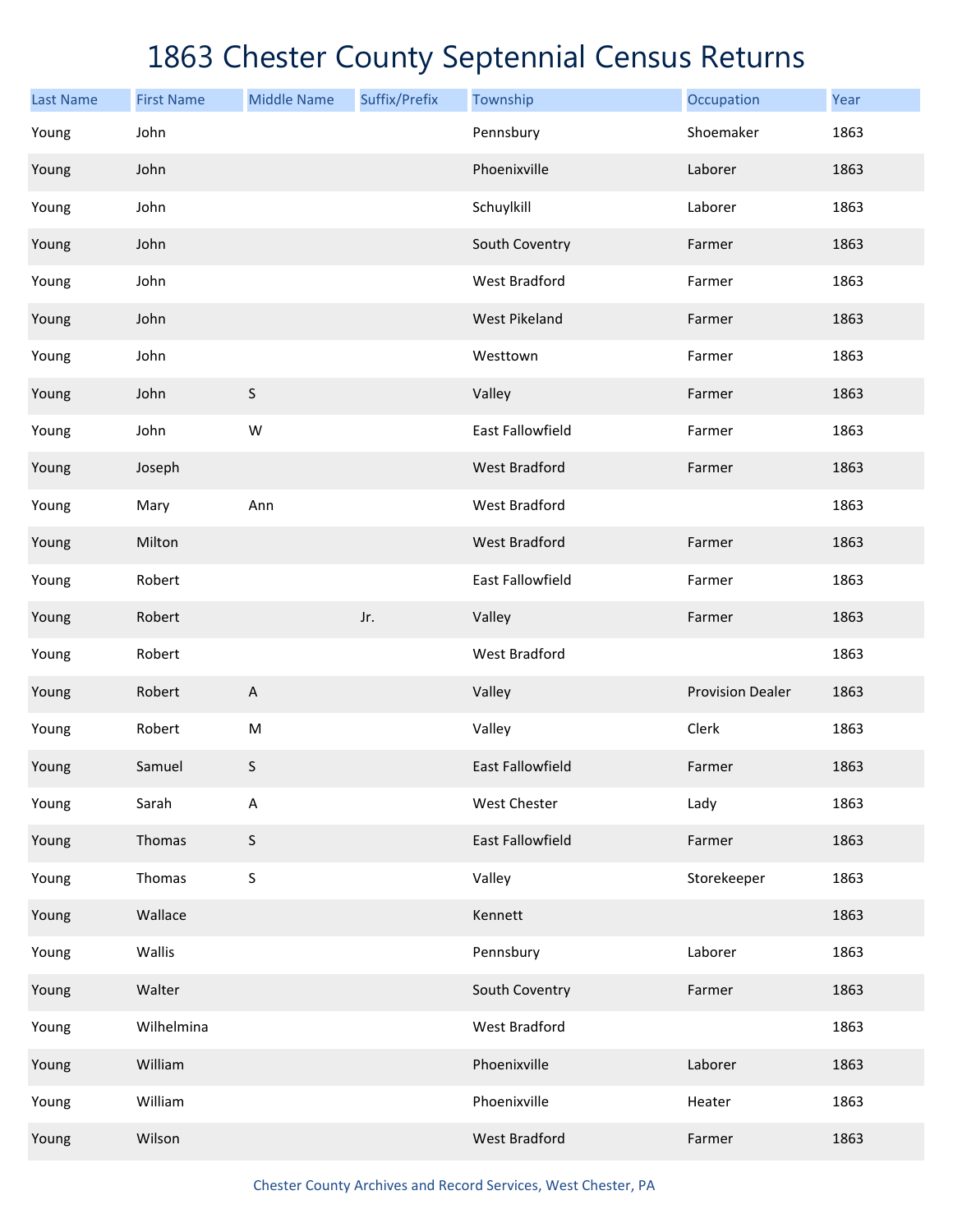# 1863 Chester County Septennial Census Returns

| Last Name | First Name | Middle Name | Suffix/Prefix | Township | Occupation | Year |
|---|---|---|---|---|---|---|
| Young | John | | | Pennsbury | Shoemaker | 1863 |
| Young | John | | | Phoenixville | Laborer | 1863 |
| Young | John | | | Schuylkill | Laborer | 1863 |
| Young | John | | | South Coventry | Farmer | 1863 |
| Young | John | | | West Bradford | Farmer | 1863 |
| Young | John | | | West Pikeland | Farmer | 1863 |
| Young | John | | | Westtown | Farmer | 1863 |
| Young | John | S | | Valley | Farmer | 1863 |
| Young | John | W | | East Fallowfield | Farmer | 1863 |
| Young | Joseph | | | West Bradford | Farmer | 1863 |
| Young | Mary | Ann | | West Bradford | | 1863 |
| Young | Milton | | | West Bradford | Farmer | 1863 |
| Young | Robert | | | East Fallowfield | Farmer | 1863 |
| Young | Robert | | Jr. | Valley | Farmer | 1863 |
| Young | Robert | | | West Bradford | | 1863 |
| Young | Robert | A | | Valley | Provision Dealer | 1863 |
| Young | Robert | M | | Valley | Clerk | 1863 |
| Young | Samuel | S | | East Fallowfield | Farmer | 1863 |
| Young | Sarah | A | | West Chester | Lady | 1863 |
| Young | Thomas | S | | East Fallowfield | Farmer | 1863 |
| Young | Thomas | S | | Valley | Storekeeper | 1863 |
| Young | Wallace | | | Kennett | | 1863 |
| Young | Wallis | | | Pennsbury | Laborer | 1863 |
| Young | Walter | | | South Coventry | Farmer | 1863 |
| Young | Wilhelmina | | | West Bradford | | 1863 |
| Young | William | | | Phoenixville | Laborer | 1863 |
| Young | William | | | Phoenixville | Heater | 1863 |
| Young | Wilson | | | West Bradford | Farmer | 1863 |

Chester County Archives and Record Services, West Chester, PA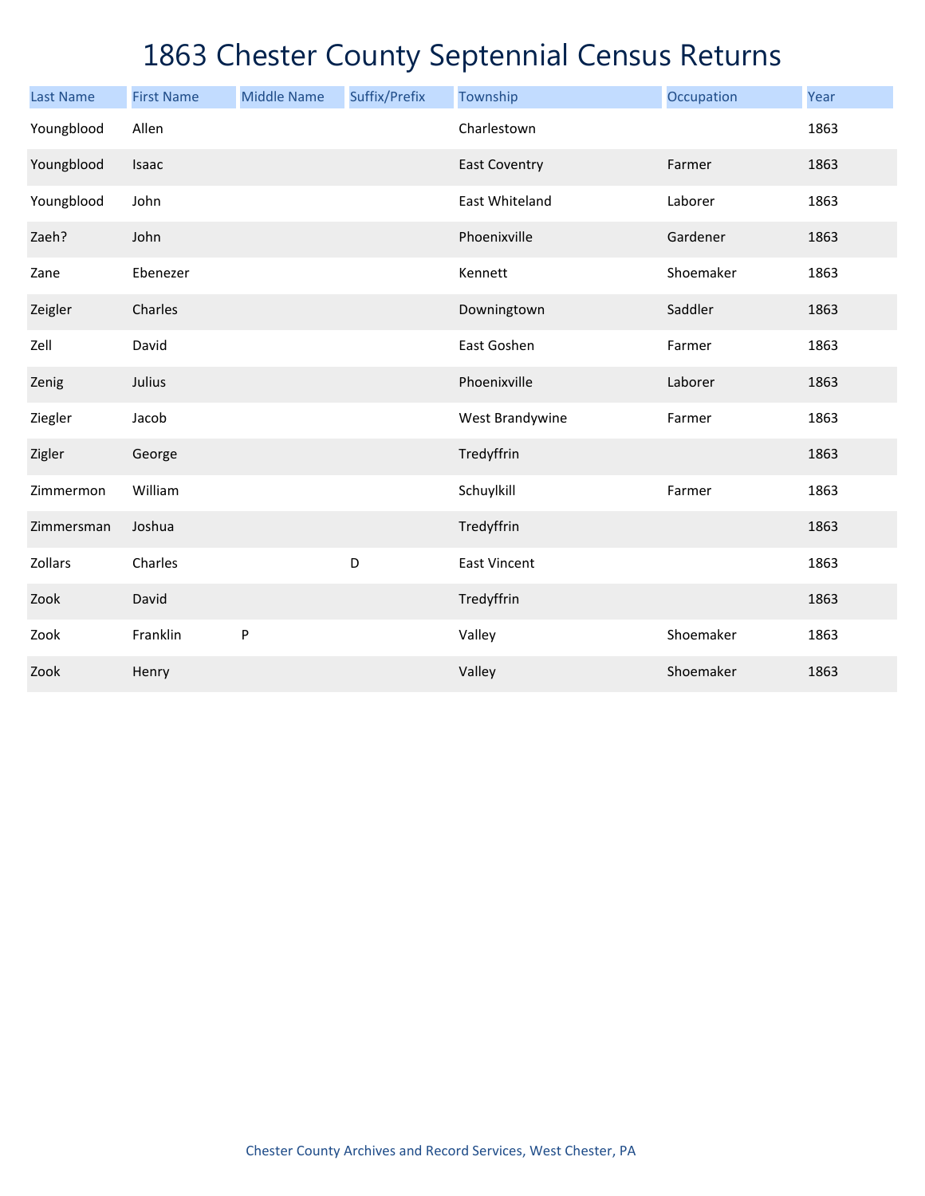# 1863 Chester County Septennial Census Returns

| Last Name | First Name | Middle Name | Suffix/Prefix | Township | Occupation | Year |
|---|---|---|---|---|---|---|
| Youngblood | Allen | | | Charlestown | | 1863 |
| Youngblood | Isaac | | | East Coventry | Farmer | 1863 |
| Youngblood | John | | | East Whiteland | Laborer | 1863 |
| Zaeh? | John | | | Phoenixville | Gardener | 1863 |
| Zane | Ebenezer | | | Kennett | Shoemaker | 1863 |
| Zeigler | Charles | | | Downingtown | Saddler | 1863 |
| Zell | David | | | East Goshen | Farmer | 1863 |
| Zenig | Julius | | | Phoenixville | Laborer | 1863 |
| Ziegler | Jacob | | | West Brandywine | Farmer | 1863 |
| Zigler | George | | | Tredyffrin | | 1863 |
| Zimmermon | William | | | Schuylkill | Farmer | 1863 |
| Zimmersman | Joshua | | | Tredyffrin | | 1863 |
| Zollars | Charles | | D | East Vincent | | 1863 |
| Zook | David | | | Tredyffrin | | 1863 |
| Zook | Franklin | P | | Valley | Shoemaker | 1863 |
| Zook | Henry | | | Valley | Shoemaker | 1863 |

Chester County Archives and Record Services, West Chester, PA